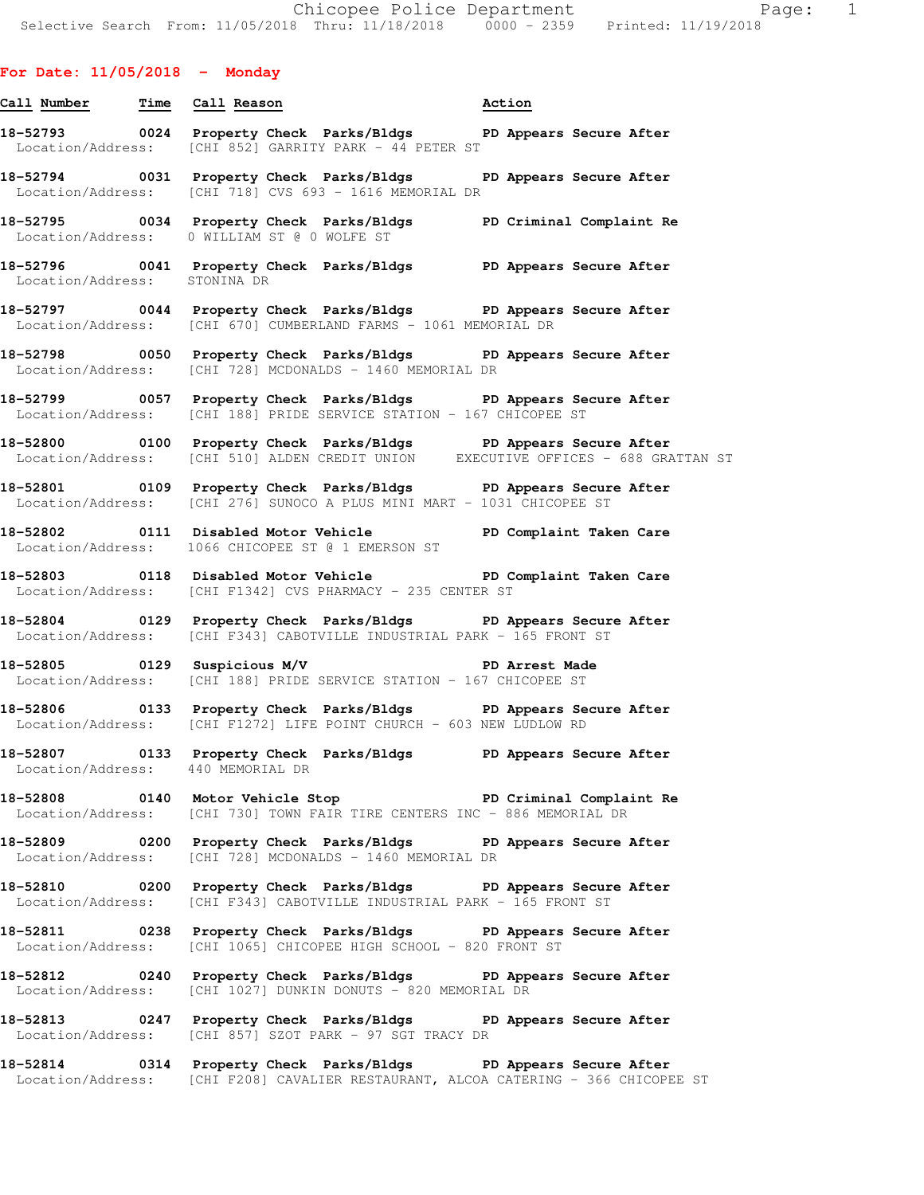## For Date: 11/05/2018 - Monday

| Call Number | Time | Call Reason | Action |
|---|---|---|---|
| 18-52793 | 0024 | Property Check Parks/Bldgs | PD Appears Secure After |
| | | Location/Address: [CHI 852] GARRITY PARK - 44 PETER ST | |
| 18-52794 | 0031 | Property Check Parks/Bldgs | PD Appears Secure After |
| | | Location/Address: [CHI 718] CVS 693 - 1616 MEMORIAL DR | |
| 18-52795 | 0034 | Property Check Parks/Bldgs | PD Criminal Complaint Re |
| | | Location/Address: 0 WILLIAM ST @ 0 WOLFE ST | |
| 18-52796 | 0041 | Property Check Parks/Bldgs | PD Appears Secure After |
| | | Location/Address: STONINA DR | |
| 18-52797 | 0044 | Property Check Parks/Bldgs | PD Appears Secure After |
| | | Location/Address: [CHI 670] CUMBERLAND FARMS - 1061 MEMORIAL DR | |
| 18-52798 | 0050 | Property Check Parks/Bldgs | PD Appears Secure After |
| | | Location/Address: [CHI 728] MCDONALDS - 1460 MEMORIAL DR | |
| 18-52799 | 0057 | Property Check Parks/Bldgs | PD Appears Secure After |
| | | Location/Address: [CHI 188] PRIDE SERVICE STATION - 167 CHICOPEE ST | |
| 18-52800 | 0100 | Property Check Parks/Bldgs | PD Appears Secure After |
| | | Location/Address: [CHI 510] ALDEN CREDIT UNION EXECUTIVE OFFICES - 688 GRATTAN ST | |
| 18-52801 | 0109 | Property Check Parks/Bldgs | PD Appears Secure After |
| | | Location/Address: [CHI 276] SUNOCO A PLUS MINI MART - 1031 CHICOPEE ST | |
| 18-52802 | 0111 | Disabled Motor Vehicle | PD Complaint Taken Care |
| | | Location/Address: 1066 CHICOPEE ST @ 1 EMERSON ST | |
| 18-52803 | 0118 | Disabled Motor Vehicle | PD Complaint Taken Care |
| | | Location/Address: [CHI F1342] CVS PHARMACY - 235 CENTER ST | |
| 18-52804 | 0129 | Property Check Parks/Bldgs | PD Appears Secure After |
| | | Location/Address: [CHI F343] CABOTVILLE INDUSTRIAL PARK - 165 FRONT ST | |
| 18-52805 | 0129 | Suspicious M/V | PD Arrest Made |
| | | Location/Address: [CHI 188] PRIDE SERVICE STATION - 167 CHICOPEE ST | |
| 18-52806 | 0133 | Property Check Parks/Bldgs | PD Appears Secure After |
| | | Location/Address: [CHI F1272] LIFE POINT CHURCH - 603 NEW LUDLOW RD | |
| 18-52807 | 0133 | Property Check Parks/Bldgs | PD Appears Secure After |
| | | Location/Address: 440 MEMORIAL DR | |
| 18-52808 | 0140 | Motor Vehicle Stop | PD Criminal Complaint Re |
| | | Location/Address: [CHI 730] TOWN FAIR TIRE CENTERS INC - 886 MEMORIAL DR | |
| 18-52809 | 0200 | Property Check Parks/Bldgs | PD Appears Secure After |
| | | Location/Address: [CHI 728] MCDONALDS - 1460 MEMORIAL DR | |
| 18-52810 | 0200 | Property Check Parks/Bldgs | PD Appears Secure After |
| | | Location/Address: [CHI F343] CABOTVILLE INDUSTRIAL PARK - 165 FRONT ST | |
| 18-52811 | 0238 | Property Check Parks/Bldgs | PD Appears Secure After |
| | | Location/Address: [CHI 1065] CHICOPEE HIGH SCHOOL - 820 FRONT ST | |
| 18-52812 | 0240 | Property Check Parks/Bldgs | PD Appears Secure After |
| | | Location/Address: [CHI 1027] DUNKIN DONUTS - 820 MEMORIAL DR | |
| 18-52813 | 0247 | Property Check Parks/Bldgs | PD Appears Secure After |
| | | Location/Address: [CHI 857] SZOT PARK - 97 SGT TRACY DR | |
| 18-52814 | 0314 | Property Check Parks/Bldgs | PD Appears Secure After |
| | | Location/Address: [CHI F208] CAVALIER RESTAURANT, ALCOA CATERING - 366 CHICOPEE ST | |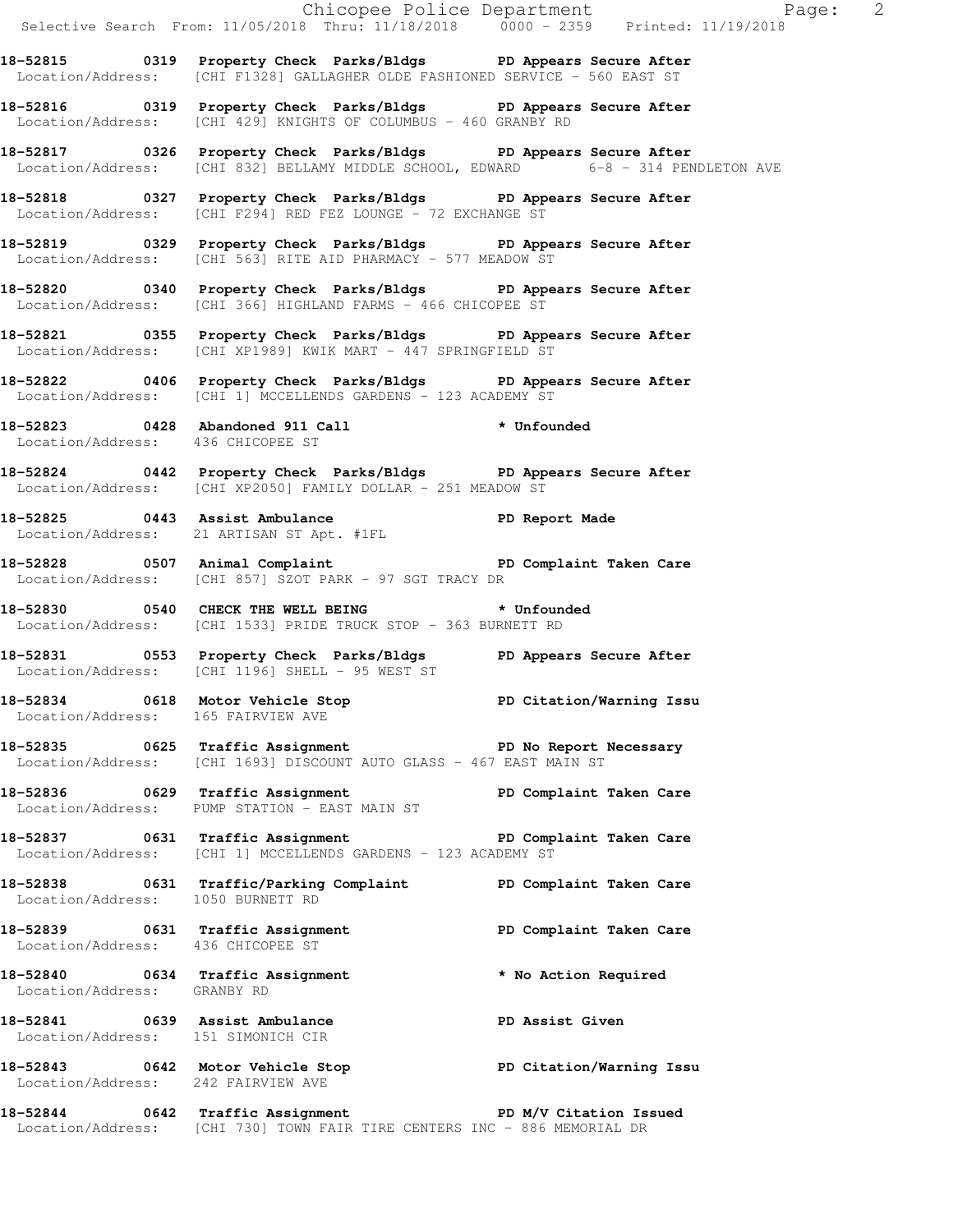18-52815 0319 Property Check Parks/Bldgs PD Appears Secure After
Location/Address: [CHI F1328] GALLAGHER OLDE FASHIONED SERVICE - 560 EAST ST

18-52816 0319 Property Check Parks/Bldgs PD Appears Secure After
Location/Address: [CHI 429] KNIGHTS OF COLUMBUS - 460 GRANBY RD

18-52817 0326 Property Check Parks/Bldgs PD Appears Secure After
Location/Address: [CHI 832] BELLAMY MIDDLE SCHOOL, EDWARD 6-8 - 314 PENDLETON AVE

18-52818 0327 Property Check Parks/Bldgs PD Appears Secure After
Location/Address: [CHI F294] RED FEZ LOUNGE - 72 EXCHANGE ST

18-52819 0329 Property Check Parks/Bldgs PD Appears Secure After
Location/Address: [CHI 563] RITE AID PHARMACY - 577 MEADOW ST

18-52820 0340 Property Check Parks/Bldgs PD Appears Secure After
Location/Address: [CHI 366] HIGHLAND FARMS - 466 CHICOPEE ST

18-52821 0355 Property Check Parks/Bldgs PD Appears Secure After
Location/Address: [CHI XP1989] KWIK MART - 447 SPRINGFIELD ST

18-52822 0406 Property Check Parks/Bldgs PD Appears Secure After
Location/Address: [CHI 1] MCCELLENDS GARDENS - 123 ACADEMY ST

18-52823 0428 Abandoned 911 Call * Unfounded
Location/Address: 436 CHICOPEE ST

18-52824 0442 Property Check Parks/Bldgs PD Appears Secure After
Location/Address: [CHI XP2050] FAMILY DOLLAR - 251 MEADOW ST

18-52825 0443 Assist Ambulance PD Report Made
Location/Address: 21 ARTISAN ST Apt. #1FL

18-52828 0507 Animal Complaint PD Complaint Taken Care
Location/Address: [CHI 857] SZOT PARK - 97 SGT TRACY DR

18-52830 0540 CHECK THE WELL BEING * Unfounded
Location/Address: [CHI 1533] PRIDE TRUCK STOP - 363 BURNETT RD

18-52831 0553 Property Check Parks/Bldgs PD Appears Secure After
Location/Address: [CHI 1196] SHELL - 95 WEST ST

18-52834 0618 Motor Vehicle Stop PD Citation/Warning Issu
Location/Address: 165 FAIRVIEW AVE

18-52835 0625 Traffic Assignment PD No Report Necessary
Location/Address: [CHI 1693] DISCOUNT AUTO GLASS - 467 EAST MAIN ST

18-52836 0629 Traffic Assignment PD Complaint Taken Care
Location/Address: PUMP STATION - EAST MAIN ST

18-52837 0631 Traffic Assignment PD Complaint Taken Care
Location/Address: [CHI 1] MCCELLENDS GARDENS - 123 ACADEMY ST

18-52838 0631 Traffic/Parking Complaint PD Complaint Taken Care
Location/Address: 1050 BURNETT RD

18-52839 0631 Traffic Assignment PD Complaint Taken Care
Location/Address: 436 CHICOPEE ST

18-52840 0634 Traffic Assignment * No Action Required
Location/Address: GRANBY RD

18-52841 0639 Assist Ambulance PD Assist Given
Location/Address: 151 SIMONICH CIR

18-52843 0642 Motor Vehicle Stop PD Citation/Warning Issu
Location/Address: 242 FAIRVIEW AVE

18-52844 0642 Traffic Assignment PD M/V Citation Issued
Location/Address: [CHI 730] TOWN FAIR TIRE CENTERS INC - 886 MEMORIAL DR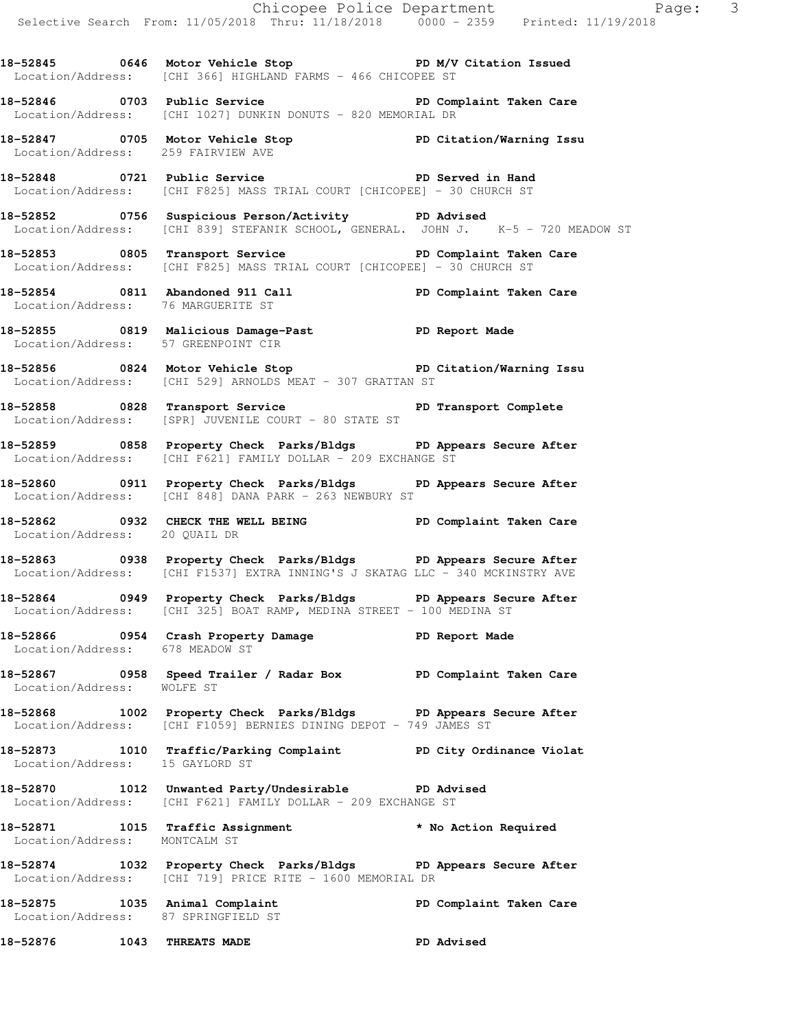**18-52845 0646 Motor Vehicle Stop PD M/V Citation Issued**
Location/Address: [CHI 366] HIGHLAND FARMS - 466 CHICOPEE ST

**18-52846 0703 Public Service PD Complaint Taken Care**
Location/Address: [CHI 1027] DUNKIN DONUTS - 820 MEMORIAL DR

**18-52847 0705 Motor Vehicle Stop PD Citation/Warning Issu**
Location/Address: 259 FAIRVIEW AVE

**18-52848 0721 Public Service PD Served in Hand**
Location/Address: [CHI F825] MASS TRIAL COURT [CHICOPEE] - 30 CHURCH ST

**18-52852 0756 Suspicious Person/Activity PD Advised**
Location/Address: [CHI 839] STEFANIK SCHOOL, GENERAL. JOHN J. K-5 - 720 MEADOW ST

**18-52853 0805 Transport Service PD Complaint Taken Care**
Location/Address: [CHI F825] MASS TRIAL COURT [CHICOPEE] - 30 CHURCH ST

**18-52854 0811 Abandoned 911 Call PD Complaint Taken Care**
Location/Address: 76 MARGUERITE ST

**18-52855 0819 Malicious Damage-Past PD Report Made**
Location/Address: 57 GREENPOINT CIR

**18-52856 0824 Motor Vehicle Stop PD Citation/Warning Issu**
Location/Address: [CHI 529] ARNOLDS MEAT - 307 GRATTAN ST

**18-52858 0828 Transport Service PD Transport Complete**
Location/Address: [SPR] JUVENILE COURT - 80 STATE ST

**18-52859 0858 Property Check Parks/Bldgs PD Appears Secure After**
Location/Address: [CHI F621] FAMILY DOLLAR - 209 EXCHANGE ST

**18-52860 0911 Property Check Parks/Bldgs PD Appears Secure After**
Location/Address: [CHI 848] DANA PARK - 263 NEWBURY ST

**18-52862 0932 CHECK THE WELL BEING PD Complaint Taken Care**
Location/Address: 20 QUAIL DR

**18-52863 0938 Property Check Parks/Bldgs PD Appears Secure After**
Location/Address: [CHI F1537] EXTRA INNING'S J SKATAG LLC - 340 MCKINSTRY AVE

**18-52864 0949 Property Check Parks/Bldgs PD Appears Secure After**
Location/Address: [CHI 325] BOAT RAMP, MEDINA STREET - 100 MEDINA ST

**18-52866 0954 Crash Property Damage PD Report Made**
Location/Address: 678 MEADOW ST

**18-52867 0958 Speed Trailer / Radar Box PD Complaint Taken Care**
Location/Address: WOLFE ST

**18-52868 1002 Property Check Parks/Bldgs PD Appears Secure After**
Location/Address: [CHI F1059] BERNIES DINING DEPOT - 749 JAMES ST

**18-52873 1010 Traffic/Parking Complaint PD City Ordinance Violat**
Location/Address: 15 GAYLORD ST

**18-52870 1012 Unwanted Party/Undesirable PD Advised**
Location/Address: [CHI F621] FAMILY DOLLAR - 209 EXCHANGE ST

**18-52871 1015 Traffic Assignment * No Action Required**
Location/Address: MONTCALM ST

**18-52874 1032 Property Check Parks/Bldgs PD Appears Secure After**
Location/Address: [CHI 719] PRICE RITE - 1600 MEMORIAL DR

**18-52875 1035 Animal Complaint PD Complaint Taken Care**
Location/Address: 87 SPRINGFIELD ST

**18-52876 1043 THREATS MADE PD Advised**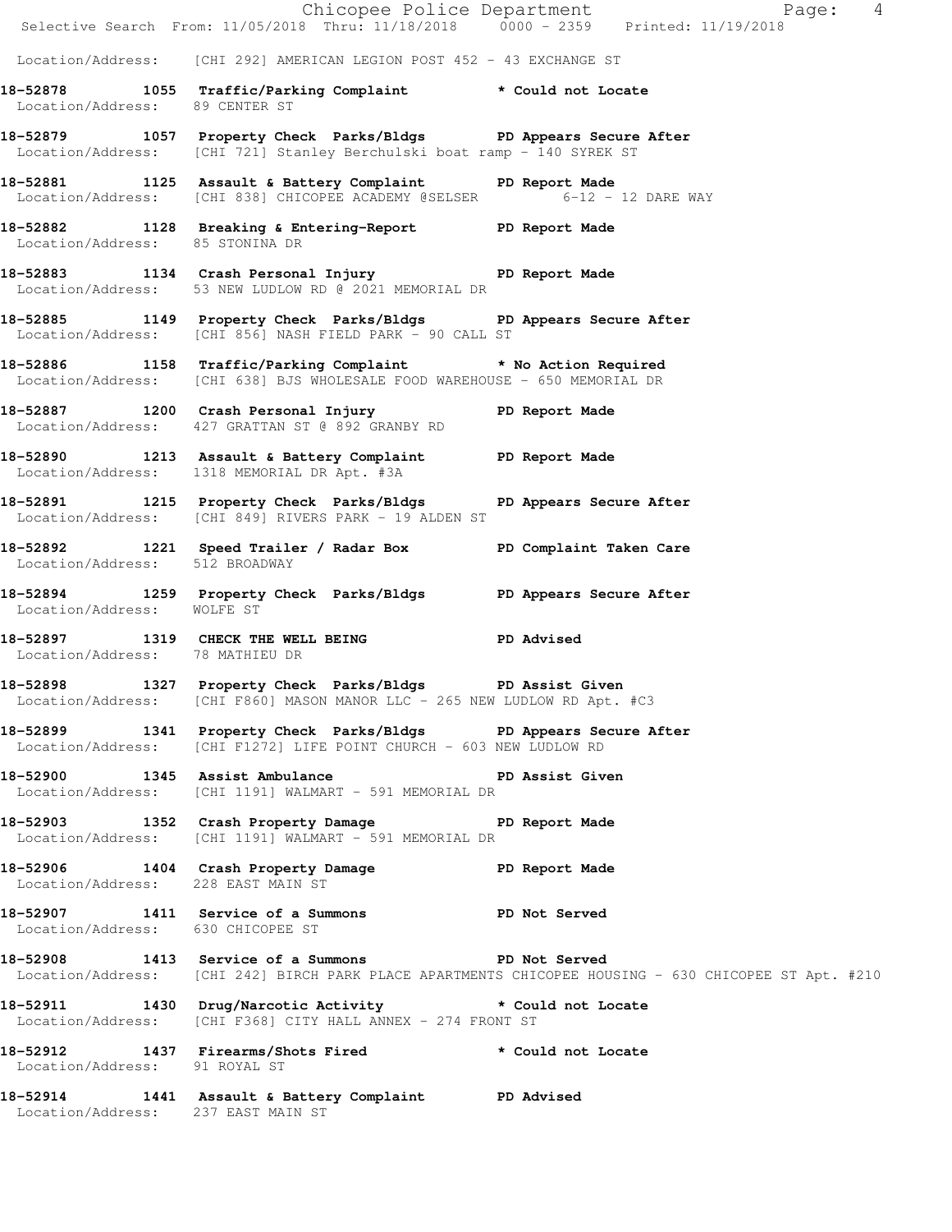Location/Address: [CHI 292] AMERICAN LEGION POST 452 - 43 EXCHANGE ST

**18-52878 1055 Traffic/Parking Complaint * Could not Locate**
Location/Address: 89 CENTER ST

**18-52879 1057 Property Check Parks/Bldgs PD Appears Secure After**
Location/Address: [CHI 721] Stanley Berchulski boat ramp - 140 SYREK ST

**18-52881 1125 Assault & Battery Complaint PD Report Made**
Location/Address: [CHI 838] CHICOPEE ACADEMY @SELSER 6-12 - 12 DARE WAY

**18-52882 1128 Breaking & Entering-Report PD Report Made**
Location/Address: 85 STONINA DR

**18-52883 1134 Crash Personal Injury PD Report Made**
Location/Address: 53 NEW LUDLOW RD @ 2021 MEMORIAL DR

**18-52885 1149 Property Check Parks/Bldgs PD Appears Secure After**
Location/Address: [CHI 856] NASH FIELD PARK - 90 CALL ST

**18-52886 1158 Traffic/Parking Complaint * No Action Required**
Location/Address: [CHI 638] BJS WHOLESALE FOOD WAREHOUSE - 650 MEMORIAL DR

**18-52887 1200 Crash Personal Injury PD Report Made**
Location/Address: 427 GRATTAN ST @ 892 GRANBY RD

**18-52890 1213 Assault & Battery Complaint PD Report Made**
Location/Address: 1318 MEMORIAL DR Apt. #3A

**18-52891 1215 Property Check Parks/Bldgs PD Appears Secure After**
Location/Address: [CHI 849] RIVERS PARK - 19 ALDEN ST

**18-52892 1221 Speed Trailer / Radar Box PD Complaint Taken Care**
Location/Address: 512 BROADWAY

**18-52894 1259 Property Check Parks/Bldgs PD Appears Secure After**
Location/Address: WOLFE ST

**18-52897 1319 CHECK THE WELL BEING PD Advised**
Location/Address: 78 MATHIEU DR

**18-52898 1327 Property Check Parks/Bldgs PD Assist Given**
Location/Address: [CHI F860] MASON MANOR LLC - 265 NEW LUDLOW RD Apt. #C3

**18-52899 1341 Property Check Parks/Bldgs PD Appears Secure After**
Location/Address: [CHI F1272] LIFE POINT CHURCH - 603 NEW LUDLOW RD

**18-52900 1345 Assist Ambulance PD Assist Given**
Location/Address: [CHI 1191] WALMART - 591 MEMORIAL DR

**18-52903 1352 Crash Property Damage PD Report Made**
Location/Address: [CHI 1191] WALMART - 591 MEMORIAL DR

**18-52906 1404 Crash Property Damage PD Report Made**
Location/Address: 228 EAST MAIN ST

**18-52907 1411 Service of a Summons PD Not Served**
Location/Address: 630 CHICOPEE ST

**18-52908 1413 Service of a Summons PD Not Served**
Location/Address: [CHI 242] BIRCH PARK PLACE APARTMENTS CHICOPEE HOUSING - 630 CHICOPEE ST Apt. #210

**18-52911 1430 Drug/Narcotic Activity * Could not Locate**
Location/Address: [CHI F368] CITY HALL ANNEX - 274 FRONT ST

**18-52912 1437 Firearms/Shots Fired * Could not Locate**
Location/Address: 91 ROYAL ST

**18-52914 1441 Assault & Battery Complaint PD Advised**
Location/Address: 237 EAST MAIN ST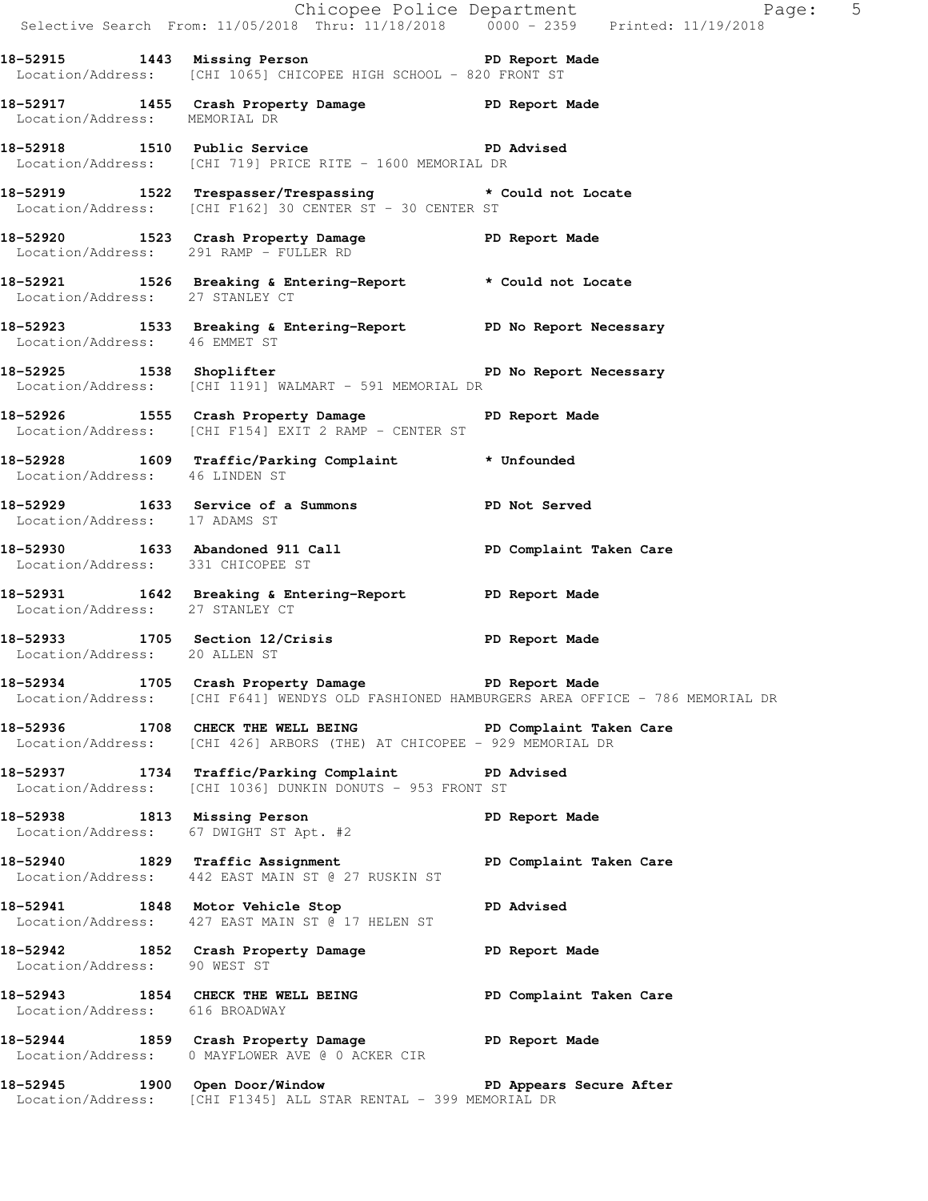**18-52915 1443 Missing Person PD Report Made**
Location/Address: [CHI 1065] CHICOPEE HIGH SCHOOL - 820 FRONT ST

**18-52917 1455 Crash Property Damage PD Report Made**
Location/Address: MEMORIAL DR

**18-52918 1510 Public Service PD Advised**
Location/Address: [CHI 719] PRICE RITE - 1600 MEMORIAL DR

**18-52919 1522 Trespasser/Trespassing * Could not Locate**
Location/Address: [CHI F162] 30 CENTER ST - 30 CENTER ST

**18-52920 1523 Crash Property Damage PD Report Made**
Location/Address: 291 RAMP - FULLER RD

**18-52921 1526 Breaking & Entering-Report * Could not Locate**
Location/Address: 27 STANLEY CT

**18-52923 1533 Breaking & Entering-Report PD No Report Necessary**
Location/Address: 46 EMMET ST

**18-52925 1538 Shoplifter PD No Report Necessary**
Location/Address: [CHI 1191] WALMART - 591 MEMORIAL DR

**18-52926 1555 Crash Property Damage PD Report Made**
Location/Address: [CHI F154] EXIT 2 RAMP - CENTER ST

**18-52928 1609 Traffic/Parking Complaint * Unfounded**
Location/Address: 46 LINDEN ST

**18-52929 1633 Service of a Summons PD Not Served**
Location/Address: 17 ADAMS ST

**18-52930 1633 Abandoned 911 Call PD Complaint Taken Care**
Location/Address: 331 CHICOPEE ST

**18-52931 1642 Breaking & Entering-Report PD Report Made**
Location/Address: 27 STANLEY CT

**18-52933 1705 Section 12/Crisis PD Report Made**
Location/Address: 20 ALLEN ST

**18-52934 1705 Crash Property Damage PD Report Made**
Location/Address: [CHI F641] WENDYS OLD FASHIONED HAMBURGERS AREA OFFICE - 786 MEMORIAL DR

**18-52936 1708 CHECK THE WELL BEING PD Complaint Taken Care**
Location/Address: [CHI 426] ARBORS (THE) AT CHICOPEE - 929 MEMORIAL DR

**18-52937 1734 Traffic/Parking Complaint PD Advised**
Location/Address: [CHI 1036] DUNKIN DONUTS - 953 FRONT ST

**18-52938 1813 Missing Person PD Report Made**
Location/Address: 67 DWIGHT ST Apt. #2

**18-52940 1829 Traffic Assignment PD Complaint Taken Care**
Location/Address: 442 EAST MAIN ST @ 27 RUSKIN ST

**18-52941 1848 Motor Vehicle Stop PD Advised**
Location/Address: 427 EAST MAIN ST @ 17 HELEN ST

**18-52942 1852 Crash Property Damage PD Report Made**
Location/Address: 90 WEST ST

**18-52943 1854 CHECK THE WELL BEING PD Complaint Taken Care**
Location/Address: 616 BROADWAY

**18-52944 1859 Crash Property Damage PD Report Made**
Location/Address: 0 MAYFLOWER AVE @ 0 ACKER CIR

**18-52945 1900 Open Door/Window PD Appears Secure After**
Location/Address: [CHI F1345] ALL STAR RENTAL - 399 MEMORIAL DR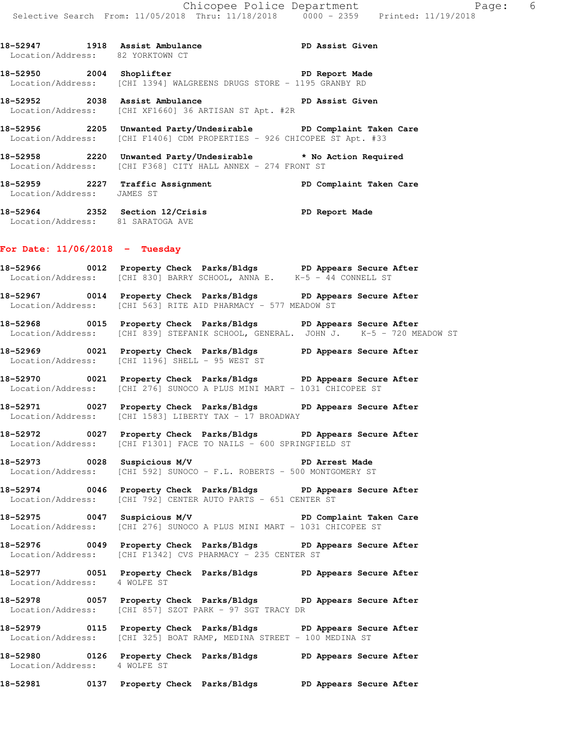**18-52947 1918 Assist Ambulance PD Assist Given**
Location/Address: 82 YORKTOWN CT

**18-52950 2004 Shoplifter PD Report Made**
Location/Address: [CHI 1394] WALGREENS DRUGS STORE - 1195 GRANBY RD

**18-52952 2038 Assist Ambulance PD Assist Given**
Location/Address: [CHI XF1660] 36 ARTISAN ST Apt. #2R

**18-52956 2205 Unwanted Party/Undesirable PD Complaint Taken Care**
Location/Address: [CHI F1406] CDM PROPERTIES - 926 CHICOPEE ST Apt. #33

**18-52958 2220 Unwanted Party/Undesirable * No Action Required**
Location/Address: [CHI F368] CITY HALL ANNEX - 274 FRONT ST

**18-52959 2227 Traffic Assignment PD Complaint Taken Care**
Location/Address: JAMES ST

**18-52964 2352 Section 12/Crisis PD Report Made**
Location/Address: 81 SARATOGA AVE

## For Date: 11/06/2018 - Tuesday

**18-52966 0012 Property Check Parks/Bldgs PD Appears Secure After**
Location/Address: [CHI 830] BARRY SCHOOL, ANNA E. K-5 - 44 CONNELL ST

**18-52967 0014 Property Check Parks/Bldgs PD Appears Secure After**
Location/Address: [CHI 563] RITE AID PHARMACY - 577 MEADOW ST

**18-52968 0015 Property Check Parks/Bldgs PD Appears Secure After**
Location/Address: [CHI 839] STEFANIK SCHOOL, GENERAL. JOHN J. K-5 - 720 MEADOW ST

**18-52969 0021 Property Check Parks/Bldgs PD Appears Secure After**
Location/Address: [CHI 1196] SHELL - 95 WEST ST

**18-52970 0021 Property Check Parks/Bldgs PD Appears Secure After**
Location/Address: [CHI 276] SUNOCO A PLUS MINI MART - 1031 CHICOPEE ST

**18-52971 0027 Property Check Parks/Bldgs PD Appears Secure After**
Location/Address: [CHI 1583] LIBERTY TAX - 17 BROADWAY

**18-52972 0027 Property Check Parks/Bldgs PD Appears Secure After**
Location/Address: [CHI F1301] FACE TO NAILS - 600 SPRINGFIELD ST

**18-52973 0028 Suspicious M/V PD Arrest Made**
Location/Address: [CHI 592] SUNOCO - F.L. ROBERTS - 500 MONTGOMERY ST

**18-52974 0046 Property Check Parks/Bldgs PD Appears Secure After**
Location/Address: [CHI 792] CENTER AUTO PARTS - 651 CENTER ST

**18-52975 0047 Suspicious M/V PD Complaint Taken Care**
Location/Address: [CHI 276] SUNOCO A PLUS MINI MART - 1031 CHICOPEE ST

**18-52976 0049 Property Check Parks/Bldgs PD Appears Secure After**
Location/Address: [CHI F1342] CVS PHARMACY - 235 CENTER ST

**18-52977 0051 Property Check Parks/Bldgs PD Appears Secure After**
Location/Address: 4 WOLFE ST

**18-52978 0057 Property Check Parks/Bldgs PD Appears Secure After**
Location/Address: [CHI 857] SZOT PARK - 97 SGT TRACY DR

**18-52979 0115 Property Check Parks/Bldgs PD Appears Secure After**
Location/Address: [CHI 325] BOAT RAMP, MEDINA STREET - 100 MEDINA ST

**18-52980 0126 Property Check Parks/Bldgs PD Appears Secure After**
Location/Address: 4 WOLFE ST

**18-52981 0137 Property Check Parks/Bldgs PD Appears Secure After**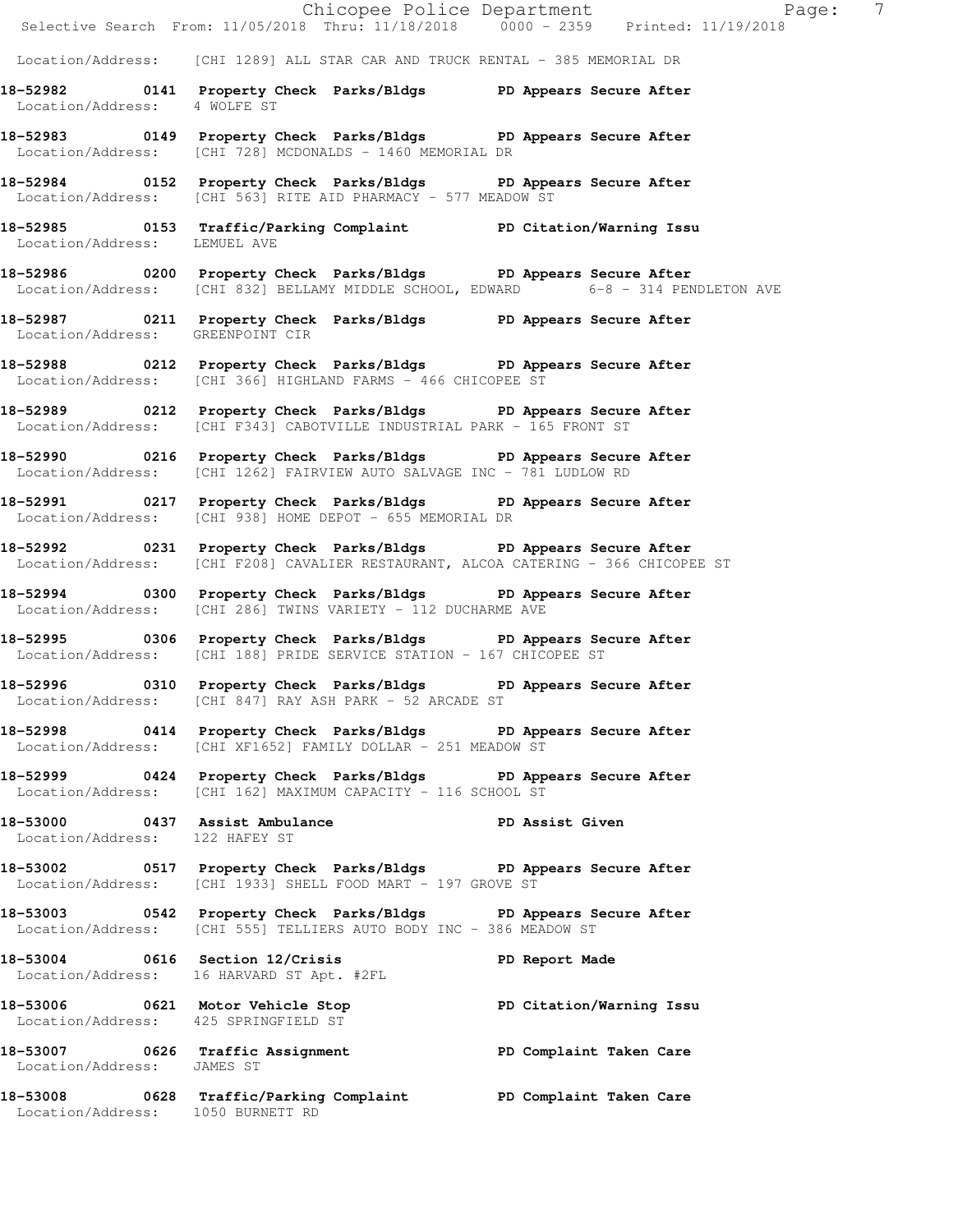Location/Address: [CHI 1289] ALL STAR CAR AND TRUCK RENTAL - 385 MEMORIAL DR

**18-52982 0141 Property Check Parks/Bldgs PD Appears Secure After**
Location/Address: 4 WOLFE ST

**18-52983 0149 Property Check Parks/Bldgs PD Appears Secure After**
Location/Address: [CHI 728] MCDONALDS - 1460 MEMORIAL DR

**18-52984 0152 Property Check Parks/Bldgs PD Appears Secure After**
Location/Address: [CHI 563] RITE AID PHARMACY - 577 MEADOW ST

**18-52985 0153 Traffic/Parking Complaint PD Citation/Warning Issu**
Location/Address: LEMUEL AVE

**18-52986 0200 Property Check Parks/Bldgs PD Appears Secure After**
Location/Address: [CHI 832] BELLAMY MIDDLE SCHOOL, EDWARD 6-8 - 314 PENDLETON AVE

**18-52987 0211 Property Check Parks/Bldgs PD Appears Secure After**
Location/Address: GREENPOINT CIR

**18-52988 0212 Property Check Parks/Bldgs PD Appears Secure After**
Location/Address: [CHI 366] HIGHLAND FARMS - 466 CHICOPEE ST

**18-52989 0212 Property Check Parks/Bldgs PD Appears Secure After**
Location/Address: [CHI F343] CABOTVILLE INDUSTRIAL PARK - 165 FRONT ST

**18-52990 0216 Property Check Parks/Bldgs PD Appears Secure After**
Location/Address: [CHI 1262] FAIRVIEW AUTO SALVAGE INC - 781 LUDLOW RD

**18-52991 0217 Property Check Parks/Bldgs PD Appears Secure After**
Location/Address: [CHI 938] HOME DEPOT - 655 MEMORIAL DR

**18-52992 0231 Property Check Parks/Bldgs PD Appears Secure After**
Location/Address: [CHI F208] CAVALIER RESTAURANT, ALCOA CATERING - 366 CHICOPEE ST

**18-52994 0300 Property Check Parks/Bldgs PD Appears Secure After**
Location/Address: [CHI 286] TWINS VARIETY - 112 DUCHARME AVE

**18-52995 0306 Property Check Parks/Bldgs PD Appears Secure After**
Location/Address: [CHI 188] PRIDE SERVICE STATION - 167 CHICOPEE ST

**18-52996 0310 Property Check Parks/Bldgs PD Appears Secure After**
Location/Address: [CHI 847] RAY ASH PARK - 52 ARCADE ST

**18-52998 0414 Property Check Parks/Bldgs PD Appears Secure After**
Location/Address: [CHI XF1652] FAMILY DOLLAR - 251 MEADOW ST

**18-52999 0424 Property Check Parks/Bldgs PD Appears Secure After**
Location/Address: [CHI 162] MAXIMUM CAPACITY - 116 SCHOOL ST

**18-53000 0437 Assist Ambulance PD Assist Given**
Location/Address: 122 HAFEY ST

**18-53002 0517 Property Check Parks/Bldgs PD Appears Secure After**
Location/Address: [CHI 1933] SHELL FOOD MART - 197 GROVE ST

**18-53003 0542 Property Check Parks/Bldgs PD Appears Secure After**
Location/Address: [CHI 555] TELLIERS AUTO BODY INC - 386 MEADOW ST

**18-53004 0616 Section 12/Crisis PD Report Made**
Location/Address: 16 HARVARD ST Apt. #2FL

**18-53006 0621 Motor Vehicle Stop PD Citation/Warning Issu**
Location/Address: 425 SPRINGFIELD ST

**18-53007 0626 Traffic Assignment PD Complaint Taken Care**
Location/Address: JAMES ST

**18-53008 0628 Traffic/Parking Complaint PD Complaint Taken Care**
Location/Address: 1050 BURNETT RD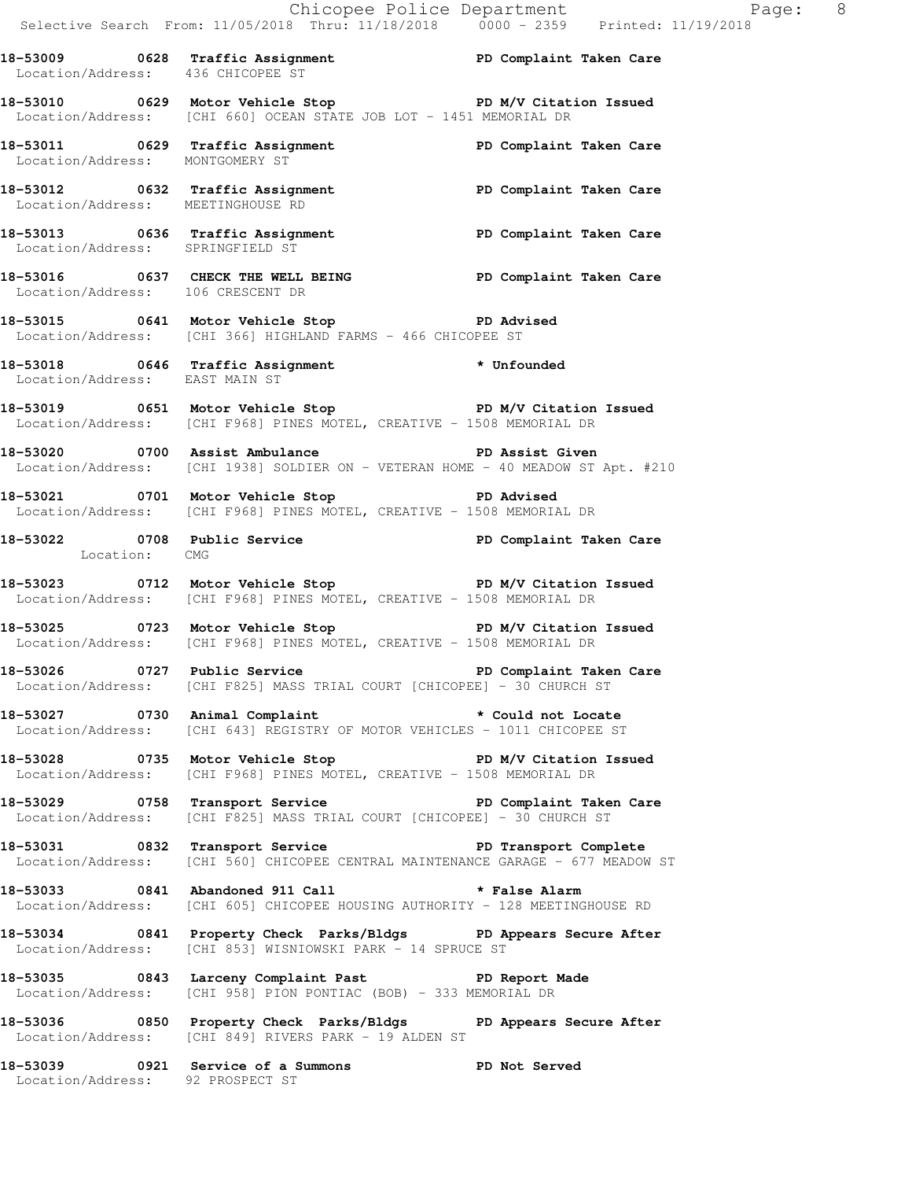**18-53009 0628 Traffic Assignment PD Complaint Taken Care**
Location/Address: 436 CHICOPEE ST

**18-53010 0629 Motor Vehicle Stop PD M/V Citation Issued**
Location/Address: [CHI 660] OCEAN STATE JOB LOT - 1451 MEMORIAL DR

**18-53011 0629 Traffic Assignment PD Complaint Taken Care**
Location/Address: MONTGOMERY ST

**18-53012 0632 Traffic Assignment PD Complaint Taken Care**
Location/Address: MEETINGHOUSE RD

**18-53013 0636 Traffic Assignment PD Complaint Taken Care**
Location/Address: SPRINGFIELD ST

**18-53016 0637 CHECK THE WELL BEING PD Complaint Taken Care**
Location/Address: 106 CRESCENT DR

**18-53015 0641 Motor Vehicle Stop PD Advised**
Location/Address: [CHI 366] HIGHLAND FARMS - 466 CHICOPEE ST

**18-53018 0646 Traffic Assignment * Unfounded**
Location/Address: EAST MAIN ST

**18-53019 0651 Motor Vehicle Stop PD M/V Citation Issued**
Location/Address: [CHI F968] PINES MOTEL, CREATIVE - 1508 MEMORIAL DR

**18-53020 0700 Assist Ambulance PD Assist Given**
Location/Address: [CHI 1938] SOLDIER ON - VETERAN HOME - 40 MEADOW ST Apt. #210

**18-53021 0701 Motor Vehicle Stop PD Advised**
Location/Address: [CHI F968] PINES MOTEL, CREATIVE - 1508 MEMORIAL DR

**18-53022 0708 Public Service PD Complaint Taken Care**
Location: CMG

**18-53023 0712 Motor Vehicle Stop PD M/V Citation Issued**
Location/Address: [CHI F968] PINES MOTEL, CREATIVE - 1508 MEMORIAL DR

**18-53025 0723 Motor Vehicle Stop PD M/V Citation Issued**
Location/Address: [CHI F968] PINES MOTEL, CREATIVE - 1508 MEMORIAL DR

**18-53026 0727 Public Service PD Complaint Taken Care**
Location/Address: [CHI F825] MASS TRIAL COURT [CHICOPEE] - 30 CHURCH ST

**18-53027 0730 Animal Complaint * Could not Locate**
Location/Address: [CHI 643] REGISTRY OF MOTOR VEHICLES - 1011 CHICOPEE ST

**18-53028 0735 Motor Vehicle Stop PD M/V Citation Issued**
Location/Address: [CHI F968] PINES MOTEL, CREATIVE - 1508 MEMORIAL DR

**18-53029 0758 Transport Service PD Complaint Taken Care**
Location/Address: [CHI F825] MASS TRIAL COURT [CHICOPEE] - 30 CHURCH ST

**18-53031 0832 Transport Service PD Transport Complete**
Location/Address: [CHI 560] CHICOPEE CENTRAL MAINTENANCE GARAGE - 677 MEADOW ST

**18-53033 0841 Abandoned 911 Call * False Alarm**
Location/Address: [CHI 605] CHICOPEE HOUSING AUTHORITY - 128 MEETINGHOUSE RD

**18-53034 0841 Property Check Parks/Bldgs PD Appears Secure After**
Location/Address: [CHI 853] WISNIOWSKI PARK - 14 SPRUCE ST

**18-53035 0843 Larceny Complaint Past PD Report Made**
Location/Address: [CHI 958] PION PONTIAC (BOB) - 333 MEMORIAL DR

**18-53036 0850 Property Check Parks/Bldgs PD Appears Secure After**
Location/Address: [CHI 849] RIVERS PARK - 19 ALDEN ST

**18-53039 0921 Service of a Summons PD Not Served**
Location/Address: 92 PROSPECT ST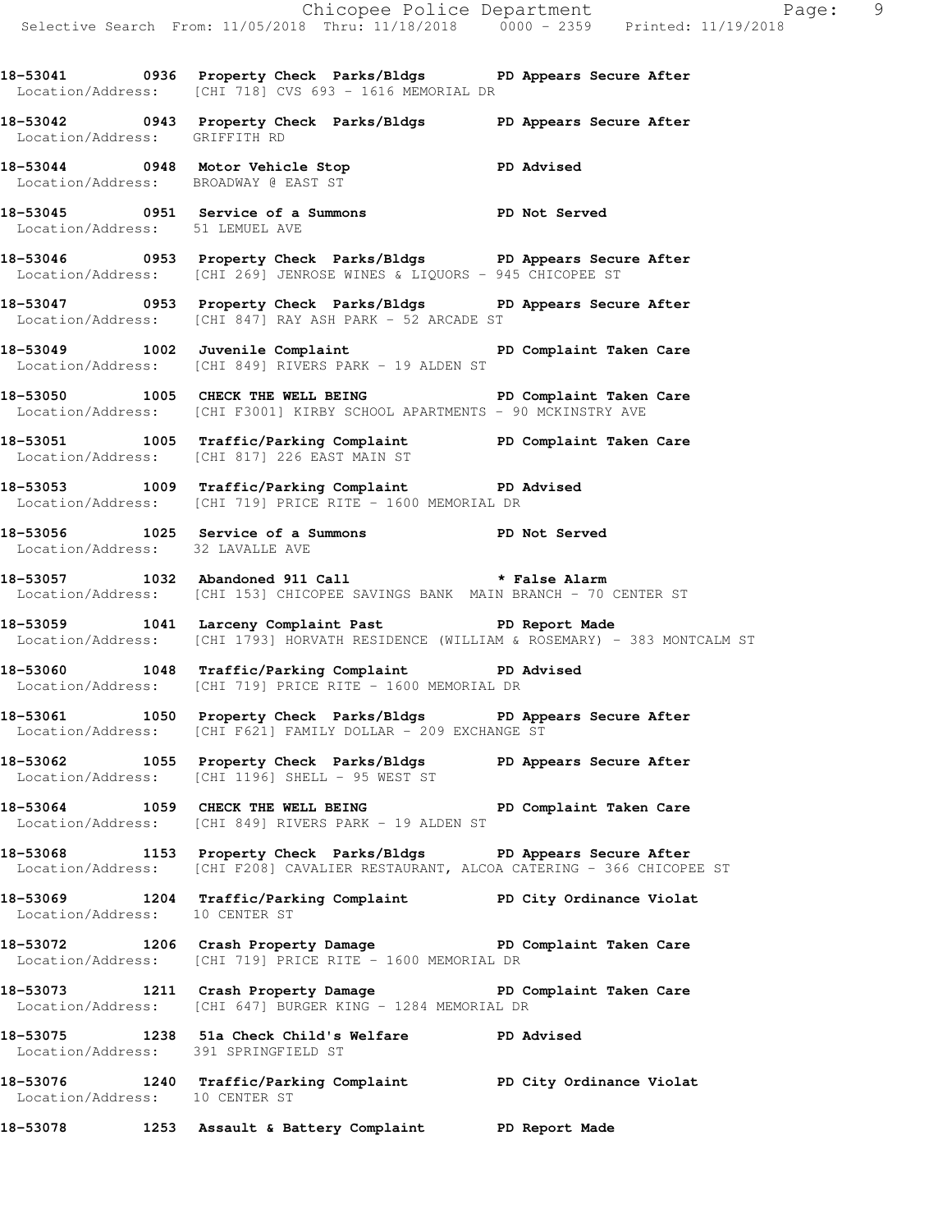**18-53041 0936 Property Check Parks/Bldgs PD Appears Secure After**
Location/Address: [CHI 718] CVS 693 - 1616 MEMORIAL DR

**18-53042 0943 Property Check Parks/Bldgs PD Appears Secure After**
Location/Address: GRIFFITH RD

**18-53044 0948 Motor Vehicle Stop PD Advised**
Location/Address: BROADWAY @ EAST ST

**18-53045 0951 Service of a Summons PD Not Served**
Location/Address: 51 LEMUEL AVE

**18-53046 0953 Property Check Parks/Bldgs PD Appears Secure After**
Location/Address: [CHI 269] JENROSE WINES & LIQUORS - 945 CHICOPEE ST

**18-53047 0953 Property Check Parks/Bldgs PD Appears Secure After**
Location/Address: [CHI 847] RAY ASH PARK - 52 ARCADE ST

**18-53049 1002 Juvenile Complaint PD Complaint Taken Care**
Location/Address: [CHI 849] RIVERS PARK - 19 ALDEN ST

**18-53050 1005 CHECK THE WELL BEING PD Complaint Taken Care**
Location/Address: [CHI F3001] KIRBY SCHOOL APARTMENTS - 90 MCKINSTRY AVE

**18-53051 1005 Traffic/Parking Complaint PD Complaint Taken Care**
Location/Address: [CHI 817] 226 EAST MAIN ST

**18-53053 1009 Traffic/Parking Complaint PD Advised**
Location/Address: [CHI 719] PRICE RITE - 1600 MEMORIAL DR

**18-53056 1025 Service of a Summons PD Not Served**
Location/Address: 32 LAVALLE AVE

**18-53057 1032 Abandoned 911 Call * False Alarm**
Location/Address: [CHI 153] CHICOPEE SAVINGS BANK MAIN BRANCH - 70 CENTER ST

**18-53059 1041 Larceny Complaint Past PD Report Made**
Location/Address: [CHI 1793] HORVATH RESIDENCE (WILLIAM & ROSEMARY) - 383 MONTCALM ST

**18-53060 1048 Traffic/Parking Complaint PD Advised**
Location/Address: [CHI 719] PRICE RITE - 1600 MEMORIAL DR

**18-53061 1050 Property Check Parks/Bldgs PD Appears Secure After**
Location/Address: [CHI F621] FAMILY DOLLAR - 209 EXCHANGE ST

**18-53062 1055 Property Check Parks/Bldgs PD Appears Secure After**
Location/Address: [CHI 1196] SHELL - 95 WEST ST

**18-53064 1059 CHECK THE WELL BEING PD Complaint Taken Care**
Location/Address: [CHI 849] RIVERS PARK - 19 ALDEN ST

**18-53068 1153 Property Check Parks/Bldgs PD Appears Secure After**
Location/Address: [CHI F208] CAVALIER RESTAURANT, ALCOA CATERING - 366 CHICOPEE ST

**18-53069 1204 Traffic/Parking Complaint PD City Ordinance Violat**
Location/Address: 10 CENTER ST

**18-53072 1206 Crash Property Damage PD Complaint Taken Care**
Location/Address: [CHI 719] PRICE RITE - 1600 MEMORIAL DR

**18-53073 1211 Crash Property Damage PD Complaint Taken Care**
Location/Address: [CHI 647] BURGER KING - 1284 MEMORIAL DR

**18-53075 1238 51a Check Child's Welfare PD Advised**
Location/Address: 391 SPRINGFIELD ST

**18-53076 1240 Traffic/Parking Complaint PD City Ordinance Violat**
Location/Address: 10 CENTER ST

**18-53078 1253 Assault & Battery Complaint PD Report Made**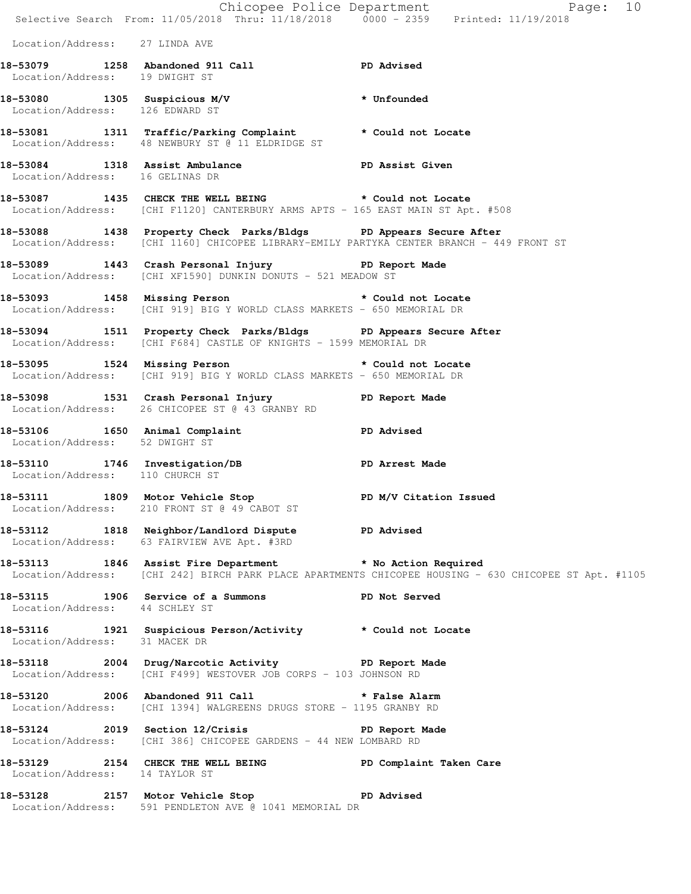Location/Address: 27 LINDA AVE

**18-53079 1258 Abandoned 911 Call PD Advised**
Location/Address: 19 DWIGHT ST

**18-53080 1305 Suspicious M/V * Unfounded**
Location/Address: 126 EDWARD ST

**18-53081 1311 Traffic/Parking Complaint * Could not Locate**
Location/Address: 48 NEWBURY ST @ 11 ELDRIDGE ST

**18-53084 1318 Assist Ambulance PD Assist Given**
Location/Address: 16 GELINAS DR

**18-53087 1435 CHECK THE WELL BEING * Could not Locate**
Location/Address: [CHI F1120] CANTERBURY ARMS APTS - 165 EAST MAIN ST Apt. #508

**18-53088 1438 Property Check Parks/Bldgs PD Appears Secure After**
Location/Address: [CHI 1160] CHICOPEE LIBRARY-EMILY PARTYKA CENTER BRANCH - 449 FRONT ST

**18-53089 1443 Crash Personal Injury PD Report Made**
Location/Address: [CHI XF1590] DUNKIN DONUTS - 521 MEADOW ST

**18-53093 1458 Missing Person * Could not Locate**
Location/Address: [CHI 919] BIG Y WORLD CLASS MARKETS - 650 MEMORIAL DR

**18-53094 1511 Property Check Parks/Bldgs PD Appears Secure After**
Location/Address: [CHI F684] CASTLE OF KNIGHTS - 1599 MEMORIAL DR

**18-53095 1524 Missing Person * Could not Locate**
Location/Address: [CHI 919] BIG Y WORLD CLASS MARKETS - 650 MEMORIAL DR

**18-53098 1531 Crash Personal Injury PD Report Made**
Location/Address: 26 CHICOPEE ST @ 43 GRANBY RD

**18-53106 1650 Animal Complaint PD Advised**
Location/Address: 52 DWIGHT ST

**18-53110 1746 Investigation/DB PD Arrest Made**
Location/Address: 110 CHURCH ST

**18-53111 1809 Motor Vehicle Stop PD M/V Citation Issued**
Location/Address: 210 FRONT ST @ 49 CABOT ST

**18-53112 1818 Neighbor/Landlord Dispute PD Advised**
Location/Address: 63 FAIRVIEW AVE Apt. #3RD

**18-53113 1846 Assist Fire Department * No Action Required**
Location/Address: [CHI 242] BIRCH PARK PLACE APARTMENTS CHICOPEE HOUSING - 630 CHICOPEE ST Apt. #1105

**18-53115 1906 Service of a Summons PD Not Served**
Location/Address: 44 SCHLEY ST

**18-53116 1921 Suspicious Person/Activity * Could not Locate**
Location/Address: 31 MACEK DR

**18-53118 2004 Drug/Narcotic Activity PD Report Made**
Location/Address: [CHI F499] WESTOVER JOB CORPS - 103 JOHNSON RD

**18-53120 2006 Abandoned 911 Call * False Alarm**
Location/Address: [CHI 1394] WALGREENS DRUGS STORE - 1195 GRANBY RD

**18-53124 2019 Section 12/Crisis PD Report Made**
Location/Address: [CHI 386] CHICOPEE GARDENS - 44 NEW LOMBARD RD

**18-53129 2154 CHECK THE WELL BEING PD Complaint Taken Care**
Location/Address: 14 TAYLOR ST

**18-53128 2157 Motor Vehicle Stop PD Advised**
Location/Address: 591 PENDLETON AVE @ 1041 MEMORIAL DR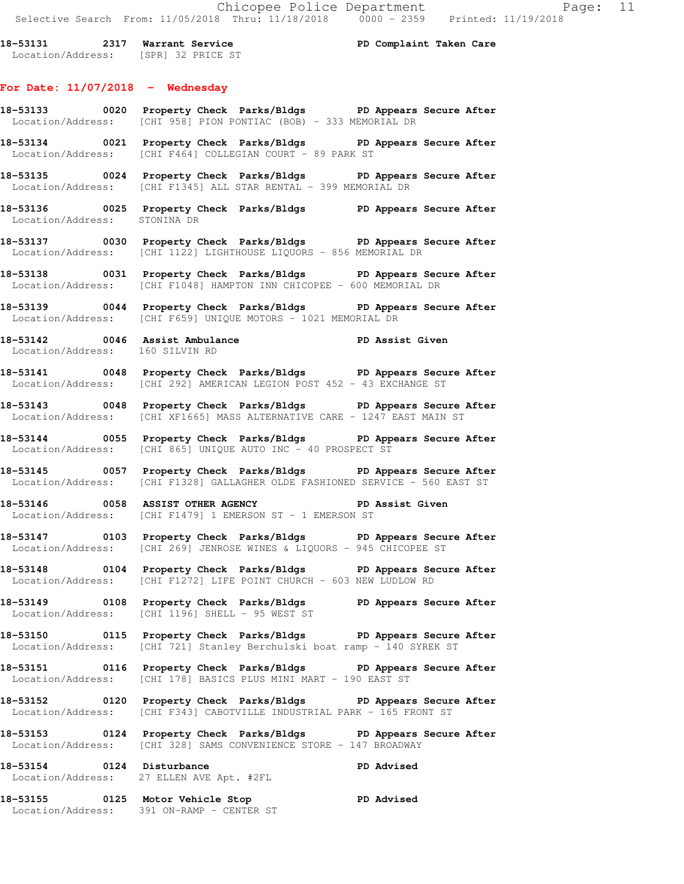**18-53131 2317 Warrant Service PD Complaint Taken Care**
Location/Address: [SPR] 32 PRICE ST

## For Date: 11/07/2018 - Wednesday

**18-53133 0020 Property Check Parks/Bldgs PD Appears Secure After**
Location/Address: [CHI 958] PION PONTIAC (BOB) - 333 MEMORIAL DR

**18-53134 0021 Property Check Parks/Bldgs PD Appears Secure After**
Location/Address: [CHI F464] COLLEGIAN COURT - 89 PARK ST

**18-53135 0024 Property Check Parks/Bldgs PD Appears Secure After**
Location/Address: [CHI F1345] ALL STAR RENTAL - 399 MEMORIAL DR

**18-53136 0025 Property Check Parks/Bldgs PD Appears Secure After**
Location/Address: STONINA DR

**18-53137 0030 Property Check Parks/Bldgs PD Appears Secure After**
Location/Address: [CHI 1122] LIGHTHOUSE LIQUORS - 856 MEMORIAL DR

**18-53138 0031 Property Check Parks/Bldgs PD Appears Secure After**
Location/Address: [CHI F1048] HAMPTON INN CHICOPEE - 600 MEMORIAL DR

**18-53139 0044 Property Check Parks/Bldgs PD Appears Secure After**
Location/Address: [CHI F659] UNIQUE MOTORS - 1021 MEMORIAL DR

**18-53142 0046 Assist Ambulance PD Assist Given**
Location/Address: 160 SILVIN RD

**18-53141 0048 Property Check Parks/Bldgs PD Appears Secure After**
Location/Address: [CHI 292] AMERICAN LEGION POST 452 - 43 EXCHANGE ST

**18-53143 0048 Property Check Parks/Bldgs PD Appears Secure After**
Location/Address: [CHI XF1665] MASS ALTERNATIVE CARE - 1247 EAST MAIN ST

**18-53144 0055 Property Check Parks/Bldgs PD Appears Secure After**
Location/Address: [CHI 865] UNIQUE AUTO INC - 40 PROSPECT ST

**18-53145 0057 Property Check Parks/Bldgs PD Appears Secure After**
Location/Address: [CHI F1328] GALLAGHER OLDE FASHIONED SERVICE - 560 EAST ST

**18-53146 0058 ASSIST OTHER AGENCY PD Assist Given**
Location/Address: [CHI F1479] 1 EMERSON ST - 1 EMERSON ST

**18-53147 0103 Property Check Parks/Bldgs PD Appears Secure After**
Location/Address: [CHI 269] JENROSE WINES & LIQUORS - 945 CHICOPEE ST

**18-53148 0104 Property Check Parks/Bldgs PD Appears Secure After**
Location/Address: [CHI F1272] LIFE POINT CHURCH - 603 NEW LUDLOW RD

**18-53149 0108 Property Check Parks/Bldgs PD Appears Secure After**
Location/Address: [CHI 1196] SHELL - 95 WEST ST

**18-53150 0115 Property Check Parks/Bldgs PD Appears Secure After**
Location/Address: [CHI 721] Stanley Berchulski boat ramp - 140 SYREK ST

**18-53151 0116 Property Check Parks/Bldgs PD Appears Secure After**
Location/Address: [CHI 178] BASICS PLUS MINI MART - 190 EAST ST

**18-53152 0120 Property Check Parks/Bldgs PD Appears Secure After**
Location/Address: [CHI F343] CABOTVILLE INDUSTRIAL PARK - 165 FRONT ST

**18-53153 0124 Property Check Parks/Bldgs PD Appears Secure After**
Location/Address: [CHI 328] SAMS CONVENIENCE STORE - 147 BROADWAY

**18-53154 0124 Disturbance PD Advised**
Location/Address: 27 ELLEN AVE Apt. #2FL

**18-53155 0125 Motor Vehicle Stop PD Advised**
Location/Address: 391 ON-RAMP - CENTER ST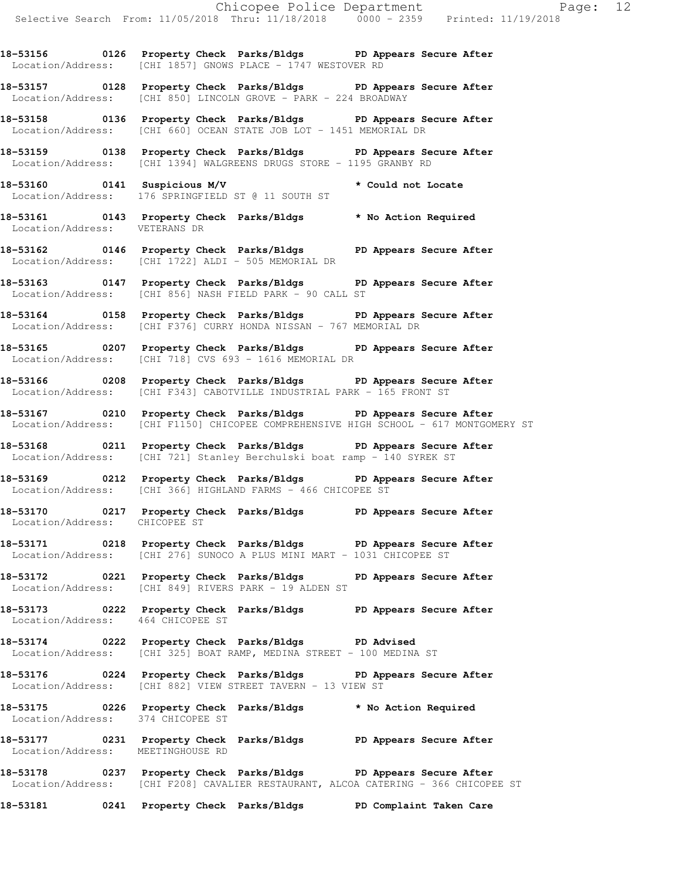18-53156 0126 Property Check Parks/Bldgs PD Appears Secure After
Location/Address: [CHI 1857] GNOWS PLACE - 1747 WESTOVER RD

18-53157 0128 Property Check Parks/Bldgs PD Appears Secure After
Location/Address: [CHI 850] LINCOLN GROVE - PARK - 224 BROADWAY

18-53158 0136 Property Check Parks/Bldgs PD Appears Secure After
Location/Address: [CHI 660] OCEAN STATE JOB LOT - 1451 MEMORIAL DR

18-53159 0138 Property Check Parks/Bldgs PD Appears Secure After
Location/Address: [CHI 1394] WALGREENS DRUGS STORE - 1195 GRANBY RD

18-53160 0141 Suspicious M/V * Could not Locate
Location/Address: 176 SPRINGFIELD ST @ 11 SOUTH ST

18-53161 0143 Property Check Parks/Bldgs * No Action Required
Location/Address: VETERANS DR

18-53162 0146 Property Check Parks/Bldgs PD Appears Secure After
Location/Address: [CHI 1722] ALDI - 505 MEMORIAL DR

18-53163 0147 Property Check Parks/Bldgs PD Appears Secure After
Location/Address: [CHI 856] NASH FIELD PARK - 90 CALL ST

18-53164 0158 Property Check Parks/Bldgs PD Appears Secure After
Location/Address: [CHI F376] CURRY HONDA NISSAN - 767 MEMORIAL DR

18-53165 0207 Property Check Parks/Bldgs PD Appears Secure After
Location/Address: [CHI 718] CVS 693 - 1616 MEMORIAL DR

18-53166 0208 Property Check Parks/Bldgs PD Appears Secure After
Location/Address: [CHI F343] CABOTVILLE INDUSTRIAL PARK - 165 FRONT ST

18-53167 0210 Property Check Parks/Bldgs PD Appears Secure After
Location/Address: [CHI F1150] CHICOPEE COMPREHENSIVE HIGH SCHOOL - 617 MONTGOMERY ST

18-53168 0211 Property Check Parks/Bldgs PD Appears Secure After
Location/Address: [CHI 721] Stanley Berchulski boat ramp - 140 SYREK ST

18-53169 0212 Property Check Parks/Bldgs PD Appears Secure After
Location/Address: [CHI 366] HIGHLAND FARMS - 466 CHICOPEE ST

18-53170 0217 Property Check Parks/Bldgs PD Appears Secure After
Location/Address: CHICOPEE ST

18-53171 0218 Property Check Parks/Bldgs PD Appears Secure After
Location/Address: [CHI 276] SUNOCO A PLUS MINI MART - 1031 CHICOPEE ST

18-53172 0221 Property Check Parks/Bldgs PD Appears Secure After
Location/Address: [CHI 849] RIVERS PARK - 19 ALDEN ST

18-53173 0222 Property Check Parks/Bldgs PD Appears Secure After
Location/Address: 464 CHICOPEE ST

18-53174 0222 Property Check Parks/Bldgs PD Advised
Location/Address: [CHI 325] BOAT RAMP, MEDINA STREET - 100 MEDINA ST

18-53176 0224 Property Check Parks/Bldgs PD Appears Secure After
Location/Address: [CHI 882] VIEW STREET TAVERN - 13 VIEW ST

18-53175 0226 Property Check Parks/Bldgs * No Action Required
Location/Address: 374 CHICOPEE ST

18-53177 0231 Property Check Parks/Bldgs PD Appears Secure After
Location/Address: MEETINGHOUSE RD

18-53178 0237 Property Check Parks/Bldgs PD Appears Secure After
Location/Address: [CHI F208] CAVALIER RESTAURANT, ALCOA CATERING - 366 CHICOPEE ST

18-53181 0241 Property Check Parks/Bldgs PD Complaint Taken Care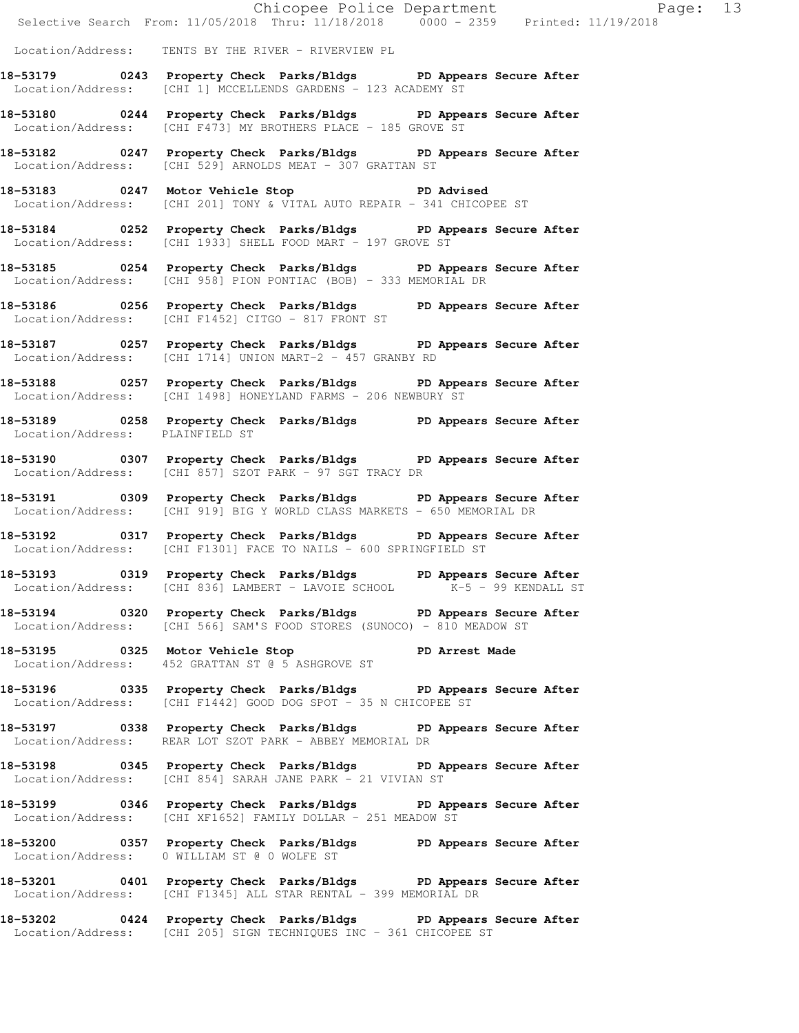Location/Address: TENTS BY THE RIVER - RIVERVIEW PL

**18-53179 0243 Property Check Parks/Bldgs PD Appears Secure After**
Location/Address: [CHI 1] MCCELLENDS GARDENS - 123 ACADEMY ST

**18-53180 0244 Property Check Parks/Bldgs PD Appears Secure After**
Location/Address: [CHI F473] MY BROTHERS PLACE - 185 GROVE ST

**18-53182 0247 Property Check Parks/Bldgs PD Appears Secure After**
Location/Address: [CHI 529] ARNOLDS MEAT - 307 GRATTAN ST

**18-53183 0247 Motor Vehicle Stop PD Advised**
Location/Address: [CHI 201] TONY & VITAL AUTO REPAIR - 341 CHICOPEE ST

**18-53184 0252 Property Check Parks/Bldgs PD Appears Secure After**
Location/Address: [CHI 1933] SHELL FOOD MART - 197 GROVE ST

**18-53185 0254 Property Check Parks/Bldgs PD Appears Secure After**
Location/Address: [CHI 958] PION PONTIAC (BOB) - 333 MEMORIAL DR

**18-53186 0256 Property Check Parks/Bldgs PD Appears Secure After**
Location/Address: [CHI F1452] CITGO - 817 FRONT ST

**18-53187 0257 Property Check Parks/Bldgs PD Appears Secure After**
Location/Address: [CHI 1714] UNION MART-2 - 457 GRANBY RD

**18-53188 0257 Property Check Parks/Bldgs PD Appears Secure After**
Location/Address: [CHI 1498] HONEYLAND FARMS - 206 NEWBURY ST

**18-53189 0258 Property Check Parks/Bldgs PD Appears Secure After**
Location/Address: PLAINFIELD ST

**18-53190 0307 Property Check Parks/Bldgs PD Appears Secure After**
Location/Address: [CHI 857] SZOT PARK - 97 SGT TRACY DR

**18-53191 0309 Property Check Parks/Bldgs PD Appears Secure After**
Location/Address: [CHI 919] BIG Y WORLD CLASS MARKETS - 650 MEMORIAL DR

**18-53192 0317 Property Check Parks/Bldgs PD Appears Secure After**
Location/Address: [CHI F1301] FACE TO NAILS - 600 SPRINGFIELD ST

**18-53193 0319 Property Check Parks/Bldgs PD Appears Secure After**
Location/Address: [CHI 836] LAMBERT - LAVOIE SCHOOL K-5 - 99 KENDALL ST

**18-53194 0320 Property Check Parks/Bldgs PD Appears Secure After**
Location/Address: [CHI 566] SAM'S FOOD STORES (SUNOCO) - 810 MEADOW ST

**18-53195 0325 Motor Vehicle Stop PD Arrest Made**
Location/Address: 452 GRATTAN ST @ 5 ASHGROVE ST

**18-53196 0335 Property Check Parks/Bldgs PD Appears Secure After**
Location/Address: [CHI F1442] GOOD DOG SPOT - 35 N CHICOPEE ST

**18-53197 0338 Property Check Parks/Bldgs PD Appears Secure After**
Location/Address: REAR LOT SZOT PARK - ABBEY MEMORIAL DR

**18-53198 0345 Property Check Parks/Bldgs PD Appears Secure After**
Location/Address: [CHI 854] SARAH JANE PARK - 21 VIVIAN ST

**18-53199 0346 Property Check Parks/Bldgs PD Appears Secure After**
Location/Address: [CHI XF1652] FAMILY DOLLAR - 251 MEADOW ST

**18-53200 0357 Property Check Parks/Bldgs PD Appears Secure After**
Location/Address: 0 WILLIAM ST @ 0 WOLFE ST

**18-53201 0401 Property Check Parks/Bldgs PD Appears Secure After**
Location/Address: [CHI F1345] ALL STAR RENTAL - 399 MEMORIAL DR

**18-53202 0424 Property Check Parks/Bldgs PD Appears Secure After**
Location/Address: [CHI 205] SIGN TECHNIQUES INC - 361 CHICOPEE ST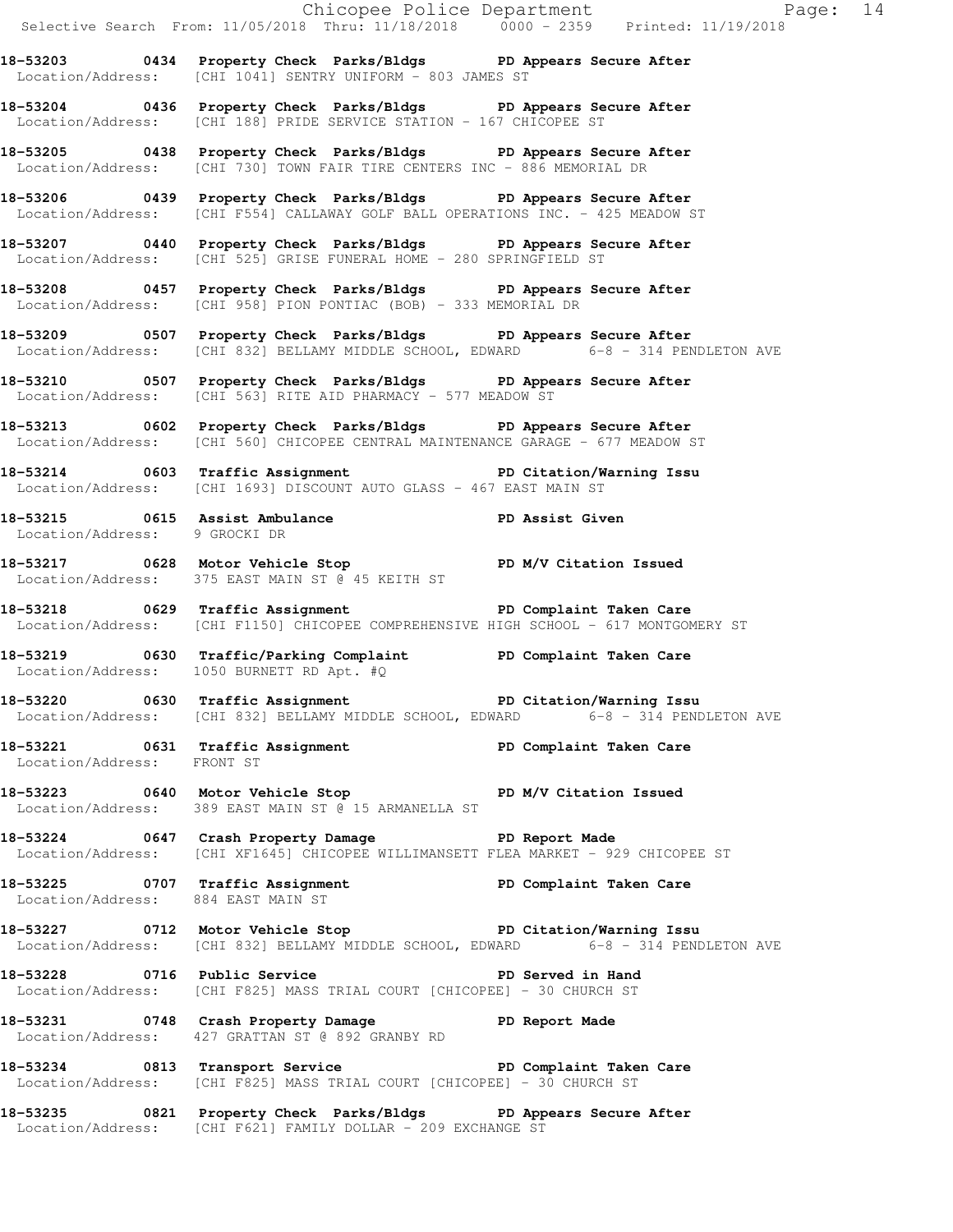**18-53203 0434 Property Check Parks/Bldgs PD Appears Secure After**
Location/Address: [CHI 1041] SENTRY UNIFORM - 803 JAMES ST

**18-53204 0436 Property Check Parks/Bldgs PD Appears Secure After**
Location/Address: [CHI 188] PRIDE SERVICE STATION - 167 CHICOPEE ST

**18-53205 0438 Property Check Parks/Bldgs PD Appears Secure After**
Location/Address: [CHI 730] TOWN FAIR TIRE CENTERS INC - 886 MEMORIAL DR

**18-53206 0439 Property Check Parks/Bldgs PD Appears Secure After**
Location/Address: [CHI F554] CALLAWAY GOLF BALL OPERATIONS INC. - 425 MEADOW ST

**18-53207 0440 Property Check Parks/Bldgs PD Appears Secure After**
Location/Address: [CHI 525] GRISE FUNERAL HOME - 280 SPRINGFIELD ST

**18-53208 0457 Property Check Parks/Bldgs PD Appears Secure After**
Location/Address: [CHI 958] PION PONTIAC (BOB) - 333 MEMORIAL DR

**18-53209 0507 Property Check Parks/Bldgs PD Appears Secure After**
Location/Address: [CHI 832] BELLAMY MIDDLE SCHOOL, EDWARD 6-8 - 314 PENDLETON AVE

**18-53210 0507 Property Check Parks/Bldgs PD Appears Secure After**
Location/Address: [CHI 563] RITE AID PHARMACY - 577 MEADOW ST

**18-53213 0602 Property Check Parks/Bldgs PD Appears Secure After**
Location/Address: [CHI 560] CHICOPEE CENTRAL MAINTENANCE GARAGE - 677 MEADOW ST

**18-53214 0603 Traffic Assignment PD Citation/Warning Issu**
Location/Address: [CHI 1693] DISCOUNT AUTO GLASS - 467 EAST MAIN ST

**18-53215 0615 Assist Ambulance PD Assist Given**
Location/Address: 9 GROCKI DR

**18-53217 0628 Motor Vehicle Stop PD M/V Citation Issued**
Location/Address: 375 EAST MAIN ST @ 45 KEITH ST

**18-53218 0629 Traffic Assignment PD Complaint Taken Care**
Location/Address: [CHI F1150] CHICOPEE COMPREHENSIVE HIGH SCHOOL - 617 MONTGOMERY ST

**18-53219 0630 Traffic/Parking Complaint PD Complaint Taken Care**
Location/Address: 1050 BURNETT RD Apt. #Q

**18-53220 0630 Traffic Assignment PD Citation/Warning Issu**
Location/Address: [CHI 832] BELLAMY MIDDLE SCHOOL, EDWARD 6-8 - 314 PENDLETON AVE

**18-53221 0631 Traffic Assignment PD Complaint Taken Care**
Location/Address: FRONT ST

**18-53223 0640 Motor Vehicle Stop PD M/V Citation Issued**
Location/Address: 389 EAST MAIN ST @ 15 ARMANELLA ST

**18-53224 0647 Crash Property Damage PD Report Made**
Location/Address: [CHI XF1645] CHICOPEE WILLIMANSETT FLEA MARKET - 929 CHICOPEE ST

**18-53225 0707 Traffic Assignment PD Complaint Taken Care**
Location/Address: 884 EAST MAIN ST

**18-53227 0712 Motor Vehicle Stop PD Citation/Warning Issu**
Location/Address: [CHI 832] BELLAMY MIDDLE SCHOOL, EDWARD 6-8 - 314 PENDLETON AVE

**18-53228 0716 Public Service PD Served in Hand**
Location/Address: [CHI F825] MASS TRIAL COURT [CHICOPEE] - 30 CHURCH ST

**18-53231 0748 Crash Property Damage PD Report Made**
Location/Address: 427 GRATTAN ST @ 892 GRANBY RD

**18-53234 0813 Transport Service PD Complaint Taken Care**
Location/Address: [CHI F825] MASS TRIAL COURT [CHICOPEE] - 30 CHURCH ST

**18-53235 0821 Property Check Parks/Bldgs PD Appears Secure After**
Location/Address: [CHI F621] FAMILY DOLLAR - 209 EXCHANGE ST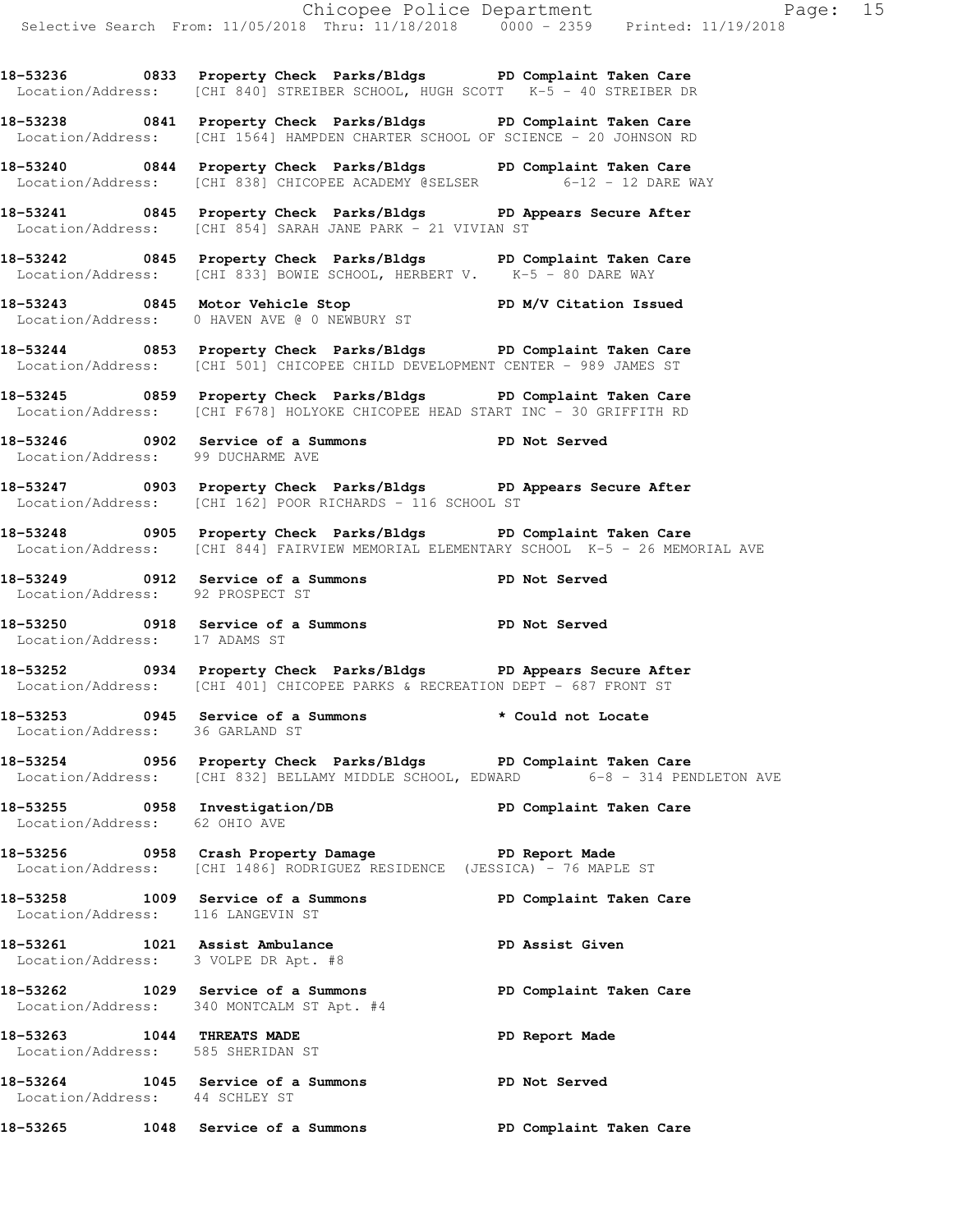**18-53236 0833 Property Check Parks/Bldgs PD Complaint Taken Care**
Location/Address: [CHI 840] STREIBER SCHOOL, HUGH SCOTT K-5 - 40 STREIBER DR

**18-53238 0841 Property Check Parks/Bldgs PD Complaint Taken Care**
Location/Address: [CHI 1564] HAMPDEN CHARTER SCHOOL OF SCIENCE - 20 JOHNSON RD

**18-53240 0844 Property Check Parks/Bldgs PD Complaint Taken Care**
Location/Address: [CHI 838] CHICOPEE ACADEMY @SELSER 6-12 - 12 DARE WAY

**18-53241 0845 Property Check Parks/Bldgs PD Appears Secure After**
Location/Address: [CHI 854] SARAH JANE PARK - 21 VIVIAN ST

**18-53242 0845 Property Check Parks/Bldgs PD Complaint Taken Care**
Location/Address: [CHI 833] BOWIE SCHOOL, HERBERT V. K-5 - 80 DARE WAY

**18-53243 0845 Motor Vehicle Stop PD M/V Citation Issued**
Location/Address: 0 HAVEN AVE @ 0 NEWBURY ST

**18-53244 0853 Property Check Parks/Bldgs PD Complaint Taken Care**
Location/Address: [CHI 501] CHICOPEE CHILD DEVELOPMENT CENTER - 989 JAMES ST

**18-53245 0859 Property Check Parks/Bldgs PD Complaint Taken Care**
Location/Address: [CHI F678] HOLYOKE CHICOPEE HEAD START INC - 30 GRIFFITH RD

**18-53246 0902 Service of a Summons PD Not Served**
Location/Address: 99 DUCHARME AVE

**18-53247 0903 Property Check Parks/Bldgs PD Appears Secure After**
Location/Address: [CHI 162] POOR RICHARDS - 116 SCHOOL ST

**18-53248 0905 Property Check Parks/Bldgs PD Complaint Taken Care**
Location/Address: [CHI 844] FAIRVIEW MEMORIAL ELEMENTARY SCHOOL K-5 - 26 MEMORIAL AVE

**18-53249 0912 Service of a Summons PD Not Served**
Location/Address: 92 PROSPECT ST

**18-53250 0918 Service of a Summons PD Not Served**
Location/Address: 17 ADAMS ST

**18-53252 0934 Property Check Parks/Bldgs PD Appears Secure After**
Location/Address: [CHI 401] CHICOPEE PARKS & RECREATION DEPT - 687 FRONT ST

**18-53253 0945 Service of a Summons * Could not Locate**
Location/Address: 36 GARLAND ST

**18-53254 0956 Property Check Parks/Bldgs PD Complaint Taken Care**
Location/Address: [CHI 832] BELLAMY MIDDLE SCHOOL, EDWARD 6-8 - 314 PENDLETON AVE

**18-53255 0958 Investigation/DB PD Complaint Taken Care**
Location/Address: 62 OHIO AVE

**18-53256 0958 Crash Property Damage PD Report Made**
Location/Address: [CHI 1486] RODRIGUEZ RESIDENCE (JESSICA) - 76 MAPLE ST

**18-53258 1009 Service of a Summons PD Complaint Taken Care**
Location/Address: 116 LANGEVIN ST

**18-53261 1021 Assist Ambulance PD Assist Given**
Location/Address: 3 VOLPE DR Apt. #8

**18-53262 1029 Service of a Summons PD Complaint Taken Care**
Location/Address: 340 MONTCALM ST Apt. #4

**18-53263 1044 THREATS MADE PD Report Made**
Location/Address: 585 SHERIDAN ST

**18-53264 1045 Service of a Summons PD Not Served**
Location/Address: 44 SCHLEY ST

**18-53265 1048 Service of a Summons PD Complaint Taken Care**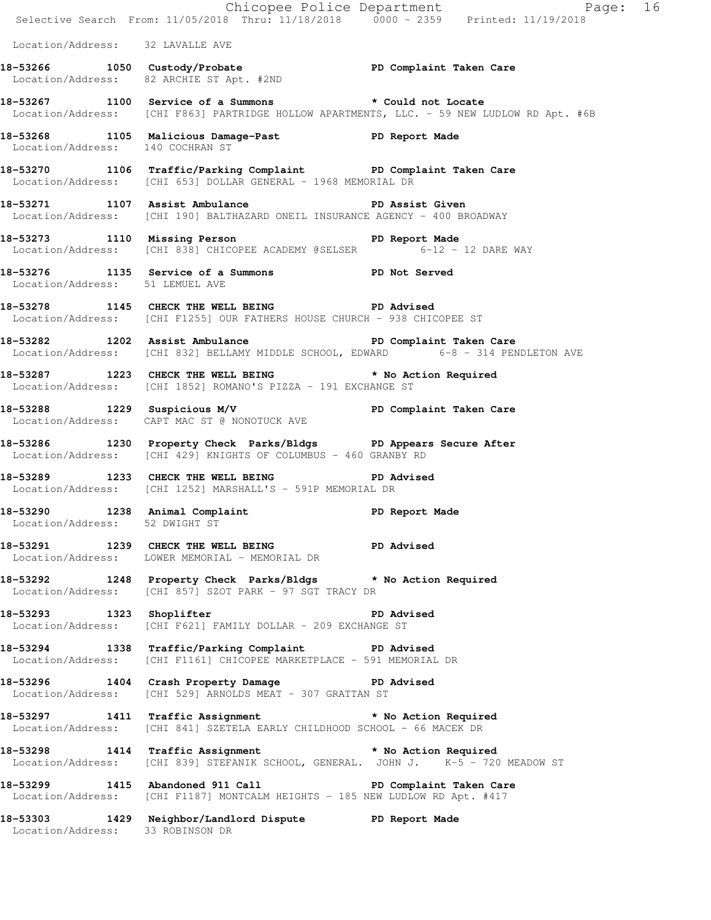Location/Address: 32 LAVALLE AVE

**18-53266 1050 Custody/Probate PD Complaint Taken Care**
Location/Address: 82 ARCHIE ST Apt. #2ND

**18-53267 1100 Service of a Summons * Could not Locate**
Location/Address: [CHI F863] PARTRIDGE HOLLOW APARTMENTS, LLC. - 59 NEW LUDLOW RD Apt. #6B

**18-53268 1105 Malicious Damage-Past PD Report Made**
Location/Address: 140 COCHRAN ST

**18-53270 1106 Traffic/Parking Complaint PD Complaint Taken Care**
Location/Address: [CHI 653] DOLLAR GENERAL - 1968 MEMORIAL DR

**18-53271 1107 Assist Ambulance PD Assist Given**
Location/Address: [CHI 190] BALTHAZARD ONEIL INSURANCE AGENCY - 400 BROADWAY

**18-53273 1110 Missing Person PD Report Made**
Location/Address: [CHI 838] CHICOPEE ACADEMY @SELSER 6-12 - 12 DARE WAY

**18-53276 1135 Service of a Summons PD Not Served**
Location/Address: 51 LEMUEL AVE

**18-53278 1145 CHECK THE WELL BEING PD Advised**
Location/Address: [CHI F1255] OUR FATHERS HOUSE CHURCH - 938 CHICOPEE ST

**18-53282 1202 Assist Ambulance PD Complaint Taken Care**
Location/Address: [CHI 832] BELLAMY MIDDLE SCHOOL, EDWARD 6-8 - 314 PENDLETON AVE

**18-53287 1223 CHECK THE WELL BEING * No Action Required**
Location/Address: [CHI 1852] ROMANO'S PIZZA - 191 EXCHANGE ST

**18-53288 1229 Suspicious M/V PD Complaint Taken Care**
Location/Address: CAPT MAC ST @ NONOTUCK AVE

**18-53286 1230 Property Check Parks/Bldgs PD Appears Secure After**
Location/Address: [CHI 429] KNIGHTS OF COLUMBUS - 460 GRANBY RD

**18-53289 1233 CHECK THE WELL BEING PD Advised**
Location/Address: [CHI 1252] MARSHALL'S - 591P MEMORIAL DR

**18-53290 1238 Animal Complaint PD Report Made**
Location/Address: 52 DWIGHT ST

**18-53291 1239 CHECK THE WELL BEING PD Advised**
Location/Address: LOWER MEMORIAL - MEMORIAL DR

**18-53292 1248 Property Check Parks/Bldgs * No Action Required**
Location/Address: [CHI 857] SZOT PARK - 97 SGT TRACY DR

**18-53293 1323 Shoplifter PD Advised**
Location/Address: [CHI F621] FAMILY DOLLAR - 209 EXCHANGE ST

**18-53294 1338 Traffic/Parking Complaint PD Advised**
Location/Address: [CHI F1161] CHICOPEE MARKETPLACE - 591 MEMORIAL DR

**18-53296 1404 Crash Property Damage PD Advised**
Location/Address: [CHI 529] ARNOLDS MEAT - 307 GRATTAN ST

**18-53297 1411 Traffic Assignment * No Action Required**
Location/Address: [CHI 841] SZETELA EARLY CHILDHOOD SCHOOL - 66 MACEK DR

**18-53298 1414 Traffic Assignment * No Action Required**
Location/Address: [CHI 839] STEFANIK SCHOOL, GENERAL. JOHN J. K-5 - 720 MEADOW ST

**18-53299 1415 Abandoned 911 Call PD Complaint Taken Care**
Location/Address: [CHI F1187] MONTCALM HEIGHTS - 185 NEW LUDLOW RD Apt. #417

**18-53303 1429 Neighbor/Landlord Dispute PD Report Made**
Location/Address: 33 ROBINSON DR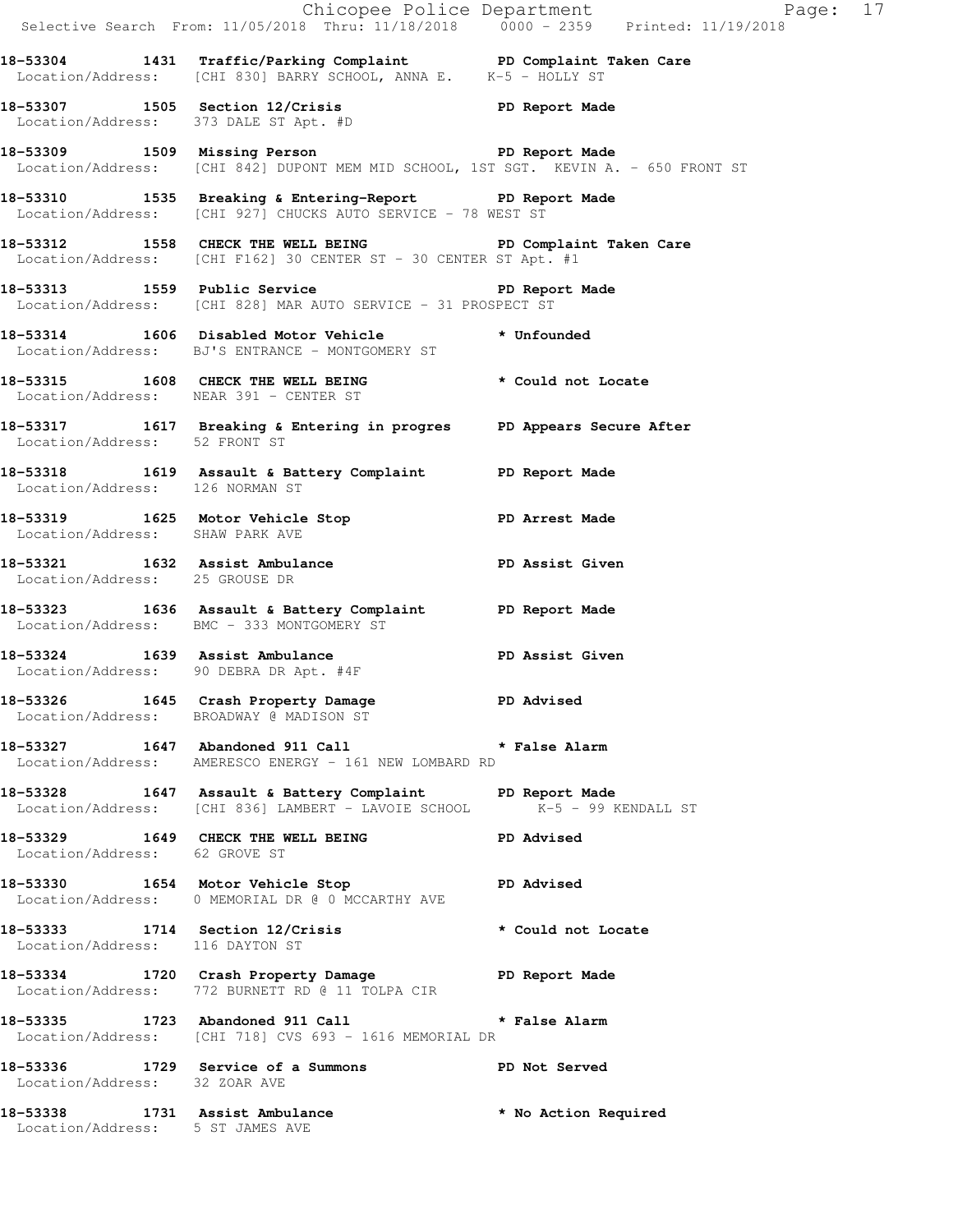**18-53304 1431 Traffic/Parking Complaint PD Complaint Taken Care**
Location/Address: [CHI 830] BARRY SCHOOL, ANNA E. K-5 - HOLLY ST

**18-53307 1505 Section 12/Crisis PD Report Made**
Location/Address: 373 DALE ST Apt. #D

**18-53309 1509 Missing Person PD Report Made**
Location/Address: [CHI 842] DUPONT MEM MID SCHOOL, 1ST SGT. KEVIN A. - 650 FRONT ST

**18-53310 1535 Breaking & Entering-Report PD Report Made**
Location/Address: [CHI 927] CHUCKS AUTO SERVICE - 78 WEST ST

**18-53312 1558 CHECK THE WELL BEING PD Complaint Taken Care**
Location/Address: [CHI F162] 30 CENTER ST - 30 CENTER ST Apt. #1

**18-53313 1559 Public Service PD Report Made**
Location/Address: [CHI 828] MAR AUTO SERVICE - 31 PROSPECT ST

**18-53314 1606 Disabled Motor Vehicle * Unfounded**
Location/Address: BJ'S ENTRANCE - MONTGOMERY ST

**18-53315 1608 CHECK THE WELL BEING * Could not Locate**
Location/Address: NEAR 391 - CENTER ST

**18-53317 1617 Breaking & Entering in progres PD Appears Secure After**
Location/Address: 52 FRONT ST

**18-53318 1619 Assault & Battery Complaint PD Report Made**
Location/Address: 126 NORMAN ST

**18-53319 1625 Motor Vehicle Stop PD Arrest Made**
Location/Address: SHAW PARK AVE

**18-53321 1632 Assist Ambulance PD Assist Given**
Location/Address: 25 GROUSE DR

**18-53323 1636 Assault & Battery Complaint PD Report Made**
Location/Address: BMC - 333 MONTGOMERY ST

**18-53324 1639 Assist Ambulance PD Assist Given**
Location/Address: 90 DEBRA DR Apt. #4F

**18-53326 1645 Crash Property Damage PD Advised**
Location/Address: BROADWAY @ MADISON ST

**18-53327 1647 Abandoned 911 Call * False Alarm**
Location/Address: AMERESCO ENERGY - 161 NEW LOMBARD RD

**18-53328 1647 Assault & Battery Complaint PD Report Made**
Location/Address: [CHI 836] LAMBERT - LAVOIE SCHOOL K-5 - 99 KENDALL ST

**18-53329 1649 CHECK THE WELL BEING PD Advised**
Location/Address: 62 GROVE ST

**18-53330 1654 Motor Vehicle Stop PD Advised**
Location/Address: 0 MEMORIAL DR @ 0 MCCARTHY AVE

**18-53333 1714 Section 12/Crisis * Could not Locate**
Location/Address: 116 DAYTON ST

**18-53334 1720 Crash Property Damage PD Report Made**
Location/Address: 772 BURNETT RD @ 11 TOLPA CIR

**18-53335 1723 Abandoned 911 Call * False Alarm**
Location/Address: [CHI 718] CVS 693 - 1616 MEMORIAL DR

**18-53336 1729 Service of a Summons PD Not Served**
Location/Address: 32 ZOAR AVE

**18-53338 1731 Assist Ambulance * No Action Required**
Location/Address: 5 ST JAMES AVE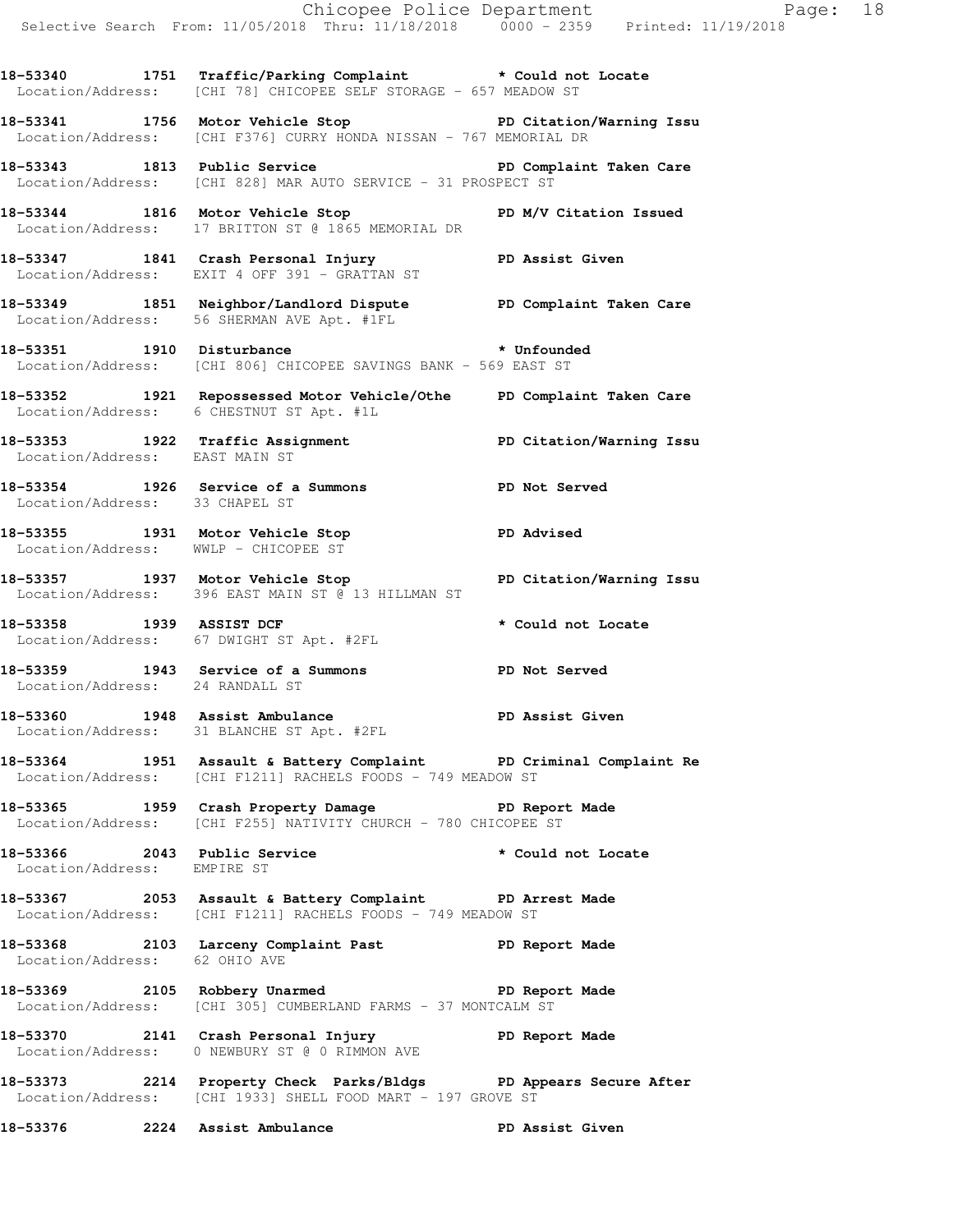18-53340 1751 Traffic/Parking Complaint * Could not Locate
Location/Address: [CHI 78] CHICOPEE SELF STORAGE - 657 MEADOW ST

18-53341 1756 Motor Vehicle Stop PD Citation/Warning Issu
Location/Address: [CHI F376] CURRY HONDA NISSAN - 767 MEMORIAL DR

18-53343 1813 Public Service PD Complaint Taken Care
Location/Address: [CHI 828] MAR AUTO SERVICE - 31 PROSPECT ST

18-53344 1816 Motor Vehicle Stop PD M/V Citation Issued
Location/Address: 17 BRITTON ST @ 1865 MEMORIAL DR

18-53347 1841 Crash Personal Injury PD Assist Given
Location/Address: EXIT 4 OFF 391 - GRATTAN ST

18-53349 1851 Neighbor/Landlord Dispute PD Complaint Taken Care
Location/Address: 56 SHERMAN AVE Apt. #1FL

18-53351 1910 Disturbance * Unfounded
Location/Address: [CHI 806] CHICOPEE SAVINGS BANK - 569 EAST ST

18-53352 1921 Repossessed Motor Vehicle/Othe PD Complaint Taken Care
Location/Address: 6 CHESTNUT ST Apt. #1L

18-53353 1922 Traffic Assignment PD Citation/Warning Issu
Location/Address: EAST MAIN ST

18-53354 1926 Service of a Summons PD Not Served
Location/Address: 33 CHAPEL ST

18-53355 1931 Motor Vehicle Stop PD Advised
Location/Address: WWLP - CHICOPEE ST

18-53357 1937 Motor Vehicle Stop PD Citation/Warning Issu
Location/Address: 396 EAST MAIN ST @ 13 HILLMAN ST

18-53358 1939 ASSIST DCF * Could not Locate
Location/Address: 67 DWIGHT ST Apt. #2FL

18-53359 1943 Service of a Summons PD Not Served
Location/Address: 24 RANDALL ST

18-53360 1948 Assist Ambulance PD Assist Given
Location/Address: 31 BLANCHE ST Apt. #2FL

18-53364 1951 Assault & Battery Complaint PD Criminal Complaint Re
Location/Address: [CHI F1211] RACHELS FOODS - 749 MEADOW ST

18-53365 1959 Crash Property Damage PD Report Made
Location/Address: [CHI F255] NATIVITY CHURCH - 780 CHICOPEE ST

18-53366 2043 Public Service * Could not Locate
Location/Address: EMPIRE ST

18-53367 2053 Assault & Battery Complaint PD Arrest Made
Location/Address: [CHI F1211] RACHELS FOODS - 749 MEADOW ST

18-53368 2103 Larceny Complaint Past PD Report Made
Location/Address: 62 OHIO AVE

18-53369 2105 Robbery Unarmed PD Report Made
Location/Address: [CHI 305] CUMBERLAND FARMS - 37 MONTCALM ST

18-53370 2141 Crash Personal Injury PD Report Made
Location/Address: 0 NEWBURY ST @ 0 RIMMON AVE

18-53373 2214 Property Check Parks/Bldgs PD Appears Secure After
Location/Address: [CHI 1933] SHELL FOOD MART - 197 GROVE ST

18-53376 2224 Assist Ambulance PD Assist Given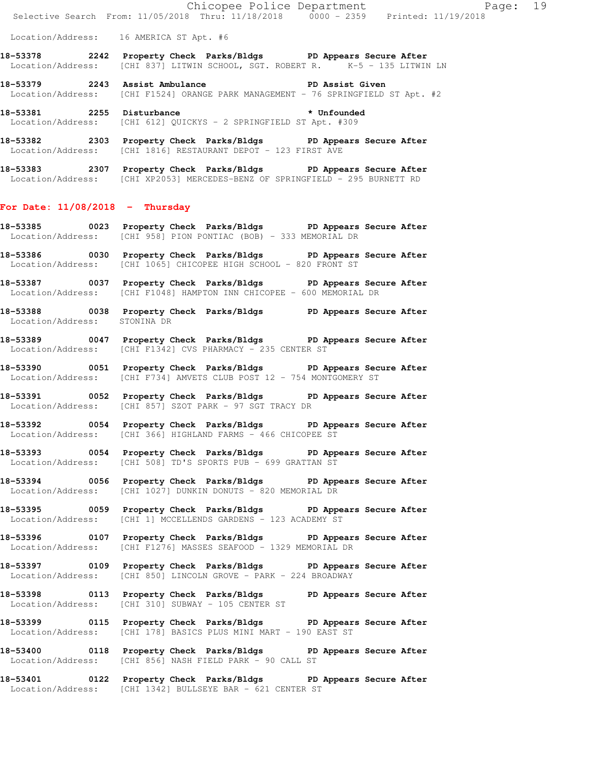Location/Address: 16 AMERICA ST Apt. #6

**18-53378** 2242 Property Check Parks/Bldgs PD Appears Secure After
Location/Address: [CHI 837] LITWIN SCHOOL, SGT. ROBERT R. K-5 - 135 LITWIN LN

**18-53379** 2243 Assist Ambulance PD Assist Given
Location/Address: [CHI F1524] ORANGE PARK MANAGEMENT - 76 SPRINGFIELD ST Apt. #2

**18-53381** 2255 Disturbance * Unfounded
Location/Address: [CHI 612] QUICKYS - 2 SPRINGFIELD ST Apt. #309

**18-53382** 2303 Property Check Parks/Bldgs PD Appears Secure After
Location/Address: [CHI 1816] RESTAURANT DEPOT - 123 FIRST AVE

**18-53383** 2307 Property Check Parks/Bldgs PD Appears Secure After
Location/Address: [CHI XP2053] MERCEDES-BENZ OF SPRINGFIELD - 295 BURNETT RD

## For Date: 11/08/2018 - Thursday

**18-53385** 0023 Property Check Parks/Bldgs PD Appears Secure After
Location/Address: [CHI 958] PION PONTIAC (BOB) - 333 MEMORIAL DR

**18-53386** 0030 Property Check Parks/Bldgs PD Appears Secure After
Location/Address: [CHI 1065] CHICOPEE HIGH SCHOOL - 820 FRONT ST

**18-53387** 0037 Property Check Parks/Bldgs PD Appears Secure After
Location/Address: [CHI F1048] HAMPTON INN CHICOPEE - 600 MEMORIAL DR

**18-53388** 0038 Property Check Parks/Bldgs PD Appears Secure After
Location/Address: STONINA DR

**18-53389** 0047 Property Check Parks/Bldgs PD Appears Secure After
Location/Address: [CHI F1342] CVS PHARMACY - 235 CENTER ST

**18-53390** 0051 Property Check Parks/Bldgs PD Appears Secure After
Location/Address: [CHI F734] AMVETS CLUB POST 12 - 754 MONTGOMERY ST

**18-53391** 0052 Property Check Parks/Bldgs PD Appears Secure After
Location/Address: [CHI 857] SZOT PARK - 97 SGT TRACY DR

**18-53392** 0054 Property Check Parks/Bldgs PD Appears Secure After
Location/Address: [CHI 366] HIGHLAND FARMS - 466 CHICOPEE ST

**18-53393** 0054 Property Check Parks/Bldgs PD Appears Secure After
Location/Address: [CHI 508] TD'S SPORTS PUB - 699 GRATTAN ST

**18-53394** 0056 Property Check Parks/Bldgs PD Appears Secure After
Location/Address: [CHI 1027] DUNKIN DONUTS - 820 MEMORIAL DR

**18-53395** 0059 Property Check Parks/Bldgs PD Appears Secure After
Location/Address: [CHI 1] MCCELLENDS GARDENS - 123 ACADEMY ST

**18-53396** 0107 Property Check Parks/Bldgs PD Appears Secure After
Location/Address: [CHI F1276] MASSES SEAFOOD - 1329 MEMORIAL DR

**18-53397** 0109 Property Check Parks/Bldgs PD Appears Secure After
Location/Address: [CHI 850] LINCOLN GROVE - PARK - 224 BROADWAY

**18-53398** 0113 Property Check Parks/Bldgs PD Appears Secure After
Location/Address: [CHI 310] SUBWAY - 105 CENTER ST

**18-53399** 0115 Property Check Parks/Bldgs PD Appears Secure After
Location/Address: [CHI 178] BASICS PLUS MINI MART - 190 EAST ST

**18-53400** 0118 Property Check Parks/Bldgs PD Appears Secure After
Location/Address: [CHI 856] NASH FIELD PARK - 90 CALL ST

**18-53401** 0122 Property Check Parks/Bldgs PD Appears Secure After
Location/Address: [CHI 1342] BULLSEYE BAR - 621 CENTER ST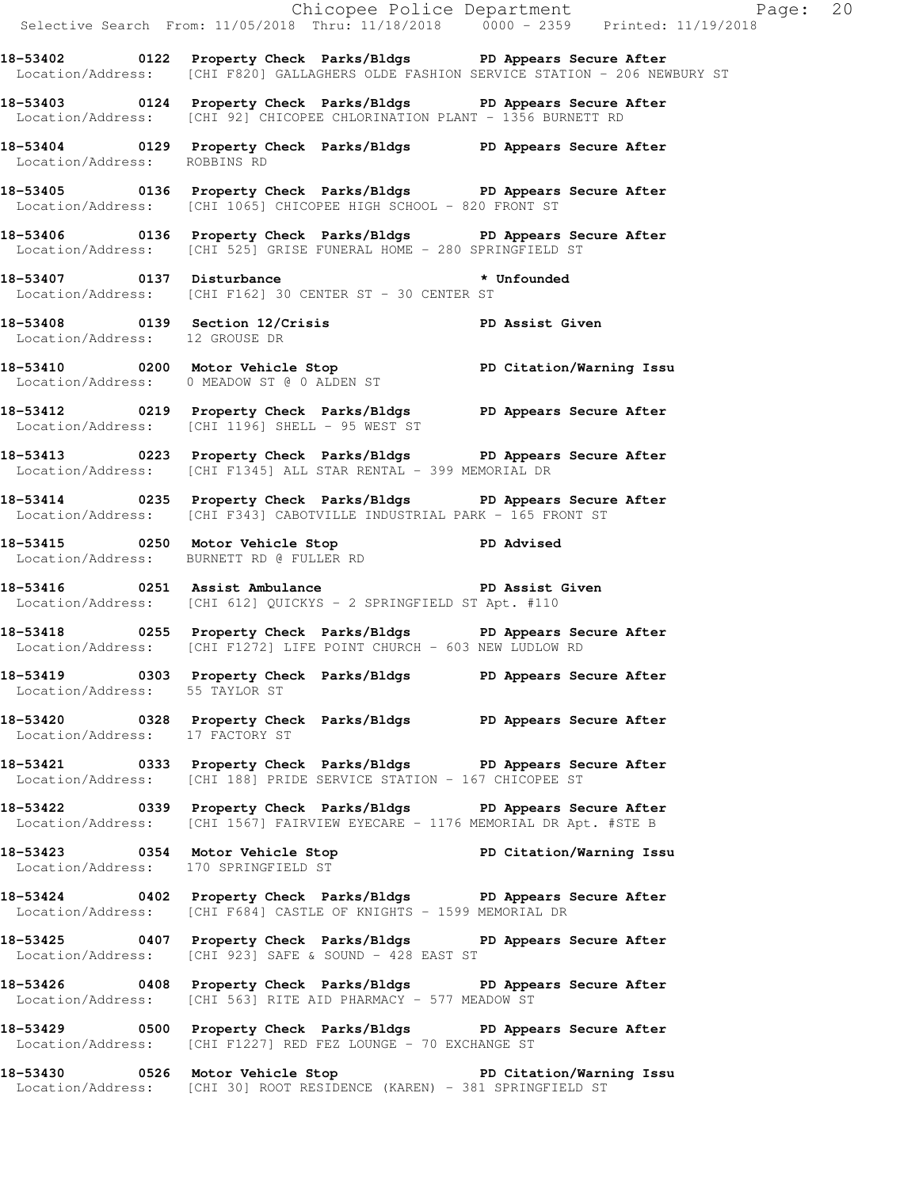**18-53402 0122 Property Check Parks/Bldgs PD Appears Secure After**
Location/Address: [CHI F820] GALLAGHERS OLDE FASHION SERVICE STATION - 206 NEWBURY ST

**18-53403 0124 Property Check Parks/Bldgs PD Appears Secure After**
Location/Address: [CHI 92] CHICOPEE CHLORINATION PLANT - 1356 BURNETT RD

**18-53404 0129 Property Check Parks/Bldgs PD Appears Secure After**
Location/Address: ROBBINS RD

**18-53405 0136 Property Check Parks/Bldgs PD Appears Secure After**
Location/Address: [CHI 1065] CHICOPEE HIGH SCHOOL - 820 FRONT ST

**18-53406 0136 Property Check Parks/Bldgs PD Appears Secure After**
Location/Address: [CHI 525] GRISE FUNERAL HOME - 280 SPRINGFIELD ST

**18-53407 0137 Disturbance * Unfounded**
Location/Address: [CHI F162] 30 CENTER ST - 30 CENTER ST

**18-53408 0139 Section 12/Crisis PD Assist Given**
Location/Address: 12 GROUSE DR

**18-53410 0200 Motor Vehicle Stop PD Citation/Warning Issu**
Location/Address: 0 MEADOW ST @ 0 ALDEN ST

**18-53412 0219 Property Check Parks/Bldgs PD Appears Secure After**
Location/Address: [CHI 1196] SHELL - 95 WEST ST

**18-53413 0223 Property Check Parks/Bldgs PD Appears Secure After**
Location/Address: [CHI F1345] ALL STAR RENTAL - 399 MEMORIAL DR

**18-53414 0235 Property Check Parks/Bldgs PD Appears Secure After**
Location/Address: [CHI F343] CABOTVILLE INDUSTRIAL PARK - 165 FRONT ST

**18-53415 0250 Motor Vehicle Stop PD Advised**
Location/Address: BURNETT RD @ FULLER RD

**18-53416 0251 Assist Ambulance PD Assist Given**
Location/Address: [CHI 612] QUICKYS - 2 SPRINGFIELD ST Apt. #110

**18-53418 0255 Property Check Parks/Bldgs PD Appears Secure After**
Location/Address: [CHI F1272] LIFE POINT CHURCH - 603 NEW LUDLOW RD

**18-53419 0303 Property Check Parks/Bldgs PD Appears Secure After**
Location/Address: 55 TAYLOR ST

**18-53420 0328 Property Check Parks/Bldgs PD Appears Secure After**
Location/Address: 17 FACTORY ST

**18-53421 0333 Property Check Parks/Bldgs PD Appears Secure After**
Location/Address: [CHI 188] PRIDE SERVICE STATION - 167 CHICOPEE ST

**18-53422 0339 Property Check Parks/Bldgs PD Appears Secure After**
Location/Address: [CHI 1567] FAIRVIEW EYECARE - 1176 MEMORIAL DR Apt. #STE B

**18-53423 0354 Motor Vehicle Stop PD Citation/Warning Issu**
Location/Address: 170 SPRINGFIELD ST

**18-53424 0402 Property Check Parks/Bldgs PD Appears Secure After**
Location/Address: [CHI F684] CASTLE OF KNIGHTS - 1599 MEMORIAL DR

**18-53425 0407 Property Check Parks/Bldgs PD Appears Secure After**
Location/Address: [CHI 923] SAFE & SOUND - 428 EAST ST

**18-53426 0408 Property Check Parks/Bldgs PD Appears Secure After**
Location/Address: [CHI 563] RITE AID PHARMACY - 577 MEADOW ST

**18-53429 0500 Property Check Parks/Bldgs PD Appears Secure After**
Location/Address: [CHI F1227] RED FEZ LOUNGE - 70 EXCHANGE ST

**18-53430 0526 Motor Vehicle Stop PD Citation/Warning Issu**
Location/Address: [CHI 30] ROOT RESIDENCE (KAREN) - 381 SPRINGFIELD ST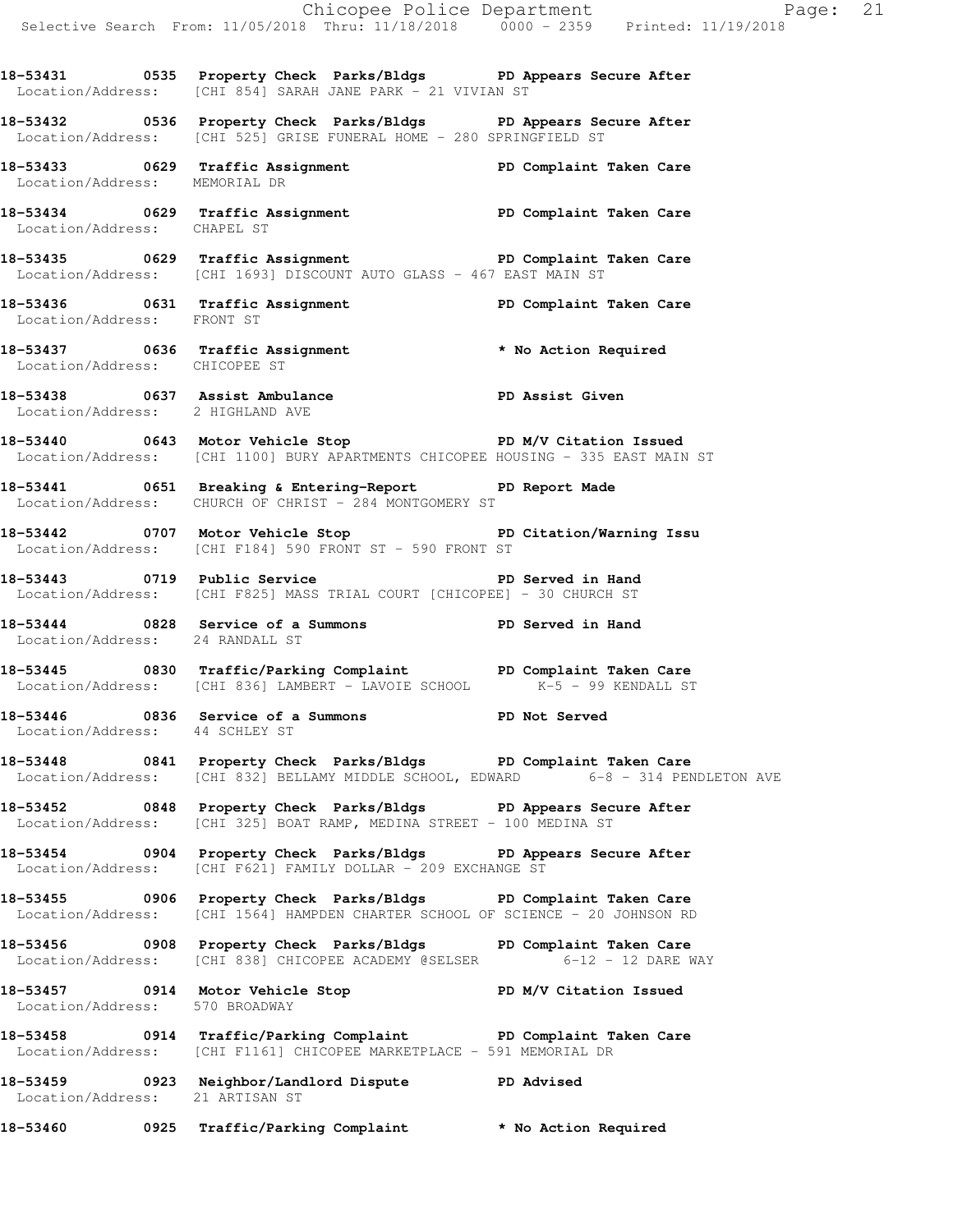**18-53431 0535 Property Check Parks/Bldgs PD Appears Secure After**
Location/Address: [CHI 854] SARAH JANE PARK - 21 VIVIAN ST

**18-53432 0536 Property Check Parks/Bldgs PD Appears Secure After**
Location/Address: [CHI 525] GRISE FUNERAL HOME - 280 SPRINGFIELD ST

**18-53433 0629 Traffic Assignment PD Complaint Taken Care**
Location/Address: MEMORIAL DR

**18-53434 0629 Traffic Assignment PD Complaint Taken Care**
Location/Address: CHAPEL ST

**18-53435 0629 Traffic Assignment PD Complaint Taken Care**
Location/Address: [CHI 1693] DISCOUNT AUTO GLASS - 467 EAST MAIN ST

**18-53436 0631 Traffic Assignment PD Complaint Taken Care**
Location/Address: FRONT ST

**18-53437 0636 Traffic Assignment * No Action Required**
Location/Address: CHICOPEE ST

**18-53438 0637 Assist Ambulance PD Assist Given**
Location/Address: 2 HIGHLAND AVE

**18-53440 0643 Motor Vehicle Stop PD M/V Citation Issued**
Location/Address: [CHI 1100] BURY APARTMENTS CHICOPEE HOUSING - 335 EAST MAIN ST

**18-53441 0651 Breaking & Entering-Report PD Report Made**
Location/Address: CHURCH OF CHRIST - 284 MONTGOMERY ST

**18-53442 0707 Motor Vehicle Stop PD Citation/Warning Issu**
Location/Address: [CHI F184] 590 FRONT ST - 590 FRONT ST

**18-53443 0719 Public Service PD Served in Hand**
Location/Address: [CHI F825] MASS TRIAL COURT [CHICOPEE] - 30 CHURCH ST

**18-53444 0828 Service of a Summons PD Served in Hand**
Location/Address: 24 RANDALL ST

**18-53445 0830 Traffic/Parking Complaint PD Complaint Taken Care**
Location/Address: [CHI 836] LAMBERT - LAVOIE SCHOOL K-5 - 99 KENDALL ST

**18-53446 0836 Service of a Summons PD Not Served**
Location/Address: 44 SCHLEY ST

**18-53448 0841 Property Check Parks/Bldgs PD Complaint Taken Care**
Location/Address: [CHI 832] BELLAMY MIDDLE SCHOOL, EDWARD 6-8 - 314 PENDLETON AVE

**18-53452 0848 Property Check Parks/Bldgs PD Appears Secure After**
Location/Address: [CHI 325] BOAT RAMP, MEDINA STREET - 100 MEDINA ST

**18-53454 0904 Property Check Parks/Bldgs PD Appears Secure After**
Location/Address: [CHI F621] FAMILY DOLLAR - 209 EXCHANGE ST

**18-53455 0906 Property Check Parks/Bldgs PD Complaint Taken Care**
Location/Address: [CHI 1564] HAMPDEN CHARTER SCHOOL OF SCIENCE - 20 JOHNSON RD

**18-53456 0908 Property Check Parks/Bldgs PD Complaint Taken Care**
Location/Address: [CHI 838] CHICOPEE ACADEMY @SELSER 6-12 - 12 DARE WAY

**18-53457 0914 Motor Vehicle Stop PD M/V Citation Issued**
Location/Address: 570 BROADWAY

**18-53458 0914 Traffic/Parking Complaint PD Complaint Taken Care**
Location/Address: [CHI F1161] CHICOPEE MARKETPLACE - 591 MEMORIAL DR

**18-53459 0923 Neighbor/Landlord Dispute PD Advised**
Location/Address: 21 ARTISAN ST

**18-53460 0925 Traffic/Parking Complaint * No Action Required**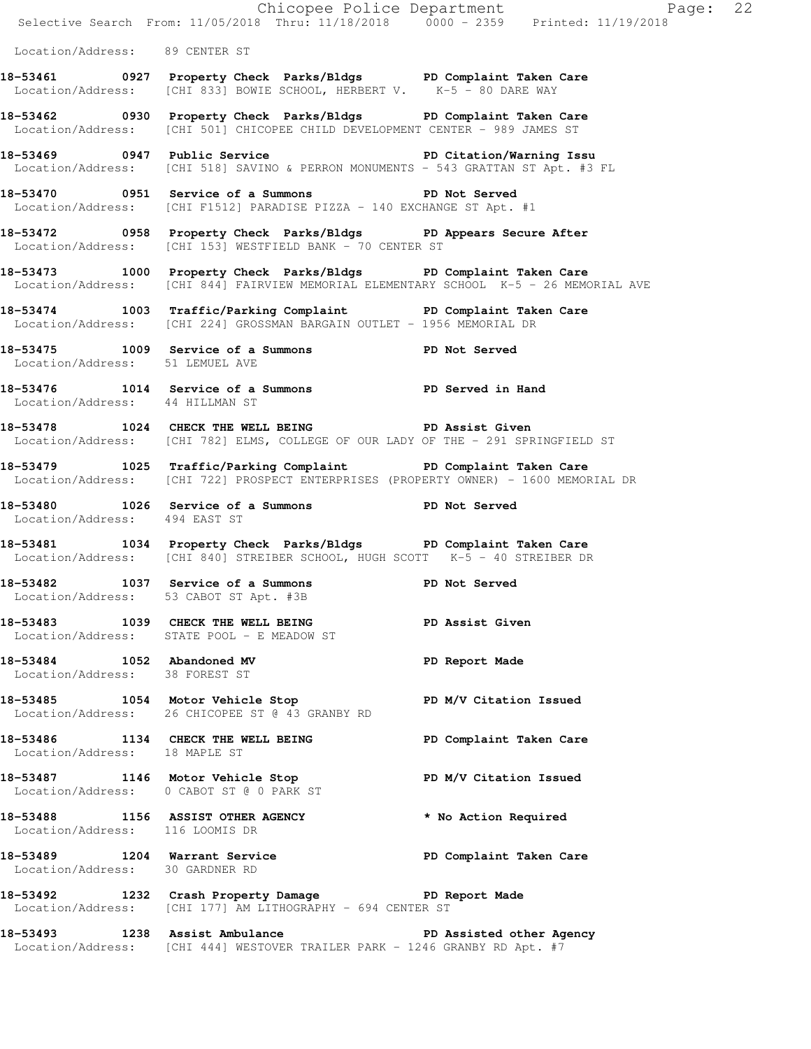Location/Address: 89 CENTER ST

**18-53461 0927 Property Check Parks/Bldgs PD Complaint Taken Care**
Location/Address: [CHI 833] BOWIE SCHOOL, HERBERT V. K-5 - 80 DARE WAY

**18-53462 0930 Property Check Parks/Bldgs PD Complaint Taken Care**
Location/Address: [CHI 501] CHICOPEE CHILD DEVELOPMENT CENTER - 989 JAMES ST

**18-53469 0947 Public Service PD Citation/Warning Issu**
Location/Address: [CHI 518] SAVINO & PERRON MONUMENTS - 543 GRATTAN ST Apt. #3 FL

**18-53470 0951 Service of a Summons PD Not Served**
Location/Address: [CHI F1512] PARADISE PIZZA - 140 EXCHANGE ST Apt. #1

**18-53472 0958 Property Check Parks/Bldgs PD Appears Secure After**
Location/Address: [CHI 153] WESTFIELD BANK - 70 CENTER ST

**18-53473 1000 Property Check Parks/Bldgs PD Complaint Taken Care**
Location/Address: [CHI 844] FAIRVIEW MEMORIAL ELEMENTARY SCHOOL K-5 - 26 MEMORIAL AVE

**18-53474 1003 Traffic/Parking Complaint PD Complaint Taken Care**
Location/Address: [CHI 224] GROSSMAN BARGAIN OUTLET - 1956 MEMORIAL DR

**18-53475 1009 Service of a Summons PD Not Served**
Location/Address: 51 LEMUEL AVE

**18-53476 1014 Service of a Summons PD Served in Hand**
Location/Address: 44 HILLMAN ST

**18-53478 1024 CHECK THE WELL BEING PD Assist Given**
Location/Address: [CHI 782] ELMS, COLLEGE OF OUR LADY OF THE - 291 SPRINGFIELD ST

**18-53479 1025 Traffic/Parking Complaint PD Complaint Taken Care**
Location/Address: [CHI 722] PROSPECT ENTERPRISES (PROPERTY OWNER) - 1600 MEMORIAL DR

**18-53480 1026 Service of a Summons PD Not Served**
Location/Address: 494 EAST ST

**18-53481 1034 Property Check Parks/Bldgs PD Complaint Taken Care**
Location/Address: [CHI 840] STREIBER SCHOOL, HUGH SCOTT K-5 - 40 STREIBER DR

**18-53482 1037 Service of a Summons PD Not Served**
Location/Address: 53 CABOT ST Apt. #3B

**18-53483 1039 CHECK THE WELL BEING PD Assist Given**
Location/Address: STATE POOL - E MEADOW ST

**18-53484 1052 Abandoned MV PD Report Made**
Location/Address: 38 FOREST ST

**18-53485 1054 Motor Vehicle Stop PD M/V Citation Issued**
Location/Address: 26 CHICOPEE ST @ 43 GRANBY RD

**18-53486 1134 CHECK THE WELL BEING PD Complaint Taken Care**
Location/Address: 18 MAPLE ST

**18-53487 1146 Motor Vehicle Stop PD M/V Citation Issued**
Location/Address: 0 CABOT ST @ 0 PARK ST

**18-53488 1156 ASSIST OTHER AGENCY * No Action Required**
Location/Address: 116 LOOMIS DR

**18-53489 1204 Warrant Service PD Complaint Taken Care**
Location/Address: 30 GARDNER RD

**18-53492 1232 Crash Property Damage PD Report Made**
Location/Address: [CHI 177] AM LITHOGRAPHY - 694 CENTER ST

**18-53493 1238 Assist Ambulance PD Assisted other Agency**
Location/Address: [CHI 444] WESTOVER TRAILER PARK - 1246 GRANBY RD Apt. #7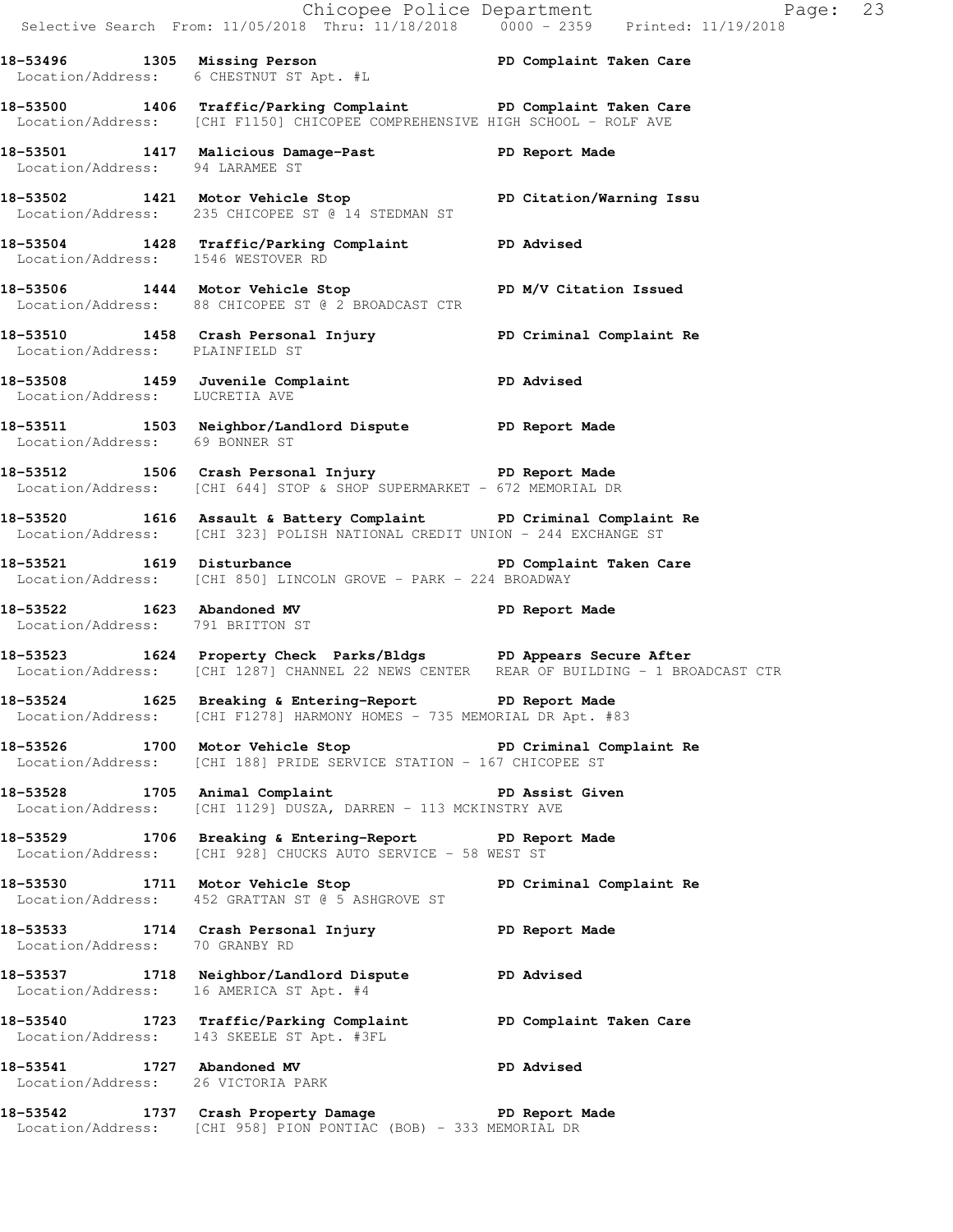**18-53496 1305 Missing Person PD Complaint Taken Care**
Location/Address: 6 CHESTNUT ST Apt. #L

**18-53500 1406 Traffic/Parking Complaint PD Complaint Taken Care**
Location/Address: [CHI F1150] CHICOPEE COMPREHENSIVE HIGH SCHOOL - ROLF AVE

**18-53501 1417 Malicious Damage-Past PD Report Made**
Location/Address: 94 LARAMEE ST

**18-53502 1421 Motor Vehicle Stop PD Citation/Warning Issu**
Location/Address: 235 CHICOPEE ST @ 14 STEDMAN ST

**18-53504 1428 Traffic/Parking Complaint PD Advised**
Location/Address: 1546 WESTOVER RD

**18-53506 1444 Motor Vehicle Stop PD M/V Citation Issued**
Location/Address: 88 CHICOPEE ST @ 2 BROADCAST CTR

**18-53510 1458 Crash Personal Injury PD Criminal Complaint Re**
Location/Address: PLAINFIELD ST

**18-53508 1459 Juvenile Complaint PD Advised**
Location/Address: LUCRETIA AVE

**18-53511 1503 Neighbor/Landlord Dispute PD Report Made**
Location/Address: 69 BONNER ST

**18-53512 1506 Crash Personal Injury PD Report Made**
Location/Address: [CHI 644] STOP & SHOP SUPERMARKET - 672 MEMORIAL DR

**18-53520 1616 Assault & Battery Complaint PD Criminal Complaint Re**
Location/Address: [CHI 323] POLISH NATIONAL CREDIT UNION - 244 EXCHANGE ST

**18-53521 1619 Disturbance PD Complaint Taken Care**
Location/Address: [CHI 850] LINCOLN GROVE - PARK - 224 BROADWAY

**18-53522 1623 Abandoned MV PD Report Made**
Location/Address: 791 BRITTON ST

**18-53523 1624 Property Check Parks/Bldgs PD Appears Secure After**
Location/Address: [CHI 1287] CHANNEL 22 NEWS CENTER REAR OF BUILDING - 1 BROADCAST CTR

**18-53524 1625 Breaking & Entering-Report PD Report Made**
Location/Address: [CHI F1278] HARMONY HOMES - 735 MEMORIAL DR Apt. #83

**18-53526 1700 Motor Vehicle Stop PD Criminal Complaint Re**
Location/Address: [CHI 188] PRIDE SERVICE STATION - 167 CHICOPEE ST

**18-53528 1705 Animal Complaint PD Assist Given**
Location/Address: [CHI 1129] DUSZA, DARREN - 113 MCKINSTRY AVE

**18-53529 1706 Breaking & Entering-Report PD Report Made**
Location/Address: [CHI 928] CHUCKS AUTO SERVICE - 58 WEST ST

**18-53530 1711 Motor Vehicle Stop PD Criminal Complaint Re**
Location/Address: 452 GRATTAN ST @ 5 ASHGROVE ST

**18-53533 1714 Crash Personal Injury PD Report Made**
Location/Address: 70 GRANBY RD

**18-53537 1718 Neighbor/Landlord Dispute PD Advised**
Location/Address: 16 AMERICA ST Apt. #4

**18-53540 1723 Traffic/Parking Complaint PD Complaint Taken Care**
Location/Address: 143 SKEELE ST Apt. #3FL

**18-53541 1727 Abandoned MV PD Advised**
Location/Address: 26 VICTORIA PARK

**18-53542 1737 Crash Property Damage PD Report Made**
Location/Address: [CHI 958] PION PONTIAC (BOB) - 333 MEMORIAL DR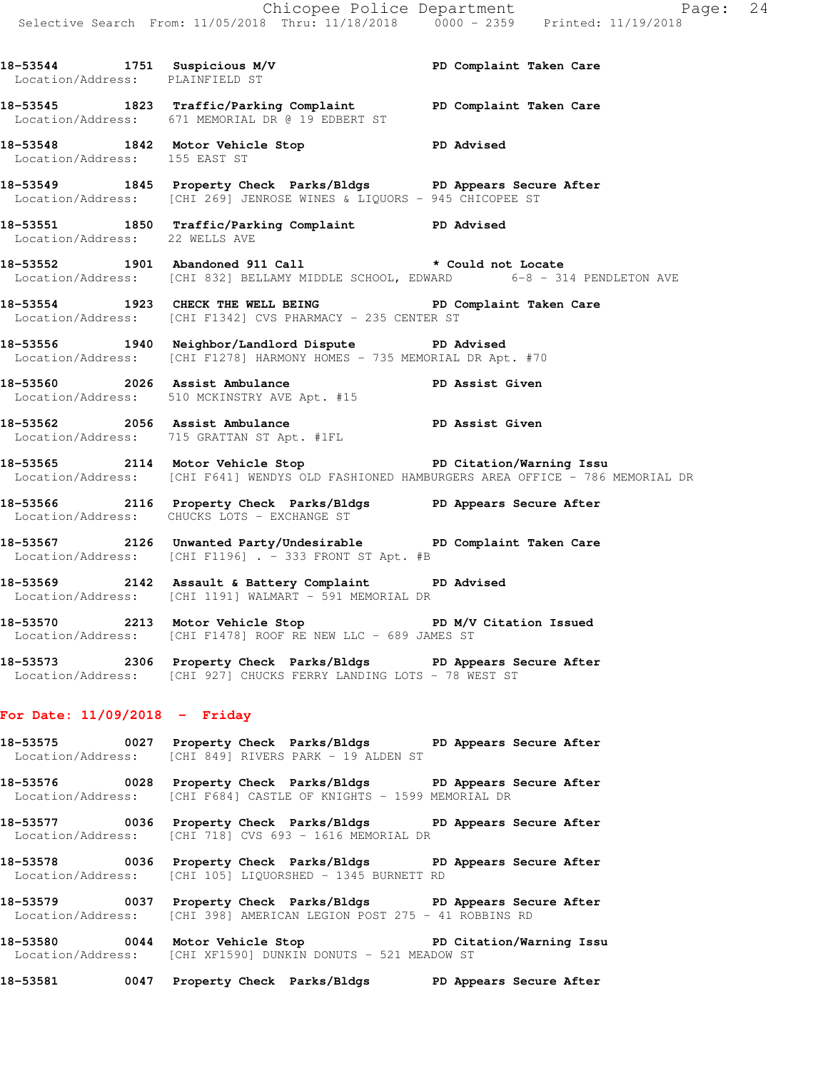18-53544 1751 Suspicious M/V PD Complaint Taken Care
Location/Address: PLAINFIELD ST

18-53545 1823 Traffic/Parking Complaint PD Complaint Taken Care
Location/Address: 671 MEMORIAL DR @ 19 EDBERT ST

18-53548 1842 Motor Vehicle Stop PD Advised
Location/Address: 155 EAST ST

18-53549 1845 Property Check Parks/Bldgs PD Appears Secure After
Location/Address: [CHI 269] JENROSE WINES & LIQUORS - 945 CHICOPEE ST

18-53551 1850 Traffic/Parking Complaint PD Advised
Location/Address: 22 WELLS AVE

18-53552 1901 Abandoned 911 Call * Could not Locate
Location/Address: [CHI 832] BELLAMY MIDDLE SCHOOL, EDWARD 6-8 - 314 PENDLETON AVE

18-53554 1923 CHECK THE WELL BEING PD Complaint Taken Care
Location/Address: [CHI F1342] CVS PHARMACY - 235 CENTER ST

18-53556 1940 Neighbor/Landlord Dispute PD Advised
Location/Address: [CHI F1278] HARMONY HOMES - 735 MEMORIAL DR Apt. #70

18-53560 2026 Assist Ambulance PD Assist Given
Location/Address: 510 MCKINSTRY AVE Apt. #15

18-53562 2056 Assist Ambulance PD Assist Given
Location/Address: 715 GRATTAN ST Apt. #1FL

18-53565 2114 Motor Vehicle Stop PD Citation/Warning Issu
Location/Address: [CHI F641] WENDYS OLD FASHIONED HAMBURGERS AREA OFFICE - 786 MEMORIAL DR

18-53566 2116 Property Check Parks/Bldgs PD Appears Secure After
Location/Address: CHUCKS LOTS - EXCHANGE ST

18-53567 2126 Unwanted Party/Undesirable PD Complaint Taken Care
Location/Address: [CHI F1196] . - 333 FRONT ST Apt. #B

18-53569 2142 Assault & Battery Complaint PD Advised
Location/Address: [CHI 1191] WALMART - 591 MEMORIAL DR

18-53570 2213 Motor Vehicle Stop PD M/V Citation Issued
Location/Address: [CHI F1478] ROOF RE NEW LLC - 689 JAMES ST

18-53573 2306 Property Check Parks/Bldgs PD Appears Secure After
Location/Address: [CHI 927] CHUCKS FERRY LANDING LOTS - 78 WEST ST

**For Date: 11/09/2018 - Friday**

18-53575 0027 Property Check Parks/Bldgs PD Appears Secure After
Location/Address: [CHI 849] RIVERS PARK - 19 ALDEN ST

18-53576 0028 Property Check Parks/Bldgs PD Appears Secure After
Location/Address: [CHI F684] CASTLE OF KNIGHTS - 1599 MEMORIAL DR

18-53577 0036 Property Check Parks/Bldgs PD Appears Secure After
Location/Address: [CHI 718] CVS 693 - 1616 MEMORIAL DR

18-53578 0036 Property Check Parks/Bldgs PD Appears Secure After
Location/Address: [CHI 105] LIQUORSHED - 1345 BURNETT RD

18-53579 0037 Property Check Parks/Bldgs PD Appears Secure After
Location/Address: [CHI 398] AMERICAN LEGION POST 275 - 41 ROBBINS RD

18-53580 0044 Motor Vehicle Stop PD Citation/Warning Issu
Location/Address: [CHI XF1590] DUNKIN DONUTS - 521 MEADOW ST

18-53581 0047 Property Check Parks/Bldgs PD Appears Secure After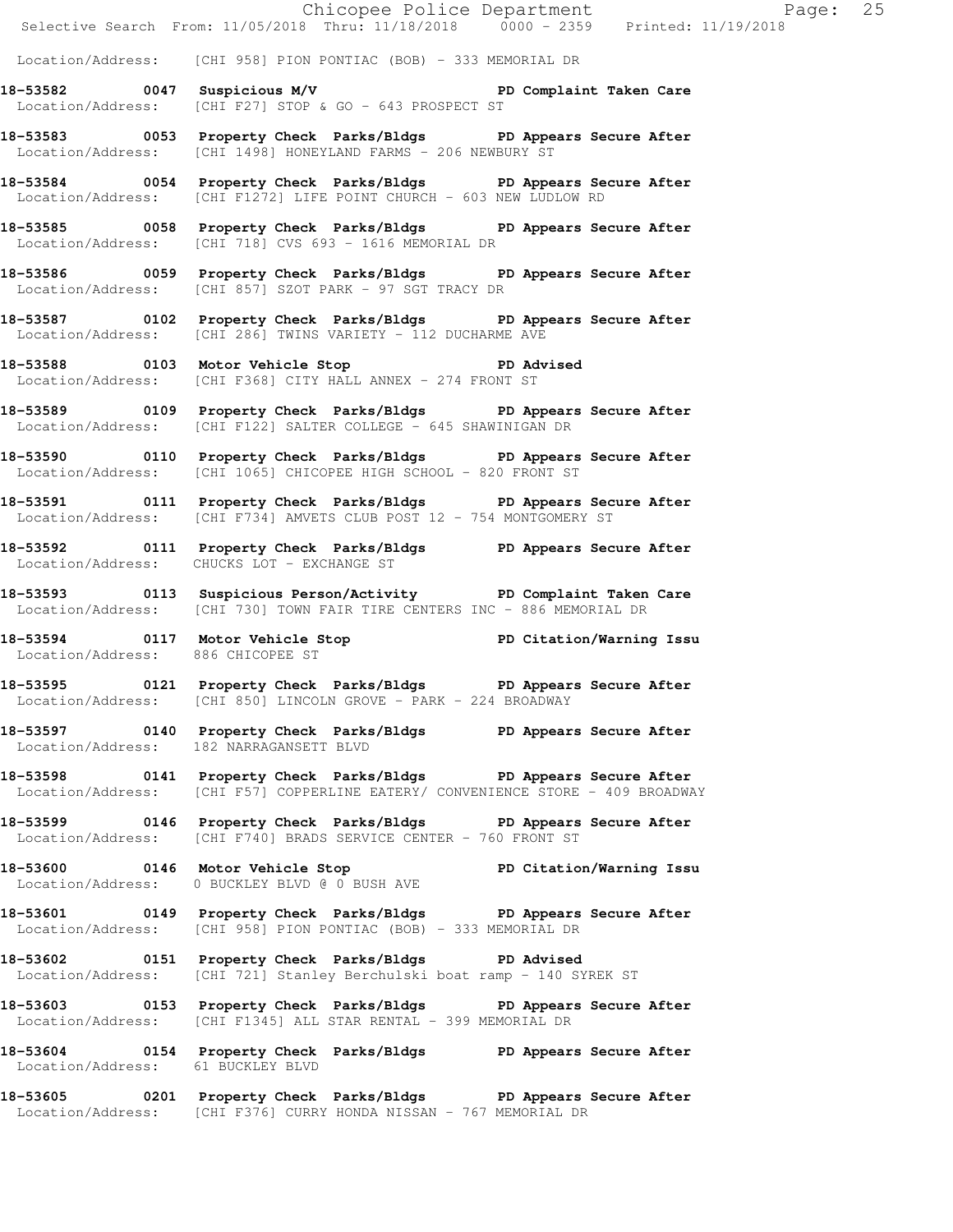Location/Address: [CHI 958] PION PONTIAC (BOB) - 333 MEMORIAL DR

**18-53582 0047 Suspicious M/V PD Complaint Taken Care**
Location/Address: [CHI F27] STOP & GO - 643 PROSPECT ST

**18-53583 0053 Property Check Parks/Bldgs PD Appears Secure After**
Location/Address: [CHI 1498] HONEYLAND FARMS - 206 NEWBURY ST

**18-53584 0054 Property Check Parks/Bldgs PD Appears Secure After**
Location/Address: [CHI F1272] LIFE POINT CHURCH - 603 NEW LUDLOW RD

**18-53585 0058 Property Check Parks/Bldgs PD Appears Secure After**
Location/Address: [CHI 718] CVS 693 - 1616 MEMORIAL DR

**18-53586 0059 Property Check Parks/Bldgs PD Appears Secure After**
Location/Address: [CHI 857] SZOT PARK - 97 SGT TRACY DR

**18-53587 0102 Property Check Parks/Bldgs PD Appears Secure After**
Location/Address: [CHI 286] TWINS VARIETY - 112 DUCHARME AVE

**18-53588 0103 Motor Vehicle Stop PD Advised**
Location/Address: [CHI F368] CITY HALL ANNEX - 274 FRONT ST

**18-53589 0109 Property Check Parks/Bldgs PD Appears Secure After**
Location/Address: [CHI F122] SALTER COLLEGE - 645 SHAWINIGAN DR

**18-53590 0110 Property Check Parks/Bldgs PD Appears Secure After**
Location/Address: [CHI 1065] CHICOPEE HIGH SCHOOL - 820 FRONT ST

**18-53591 0111 Property Check Parks/Bldgs PD Appears Secure After**
Location/Address: [CHI F734] AMVETS CLUB POST 12 - 754 MONTGOMERY ST

**18-53592 0111 Property Check Parks/Bldgs PD Appears Secure After**
Location/Address: CHUCKS LOT - EXCHANGE ST

**18-53593 0113 Suspicious Person/Activity PD Complaint Taken Care**
Location/Address: [CHI 730] TOWN FAIR TIRE CENTERS INC - 886 MEMORIAL DR

**18-53594 0117 Motor Vehicle Stop PD Citation/Warning Issu**
Location/Address: 886 CHICOPEE ST

**18-53595 0121 Property Check Parks/Bldgs PD Appears Secure After**
Location/Address: [CHI 850] LINCOLN GROVE - PARK - 224 BROADWAY

**18-53597 0140 Property Check Parks/Bldgs PD Appears Secure After**
Location/Address: 182 NARRAGANSETT BLVD

**18-53598 0141 Property Check Parks/Bldgs PD Appears Secure After**
Location/Address: [CHI F57] COPPERLINE EATERY/ CONVENIENCE STORE - 409 BROADWAY

**18-53599 0146 Property Check Parks/Bldgs PD Appears Secure After**
Location/Address: [CHI F740] BRADS SERVICE CENTER - 760 FRONT ST

**18-53600 0146 Motor Vehicle Stop PD Citation/Warning Issu**
Location/Address: 0 BUCKLEY BLVD @ 0 BUSH AVE

**18-53601 0149 Property Check Parks/Bldgs PD Appears Secure After**
Location/Address: [CHI 958] PION PONTIAC (BOB) - 333 MEMORIAL DR

**18-53602 0151 Property Check Parks/Bldgs PD Advised**
Location/Address: [CHI 721] Stanley Berchulski boat ramp - 140 SYREK ST

**18-53603 0153 Property Check Parks/Bldgs PD Appears Secure After**
Location/Address: [CHI F1345] ALL STAR RENTAL - 399 MEMORIAL DR

**18-53604 0154 Property Check Parks/Bldgs PD Appears Secure After**
Location/Address: 61 BUCKLEY BLVD

**18-53605 0201 Property Check Parks/Bldgs PD Appears Secure After**
Location/Address: [CHI F376] CURRY HONDA NISSAN - 767 MEMORIAL DR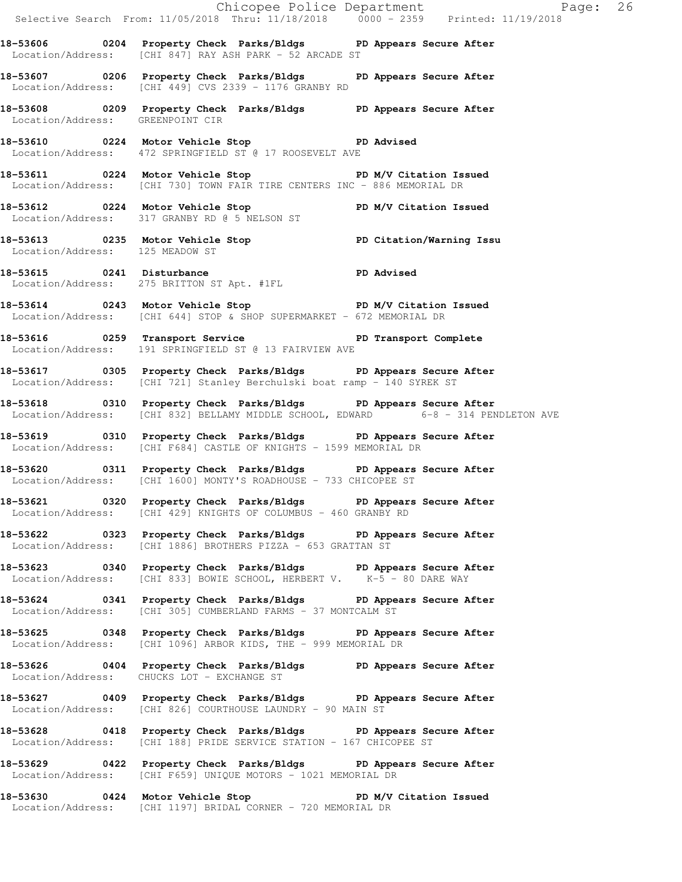**18-53606 0204 Property Check Parks/Bldgs PD Appears Secure After**
Location/Address: [CHI 847] RAY ASH PARK - 52 ARCADE ST

**18-53607 0206 Property Check Parks/Bldgs PD Appears Secure After**
Location/Address: [CHI 449] CVS 2339 - 1176 GRANBY RD

**18-53608 0209 Property Check Parks/Bldgs PD Appears Secure After**
Location/Address: GREENPOINT CIR

**18-53610 0224 Motor Vehicle Stop PD Advised**
Location/Address: 472 SPRINGFIELD ST @ 17 ROOSEVELT AVE

**18-53611 0224 Motor Vehicle Stop PD M/V Citation Issued**
Location/Address: [CHI 730] TOWN FAIR TIRE CENTERS INC - 886 MEMORIAL DR

**18-53612 0224 Motor Vehicle Stop PD M/V Citation Issued**
Location/Address: 317 GRANBY RD @ 5 NELSON ST

**18-53613 0235 Motor Vehicle Stop PD Citation/Warning Issu**
Location/Address: 125 MEADOW ST

**18-53615 0241 Disturbance PD Advised**
Location/Address: 275 BRITTON ST Apt. #1FL

**18-53614 0243 Motor Vehicle Stop PD M/V Citation Issued**
Location/Address: [CHI 644] STOP & SHOP SUPERMARKET - 672 MEMORIAL DR

**18-53616 0259 Transport Service PD Transport Complete**
Location/Address: 191 SPRINGFIELD ST @ 13 FAIRVIEW AVE

**18-53617 0305 Property Check Parks/Bldgs PD Appears Secure After**
Location/Address: [CHI 721] Stanley Berchulski boat ramp - 140 SYREK ST

**18-53618 0310 Property Check Parks/Bldgs PD Appears Secure After**
Location/Address: [CHI 832] BELLAMY MIDDLE SCHOOL, EDWARD 6-8 - 314 PENDLETON AVE

**18-53619 0310 Property Check Parks/Bldgs PD Appears Secure After**
Location/Address: [CHI F684] CASTLE OF KNIGHTS - 1599 MEMORIAL DR

**18-53620 0311 Property Check Parks/Bldgs PD Appears Secure After**
Location/Address: [CHI 1600] MONTY'S ROADHOUSE - 733 CHICOPEE ST

**18-53621 0320 Property Check Parks/Bldgs PD Appears Secure After**
Location/Address: [CHI 429] KNIGHTS OF COLUMBUS - 460 GRANBY RD

**18-53622 0323 Property Check Parks/Bldgs PD Appears Secure After**
Location/Address: [CHI 1886] BROTHERS PIZZA - 653 GRATTAN ST

**18-53623 0340 Property Check Parks/Bldgs PD Appears Secure After**
Location/Address: [CHI 833] BOWIE SCHOOL, HERBERT V. K-5 - 80 DARE WAY

**18-53624 0341 Property Check Parks/Bldgs PD Appears Secure After**
Location/Address: [CHI 305] CUMBERLAND FARMS - 37 MONTCALM ST

**18-53625 0348 Property Check Parks/Bldgs PD Appears Secure After**
Location/Address: [CHI 1096] ARBOR KIDS, THE - 999 MEMORIAL DR

**18-53626 0404 Property Check Parks/Bldgs PD Appears Secure After**
Location/Address: CHUCKS LOT - EXCHANGE ST

**18-53627 0409 Property Check Parks/Bldgs PD Appears Secure After**
Location/Address: [CHI 826] COURTHOUSE LAUNDRY - 90 MAIN ST

**18-53628 0418 Property Check Parks/Bldgs PD Appears Secure After**
Location/Address: [CHI 188] PRIDE SERVICE STATION - 167 CHICOPEE ST

**18-53629 0422 Property Check Parks/Bldgs PD Appears Secure After**
Location/Address: [CHI F659] UNIQUE MOTORS - 1021 MEMORIAL DR

**18-53630 0424 Motor Vehicle Stop PD M/V Citation Issued**
Location/Address: [CHI 1197] BRIDAL CORNER - 720 MEMORIAL DR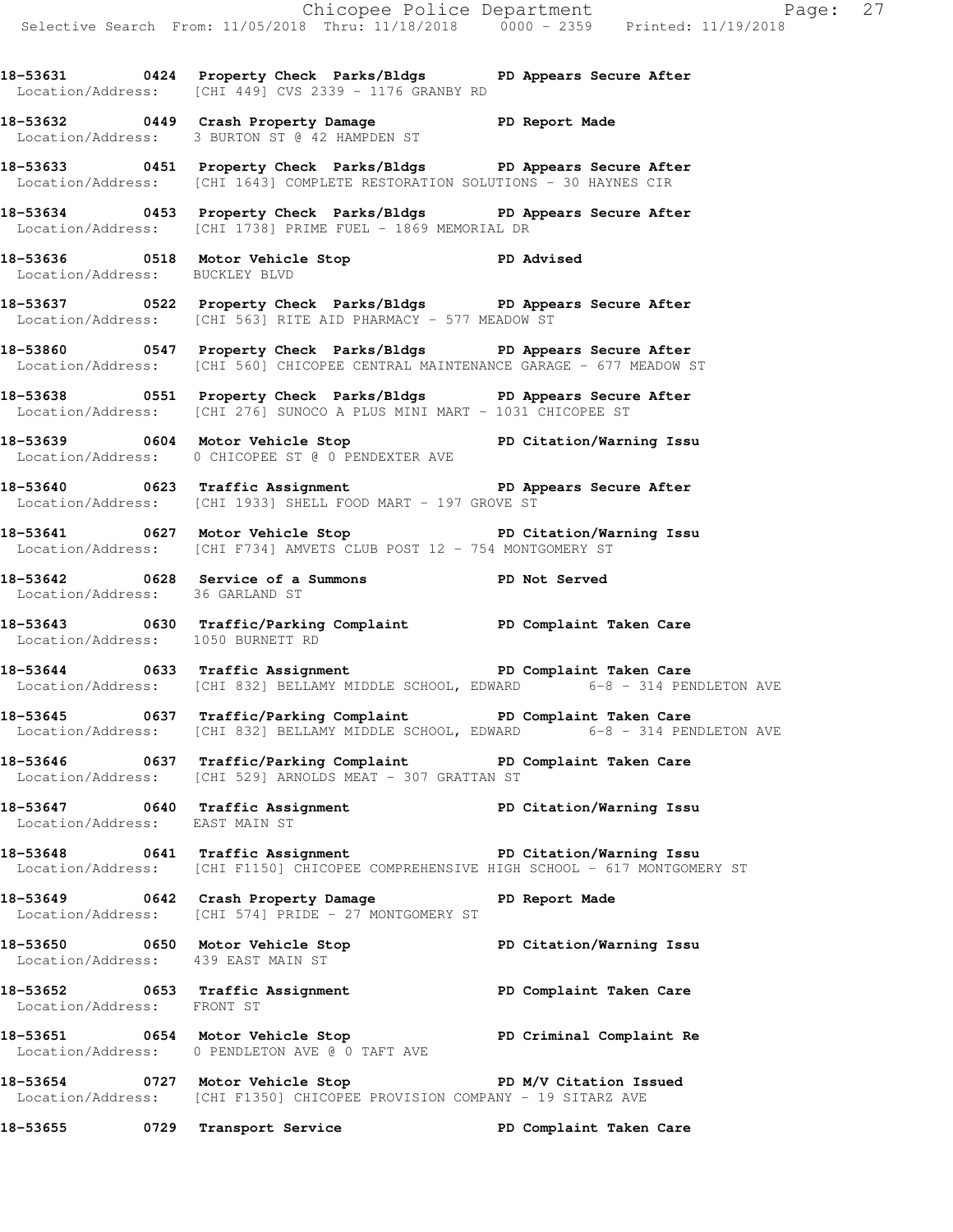**18-53631 0424 Property Check Parks/Bldgs PD Appears Secure After**
Location/Address: [CHI 449] CVS 2339 - 1176 GRANBY RD

**18-53632 0449 Crash Property Damage PD Report Made**
Location/Address: 3 BURTON ST @ 42 HAMPDEN ST

**18-53633 0451 Property Check Parks/Bldgs PD Appears Secure After**
Location/Address: [CHI 1643] COMPLETE RESTORATION SOLUTIONS - 30 HAYNES CIR

**18-53634 0453 Property Check Parks/Bldgs PD Appears Secure After**
Location/Address: [CHI 1738] PRIME FUEL - 1869 MEMORIAL DR

**18-53636 0518 Motor Vehicle Stop PD Advised**
Location/Address: BUCKLEY BLVD

**18-53637 0522 Property Check Parks/Bldgs PD Appears Secure After**
Location/Address: [CHI 563] RITE AID PHARMACY - 577 MEADOW ST

**18-53860 0547 Property Check Parks/Bldgs PD Appears Secure After**
Location/Address: [CHI 560] CHICOPEE CENTRAL MAINTENANCE GARAGE - 677 MEADOW ST

**18-53638 0551 Property Check Parks/Bldgs PD Appears Secure After**
Location/Address: [CHI 276] SUNOCO A PLUS MINI MART - 1031 CHICOPEE ST

**18-53639 0604 Motor Vehicle Stop PD Citation/Warning Issu**
Location/Address: 0 CHICOPEE ST @ 0 PENDEXTER AVE

**18-53640 0623 Traffic Assignment PD Appears Secure After**
Location/Address: [CHI 1933] SHELL FOOD MART - 197 GROVE ST

**18-53641 0627 Motor Vehicle Stop PD Citation/Warning Issu**
Location/Address: [CHI F734] AMVETS CLUB POST 12 - 754 MONTGOMERY ST

**18-53642 0628 Service of a Summons PD Not Served**
Location/Address: 36 GARLAND ST

**18-53643 0630 Traffic/Parking Complaint PD Complaint Taken Care**
Location/Address: 1050 BURNETT RD

**18-53644 0633 Traffic Assignment PD Complaint Taken Care**
Location/Address: [CHI 832] BELLAMY MIDDLE SCHOOL, EDWARD 6-8 - 314 PENDLETON AVE

**18-53645 0637 Traffic/Parking Complaint PD Complaint Taken Care**
Location/Address: [CHI 832] BELLAMY MIDDLE SCHOOL, EDWARD 6-8 - 314 PENDLETON AVE

**18-53646 0637 Traffic/Parking Complaint PD Complaint Taken Care**
Location/Address: [CHI 529] ARNOLDS MEAT - 307 GRATTAN ST

**18-53647 0640 Traffic Assignment PD Citation/Warning Issu**
Location/Address: EAST MAIN ST

**18-53648 0641 Traffic Assignment PD Citation/Warning Issu**
Location/Address: [CHI F1150] CHICOPEE COMPREHENSIVE HIGH SCHOOL - 617 MONTGOMERY ST

**18-53649 0642 Crash Property Damage PD Report Made**
Location/Address: [CHI 574] PRIDE - 27 MONTGOMERY ST

**18-53650 0650 Motor Vehicle Stop PD Citation/Warning Issu**
Location/Address: 439 EAST MAIN ST

**18-53652 0653 Traffic Assignment PD Complaint Taken Care**
Location/Address: FRONT ST

**18-53651 0654 Motor Vehicle Stop PD Criminal Complaint Re**
Location/Address: 0 PENDLETON AVE @ 0 TAFT AVE

**18-53654 0727 Motor Vehicle Stop PD M/V Citation Issued**
Location/Address: [CHI F1350] CHICOPEE PROVISION COMPANY - 19 SITARZ AVE

**18-53655 0729 Transport Service PD Complaint Taken Care**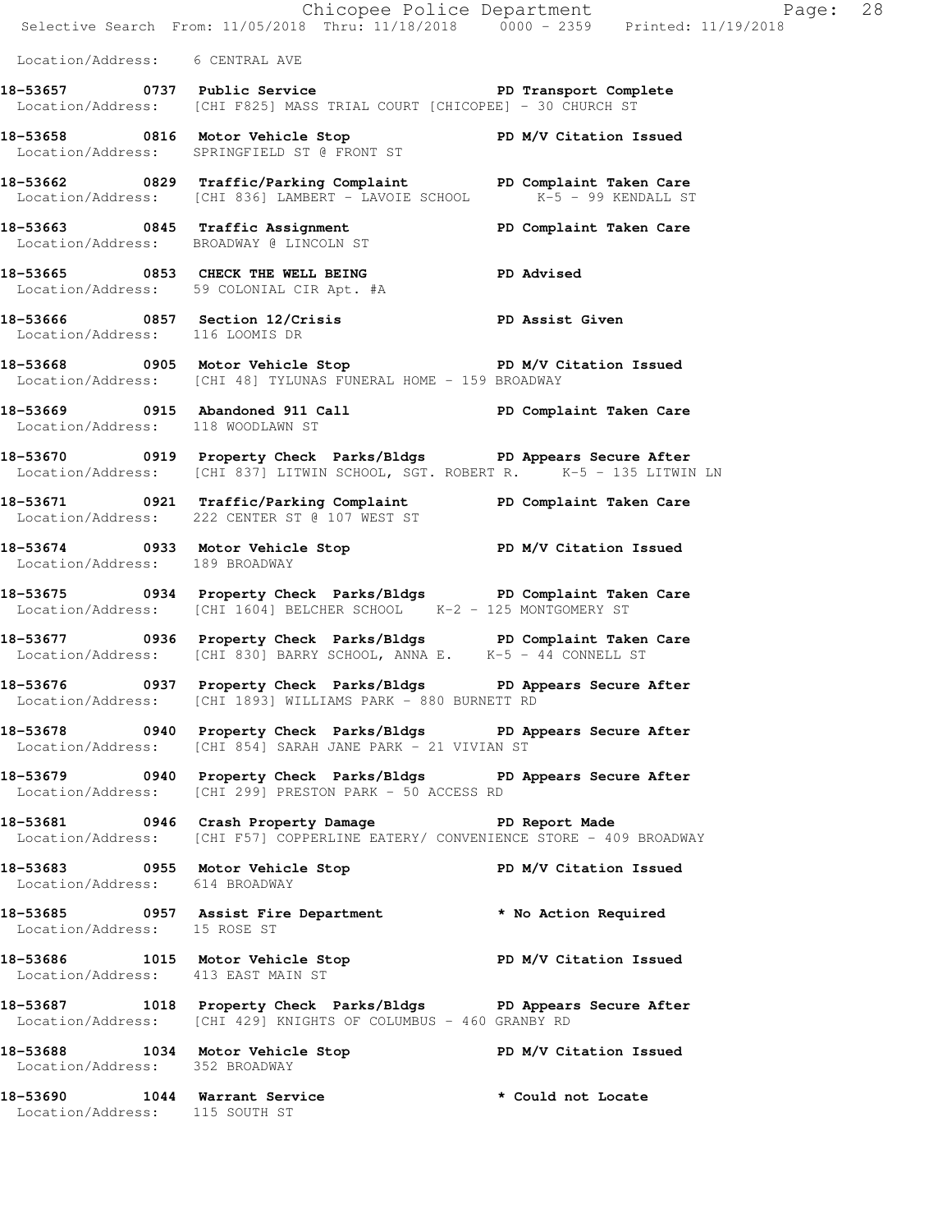Location/Address: 6 CENTRAL AVE

**18-53657 0737 Public Service** PD Transport Complete
Location/Address: [CHI F825] MASS TRIAL COURT [CHICOPEE] - 30 CHURCH ST

**18-53658 0816 Motor Vehicle Stop** PD M/V Citation Issued
Location/Address: SPRINGFIELD ST @ FRONT ST

**18-53662 0829 Traffic/Parking Complaint** PD Complaint Taken Care
Location/Address: [CHI 836] LAMBERT - LAVOIE SCHOOL K-5 - 99 KENDALL ST

**18-53663 0845 Traffic Assignment** PD Complaint Taken Care
Location/Address: BROADWAY @ LINCOLN ST

**18-53665 0853 CHECK THE WELL BEING** PD Advised
Location/Address: 59 COLONIAL CIR Apt. #A

**18-53666 0857 Section 12/Crisis** PD Assist Given
Location/Address: 116 LOOMIS DR

**18-53668 0905 Motor Vehicle Stop** PD M/V Citation Issued
Location/Address: [CHI 48] TYLUNAS FUNERAL HOME - 159 BROADWAY

**18-53669 0915 Abandoned 911 Call** PD Complaint Taken Care
Location/Address: 118 WOODLAWN ST

**18-53670 0919 Property Check Parks/Bldgs** PD Appears Secure After
Location/Address: [CHI 837] LITWIN SCHOOL, SGT. ROBERT R. K-5 - 135 LITWIN LN

**18-53671 0921 Traffic/Parking Complaint** PD Complaint Taken Care
Location/Address: 222 CENTER ST @ 107 WEST ST

**18-53674 0933 Motor Vehicle Stop** PD M/V Citation Issued
Location/Address: 189 BROADWAY

**18-53675 0934 Property Check Parks/Bldgs** PD Complaint Taken Care
Location/Address: [CHI 1604] BELCHER SCHOOL K-2 - 125 MONTGOMERY ST

**18-53677 0936 Property Check Parks/Bldgs** PD Complaint Taken Care
Location/Address: [CHI 830] BARRY SCHOOL, ANNA E. K-5 - 44 CONNELL ST

**18-53676 0937 Property Check Parks/Bldgs** PD Appears Secure After
Location/Address: [CHI 1893] WILLIAMS PARK - 880 BURNETT RD

**18-53678 0940 Property Check Parks/Bldgs** PD Appears Secure After
Location/Address: [CHI 854] SARAH JANE PARK - 21 VIVIAN ST

**18-53679 0940 Property Check Parks/Bldgs** PD Appears Secure After
Location/Address: [CHI 299] PRESTON PARK - 50 ACCESS RD

**18-53681 0946 Crash Property Damage** PD Report Made
Location/Address: [CHI F57] COPPERLINE EATERY/ CONVENIENCE STORE - 409 BROADWAY

**18-53683 0955 Motor Vehicle Stop** PD M/V Citation Issued
Location/Address: 614 BROADWAY

**18-53685 0957 Assist Fire Department** * No Action Required
Location/Address: 15 ROSE ST

**18-53686 1015 Motor Vehicle Stop** PD M/V Citation Issued
Location/Address: 413 EAST MAIN ST

**18-53687 1018 Property Check Parks/Bldgs** PD Appears Secure After
Location/Address: [CHI 429] KNIGHTS OF COLUMBUS - 460 GRANBY RD

**18-53688 1034 Motor Vehicle Stop** PD M/V Citation Issued
Location/Address: 352 BROADWAY

**18-53690 1044 Warrant Service** * Could not Locate
Location/Address: 115 SOUTH ST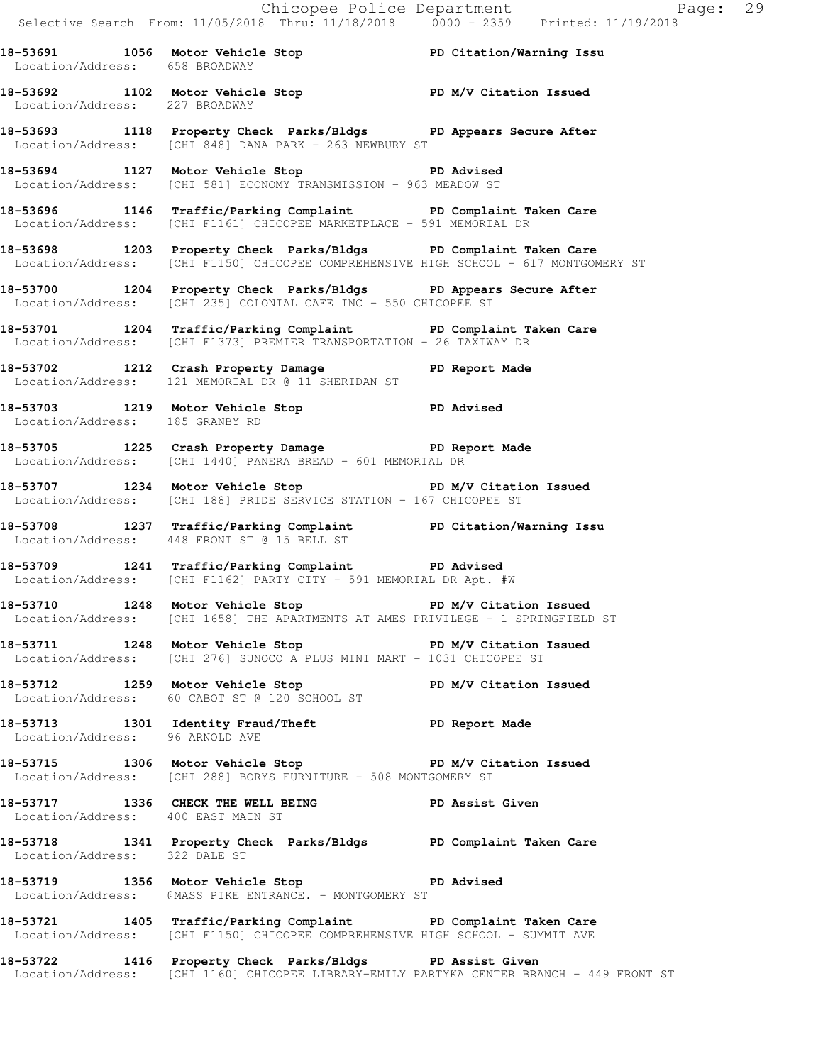**18-53691 1056 Motor Vehicle Stop PD Citation/Warning Issu**
Location/Address: 658 BROADWAY

**18-53692 1102 Motor Vehicle Stop PD M/V Citation Issued**
Location/Address: 227 BROADWAY

**18-53693 1118 Property Check Parks/Bldgs PD Appears Secure After**
Location/Address: [CHI 848] DANA PARK - 263 NEWBURY ST

**18-53694 1127 Motor Vehicle Stop PD Advised**
Location/Address: [CHI 581] ECONOMY TRANSMISSION - 963 MEADOW ST

**18-53696 1146 Traffic/Parking Complaint PD Complaint Taken Care**
Location/Address: [CHI F1161] CHICOPEE MARKETPLACE - 591 MEMORIAL DR

**18-53698 1203 Property Check Parks/Bldgs PD Complaint Taken Care**
Location/Address: [CHI F1150] CHICOPEE COMPREHENSIVE HIGH SCHOOL - 617 MONTGOMERY ST

**18-53700 1204 Property Check Parks/Bldgs PD Appears Secure After**
Location/Address: [CHI 235] COLONIAL CAFE INC - 550 CHICOPEE ST

**18-53701 1204 Traffic/Parking Complaint PD Complaint Taken Care**
Location/Address: [CHI F1373] PREMIER TRANSPORTATION - 26 TAXIWAY DR

**18-53702 1212 Crash Property Damage PD Report Made**
Location/Address: 121 MEMORIAL DR @ 11 SHERIDAN ST

**18-53703 1219 Motor Vehicle Stop PD Advised**
Location/Address: 185 GRANBY RD

**18-53705 1225 Crash Property Damage PD Report Made**
Location/Address: [CHI 1440] PANERA BREAD - 601 MEMORIAL DR

**18-53707 1234 Motor Vehicle Stop PD M/V Citation Issued**
Location/Address: [CHI 188] PRIDE SERVICE STATION - 167 CHICOPEE ST

**18-53708 1237 Traffic/Parking Complaint PD Citation/Warning Issu**
Location/Address: 448 FRONT ST @ 15 BELL ST

**18-53709 1241 Traffic/Parking Complaint PD Advised**
Location/Address: [CHI F1162] PARTY CITY - 591 MEMORIAL DR Apt. #W

**18-53710 1248 Motor Vehicle Stop PD M/V Citation Issued**
Location/Address: [CHI 1658] THE APARTMENTS AT AMES PRIVILEGE - 1 SPRINGFIELD ST

**18-53711 1248 Motor Vehicle Stop PD M/V Citation Issued**
Location/Address: [CHI 276] SUNOCO A PLUS MINI MART - 1031 CHICOPEE ST

**18-53712 1259 Motor Vehicle Stop PD M/V Citation Issued**
Location/Address: 60 CABOT ST @ 120 SCHOOL ST

**18-53713 1301 Identity Fraud/Theft PD Report Made**
Location/Address: 96 ARNOLD AVE

**18-53715 1306 Motor Vehicle Stop PD M/V Citation Issued**
Location/Address: [CHI 288] BORYS FURNITURE - 508 MONTGOMERY ST

**18-53717 1336 CHECK THE WELL BEING PD Assist Given**
Location/Address: 400 EAST MAIN ST

**18-53718 1341 Property Check Parks/Bldgs PD Complaint Taken Care**
Location/Address: 322 DALE ST

**18-53719 1356 Motor Vehicle Stop PD Advised**
Location/Address: @MASS PIKE ENTRANCE. - MONTGOMERY ST

**18-53721 1405 Traffic/Parking Complaint PD Complaint Taken Care**
Location/Address: [CHI F1150] CHICOPEE COMPREHENSIVE HIGH SCHOOL - SUMMIT AVE

**18-53722 1416 Property Check Parks/Bldgs PD Assist Given**
Location/Address: [CHI 1160] CHICOPEE LIBRARY-EMILY PARTYKA CENTER BRANCH - 449 FRONT ST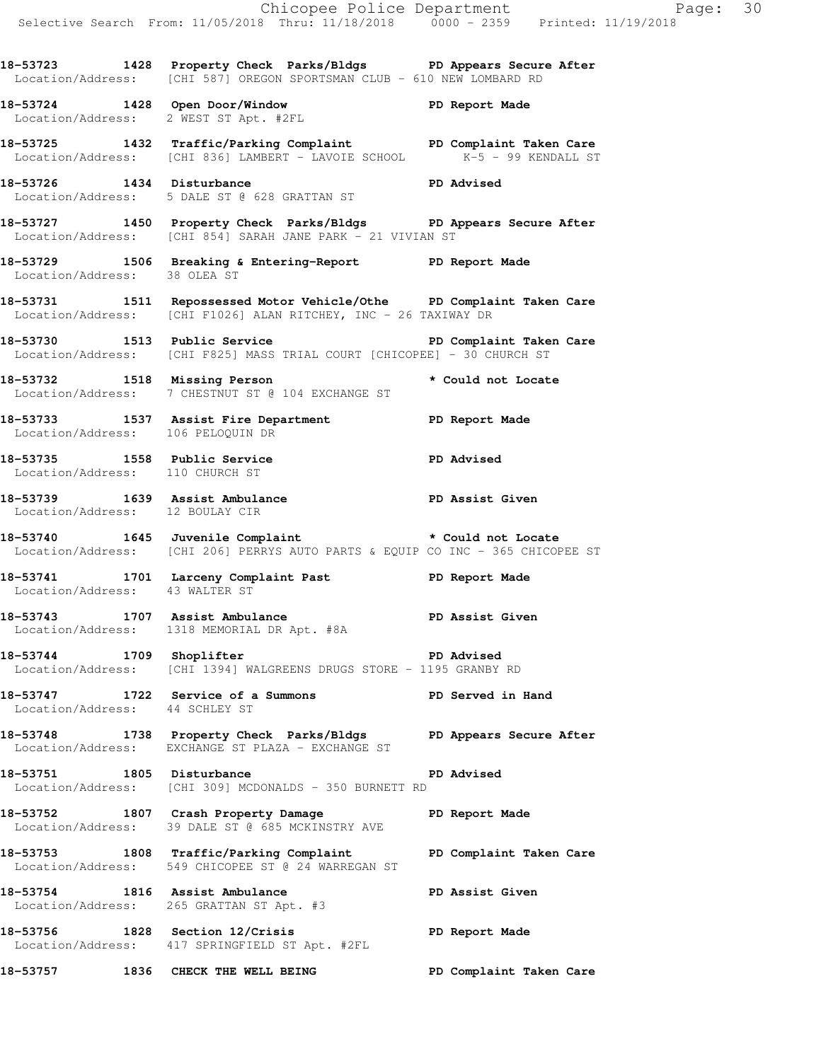**18-53723 1428 Property Check Parks/Bldgs PD Appears Secure After**
Location/Address: [CHI 587] OREGON SPORTSMAN CLUB - 610 NEW LOMBARD RD

**18-53724 1428 Open Door/Window PD Report Made**
Location/Address: 2 WEST ST Apt. #2FL

**18-53725 1432 Traffic/Parking Complaint PD Complaint Taken Care**
Location/Address: [CHI 836] LAMBERT - LAVOIE SCHOOL K-5 - 99 KENDALL ST

**18-53726 1434 Disturbance PD Advised**
Location/Address: 5 DALE ST @ 628 GRATTAN ST

**18-53727 1450 Property Check Parks/Bldgs PD Appears Secure After**
Location/Address: [CHI 854] SARAH JANE PARK - 21 VIVIAN ST

**18-53729 1506 Breaking & Entering-Report PD Report Made**
Location/Address: 38 OLEA ST

**18-53731 1511 Repossessed Motor Vehicle/Othe PD Complaint Taken Care**
Location/Address: [CHI F1026] ALAN RITCHEY, INC - 26 TAXIWAY DR

**18-53730 1513 Public Service PD Complaint Taken Care**
Location/Address: [CHI F825] MASS TRIAL COURT [CHICOPEE] - 30 CHURCH ST

**18-53732 1518 Missing Person * Could not Locate**
Location/Address: 7 CHESTNUT ST @ 104 EXCHANGE ST

**18-53733 1537 Assist Fire Department PD Report Made**
Location/Address: 106 PELOQUIN DR

**18-53735 1558 Public Service PD Advised**
Location/Address: 110 CHURCH ST

**18-53739 1639 Assist Ambulance PD Assist Given**
Location/Address: 12 BOULAY CIR

**18-53740 1645 Juvenile Complaint * Could not Locate**
Location/Address: [CHI 206] PERRYS AUTO PARTS & EQUIP CO INC - 365 CHICOPEE ST

**18-53741 1701 Larceny Complaint Past PD Report Made**
Location/Address: 43 WALTER ST

**18-53743 1707 Assist Ambulance PD Assist Given**
Location/Address: 1318 MEMORIAL DR Apt. #8A

**18-53744 1709 Shoplifter PD Advised**
Location/Address: [CHI 1394] WALGREENS DRUGS STORE - 1195 GRANBY RD

**18-53747 1722 Service of a Summons PD Served in Hand**
Location/Address: 44 SCHLEY ST

**18-53748 1738 Property Check Parks/Bldgs PD Appears Secure After**
Location/Address: EXCHANGE ST PLAZA - EXCHANGE ST

**18-53751 1805 Disturbance PD Advised**
Location/Address: [CHI 309] MCDONALDS - 350 BURNETT RD

**18-53752 1807 Crash Property Damage PD Report Made**
Location/Address: 39 DALE ST @ 685 MCKINSTRY AVE

**18-53753 1808 Traffic/Parking Complaint PD Complaint Taken Care**
Location/Address: 549 CHICOPEE ST @ 24 WARREGAN ST

**18-53754 1816 Assist Ambulance PD Assist Given**
Location/Address: 265 GRATTAN ST Apt. #3

**18-53756 1828 Section 12/Crisis PD Report Made**
Location/Address: 417 SPRINGFIELD ST Apt. #2FL

**18-53757 1836 CHECK THE WELL BEING PD Complaint Taken Care**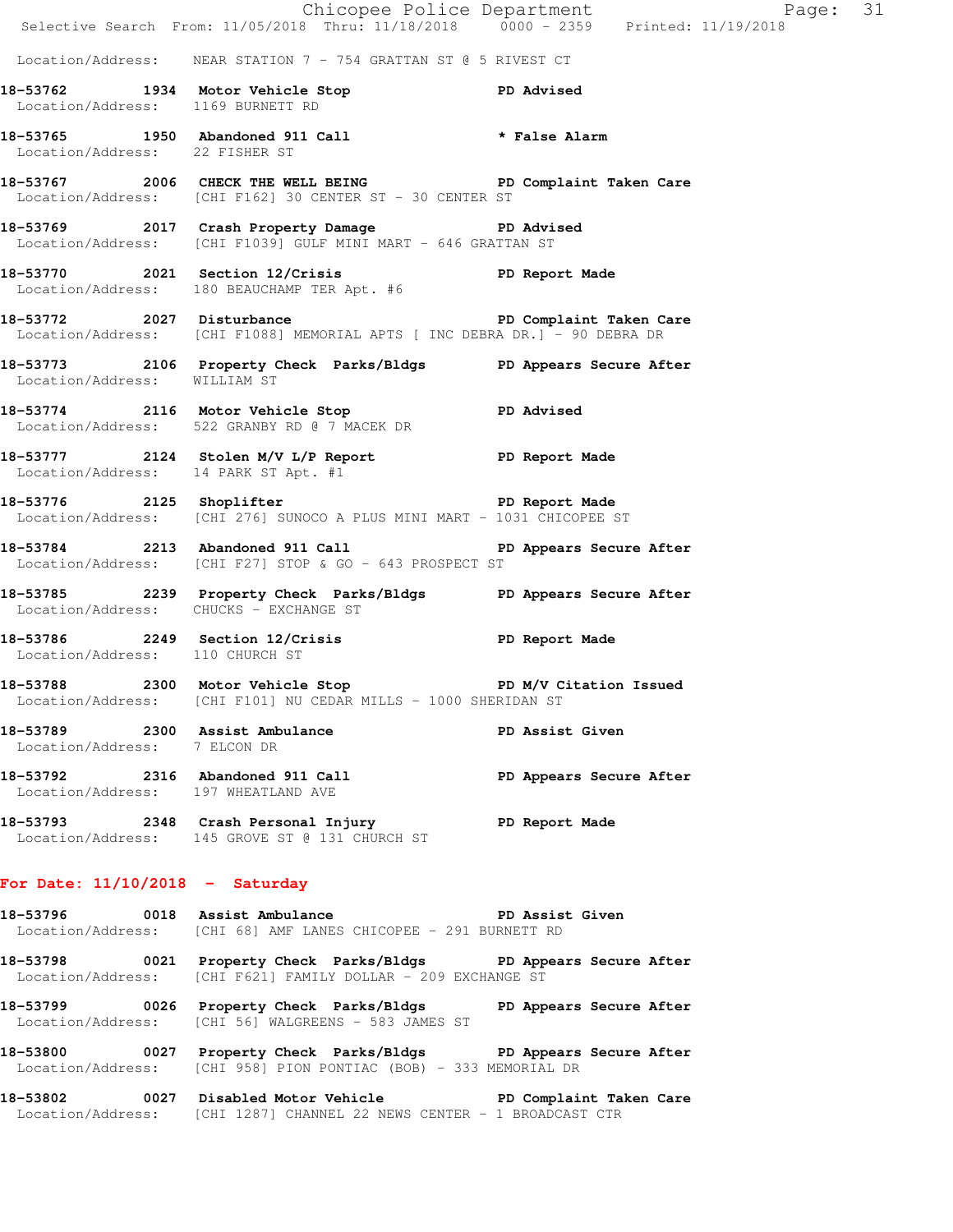Location/Address: NEAR STATION 7 - 754 GRATTAN ST @ 5 RIVEST CT

**18-53762 1934 Motor Vehicle Stop** PD Advised
Location/Address: 1169 BURNETT RD

**18-53765 1950 Abandoned 911 Call** * False Alarm
Location/Address: 22 FISHER ST

**18-53767 2006 CHECK THE WELL BEING** PD Complaint Taken Care
Location/Address: [CHI F162] 30 CENTER ST - 30 CENTER ST

**18-53769 2017 Crash Property Damage** PD Advised
Location/Address: [CHI F1039] GULF MINI MART - 646 GRATTAN ST

**18-53770 2021 Section 12/Crisis** PD Report Made
Location/Address: 180 BEAUCHAMP TER Apt. #6

**18-53772 2027 Disturbance** PD Complaint Taken Care
Location/Address: [CHI F1088] MEMORIAL APTS [ INC DEBRA DR.] - 90 DEBRA DR

**18-53773 2106 Property Check Parks/Bldgs** PD Appears Secure After
Location/Address: WILLIAM ST

**18-53774 2116 Motor Vehicle Stop** PD Advised
Location/Address: 522 GRANBY RD @ 7 MACEK DR

**18-53777 2124 Stolen M/V L/P Report** PD Report Made
Location/Address: 14 PARK ST Apt. #1

**18-53776 2125 Shoplifter** PD Report Made
Location/Address: [CHI 276] SUNOCO A PLUS MINI MART - 1031 CHICOPEE ST

**18-53784 2213 Abandoned 911 Call** PD Appears Secure After
Location/Address: [CHI F27] STOP & GO - 643 PROSPECT ST

**18-53785 2239 Property Check Parks/Bldgs** PD Appears Secure After
Location/Address: CHUCKS - EXCHANGE ST

**18-53786 2249 Section 12/Crisis** PD Report Made
Location/Address: 110 CHURCH ST

**18-53788 2300 Motor Vehicle Stop** PD M/V Citation Issued
Location/Address: [CHI F101] NU CEDAR MILLS - 1000 SHERIDAN ST

**18-53789 2300 Assist Ambulance** PD Assist Given
Location/Address: 7 ELCON DR

**18-53792 2316 Abandoned 911 Call** PD Appears Secure After
Location/Address: 197 WHEATLAND AVE

**18-53793 2348 Crash Personal Injury** PD Report Made
Location/Address: 145 GROVE ST @ 131 CHURCH ST

## For Date: 11/10/2018 - Saturday

**18-53796 0018 Assist Ambulance** PD Assist Given
Location/Address: [CHI 68] AMF LANES CHICOPEE - 291 BURNETT RD

**18-53798 0021 Property Check Parks/Bldgs** PD Appears Secure After
Location/Address: [CHI F621] FAMILY DOLLAR - 209 EXCHANGE ST

**18-53799 0026 Property Check Parks/Bldgs** PD Appears Secure After
Location/Address: [CHI 56] WALGREENS - 583 JAMES ST

**18-53800 0027 Property Check Parks/Bldgs** PD Appears Secure After
Location/Address: [CHI 958] PION PONTIAC (BOB) - 333 MEMORIAL DR

**18-53802 0027 Disabled Motor Vehicle** PD Complaint Taken Care
Location/Address: [CHI 1287] CHANNEL 22 NEWS CENTER - 1 BROADCAST CTR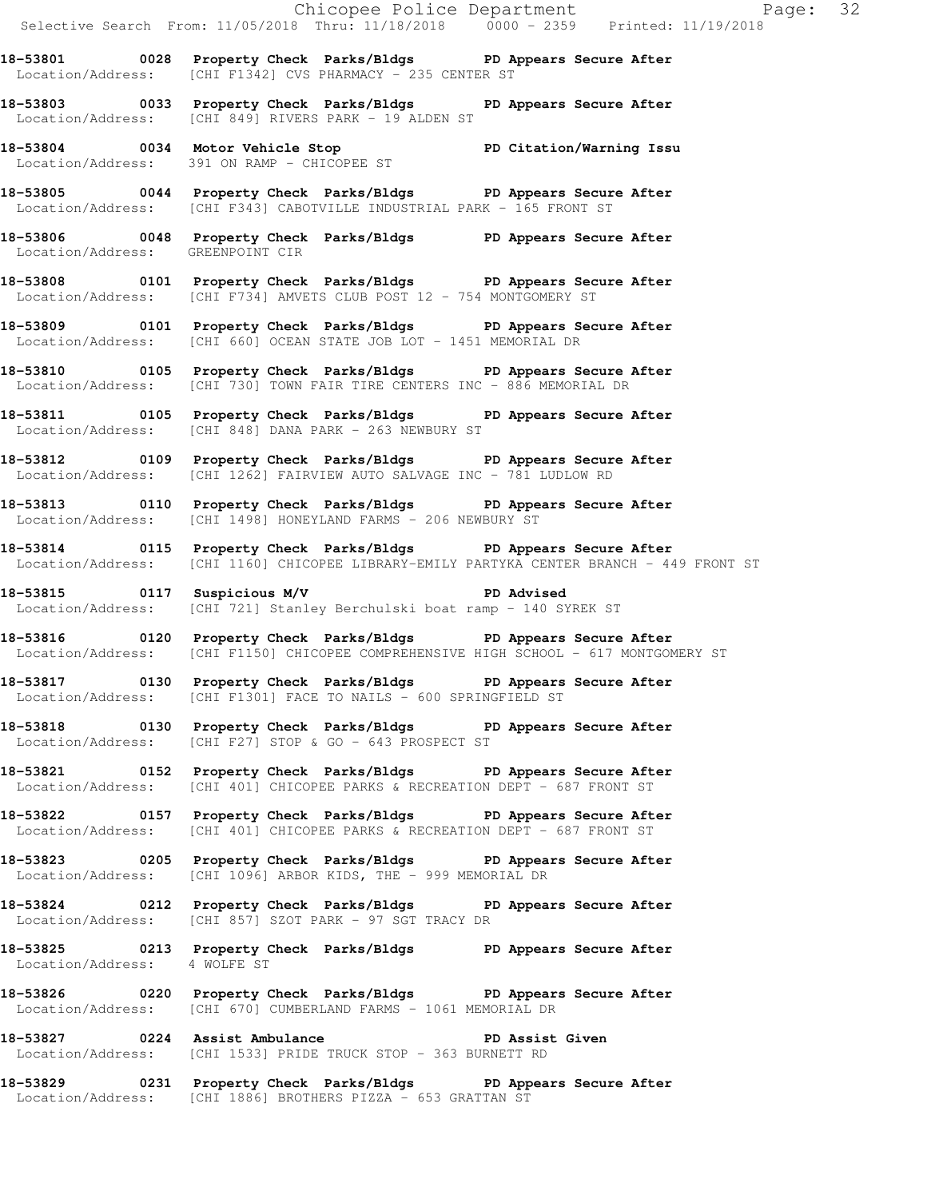**18-53801 0028 Property Check Parks/Bldgs PD Appears Secure After**
Location/Address: [CHI F1342] CVS PHARMACY - 235 CENTER ST

**18-53803 0033 Property Check Parks/Bldgs PD Appears Secure After**
Location/Address: [CHI 849] RIVERS PARK - 19 ALDEN ST

**18-53804 0034 Motor Vehicle Stop PD Citation/Warning Issu**
Location/Address: 391 ON RAMP - CHICOPEE ST

**18-53805 0044 Property Check Parks/Bldgs PD Appears Secure After**
Location/Address: [CHI F343] CABOTVILLE INDUSTRIAL PARK - 165 FRONT ST

**18-53806 0048 Property Check Parks/Bldgs PD Appears Secure After**
Location/Address: GREENPOINT CIR

**18-53808 0101 Property Check Parks/Bldgs PD Appears Secure After**
Location/Address: [CHI F734] AMVETS CLUB POST 12 - 754 MONTGOMERY ST

**18-53809 0101 Property Check Parks/Bldgs PD Appears Secure After**
Location/Address: [CHI 660] OCEAN STATE JOB LOT - 1451 MEMORIAL DR

**18-53810 0105 Property Check Parks/Bldgs PD Appears Secure After**
Location/Address: [CHI 730] TOWN FAIR TIRE CENTERS INC - 886 MEMORIAL DR

**18-53811 0105 Property Check Parks/Bldgs PD Appears Secure After**
Location/Address: [CHI 848] DANA PARK - 263 NEWBURY ST

**18-53812 0109 Property Check Parks/Bldgs PD Appears Secure After**
Location/Address: [CHI 1262] FAIRVIEW AUTO SALVAGE INC - 781 LUDLOW RD

**18-53813 0110 Property Check Parks/Bldgs PD Appears Secure After**
Location/Address: [CHI 1498] HONEYLAND FARMS - 206 NEWBURY ST

**18-53814 0115 Property Check Parks/Bldgs PD Appears Secure After**
Location/Address: [CHI 1160] CHICOPEE LIBRARY-EMILY PARTYKA CENTER BRANCH - 449 FRONT ST

**18-53815 0117 Suspicious M/V PD Advised**
Location/Address: [CHI 721] Stanley Berchulski boat ramp - 140 SYREK ST

**18-53816 0120 Property Check Parks/Bldgs PD Appears Secure After**
Location/Address: [CHI F1150] CHICOPEE COMPREHENSIVE HIGH SCHOOL - 617 MONTGOMERY ST

**18-53817 0130 Property Check Parks/Bldgs PD Appears Secure After**
Location/Address: [CHI F1301] FACE TO NAILS - 600 SPRINGFIELD ST

**18-53818 0130 Property Check Parks/Bldgs PD Appears Secure After**
Location/Address: [CHI F27] STOP & GO - 643 PROSPECT ST

**18-53821 0152 Property Check Parks/Bldgs PD Appears Secure After**
Location/Address: [CHI 401] CHICOPEE PARKS & RECREATION DEPT - 687 FRONT ST

**18-53822 0157 Property Check Parks/Bldgs PD Appears Secure After**
Location/Address: [CHI 401] CHICOPEE PARKS & RECREATION DEPT - 687 FRONT ST

**18-53823 0205 Property Check Parks/Bldgs PD Appears Secure After**
Location/Address: [CHI 1096] ARBOR KIDS, THE - 999 MEMORIAL DR

**18-53824 0212 Property Check Parks/Bldgs PD Appears Secure After**
Location/Address: [CHI 857] SZOT PARK - 97 SGT TRACY DR

**18-53825 0213 Property Check Parks/Bldgs PD Appears Secure After**
Location/Address: 4 WOLFE ST

**18-53826 0220 Property Check Parks/Bldgs PD Appears Secure After**
Location/Address: [CHI 670] CUMBERLAND FARMS - 1061 MEMORIAL DR

**18-53827 0224 Assist Ambulance PD Assist Given**
Location/Address: [CHI 1533] PRIDE TRUCK STOP - 363 BURNETT RD

**18-53829 0231 Property Check Parks/Bldgs PD Appears Secure After**
Location/Address: [CHI 1886] BROTHERS PIZZA - 653 GRATTAN ST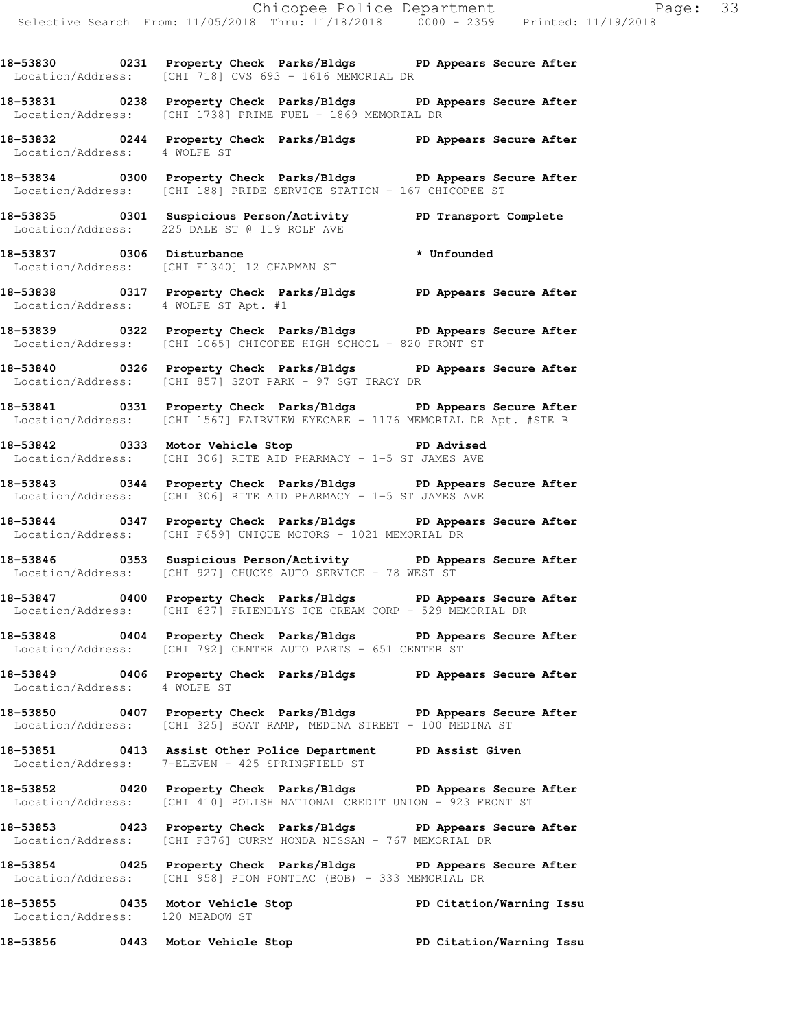18-53830 0231 Property Check Parks/Bldgs PD Appears Secure After
Location/Address: [CHI 718] CVS 693 - 1616 MEMORIAL DR

18-53831 0238 Property Check Parks/Bldgs PD Appears Secure After
Location/Address: [CHI 1738] PRIME FUEL - 1869 MEMORIAL DR

18-53832 0244 Property Check Parks/Bldgs PD Appears Secure After
Location/Address: 4 WOLFE ST

18-53834 0300 Property Check Parks/Bldgs PD Appears Secure After
Location/Address: [CHI 188] PRIDE SERVICE STATION - 167 CHICOPEE ST

18-53835 0301 Suspicious Person/Activity PD Transport Complete
Location/Address: 225 DALE ST @ 119 ROLF AVE

18-53837 0306 Disturbance * Unfounded
Location/Address: [CHI F1340] 12 CHAPMAN ST

18-53838 0317 Property Check Parks/Bldgs PD Appears Secure After
Location/Address: 4 WOLFE ST Apt. #1

18-53839 0322 Property Check Parks/Bldgs PD Appears Secure After
Location/Address: [CHI 1065] CHICOPEE HIGH SCHOOL - 820 FRONT ST

18-53840 0326 Property Check Parks/Bldgs PD Appears Secure After
Location/Address: [CHI 857] SZOT PARK - 97 SGT TRACY DR

18-53841 0331 Property Check Parks/Bldgs PD Appears Secure After
Location/Address: [CHI 1567] FAIRVIEW EYECARE - 1176 MEMORIAL DR Apt. #STE B

18-53842 0333 Motor Vehicle Stop PD Advised
Location/Address: [CHI 306] RITE AID PHARMACY - 1-5 ST JAMES AVE

18-53843 0344 Property Check Parks/Bldgs PD Appears Secure After
Location/Address: [CHI 306] RITE AID PHARMACY - 1-5 ST JAMES AVE

18-53844 0347 Property Check Parks/Bldgs PD Appears Secure After
Location/Address: [CHI F659] UNIQUE MOTORS - 1021 MEMORIAL DR

18-53846 0353 Suspicious Person/Activity PD Appears Secure After
Location/Address: [CHI 927] CHUCKS AUTO SERVICE - 78 WEST ST

18-53847 0400 Property Check Parks/Bldgs PD Appears Secure After
Location/Address: [CHI 637] FRIENDLYS ICE CREAM CORP - 529 MEMORIAL DR

18-53848 0404 Property Check Parks/Bldgs PD Appears Secure After
Location/Address: [CHI 792] CENTER AUTO PARTS - 651 CENTER ST

18-53849 0406 Property Check Parks/Bldgs PD Appears Secure After
Location/Address: 4 WOLFE ST

18-53850 0407 Property Check Parks/Bldgs PD Appears Secure After
Location/Address: [CHI 325] BOAT RAMP, MEDINA STREET - 100 MEDINA ST

18-53851 0413 Assist Other Police Department PD Assist Given
Location/Address: 7-ELEVEN - 425 SPRINGFIELD ST

18-53852 0420 Property Check Parks/Bldgs PD Appears Secure After
Location/Address: [CHI 410] POLISH NATIONAL CREDIT UNION - 923 FRONT ST

18-53853 0423 Property Check Parks/Bldgs PD Appears Secure After
Location/Address: [CHI F376] CURRY HONDA NISSAN - 767 MEMORIAL DR

18-53854 0425 Property Check Parks/Bldgs PD Appears Secure After
Location/Address: [CHI 958] PION PONTIAC (BOB) - 333 MEMORIAL DR

18-53855 0435 Motor Vehicle Stop PD Citation/Warning Issu
Location/Address: 120 MEADOW ST

18-53856 0443 Motor Vehicle Stop PD Citation/Warning Issu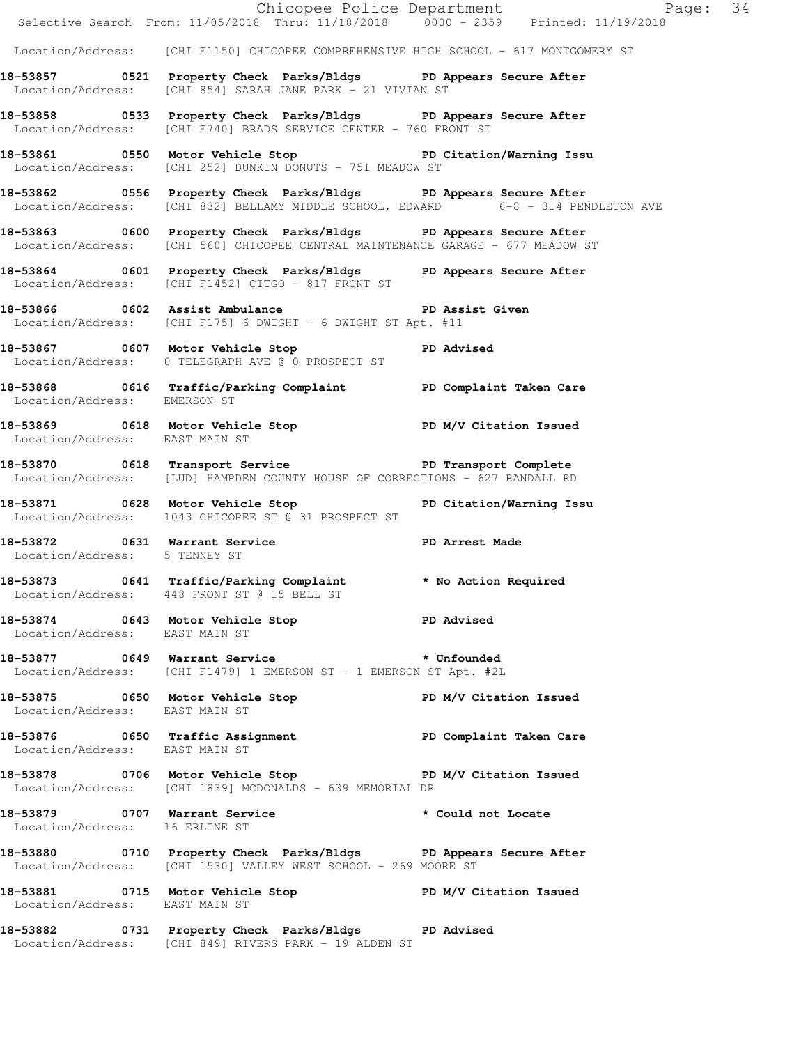Location/Address: [CHI F1150] CHICOPEE COMPREHENSIVE HIGH SCHOOL - 617 MONTGOMERY ST

**18-53857 0521 Property Check Parks/Bldgs PD Appears Secure After**
Location/Address: [CHI 854] SARAH JANE PARK - 21 VIVIAN ST

**18-53858 0533 Property Check Parks/Bldgs PD Appears Secure After**
Location/Address: [CHI F740] BRADS SERVICE CENTER - 760 FRONT ST

**18-53861 0550 Motor Vehicle Stop PD Citation/Warning Issu**
Location/Address: [CHI 252] DUNKIN DONUTS - 751 MEADOW ST

**18-53862 0556 Property Check Parks/Bldgs PD Appears Secure After**
Location/Address: [CHI 832] BELLAMY MIDDLE SCHOOL, EDWARD 6-8 - 314 PENDLETON AVE

**18-53863 0600 Property Check Parks/Bldgs PD Appears Secure After**
Location/Address: [CHI 560] CHICOPEE CENTRAL MAINTENANCE GARAGE - 677 MEADOW ST

**18-53864 0601 Property Check Parks/Bldgs PD Appears Secure After**
Location/Address: [CHI F1452] CITGO - 817 FRONT ST

**18-53866 0602 Assist Ambulance PD Assist Given**
Location/Address: [CHI F175] 6 DWIGHT - 6 DWIGHT ST Apt. #11

**18-53867 0607 Motor Vehicle Stop PD Advised**
Location/Address: 0 TELEGRAPH AVE @ 0 PROSPECT ST

**18-53868 0616 Traffic/Parking Complaint PD Complaint Taken Care**
Location/Address: EMERSON ST

**18-53869 0618 Motor Vehicle Stop PD M/V Citation Issued**
Location/Address: EAST MAIN ST

**18-53870 0618 Transport Service PD Transport Complete**
Location/Address: [LUD] HAMPDEN COUNTY HOUSE OF CORRECTIONS - 627 RANDALL RD

**18-53871 0628 Motor Vehicle Stop PD Citation/Warning Issu**
Location/Address: 1043 CHICOPEE ST @ 31 PROSPECT ST

**18-53872 0631 Warrant Service PD Arrest Made**
Location/Address: 5 TENNEY ST

**18-53873 0641 Traffic/Parking Complaint * No Action Required**
Location/Address: 448 FRONT ST @ 15 BELL ST

**18-53874 0643 Motor Vehicle Stop PD Advised**
Location/Address: EAST MAIN ST

**18-53877 0649 Warrant Service * Unfounded**
Location/Address: [CHI F1479] 1 EMERSON ST - 1 EMERSON ST Apt. #2L

**18-53875 0650 Motor Vehicle Stop PD M/V Citation Issued**
Location/Address: EAST MAIN ST

**18-53876 0650 Traffic Assignment PD Complaint Taken Care**
Location/Address: EAST MAIN ST

**18-53878 0706 Motor Vehicle Stop PD M/V Citation Issued**
Location/Address: [CHI 1839] MCDONALDS - 639 MEMORIAL DR

**18-53879 0707 Warrant Service * Could not Locate**
Location/Address: 16 ERLINE ST

**18-53880 0710 Property Check Parks/Bldgs PD Appears Secure After**
Location/Address: [CHI 1530] VALLEY WEST SCHOOL - 269 MOORE ST

**18-53881 0715 Motor Vehicle Stop PD M/V Citation Issued**
Location/Address: EAST MAIN ST

**18-53882 0731 Property Check Parks/Bldgs PD Advised**
Location/Address: [CHI 849] RIVERS PARK - 19 ALDEN ST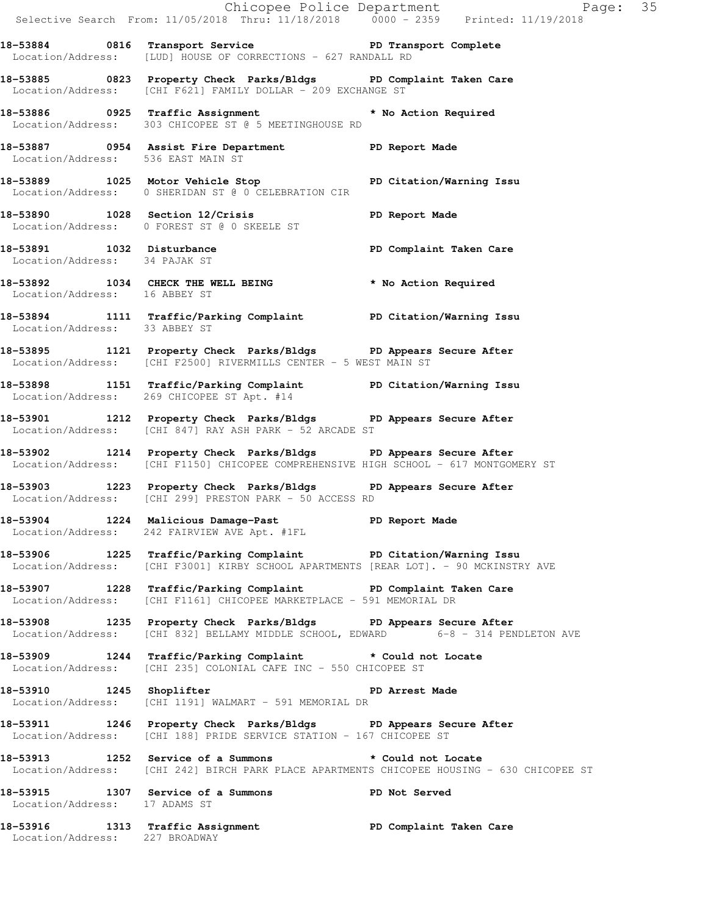**18-53884 0816 Transport Service PD Transport Complete**
Location/Address: [LUD] HOUSE OF CORRECTIONS - 627 RANDALL RD

**18-53885 0823 Property Check Parks/Bldgs PD Complaint Taken Care**
Location/Address: [CHI F621] FAMILY DOLLAR - 209 EXCHANGE ST

**18-53886 0925 Traffic Assignment * No Action Required**
Location/Address: 303 CHICOPEE ST @ 5 MEETINGHOUSE RD

**18-53887 0954 Assist Fire Department PD Report Made**
Location/Address: 536 EAST MAIN ST

**18-53889 1025 Motor Vehicle Stop PD Citation/Warning Issu**
Location/Address: 0 SHERIDAN ST @ 0 CELEBRATION CIR

**18-53890 1028 Section 12/Crisis PD Report Made**
Location/Address: 0 FOREST ST @ 0 SKEELE ST

**18-53891 1032 Disturbance PD Complaint Taken Care**
Location/Address: 34 PAJAK ST

**18-53892 1034 CHECK THE WELL BEING * No Action Required**
Location/Address: 16 ABBEY ST

**18-53894 1111 Traffic/Parking Complaint PD Citation/Warning Issu**
Location/Address: 33 ABBEY ST

**18-53895 1121 Property Check Parks/Bldgs PD Appears Secure After**
Location/Address: [CHI F2500] RIVERMILLS CENTER - 5 WEST MAIN ST

**18-53898 1151 Traffic/Parking Complaint PD Citation/Warning Issu**
Location/Address: 269 CHICOPEE ST Apt. #14

**18-53901 1212 Property Check Parks/Bldgs PD Appears Secure After**
Location/Address: [CHI 847] RAY ASH PARK - 52 ARCADE ST

**18-53902 1214 Property Check Parks/Bldgs PD Appears Secure After**
Location/Address: [CHI F1150] CHICOPEE COMPREHENSIVE HIGH SCHOOL - 617 MONTGOMERY ST

**18-53903 1223 Property Check Parks/Bldgs PD Appears Secure After**
Location/Address: [CHI 299] PRESTON PARK - 50 ACCESS RD

**18-53904 1224 Malicious Damage-Past PD Report Made**
Location/Address: 242 FAIRVIEW AVE Apt. #1FL

**18-53906 1225 Traffic/Parking Complaint PD Citation/Warning Issu**
Location/Address: [CHI F3001] KIRBY SCHOOL APARTMENTS [REAR LOT]. - 90 MCKINSTRY AVE

**18-53907 1228 Traffic/Parking Complaint PD Complaint Taken Care**
Location/Address: [CHI F1161] CHICOPEE MARKETPLACE - 591 MEMORIAL DR

**18-53908 1235 Property Check Parks/Bldgs PD Appears Secure After**
Location/Address: [CHI 832] BELLAMY MIDDLE SCHOOL, EDWARD 6-8 - 314 PENDLETON AVE

**18-53909 1244 Traffic/Parking Complaint * Could not Locate**
Location/Address: [CHI 235] COLONIAL CAFE INC - 550 CHICOPEE ST

**18-53910 1245 Shoplifter PD Arrest Made**
Location/Address: [CHI 1191] WALMART - 591 MEMORIAL DR

**18-53911 1246 Property Check Parks/Bldgs PD Appears Secure After**
Location/Address: [CHI 188] PRIDE SERVICE STATION - 167 CHICOPEE ST

**18-53913 1252 Service of a Summons * Could not Locate**
Location/Address: [CHI 242] BIRCH PARK PLACE APARTMENTS CHICOPEE HOUSING - 630 CHICOPEE ST

**18-53915 1307 Service of a Summons PD Not Served**
Location/Address: 17 ADAMS ST

**18-53916 1313 Traffic Assignment PD Complaint Taken Care**
Location/Address: 227 BROADWAY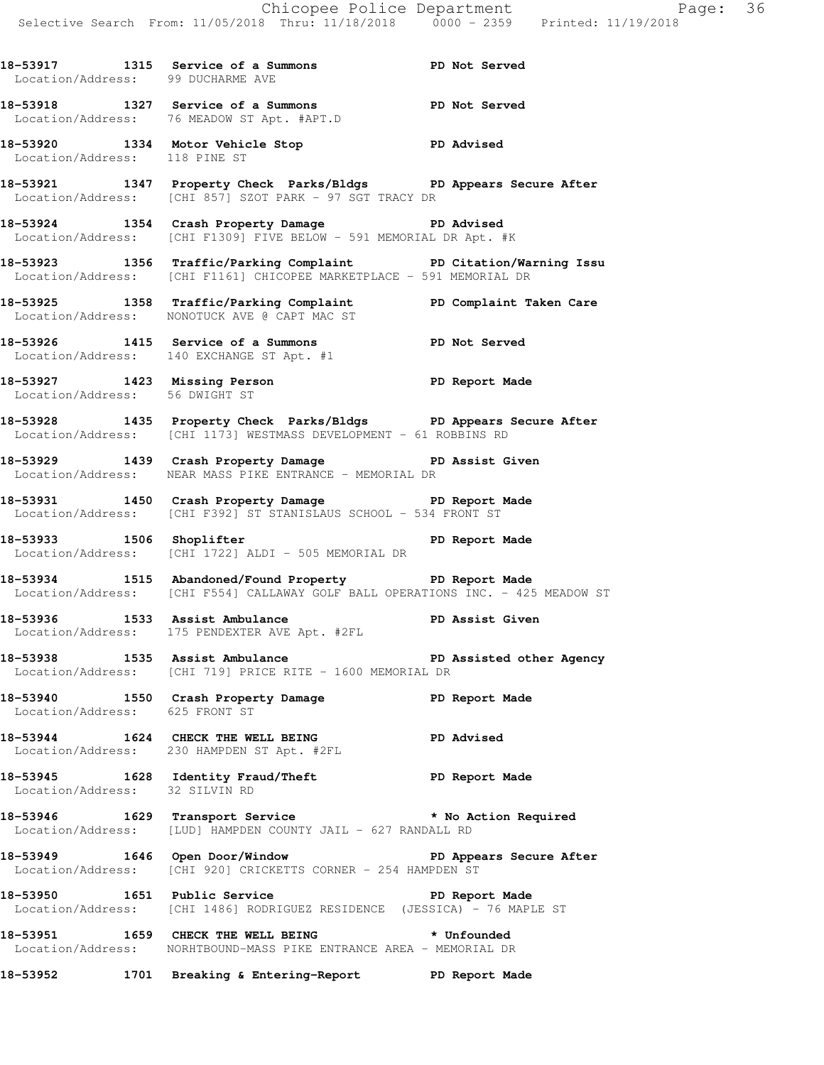18-53917 1315 Service of a Summons PD Not Served
Location/Address: 99 DUCHARME AVE

18-53918 1327 Service of a Summons PD Not Served
Location/Address: 76 MEADOW ST Apt. #APT.D

18-53920 1334 Motor Vehicle Stop PD Advised
Location/Address: 118 PINE ST

18-53921 1347 Property Check Parks/Bldgs PD Appears Secure After
Location/Address: [CHI 857] SZOT PARK - 97 SGT TRACY DR

18-53924 1354 Crash Property Damage PD Advised
Location/Address: [CHI F1309] FIVE BELOW - 591 MEMORIAL DR Apt. #K

18-53923 1356 Traffic/Parking Complaint PD Citation/Warning Issu
Location/Address: [CHI F1161] CHICOPEE MARKETPLACE - 591 MEMORIAL DR

18-53925 1358 Traffic/Parking Complaint PD Complaint Taken Care
Location/Address: NONOTUCK AVE @ CAPT MAC ST

18-53926 1415 Service of a Summons PD Not Served
Location/Address: 140 EXCHANGE ST Apt. #1

18-53927 1423 Missing Person PD Report Made
Location/Address: 56 DWIGHT ST

18-53928 1435 Property Check Parks/Bldgs PD Appears Secure After
Location/Address: [CHI 1173] WESTMASS DEVELOPMENT - 61 ROBBINS RD

18-53929 1439 Crash Property Damage PD Assist Given
Location/Address: NEAR MASS PIKE ENTRANCE - MEMORIAL DR

18-53931 1450 Crash Property Damage PD Report Made
Location/Address: [CHI F392] ST STANISLAUS SCHOOL - 534 FRONT ST

18-53933 1506 Shoplifter PD Report Made
Location/Address: [CHI 1722] ALDI - 505 MEMORIAL DR

18-53934 1515 Abandoned/Found Property PD Report Made
Location/Address: [CHI F554] CALLAWAY GOLF BALL OPERATIONS INC. - 425 MEADOW ST

18-53936 1533 Assist Ambulance PD Assist Given
Location/Address: 175 PENDEXTER AVE Apt. #2FL

18-53938 1535 Assist Ambulance PD Assisted other Agency
Location/Address: [CHI 719] PRICE RITE - 1600 MEMORIAL DR

18-53940 1550 Crash Property Damage PD Report Made
Location/Address: 625 FRONT ST

18-53944 1624 CHECK THE WELL BEING PD Advised
Location/Address: 230 HAMPDEN ST Apt. #2FL

18-53945 1628 Identity Fraud/Theft PD Report Made
Location/Address: 32 SILVIN RD

18-53946 1629 Transport Service * No Action Required
Location/Address: [LUD] HAMPDEN COUNTY JAIL - 627 RANDALL RD

18-53949 1646 Open Door/Window PD Appears Secure After
Location/Address: [CHI 920] CRICKETTS CORNER - 254 HAMPDEN ST

18-53950 1651 Public Service PD Report Made
Location/Address: [CHI 1486] RODRIGUEZ RESIDENCE (JESSICA) - 76 MAPLE ST

18-53951 1659 CHECK THE WELL BEING * Unfounded
Location/Address: NORHTBOUND-MASS PIKE ENTRANCE AREA - MEMORIAL DR

18-53952 1701 Breaking & Entering-Report PD Report Made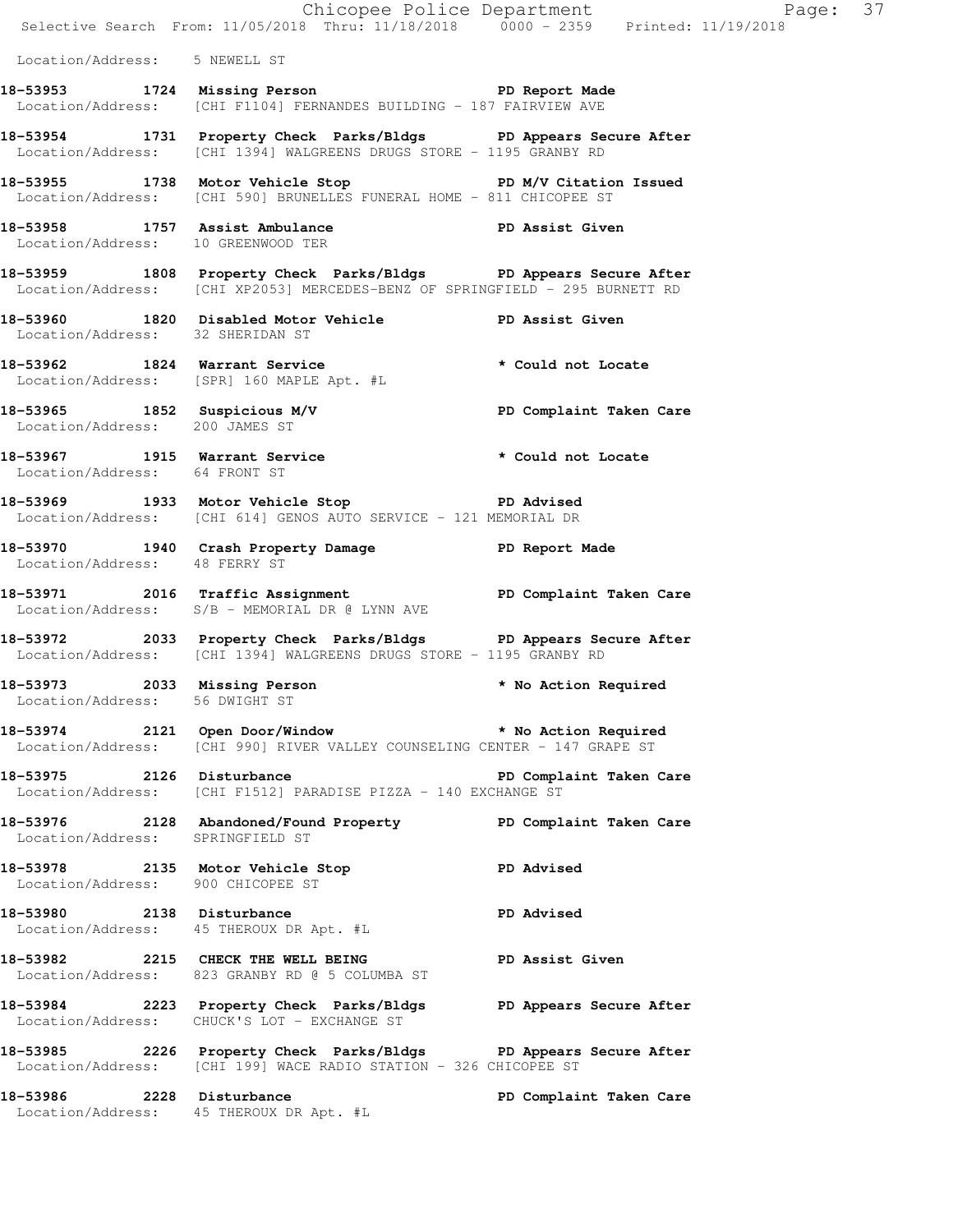Location/Address: 5 NEWELL ST

**18-53953 1724 Missing Person PD Report Made**
Location/Address: [CHI F1104] FERNANDES BUILDING - 187 FAIRVIEW AVE

**18-53954 1731 Property Check Parks/Bldgs PD Appears Secure After**
Location/Address: [CHI 1394] WALGREENS DRUGS STORE - 1195 GRANBY RD

**18-53955 1738 Motor Vehicle Stop PD M/V Citation Issued**
Location/Address: [CHI 590] BRUNELLES FUNERAL HOME - 811 CHICOPEE ST

**18-53958 1757 Assist Ambulance PD Assist Given**
Location/Address: 10 GREENWOOD TER

**18-53959 1808 Property Check Parks/Bldgs PD Appears Secure After**
Location/Address: [CHI XP2053] MERCEDES-BENZ OF SPRINGFIELD - 295 BURNETT RD

**18-53960 1820 Disabled Motor Vehicle PD Assist Given**
Location/Address: 32 SHERIDAN ST

**18-53962 1824 Warrant Service * Could not Locate**
Location/Address: [SPR] 160 MAPLE Apt. #L

**18-53965 1852 Suspicious M/V PD Complaint Taken Care**
Location/Address: 200 JAMES ST

**18-53967 1915 Warrant Service * Could not Locate**
Location/Address: 64 FRONT ST

**18-53969 1933 Motor Vehicle Stop PD Advised**
Location/Address: [CHI 614] GENOS AUTO SERVICE - 121 MEMORIAL DR

**18-53970 1940 Crash Property Damage PD Report Made**
Location/Address: 48 FERRY ST

**18-53971 2016 Traffic Assignment PD Complaint Taken Care**
Location/Address: S/B - MEMORIAL DR @ LYNN AVE

**18-53972 2033 Property Check Parks/Bldgs PD Appears Secure After**
Location/Address: [CHI 1394] WALGREENS DRUGS STORE - 1195 GRANBY RD

**18-53973 2033 Missing Person * No Action Required**
Location/Address: 56 DWIGHT ST

**18-53974 2121 Open Door/Window * No Action Required**
Location/Address: [CHI 990] RIVER VALLEY COUNSELING CENTER - 147 GRAPE ST

**18-53975 2126 Disturbance PD Complaint Taken Care**
Location/Address: [CHI F1512] PARADISE PIZZA - 140 EXCHANGE ST

**18-53976 2128 Abandoned/Found Property PD Complaint Taken Care**
Location/Address: SPRINGFIELD ST

**18-53978 2135 Motor Vehicle Stop PD Advised**
Location/Address: 900 CHICOPEE ST

**18-53980 2138 Disturbance PD Advised**
Location/Address: 45 THEROUX DR Apt. #L

**18-53982 2215 CHECK THE WELL BEING PD Assist Given**
Location/Address: 823 GRANBY RD @ 5 COLUMBA ST

**18-53984 2223 Property Check Parks/Bldgs PD Appears Secure After**
Location/Address: CHUCK'S LOT - EXCHANGE ST

**18-53985 2226 Property Check Parks/Bldgs PD Appears Secure After**
Location/Address: [CHI 199] WACE RADIO STATION - 326 CHICOPEE ST

**18-53986 2228 Disturbance PD Complaint Taken Care**
Location/Address: 45 THEROUX DR Apt. #L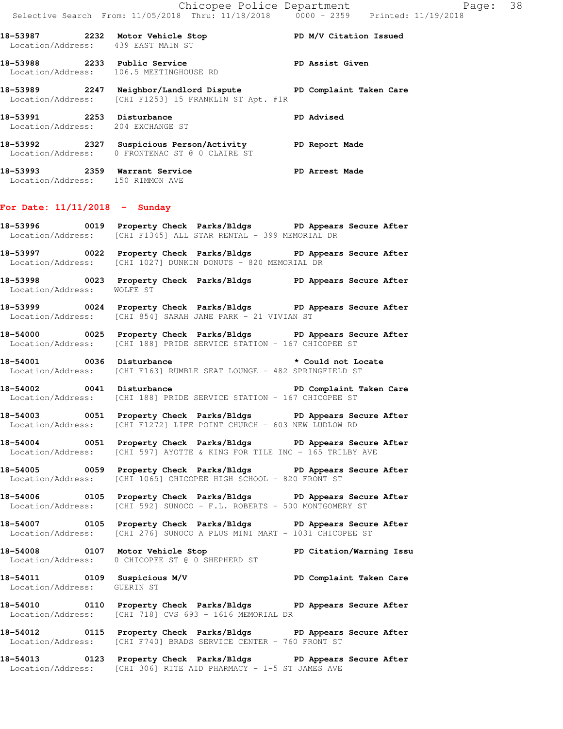18-53987 2232 Motor Vehicle Stop PD M/V Citation Issued
Location/Address: 439 EAST MAIN ST

18-53988 2233 Public Service PD Assist Given
Location/Address: 106.5 MEETINGHOUSE RD

18-53989 2247 Neighbor/Landlord Dispute PD Complaint Taken Care
Location/Address: [CHI F1253] 15 FRANKLIN ST Apt. #1R

18-53991 2253 Disturbance PD Advised
Location/Address: 204 EXCHANGE ST

18-53992 2327 Suspicious Person/Activity PD Report Made
Location/Address: 0 FRONTENAC ST @ 0 CLAIRE ST

18-53993 2359 Warrant Service PD Arrest Made
Location/Address: 150 RIMMON AVE

## For Date: 11/11/2018 - Sunday

18-53996 0019 Property Check Parks/Bldgs PD Appears Secure After
Location/Address: [CHI F1345] ALL STAR RENTAL - 399 MEMORIAL DR

18-53997 0022 Property Check Parks/Bldgs PD Appears Secure After
Location/Address: [CHI 1027] DUNKIN DONUTS - 820 MEMORIAL DR

18-53998 0023 Property Check Parks/Bldgs PD Appears Secure After
Location/Address: WOLFE ST

18-53999 0024 Property Check Parks/Bldgs PD Appears Secure After
Location/Address: [CHI 854] SARAH JANE PARK - 21 VIVIAN ST

18-54000 0025 Property Check Parks/Bldgs PD Appears Secure After
Location/Address: [CHI 188] PRIDE SERVICE STATION - 167 CHICOPEE ST

18-54001 0036 Disturbance * Could not Locate
Location/Address: [CHI F163] RUMBLE SEAT LOUNGE - 482 SPRINGFIELD ST

18-54002 0041 Disturbance PD Complaint Taken Care
Location/Address: [CHI 188] PRIDE SERVICE STATION - 167 CHICOPEE ST

18-54003 0051 Property Check Parks/Bldgs PD Appears Secure After
Location/Address: [CHI F1272] LIFE POINT CHURCH - 603 NEW LUDLOW RD

18-54004 0051 Property Check Parks/Bldgs PD Appears Secure After
Location/Address: [CHI 597] AYOTTE & KING FOR TILE INC - 165 TRILBY AVE

18-54005 0059 Property Check Parks/Bldgs PD Appears Secure After
Location/Address: [CHI 1065] CHICOPEE HIGH SCHOOL - 820 FRONT ST

18-54006 0105 Property Check Parks/Bldgs PD Appears Secure After
Location/Address: [CHI 592] SUNOCO - F.L. ROBERTS - 500 MONTGOMERY ST

18-54007 0105 Property Check Parks/Bldgs PD Appears Secure After
Location/Address: [CHI 276] SUNOCO A PLUS MINI MART - 1031 CHICOPEE ST

18-54008 0107 Motor Vehicle Stop PD Citation/Warning Issu
Location/Address: 0 CHICOPEE ST @ 0 SHEPHERD ST

18-54011 0109 Suspicious M/V PD Complaint Taken Care
Location/Address: GUERIN ST

18-54010 0110 Property Check Parks/Bldgs PD Appears Secure After
Location/Address: [CHI 718] CVS 693 - 1616 MEMORIAL DR

18-54012 0115 Property Check Parks/Bldgs PD Appears Secure After
Location/Address: [CHI F740] BRADS SERVICE CENTER - 760 FRONT ST

18-54013 0123 Property Check Parks/Bldgs PD Appears Secure After
Location/Address: [CHI 306] RITE AID PHARMACY - 1-5 ST JAMES AVE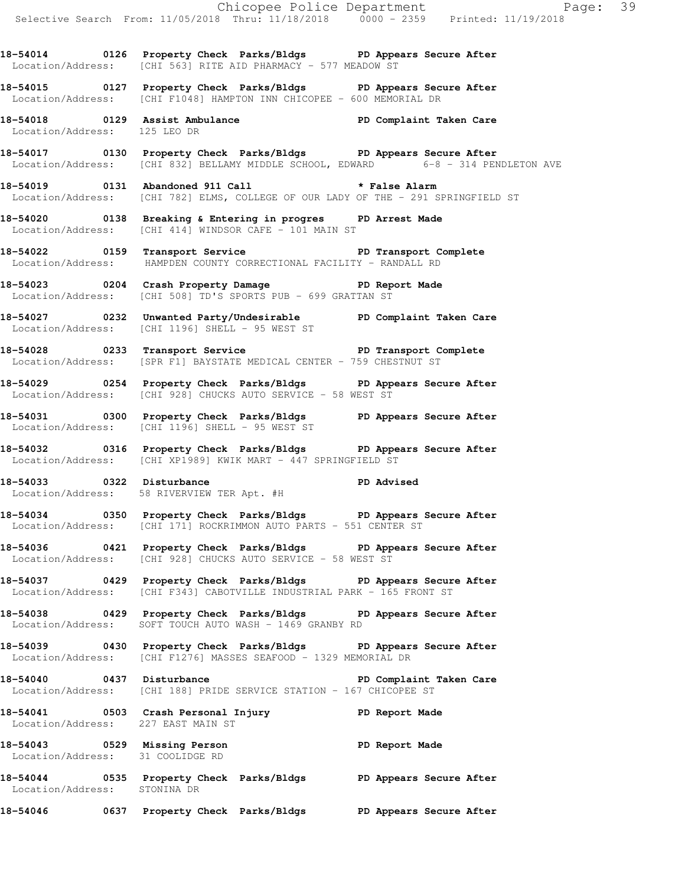18-54014 0126 **Property Check Parks/Bldgs** PD Appears Secure After
Location/Address: [CHI 563] RITE AID PHARMACY - 577 MEADOW ST

18-54015 0127 **Property Check Parks/Bldgs** PD Appears Secure After
Location/Address: [CHI F1048] HAMPTON INN CHICOPEE - 600 MEMORIAL DR

18-54018 0129 **Assist Ambulance** PD Complaint Taken Care
Location/Address: 125 LEO DR

18-54017 0130 **Property Check Parks/Bldgs** PD Appears Secure After
Location/Address: [CHI 832] BELLAMY MIDDLE SCHOOL, EDWARD 6-8 - 314 PENDLETON AVE

18-54019 0131 **Abandoned 911 Call** * False Alarm
Location/Address: [CHI 782] ELMS, COLLEGE OF OUR LADY OF THE - 291 SPRINGFIELD ST

18-54020 0138 **Breaking & Entering in progres** PD Arrest Made
Location/Address: [CHI 414] WINDSOR CAFE - 101 MAIN ST

18-54022 0159 **Transport Service** PD Transport Complete
Location/Address: HAMPDEN COUNTY CORRECTIONAL FACILITY - RANDALL RD

18-54023 0204 **Crash Property Damage** PD Report Made
Location/Address: [CHI 508] TD'S SPORTS PUB - 699 GRATTAN ST

18-54027 0232 **Unwanted Party/Undesirable** PD Complaint Taken Care
Location/Address: [CHI 1196] SHELL - 95 WEST ST

18-54028 0233 **Transport Service** PD Transport Complete
Location/Address: [SPR F1] BAYSTATE MEDICAL CENTER - 759 CHESTNUT ST

18-54029 0254 **Property Check Parks/Bldgs** PD Appears Secure After
Location/Address: [CHI 928] CHUCKS AUTO SERVICE - 58 WEST ST

18-54031 0300 **Property Check Parks/Bldgs** PD Appears Secure After
Location/Address: [CHI 1196] SHELL - 95 WEST ST

18-54032 0316 **Property Check Parks/Bldgs** PD Appears Secure After
Location/Address: [CHI XP1989] KWIK MART - 447 SPRINGFIELD ST

18-54033 0322 **Disturbance** PD Advised
Location/Address: 58 RIVERVIEW TER Apt. #H

18-54034 0350 **Property Check Parks/Bldgs** PD Appears Secure After
Location/Address: [CHI 171] ROCKRIMMON AUTO PARTS - 551 CENTER ST

18-54036 0421 **Property Check Parks/Bldgs** PD Appears Secure After
Location/Address: [CHI 928] CHUCKS AUTO SERVICE - 58 WEST ST

18-54037 0429 **Property Check Parks/Bldgs** PD Appears Secure After
Location/Address: [CHI F343] CABOTVILLE INDUSTRIAL PARK - 165 FRONT ST

18-54038 0429 **Property Check Parks/Bldgs** PD Appears Secure After
Location/Address: SOFT TOUCH AUTO WASH - 1469 GRANBY RD

18-54039 0430 **Property Check Parks/Bldgs** PD Appears Secure After
Location/Address: [CHI F1276] MASSES SEAFOOD - 1329 MEMORIAL DR

18-54040 0437 **Disturbance** PD Complaint Taken Care
Location/Address: [CHI 188] PRIDE SERVICE STATION - 167 CHICOPEE ST

18-54041 0503 **Crash Personal Injury** PD Report Made
Location/Address: 227 EAST MAIN ST

18-54043 0529 **Missing Person** PD Report Made
Location/Address: 31 COOLIDGE RD

18-54044 0535 **Property Check Parks/Bldgs** PD Appears Secure After
Location/Address: STONINA DR

18-54046 0637 **Property Check Parks/Bldgs** PD Appears Secure After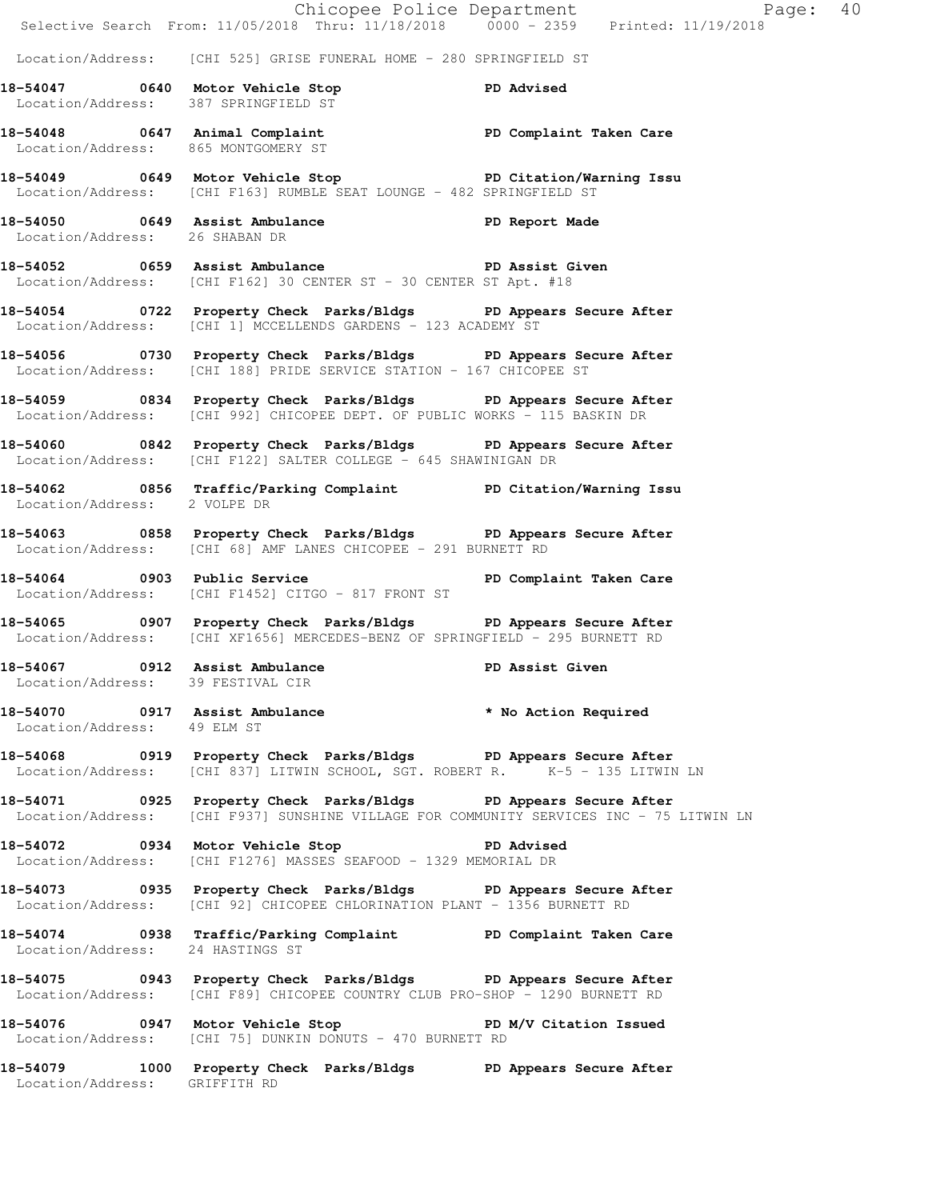Location/Address: [CHI 525] GRISE FUNERAL HOME - 280 SPRINGFIELD ST

**18-54047 0640 Motor Vehicle Stop PD Advised**
Location/Address: 387 SPRINGFIELD ST

**18-54048 0647 Animal Complaint PD Complaint Taken Care**
Location/Address: 865 MONTGOMERY ST

**18-54049 0649 Motor Vehicle Stop PD Citation/Warning Issu**
Location/Address: [CHI F163] RUMBLE SEAT LOUNGE - 482 SPRINGFIELD ST

**18-54050 0649 Assist Ambulance PD Report Made**
Location/Address: 26 SHABAN DR

**18-54052 0659 Assist Ambulance PD Assist Given**
Location/Address: [CHI F162] 30 CENTER ST - 30 CENTER ST Apt. #18

**18-54054 0722 Property Check Parks/Bldgs PD Appears Secure After**
Location/Address: [CHI 1] MCCELLENDS GARDENS - 123 ACADEMY ST

**18-54056 0730 Property Check Parks/Bldgs PD Appears Secure After**
Location/Address: [CHI 188] PRIDE SERVICE STATION - 167 CHICOPEE ST

**18-54059 0834 Property Check Parks/Bldgs PD Appears Secure After**
Location/Address: [CHI 992] CHICOPEE DEPT. OF PUBLIC WORKS - 115 BASKIN DR

**18-54060 0842 Property Check Parks/Bldgs PD Appears Secure After**
Location/Address: [CHI F122] SALTER COLLEGE - 645 SHAWINIGAN DR

**18-54062 0856 Traffic/Parking Complaint PD Citation/Warning Issu**
Location/Address: 2 VOLPE DR

**18-54063 0858 Property Check Parks/Bldgs PD Appears Secure After**
Location/Address: [CHI 68] AMF LANES CHICOPEE - 291 BURNETT RD

**18-54064 0903 Public Service PD Complaint Taken Care**
Location/Address: [CHI F1452] CITGO - 817 FRONT ST

**18-54065 0907 Property Check Parks/Bldgs PD Appears Secure After**
Location/Address: [CHI XF1656] MERCEDES-BENZ OF SPRINGFIELD - 295 BURNETT RD

**18-54067 0912 Assist Ambulance PD Assist Given**
Location/Address: 39 FESTIVAL CIR

**18-54070 0917 Assist Ambulance * No Action Required**
Location/Address: 49 ELM ST

**18-54068 0919 Property Check Parks/Bldgs PD Appears Secure After**
Location/Address: [CHI 837] LITWIN SCHOOL, SGT. ROBERT R. K-5 - 135 LITWIN LN

**18-54071 0925 Property Check Parks/Bldgs PD Appears Secure After**
Location/Address: [CHI F937] SUNSHINE VILLAGE FOR COMMUNITY SERVICES INC - 75 LITWIN LN

**18-54072 0934 Motor Vehicle Stop PD Advised**
Location/Address: [CHI F1276] MASSES SEAFOOD - 1329 MEMORIAL DR

**18-54073 0935 Property Check Parks/Bldgs PD Appears Secure After**
Location/Address: [CHI 92] CHICOPEE CHLORINATION PLANT - 1356 BURNETT RD

**18-54074 0938 Traffic/Parking Complaint PD Complaint Taken Care**
Location/Address: 24 HASTINGS ST

**18-54075 0943 Property Check Parks/Bldgs PD Appears Secure After**
Location/Address: [CHI F89] CHICOPEE COUNTRY CLUB PRO-SHOP - 1290 BURNETT RD

**18-54076 0947 Motor Vehicle Stop PD M/V Citation Issued**
Location/Address: [CHI 75] DUNKIN DONUTS - 470 BURNETT RD

**18-54079 1000 Property Check Parks/Bldgs PD Appears Secure After**
Location/Address: GRIFFITH RD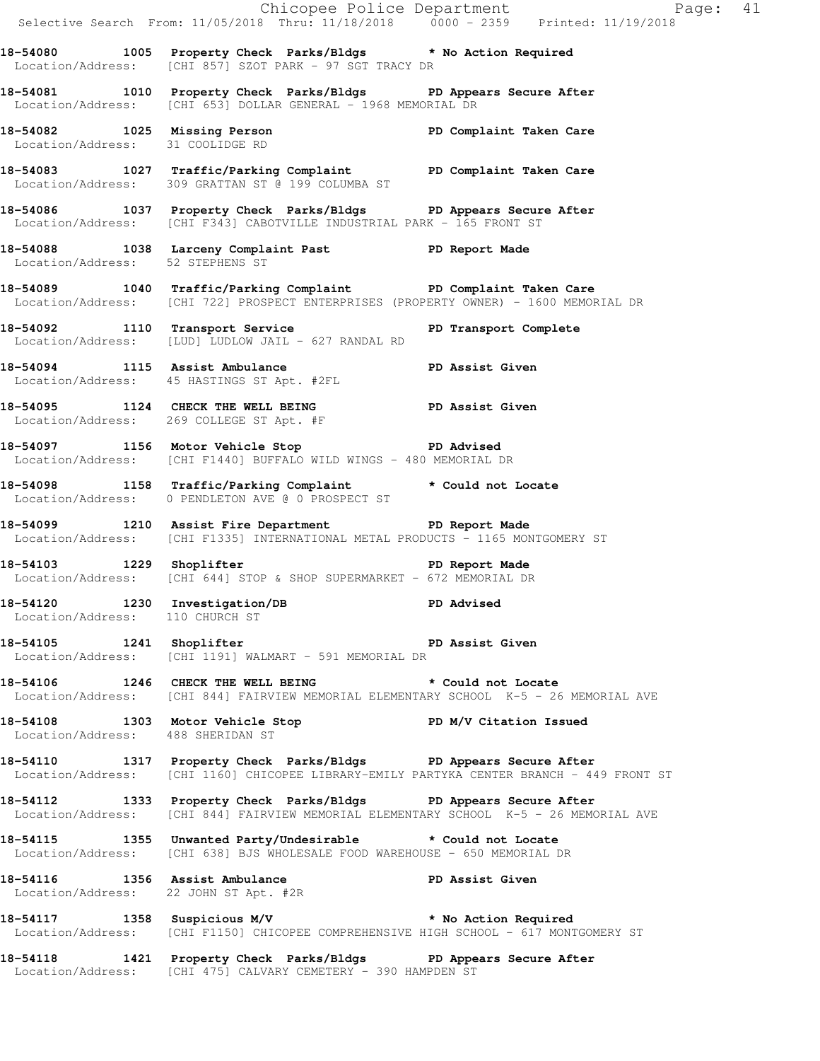**18-54080 1005 Property Check Parks/Bldgs * No Action Required**
Location/Address: [CHI 857] SZOT PARK - 97 SGT TRACY DR

**18-54081 1010 Property Check Parks/Bldgs PD Appears Secure After**
Location/Address: [CHI 653] DOLLAR GENERAL - 1968 MEMORIAL DR

**18-54082 1025 Missing Person PD Complaint Taken Care**
Location/Address: 31 COOLIDGE RD

**18-54083 1027 Traffic/Parking Complaint PD Complaint Taken Care**
Location/Address: 309 GRATTAN ST @ 199 COLUMBA ST

**18-54086 1037 Property Check Parks/Bldgs PD Appears Secure After**
Location/Address: [CHI F343] CABOTVILLE INDUSTRIAL PARK - 165 FRONT ST

**18-54088 1038 Larceny Complaint Past PD Report Made**
Location/Address: 52 STEPHENS ST

**18-54089 1040 Traffic/Parking Complaint PD Complaint Taken Care**
Location/Address: [CHI 722] PROSPECT ENTERPRISES (PROPERTY OWNER) - 1600 MEMORIAL DR

**18-54092 1110 Transport Service PD Transport Complete**
Location/Address: [LUD] LUDLOW JAIL - 627 RANDAL RD

**18-54094 1115 Assist Ambulance PD Assist Given**
Location/Address: 45 HASTINGS ST Apt. #2FL

**18-54095 1124 CHECK THE WELL BEING PD Assist Given**
Location/Address: 269 COLLEGE ST Apt. #F

**18-54097 1156 Motor Vehicle Stop PD Advised**
Location/Address: [CHI F1440] BUFFALO WILD WINGS - 480 MEMORIAL DR

**18-54098 1158 Traffic/Parking Complaint * Could not Locate**
Location/Address: 0 PENDLETON AVE @ 0 PROSPECT ST

**18-54099 1210 Assist Fire Department PD Report Made**
Location/Address: [CHI F1335] INTERNATIONAL METAL PRODUCTS - 1165 MONTGOMERY ST

**18-54103 1229 Shoplifter PD Report Made**
Location/Address: [CHI 644] STOP & SHOP SUPERMARKET - 672 MEMORIAL DR

**18-54120 1230 Investigation/DB PD Advised**
Location/Address: 110 CHURCH ST

**18-54105 1241 Shoplifter PD Assist Given**
Location/Address: [CHI 1191] WALMART - 591 MEMORIAL DR

**18-54106 1246 CHECK THE WELL BEING * Could not Locate**
Location/Address: [CHI 844] FAIRVIEW MEMORIAL ELEMENTARY SCHOOL K-5 - 26 MEMORIAL AVE

**18-54108 1303 Motor Vehicle Stop PD M/V Citation Issued**
Location/Address: 488 SHERIDAN ST

**18-54110 1317 Property Check Parks/Bldgs PD Appears Secure After**
Location/Address: [CHI 1160] CHICOPEE LIBRARY-EMILY PARTYKA CENTER BRANCH - 449 FRONT ST

**18-54112 1333 Property Check Parks/Bldgs PD Appears Secure After**
Location/Address: [CHI 844] FAIRVIEW MEMORIAL ELEMENTARY SCHOOL K-5 - 26 MEMORIAL AVE

**18-54115 1355 Unwanted Party/Undesirable * Could not Locate**
Location/Address: [CHI 638] BJS WHOLESALE FOOD WAREHOUSE - 650 MEMORIAL DR

**18-54116 1356 Assist Ambulance PD Assist Given**
Location/Address: 22 JOHN ST Apt. #2R

**18-54117 1358 Suspicious M/V * No Action Required**
Location/Address: [CHI F1150] CHICOPEE COMPREHENSIVE HIGH SCHOOL - 617 MONTGOMERY ST

**18-54118 1421 Property Check Parks/Bldgs PD Appears Secure After**
Location/Address: [CHI 475] CALVARY CEMETERY - 390 HAMPDEN ST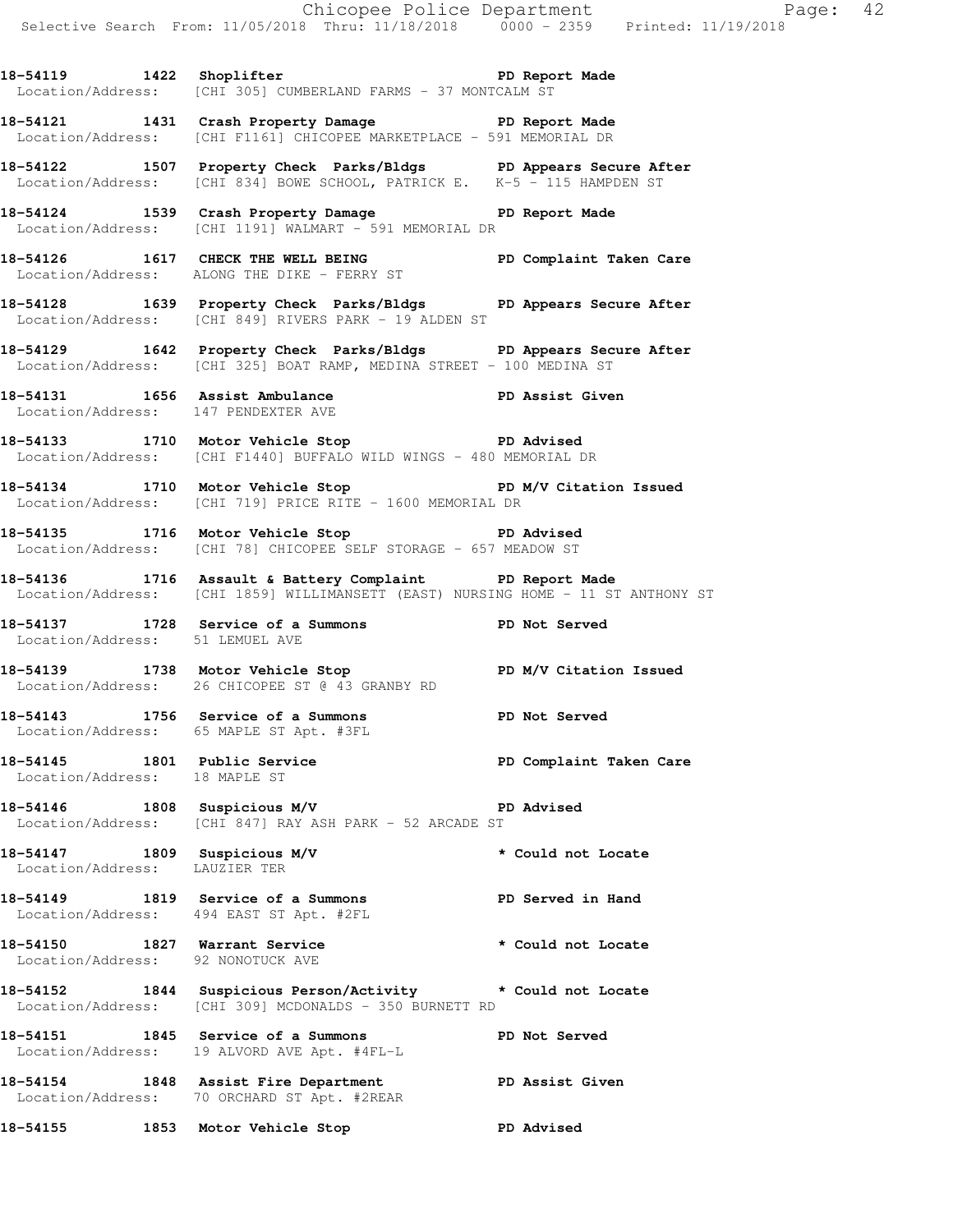18-54119 1422 Shoplifter PD Report Made
Location/Address: [CHI 305] CUMBERLAND FARMS - 37 MONTCALM ST

18-54121 1431 Crash Property Damage PD Report Made
Location/Address: [CHI F1161] CHICOPEE MARKETPLACE - 591 MEMORIAL DR

18-54122 1507 Property Check Parks/Bldgs PD Appears Secure After
Location/Address: [CHI 834] BOWE SCHOOL, PATRICK E. K-5 - 115 HAMPDEN ST

18-54124 1539 Crash Property Damage PD Report Made
Location/Address: [CHI 1191] WALMART - 591 MEMORIAL DR

18-54126 1617 CHECK THE WELL BEING PD Complaint Taken Care
Location/Address: ALONG THE DIKE - FERRY ST

18-54128 1639 Property Check Parks/Bldgs PD Appears Secure After
Location/Address: [CHI 849] RIVERS PARK - 19 ALDEN ST

18-54129 1642 Property Check Parks/Bldgs PD Appears Secure After
Location/Address: [CHI 325] BOAT RAMP, MEDINA STREET - 100 MEDINA ST

18-54131 1656 Assist Ambulance PD Assist Given
Location/Address: 147 PENDEXTER AVE

18-54133 1710 Motor Vehicle Stop PD Advised
Location/Address: [CHI F1440] BUFFALO WILD WINGS - 480 MEMORIAL DR

18-54134 1710 Motor Vehicle Stop PD M/V Citation Issued
Location/Address: [CHI 719] PRICE RITE - 1600 MEMORIAL DR

18-54135 1716 Motor Vehicle Stop PD Advised
Location/Address: [CHI 78] CHICOPEE SELF STORAGE - 657 MEADOW ST

18-54136 1716 Assault & Battery Complaint PD Report Made
Location/Address: [CHI 1859] WILLIMANSETT (EAST) NURSING HOME - 11 ST ANTHONY ST

18-54137 1728 Service of a Summons PD Not Served
Location/Address: 51 LEMUEL AVE

18-54139 1738 Motor Vehicle Stop PD M/V Citation Issued
Location/Address: 26 CHICOPEE ST @ 43 GRANBY RD

18-54143 1756 Service of a Summons PD Not Served
Location/Address: 65 MAPLE ST Apt. #3FL

18-54145 1801 Public Service PD Complaint Taken Care
Location/Address: 18 MAPLE ST

18-54146 1808 Suspicious M/V PD Advised
Location/Address: [CHI 847] RAY ASH PARK - 52 ARCADE ST

18-54147 1809 Suspicious M/V * Could not Locate
Location/Address: LAUZIER TER

18-54149 1819 Service of a Summons PD Served in Hand
Location/Address: 494 EAST ST Apt. #2FL

18-54150 1827 Warrant Service * Could not Locate
Location/Address: 92 NONOTUCK AVE

18-54152 1844 Suspicious Person/Activity * Could not Locate
Location/Address: [CHI 309] MCDONALDS - 350 BURNETT RD

18-54151 1845 Service of a Summons PD Not Served
Location/Address: 19 ALVORD AVE Apt. #4FL-L

18-54154 1848 Assist Fire Department PD Assist Given
Location/Address: 70 ORCHARD ST Apt. #2REAR

18-54155 1853 Motor Vehicle Stop PD Advised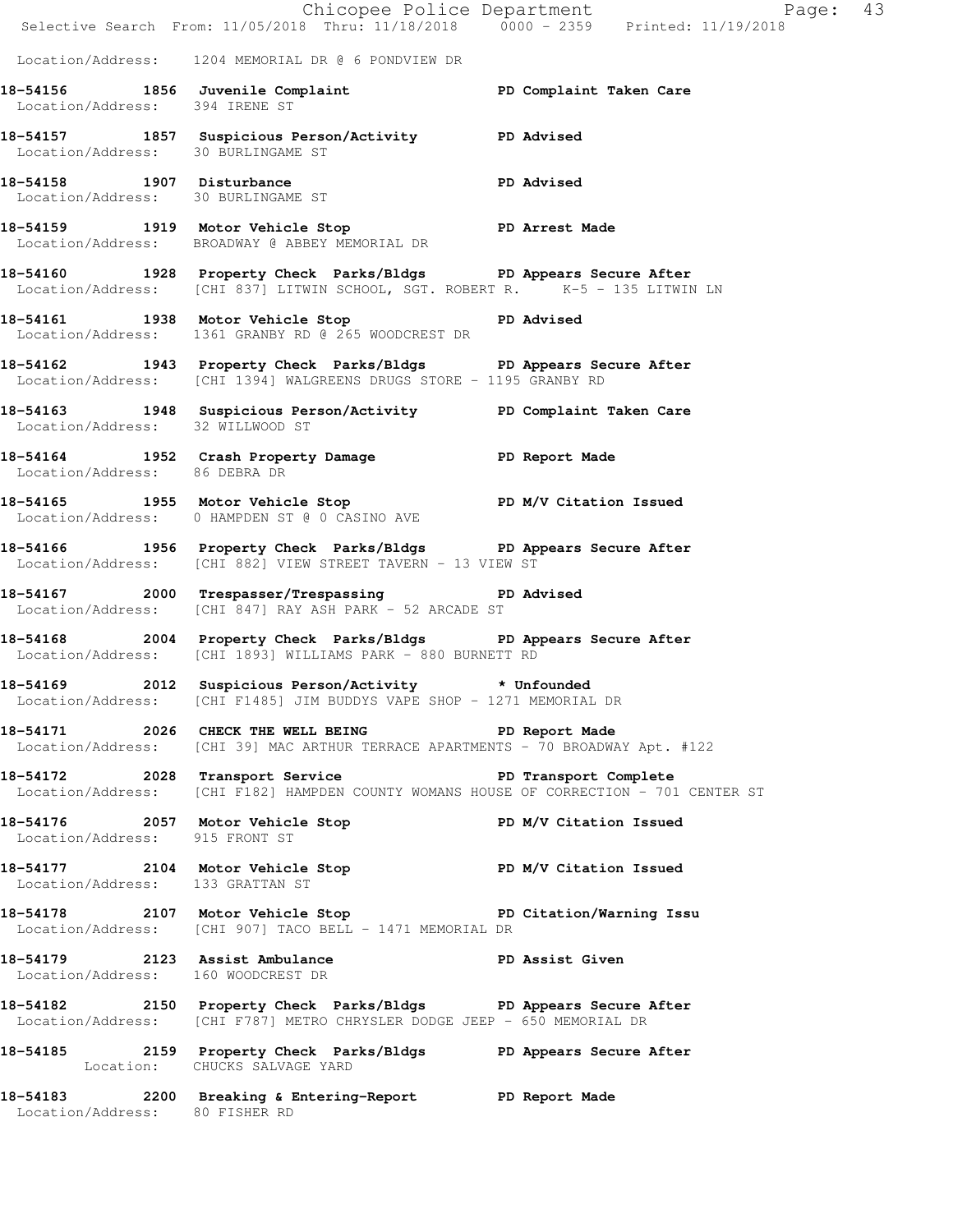Location/Address: 1204 MEMORIAL DR @ 6 PONDVIEW DR

**18-54156 1856 Juvenile Complaint PD Complaint Taken Care**
Location/Address: 394 IRENE ST

**18-54157 1857 Suspicious Person/Activity PD Advised**
Location/Address: 30 BURLINGAME ST

**18-54158 1907 Disturbance PD Advised**
Location/Address: 30 BURLINGAME ST

**18-54159 1919 Motor Vehicle Stop PD Arrest Made**
Location/Address: BROADWAY @ ABBEY MEMORIAL DR

**18-54160 1928 Property Check Parks/Bldgs PD Appears Secure After**
Location/Address: [CHI 837] LITWIN SCHOOL, SGT. ROBERT R. K-5 - 135 LITWIN LN

**18-54161 1938 Motor Vehicle Stop PD Advised**
Location/Address: 1361 GRANBY RD @ 265 WOODCREST DR

**18-54162 1943 Property Check Parks/Bldgs PD Appears Secure After**
Location/Address: [CHI 1394] WALGREENS DRUGS STORE - 1195 GRANBY RD

**18-54163 1948 Suspicious Person/Activity PD Complaint Taken Care**
Location/Address: 32 WILLWOOD ST

**18-54164 1952 Crash Property Damage PD Report Made**
Location/Address: 86 DEBRA DR

**18-54165 1955 Motor Vehicle Stop PD M/V Citation Issued**
Location/Address: 0 HAMPDEN ST @ 0 CASINO AVE

**18-54166 1956 Property Check Parks/Bldgs PD Appears Secure After**
Location/Address: [CHI 882] VIEW STREET TAVERN - 13 VIEW ST

**18-54167 2000 Trespasser/Trespassing PD Advised**
Location/Address: [CHI 847] RAY ASH PARK - 52 ARCADE ST

**18-54168 2004 Property Check Parks/Bldgs PD Appears Secure After**
Location/Address: [CHI 1893] WILLIAMS PARK - 880 BURNETT RD

**18-54169 2012 Suspicious Person/Activity * Unfounded**
Location/Address: [CHI F1485] JIM BUDDYS VAPE SHOP - 1271 MEMORIAL DR

**18-54171 2026 CHECK THE WELL BEING PD Report Made**
Location/Address: [CHI 39] MAC ARTHUR TERRACE APARTMENTS - 70 BROADWAY Apt. #122

**18-54172 2028 Transport Service PD Transport Complete**
Location/Address: [CHI F182] HAMPDEN COUNTY WOMANS HOUSE OF CORRECTION - 701 CENTER ST

**18-54176 2057 Motor Vehicle Stop PD M/V Citation Issued**
Location/Address: 915 FRONT ST

**18-54177 2104 Motor Vehicle Stop PD M/V Citation Issued**
Location/Address: 133 GRATTAN ST

**18-54178 2107 Motor Vehicle Stop PD Citation/Warning Issu**
Location/Address: [CHI 907] TACO BELL - 1471 MEMORIAL DR

**18-54179 2123 Assist Ambulance PD Assist Given**
Location/Address: 160 WOODCREST DR

**18-54182 2150 Property Check Parks/Bldgs PD Appears Secure After**
Location/Address: [CHI F787] METRO CHRYSLER DODGE JEEP - 650 MEMORIAL DR

**18-54185 2159 Property Check Parks/Bldgs PD Appears Secure After**
Location: CHUCKS SALVAGE YARD

**18-54183 2200 Breaking & Entering-Report PD Report Made**
Location/Address: 80 FISHER RD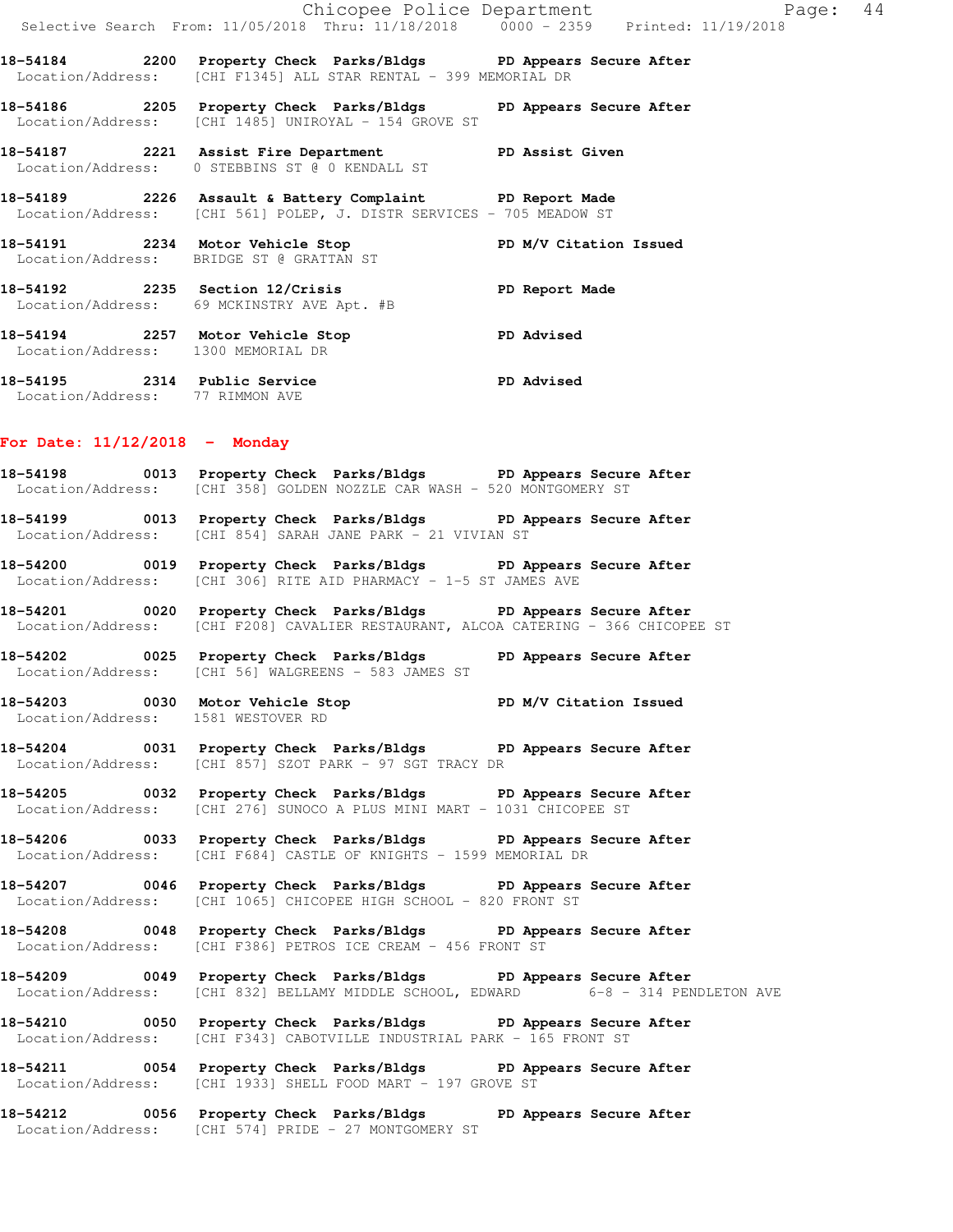**18-54184 2200 Property Check Parks/Bldgs PD Appears Secure After**
Location/Address: [CHI F1345] ALL STAR RENTAL - 399 MEMORIAL DR

**18-54186 2205 Property Check Parks/Bldgs PD Appears Secure After**
Location/Address: [CHI 1485] UNIROYAL - 154 GROVE ST

**18-54187 2221 Assist Fire Department PD Assist Given**
Location/Address: 0 STEBBINS ST @ 0 KENDALL ST

**18-54189 2226 Assault & Battery Complaint PD Report Made**
Location/Address: [CHI 561] POLEP, J. DISTR SERVICES - 705 MEADOW ST

**18-54191 2234 Motor Vehicle Stop PD M/V Citation Issued**
Location/Address: BRIDGE ST @ GRATTAN ST

**18-54192 2235 Section 12/Crisis PD Report Made**
Location/Address: 69 MCKINSTRY AVE Apt. #B

**18-54194 2257 Motor Vehicle Stop PD Advised**
Location/Address: 1300 MEMORIAL DR

**18-54195 2314 Public Service PD Advised**
Location/Address: 77 RIMMON AVE

## For Date: 11/12/2018 - Monday

**18-54198 0013 Property Check Parks/Bldgs PD Appears Secure After**
Location/Address: [CHI 358] GOLDEN NOZZLE CAR WASH - 520 MONTGOMERY ST

**18-54199 0013 Property Check Parks/Bldgs PD Appears Secure After**
Location/Address: [CHI 854] SARAH JANE PARK - 21 VIVIAN ST

**18-54200 0019 Property Check Parks/Bldgs PD Appears Secure After**
Location/Address: [CHI 306] RITE AID PHARMACY - 1-5 ST JAMES AVE

**18-54201 0020 Property Check Parks/Bldgs PD Appears Secure After**
Location/Address: [CHI F208] CAVALIER RESTAURANT, ALCOA CATERING - 366 CHICOPEE ST

**18-54202 0025 Property Check Parks/Bldgs PD Appears Secure After**
Location/Address: [CHI 56] WALGREENS - 583 JAMES ST

**18-54203 0030 Motor Vehicle Stop PD M/V Citation Issued**
Location/Address: 1581 WESTOVER RD

**18-54204 0031 Property Check Parks/Bldgs PD Appears Secure After**
Location/Address: [CHI 857] SZOT PARK - 97 SGT TRACY DR

**18-54205 0032 Property Check Parks/Bldgs PD Appears Secure After**
Location/Address: [CHI 276] SUNOCO A PLUS MINI MART - 1031 CHICOPEE ST

**18-54206 0033 Property Check Parks/Bldgs PD Appears Secure After**
Location/Address: [CHI F684] CASTLE OF KNIGHTS - 1599 MEMORIAL DR

**18-54207 0046 Property Check Parks/Bldgs PD Appears Secure After**
Location/Address: [CHI 1065] CHICOPEE HIGH SCHOOL - 820 FRONT ST

**18-54208 0048 Property Check Parks/Bldgs PD Appears Secure After**
Location/Address: [CHI F386] PETROS ICE CREAM - 456 FRONT ST

**18-54209 0049 Property Check Parks/Bldgs PD Appears Secure After**
Location/Address: [CHI 832] BELLAMY MIDDLE SCHOOL, EDWARD 6-8 - 314 PENDLETON AVE

**18-54210 0050 Property Check Parks/Bldgs PD Appears Secure After**
Location/Address: [CHI F343] CABOTVILLE INDUSTRIAL PARK - 165 FRONT ST

**18-54211 0054 Property Check Parks/Bldgs PD Appears Secure After**
Location/Address: [CHI 1933] SHELL FOOD MART - 197 GROVE ST

**18-54212 0056 Property Check Parks/Bldgs PD Appears Secure After**
Location/Address: [CHI 574] PRIDE - 27 MONTGOMERY ST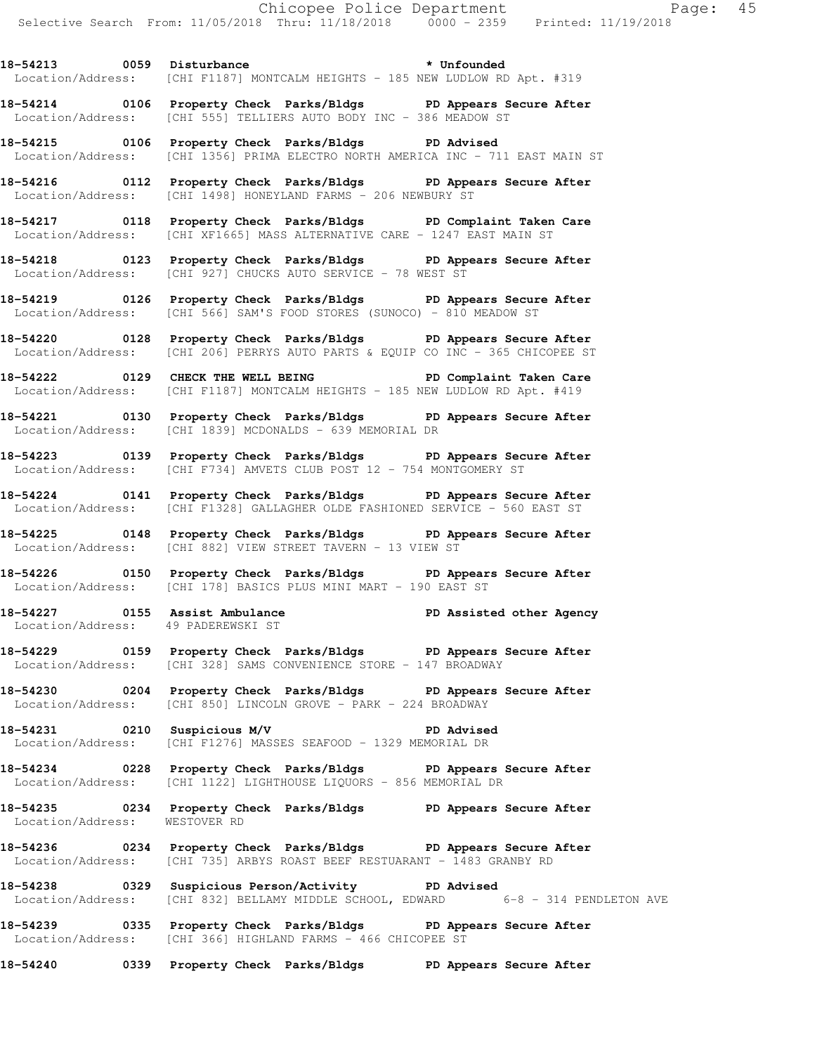18-54213 0059 Disturbance * Unfounded
Location/Address: [CHI F1187] MONTCALM HEIGHTS - 185 NEW LUDLOW RD Apt. #319

18-54214 0106 Property Check Parks/Bldgs PD Appears Secure After
Location/Address: [CHI 555] TELLIERS AUTO BODY INC - 386 MEADOW ST

18-54215 0106 Property Check Parks/Bldgs PD Advised
Location/Address: [CHI 1356] PRIMA ELECTRO NORTH AMERICA INC - 711 EAST MAIN ST

18-54216 0112 Property Check Parks/Bldgs PD Appears Secure After
Location/Address: [CHI 1498] HONEYLAND FARMS - 206 NEWBURY ST

18-54217 0118 Property Check Parks/Bldgs PD Complaint Taken Care
Location/Address: [CHI XF1665] MASS ALTERNATIVE CARE - 1247 EAST MAIN ST

18-54218 0123 Property Check Parks/Bldgs PD Appears Secure After
Location/Address: [CHI 927] CHUCKS AUTO SERVICE - 78 WEST ST

18-54219 0126 Property Check Parks/Bldgs PD Appears Secure After
Location/Address: [CHI 566] SAM'S FOOD STORES (SUNOCO) - 810 MEADOW ST

18-54220 0128 Property Check Parks/Bldgs PD Appears Secure After
Location/Address: [CHI 206] PERRYS AUTO PARTS & EQUIP CO INC - 365 CHICOPEE ST

18-54222 0129 CHECK THE WELL BEING PD Complaint Taken Care
Location/Address: [CHI F1187] MONTCALM HEIGHTS - 185 NEW LUDLOW RD Apt. #419

18-54221 0130 Property Check Parks/Bldgs PD Appears Secure After
Location/Address: [CHI 1839] MCDONALDS - 639 MEMORIAL DR

18-54223 0139 Property Check Parks/Bldgs PD Appears Secure After
Location/Address: [CHI F734] AMVETS CLUB POST 12 - 754 MONTGOMERY ST

18-54224 0141 Property Check Parks/Bldgs PD Appears Secure After
Location/Address: [CHI F1328] GALLAGHER OLDE FASHIONED SERVICE - 560 EAST ST

18-54225 0148 Property Check Parks/Bldgs PD Appears Secure After
Location/Address: [CHI 882] VIEW STREET TAVERN - 13 VIEW ST

18-54226 0150 Property Check Parks/Bldgs PD Appears Secure After
Location/Address: [CHI 178] BASICS PLUS MINI MART - 190 EAST ST

18-54227 0155 Assist Ambulance PD Assisted other Agency
Location/Address: 49 PADEREWSKI ST

18-54229 0159 Property Check Parks/Bldgs PD Appears Secure After
Location/Address: [CHI 328] SAMS CONVENIENCE STORE - 147 BROADWAY

18-54230 0204 Property Check Parks/Bldgs PD Appears Secure After
Location/Address: [CHI 850] LINCOLN GROVE - PARK - 224 BROADWAY

18-54231 0210 Suspicious M/V PD Advised
Location/Address: [CHI F1276] MASSES SEAFOOD - 1329 MEMORIAL DR

18-54234 0228 Property Check Parks/Bldgs PD Appears Secure After
Location/Address: [CHI 1122] LIGHTHOUSE LIQUORS - 856 MEMORIAL DR

18-54235 0234 Property Check Parks/Bldgs PD Appears Secure After
Location/Address: WESTOVER RD

18-54236 0234 Property Check Parks/Bldgs PD Appears Secure After
Location/Address: [CHI 735] ARBYS ROAST BEEF RESTUARANT - 1483 GRANBY RD

18-54238 0329 Suspicious Person/Activity PD Advised
Location/Address: [CHI 832] BELLAMY MIDDLE SCHOOL, EDWARD 6-8 - 314 PENDLETON AVE

18-54239 0335 Property Check Parks/Bldgs PD Appears Secure After
Location/Address: [CHI 366] HIGHLAND FARMS - 466 CHICOPEE ST

18-54240 0339 Property Check Parks/Bldgs PD Appears Secure After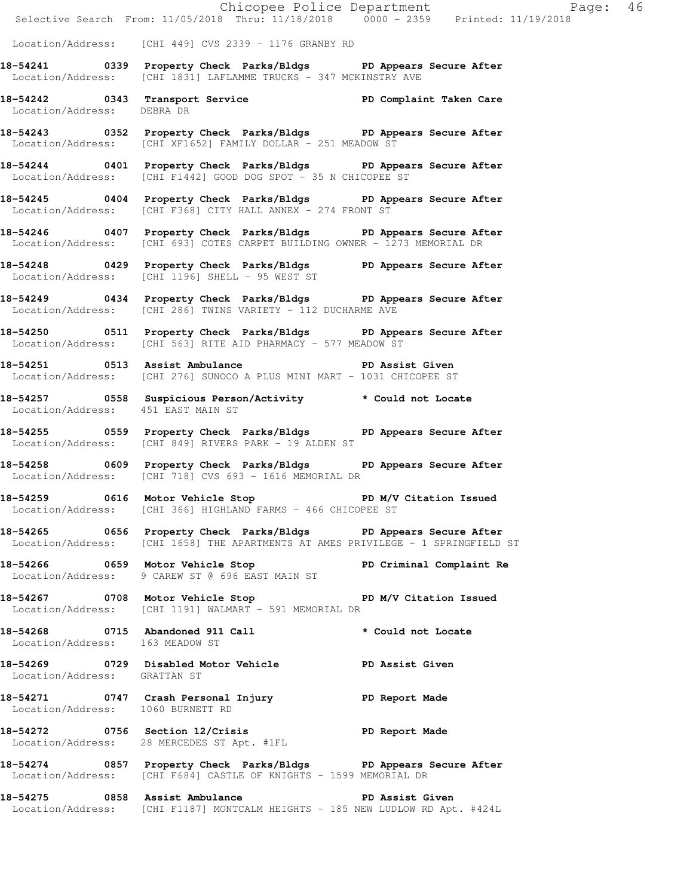Location/Address: [CHI 449] CVS 2339 - 1176 GRANBY RD

**18-54241 0339 Property Check Parks/Bldgs PD Appears Secure After**
Location/Address: [CHI 1831] LAFLAMME TRUCKS - 347 MCKINSTRY AVE

**18-54242 0343 Transport Service PD Complaint Taken Care**
Location/Address: DEBRA DR

**18-54243 0352 Property Check Parks/Bldgs PD Appears Secure After**
Location/Address: [CHI XF1652] FAMILY DOLLAR - 251 MEADOW ST

**18-54244 0401 Property Check Parks/Bldgs PD Appears Secure After**
Location/Address: [CHI F1442] GOOD DOG SPOT - 35 N CHICOPEE ST

**18-54245 0404 Property Check Parks/Bldgs PD Appears Secure After**
Location/Address: [CHI F368] CITY HALL ANNEX - 274 FRONT ST

**18-54246 0407 Property Check Parks/Bldgs PD Appears Secure After**
Location/Address: [CHI 693] COTES CARPET BUILDING OWNER - 1273 MEMORIAL DR

**18-54248 0429 Property Check Parks/Bldgs PD Appears Secure After**
Location/Address: [CHI 1196] SHELL - 95 WEST ST

**18-54249 0434 Property Check Parks/Bldgs PD Appears Secure After**
Location/Address: [CHI 286] TWINS VARIETY - 112 DUCHARME AVE

**18-54250 0511 Property Check Parks/Bldgs PD Appears Secure After**
Location/Address: [CHI 563] RITE AID PHARMACY - 577 MEADOW ST

**18-54251 0513 Assist Ambulance PD Assist Given**
Location/Address: [CHI 276] SUNOCO A PLUS MINI MART - 1031 CHICOPEE ST

**18-54257 0558 Suspicious Person/Activity * Could not Locate**
Location/Address: 451 EAST MAIN ST

**18-54255 0559 Property Check Parks/Bldgs PD Appears Secure After**
Location/Address: [CHI 849] RIVERS PARK - 19 ALDEN ST

**18-54258 0609 Property Check Parks/Bldgs PD Appears Secure After**
Location/Address: [CHI 718] CVS 693 - 1616 MEMORIAL DR

**18-54259 0616 Motor Vehicle Stop PD M/V Citation Issued**
Location/Address: [CHI 366] HIGHLAND FARMS - 466 CHICOPEE ST

**18-54265 0656 Property Check Parks/Bldgs PD Appears Secure After**
Location/Address: [CHI 1658] THE APARTMENTS AT AMES PRIVILEGE - 1 SPRINGFIELD ST

**18-54266 0659 Motor Vehicle Stop PD Criminal Complaint Re**
Location/Address: 9 CAREW ST @ 696 EAST MAIN ST

**18-54267 0708 Motor Vehicle Stop PD M/V Citation Issued**
Location/Address: [CHI 1191] WALMART - 591 MEMORIAL DR

**18-54268 0715 Abandoned 911 Call * Could not Locate**
Location/Address: 163 MEADOW ST

**18-54269 0729 Disabled Motor Vehicle PD Assist Given**
Location/Address: GRATTAN ST

**18-54271 0747 Crash Personal Injury PD Report Made**
Location/Address: 1060 BURNETT RD

**18-54272 0756 Section 12/Crisis PD Report Made**
Location/Address: 28 MERCEDES ST Apt. #1FL

**18-54274 0857 Property Check Parks/Bldgs PD Appears Secure After**
Location/Address: [CHI F684] CASTLE OF KNIGHTS - 1599 MEMORIAL DR

**18-54275 0858 Assist Ambulance PD Assist Given**
Location/Address: [CHI F1187] MONTCALM HEIGHTS - 185 NEW LUDLOW RD Apt. #424L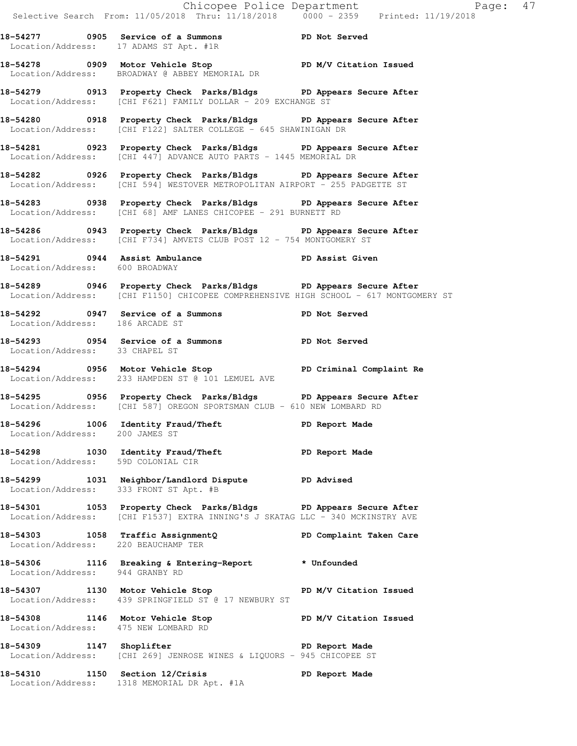**18-54277 0905 Service of a Summons PD Not Served**
Location/Address: 17 ADAMS ST Apt. #1R

**18-54278 0909 Motor Vehicle Stop PD M/V Citation Issued**
Location/Address: BROADWAY @ ABBEY MEMORIAL DR

**18-54279 0913 Property Check Parks/Bldgs PD Appears Secure After**
Location/Address: [CHI F621] FAMILY DOLLAR - 209 EXCHANGE ST

**18-54280 0918 Property Check Parks/Bldgs PD Appears Secure After**
Location/Address: [CHI F122] SALTER COLLEGE - 645 SHAWINIGAN DR

**18-54281 0923 Property Check Parks/Bldgs PD Appears Secure After**
Location/Address: [CHI 447] ADVANCE AUTO PARTS - 1445 MEMORIAL DR

**18-54282 0926 Property Check Parks/Bldgs PD Appears Secure After**
Location/Address: [CHI 594] WESTOVER METROPOLITAN AIRPORT - 255 PADGETTE ST

**18-54283 0938 Property Check Parks/Bldgs PD Appears Secure After**
Location/Address: [CHI 68] AMF LANES CHICOPEE - 291 BURNETT RD

**18-54286 0943 Property Check Parks/Bldgs PD Appears Secure After**
Location/Address: [CHI F734] AMVETS CLUB POST 12 - 754 MONTGOMERY ST

**18-54291 0944 Assist Ambulance PD Assist Given**
Location/Address: 600 BROADWAY

**18-54289 0946 Property Check Parks/Bldgs PD Appears Secure After**
Location/Address: [CHI F1150] CHICOPEE COMPREHENSIVE HIGH SCHOOL - 617 MONTGOMERY ST

**18-54292 0947 Service of a Summons PD Not Served**
Location/Address: 186 ARCADE ST

**18-54293 0954 Service of a Summons PD Not Served**
Location/Address: 33 CHAPEL ST

**18-54294 0956 Motor Vehicle Stop PD Criminal Complaint Re**
Location/Address: 233 HAMPDEN ST @ 101 LEMUEL AVE

**18-54295 0956 Property Check Parks/Bldgs PD Appears Secure After**
Location/Address: [CHI 587] OREGON SPORTSMAN CLUB - 610 NEW LOMBARD RD

**18-54296 1006 Identity Fraud/Theft PD Report Made**
Location/Address: 200 JAMES ST

**18-54298 1030 Identity Fraud/Theft PD Report Made**
Location/Address: 59D COLONIAL CIR

**18-54299 1031 Neighbor/Landlord Dispute PD Advised**
Location/Address: 333 FRONT ST Apt. #B

**18-54301 1053 Property Check Parks/Bldgs PD Appears Secure After**
Location/Address: [CHI F1537] EXTRA INNING'S J SKATAG LLC - 340 MCKINSTRY AVE

**18-54303 1058 Traffic AssignmentQ PD Complaint Taken Care**
Location/Address: 220 BEAUCHAMP TER

**18-54306 1116 Breaking & Entering-Report * Unfounded**
Location/Address: 944 GRANBY RD

**18-54307 1130 Motor Vehicle Stop PD M/V Citation Issued**
Location/Address: 439 SPRINGFIELD ST @ 17 NEWBURY ST

**18-54308 1146 Motor Vehicle Stop PD M/V Citation Issued**
Location/Address: 475 NEW LOMBARD RD

**18-54309 1147 Shoplifter PD Report Made**
Location/Address: [CHI 269] JENROSE WINES & LIQUORS - 945 CHICOPEE ST

**18-54310 1150 Section 12/Crisis PD Report Made**
Location/Address: 1318 MEMORIAL DR Apt. #1A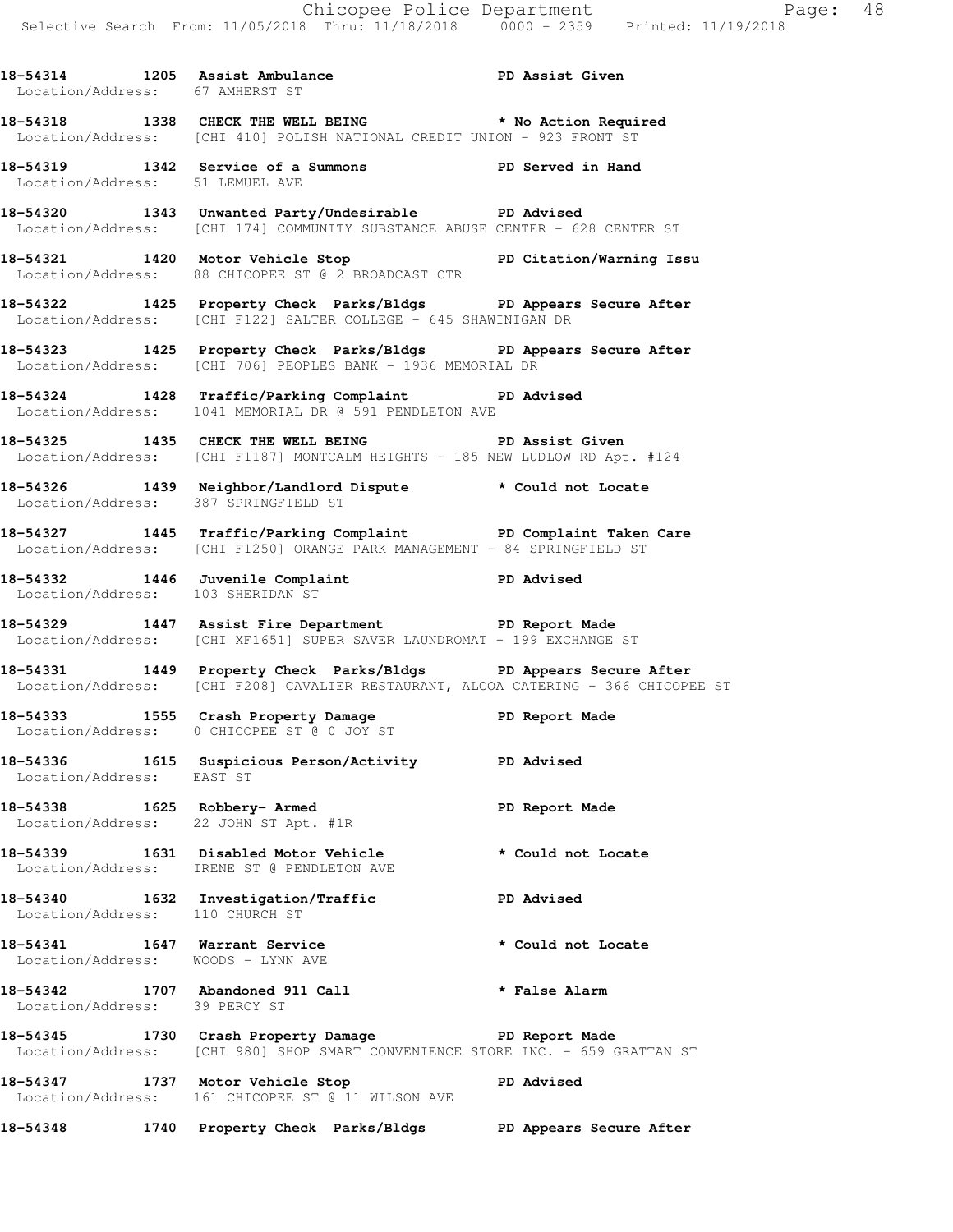**18-54314 1205 Assist Ambulance PD Assist Given**
Location/Address: 67 AMHERST ST

**18-54318 1338 CHECK THE WELL BEING * No Action Required**
Location/Address: [CHI 410] POLISH NATIONAL CREDIT UNION - 923 FRONT ST

**18-54319 1342 Service of a Summons PD Served in Hand**
Location/Address: 51 LEMUEL AVE

**18-54320 1343 Unwanted Party/Undesirable PD Advised**
Location/Address: [CHI 174] COMMUNITY SUBSTANCE ABUSE CENTER - 628 CENTER ST

**18-54321 1420 Motor Vehicle Stop PD Citation/Warning Issu**
Location/Address: 88 CHICOPEE ST @ 2 BROADCAST CTR

**18-54322 1425 Property Check Parks/Bldgs PD Appears Secure After**
Location/Address: [CHI F122] SALTER COLLEGE - 645 SHAWINIGAN DR

**18-54323 1425 Property Check Parks/Bldgs PD Appears Secure After**
Location/Address: [CHI 706] PEOPLES BANK - 1936 MEMORIAL DR

**18-54324 1428 Traffic/Parking Complaint PD Advised**
Location/Address: 1041 MEMORIAL DR @ 591 PENDLETON AVE

**18-54325 1435 CHECK THE WELL BEING PD Assist Given**
Location/Address: [CHI F1187] MONTCALM HEIGHTS - 185 NEW LUDLOW RD Apt. #124

**18-54326 1439 Neighbor/Landlord Dispute * Could not Locate**
Location/Address: 387 SPRINGFIELD ST

**18-54327 1445 Traffic/Parking Complaint PD Complaint Taken Care**
Location/Address: [CHI F1250] ORANGE PARK MANAGEMENT - 84 SPRINGFIELD ST

**18-54332 1446 Juvenile Complaint PD Advised**
Location/Address: 103 SHERIDAN ST

**18-54329 1447 Assist Fire Department PD Report Made**
Location/Address: [CHI XF1651] SUPER SAVER LAUNDROMAT - 199 EXCHANGE ST

**18-54331 1449 Property Check Parks/Bldgs PD Appears Secure After**
Location/Address: [CHI F208] CAVALIER RESTAURANT, ALCOA CATERING - 366 CHICOPEE ST

**18-54333 1555 Crash Property Damage PD Report Made**
Location/Address: 0 CHICOPEE ST @ 0 JOY ST

**18-54336 1615 Suspicious Person/Activity PD Advised**
Location/Address: EAST ST

**18-54338 1625 Robbery- Armed PD Report Made**
Location/Address: 22 JOHN ST Apt. #1R

**18-54339 1631 Disabled Motor Vehicle * Could not Locate**
Location/Address: IRENE ST @ PENDLETON AVE

**18-54340 1632 Investigation/Traffic PD Advised**
Location/Address: 110 CHURCH ST

**18-54341 1647 Warrant Service * Could not Locate**
Location/Address: WOODS - LYNN AVE

**18-54342 1707 Abandoned 911 Call * False Alarm**
Location/Address: 39 PERCY ST

**18-54345 1730 Crash Property Damage PD Report Made**
Location/Address: [CHI 980] SHOP SMART CONVENIENCE STORE INC. - 659 GRATTAN ST

**18-54347 1737 Motor Vehicle Stop PD Advised**
Location/Address: 161 CHICOPEE ST @ 11 WILSON AVE

**18-54348 1740 Property Check Parks/Bldgs PD Appears Secure After**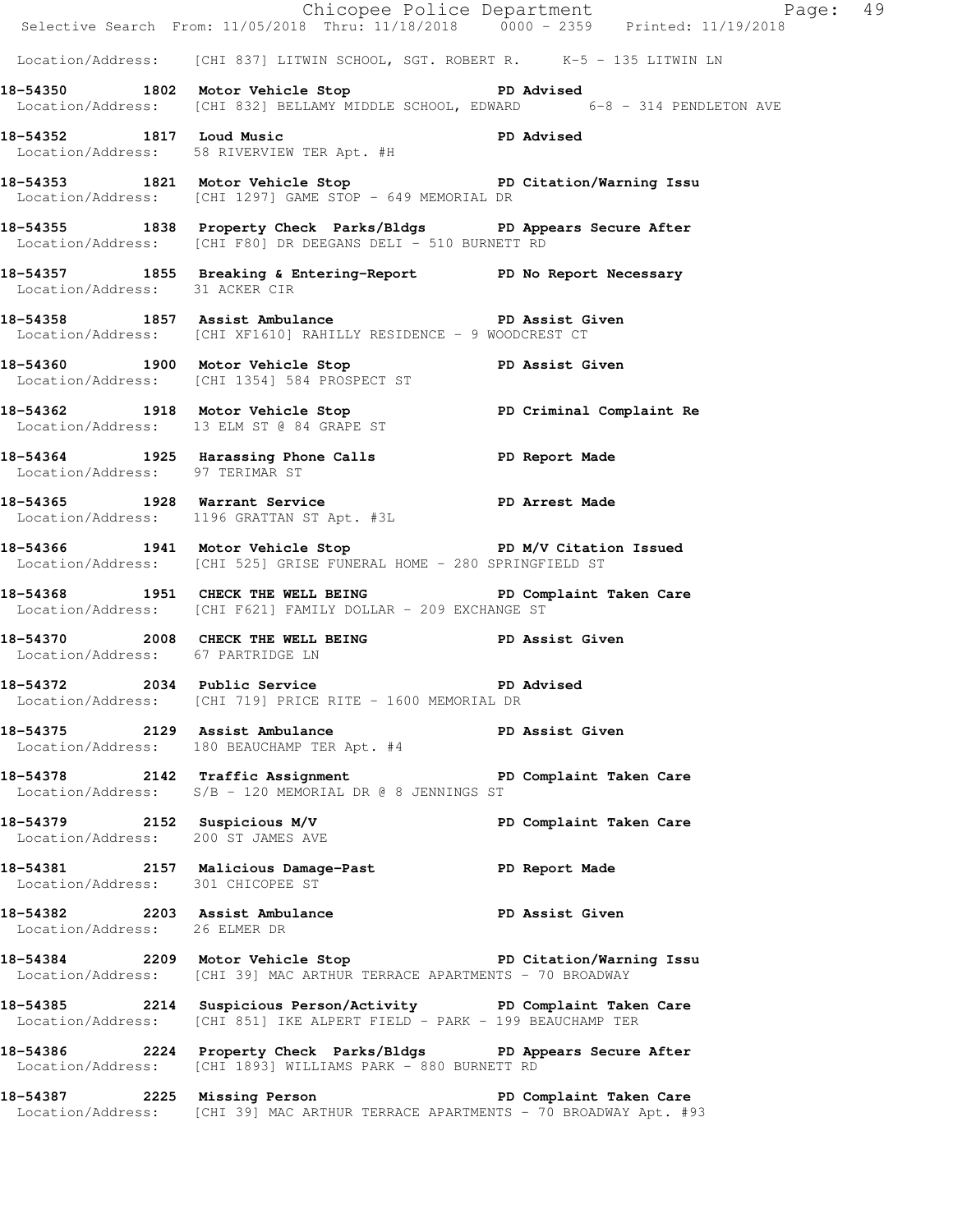Location/Address: [CHI 837] LITWIN SCHOOL, SGT. ROBERT R. K-5 - 135 LITWIN LN

**18-54350 1802 Motor Vehicle Stop PD Advised**
Location/Address: [CHI 832] BELLAMY MIDDLE SCHOOL, EDWARD 6-8 - 314 PENDLETON AVE

**18-54352 1817 Loud Music PD Advised**
Location/Address: 58 RIVERVIEW TER Apt. #H

**18-54353 1821 Motor Vehicle Stop PD Citation/Warning Issu**
Location/Address: [CHI 1297] GAME STOP - 649 MEMORIAL DR

**18-54355 1838 Property Check Parks/Bldgs PD Appears Secure After**
Location/Address: [CHI F80] DR DEEGANS DELI - 510 BURNETT RD

**18-54357 1855 Breaking & Entering-Report PD No Report Necessary**
Location/Address: 31 ACKER CIR

**18-54358 1857 Assist Ambulance PD Assist Given**
Location/Address: [CHI XF1610] RAHILLY RESIDENCE - 9 WOODCREST CT

**18-54360 1900 Motor Vehicle Stop PD Assist Given**
Location/Address: [CHI 1354] 584 PROSPECT ST

**18-54362 1918 Motor Vehicle Stop PD Criminal Complaint Re**
Location/Address: 13 ELM ST @ 84 GRAPE ST

**18-54364 1925 Harassing Phone Calls PD Report Made**
Location/Address: 97 TERIMAR ST

**18-54365 1928 Warrant Service PD Arrest Made**
Location/Address: 1196 GRATTAN ST Apt. #3L

**18-54366 1941 Motor Vehicle Stop PD M/V Citation Issued**
Location/Address: [CHI 525] GRISE FUNERAL HOME - 280 SPRINGFIELD ST

**18-54368 1951 CHECK THE WELL BEING PD Complaint Taken Care**
Location/Address: [CHI F621] FAMILY DOLLAR - 209 EXCHANGE ST

**18-54370 2008 CHECK THE WELL BEING PD Assist Given**
Location/Address: 67 PARTRIDGE LN

**18-54372 2034 Public Service PD Advised**
Location/Address: [CHI 719] PRICE RITE - 1600 MEMORIAL DR

**18-54375 2129 Assist Ambulance PD Assist Given**
Location/Address: 180 BEAUCHAMP TER Apt. #4

**18-54378 2142 Traffic Assignment PD Complaint Taken Care**
Location/Address: S/B - 120 MEMORIAL DR @ 8 JENNINGS ST

**18-54379 2152 Suspicious M/V PD Complaint Taken Care**
Location/Address: 200 ST JAMES AVE

**18-54381 2157 Malicious Damage-Past PD Report Made**
Location/Address: 301 CHICOPEE ST

**18-54382 2203 Assist Ambulance PD Assist Given**
Location/Address: 26 ELMER DR

**18-54384 2209 Motor Vehicle Stop PD Citation/Warning Issu**
Location/Address: [CHI 39] MAC ARTHUR TERRACE APARTMENTS - 70 BROADWAY

**18-54385 2214 Suspicious Person/Activity PD Complaint Taken Care**
Location/Address: [CHI 851] IKE ALPERT FIELD - PARK - 199 BEAUCHAMP TER

**18-54386 2224 Property Check Parks/Bldgs PD Appears Secure After**
Location/Address: [CHI 1893] WILLIAMS PARK - 880 BURNETT RD

**18-54387 2225 Missing Person PD Complaint Taken Care**
Location/Address: [CHI 39] MAC ARTHUR TERRACE APARTMENTS - 70 BROADWAY Apt. #93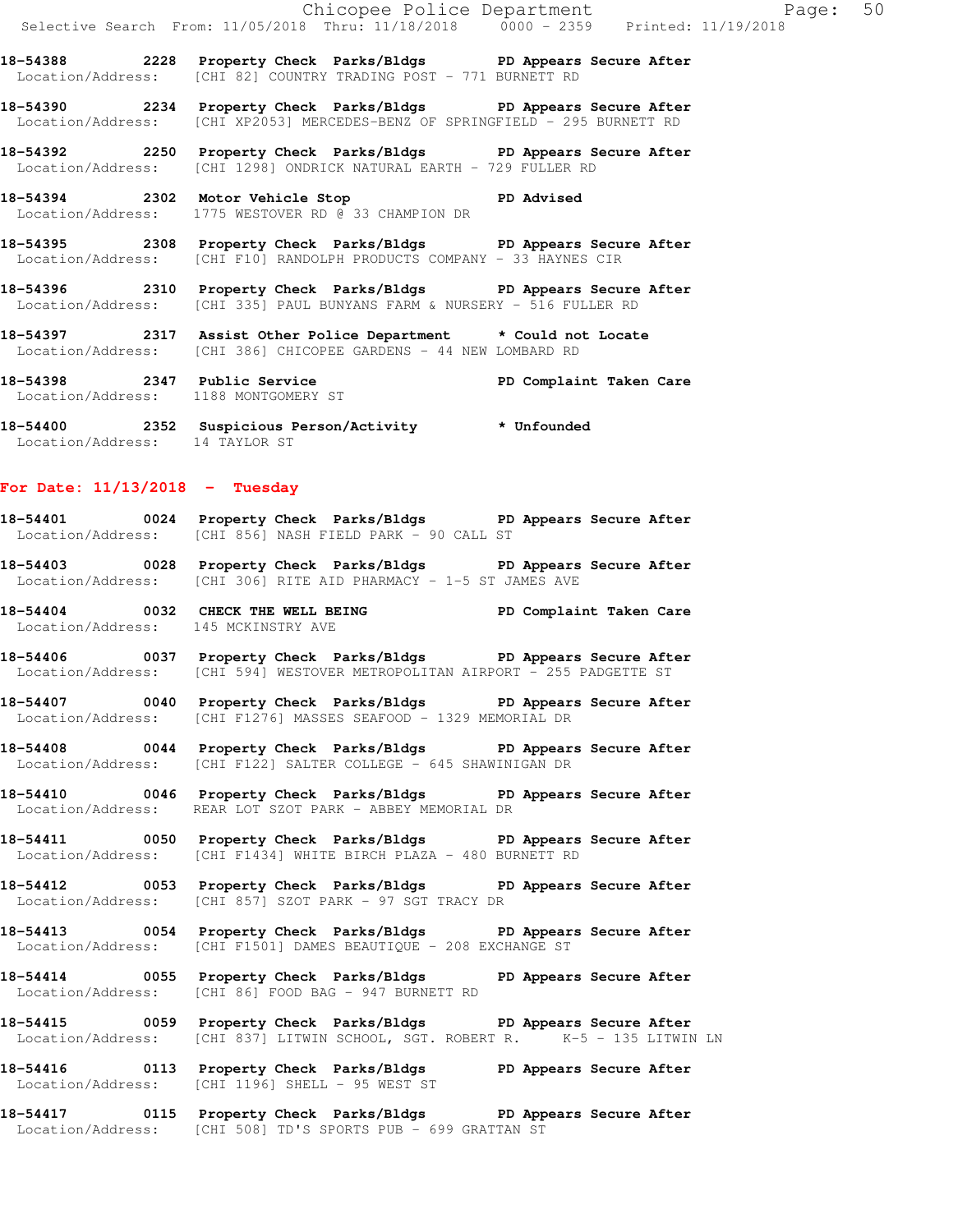18-54388 2228 Property Check Parks/Bldgs PD Appears Secure After
Location/Address: [CHI 82] COUNTRY TRADING POST - 771 BURNETT RD

18-54390 2234 Property Check Parks/Bldgs PD Appears Secure After
Location/Address: [CHI XP2053] MERCEDES-BENZ OF SPRINGFIELD - 295 BURNETT RD

18-54392 2250 Property Check Parks/Bldgs PD Appears Secure After
Location/Address: [CHI 1298] ONDRICK NATURAL EARTH - 729 FULLER RD

18-54394 2302 Motor Vehicle Stop PD Advised
Location/Address: 1775 WESTOVER RD @ 33 CHAMPION DR

18-54395 2308 Property Check Parks/Bldgs PD Appears Secure After
Location/Address: [CHI F10] RANDOLPH PRODUCTS COMPANY - 33 HAYNES CIR

18-54396 2310 Property Check Parks/Bldgs PD Appears Secure After
Location/Address: [CHI 335] PAUL BUNYANS FARM & NURSERY - 516 FULLER RD

18-54397 2317 Assist Other Police Department * Could not Locate
Location/Address: [CHI 386] CHICOPEE GARDENS - 44 NEW LOMBARD RD

18-54398 2347 Public Service PD Complaint Taken Care
Location/Address: 1188 MONTGOMERY ST

18-54400 2352 Suspicious Person/Activity * Unfounded
Location/Address: 14 TAYLOR ST

**For Date: 11/13/2018 - Tuesday**

18-54401 0024 Property Check Parks/Bldgs PD Appears Secure After
Location/Address: [CHI 856] NASH FIELD PARK - 90 CALL ST

18-54403 0028 Property Check Parks/Bldgs PD Appears Secure After
Location/Address: [CHI 306] RITE AID PHARMACY - 1-5 ST JAMES AVE

18-54404 0032 CHECK THE WELL BEING PD Complaint Taken Care
Location/Address: 145 MCKINSTRY AVE

18-54406 0037 Property Check Parks/Bldgs PD Appears Secure After
Location/Address: [CHI 594] WESTOVER METROPOLITAN AIRPORT - 255 PADGETTE ST

18-54407 0040 Property Check Parks/Bldgs PD Appears Secure After
Location/Address: [CHI F1276] MASSES SEAFOOD - 1329 MEMORIAL DR

18-54408 0044 Property Check Parks/Bldgs PD Appears Secure After
Location/Address: [CHI F122] SALTER COLLEGE - 645 SHAWINIGAN DR

18-54410 0046 Property Check Parks/Bldgs PD Appears Secure After
Location/Address: REAR LOT SZOT PARK - ABBEY MEMORIAL DR

18-54411 0050 Property Check Parks/Bldgs PD Appears Secure After
Location/Address: [CHI F1434] WHITE BIRCH PLAZA - 480 BURNETT RD

18-54412 0053 Property Check Parks/Bldgs PD Appears Secure After
Location/Address: [CHI 857] SZOT PARK - 97 SGT TRACY DR

18-54413 0054 Property Check Parks/Bldgs PD Appears Secure After
Location/Address: [CHI F1501] DAMES BEAUTIQUE - 208 EXCHANGE ST

18-54414 0055 Property Check Parks/Bldgs PD Appears Secure After
Location/Address: [CHI 86] FOOD BAG - 947 BURNETT RD

18-54415 0059 Property Check Parks/Bldgs PD Appears Secure After
Location/Address: [CHI 837] LITWIN SCHOOL, SGT. ROBERT R. K-5 - 135 LITWIN LN

18-54416 0113 Property Check Parks/Bldgs PD Appears Secure After
Location/Address: [CHI 1196] SHELL - 95 WEST ST

18-54417 0115 Property Check Parks/Bldgs PD Appears Secure After
Location/Address: [CHI 508] TD'S SPORTS PUB - 699 GRATTAN ST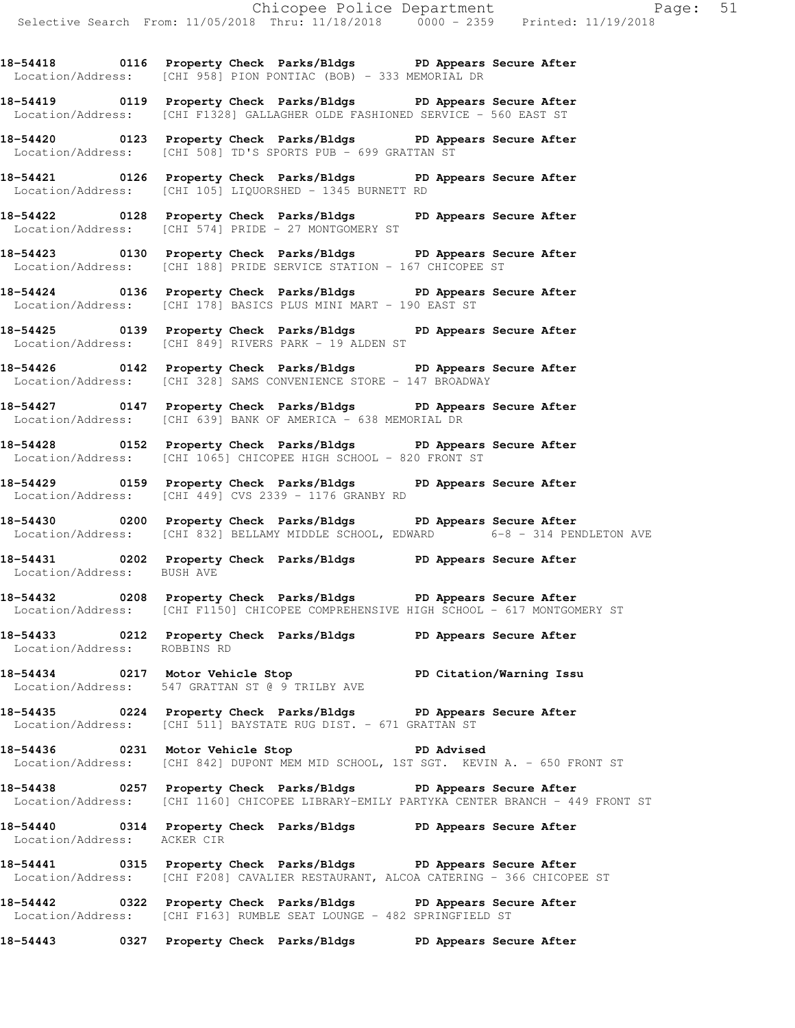18-54418 0116 Property Check Parks/Bldgs PD Appears Secure After
Location/Address: [CHI 958] PION PONTIAC (BOB) - 333 MEMORIAL DR

18-54419 0119 Property Check Parks/Bldgs PD Appears Secure After
Location/Address: [CHI F1328] GALLAGHER OLDE FASHIONED SERVICE - 560 EAST ST

18-54420 0123 Property Check Parks/Bldgs PD Appears Secure After
Location/Address: [CHI 508] TD'S SPORTS PUB - 699 GRATTAN ST

18-54421 0126 Property Check Parks/Bldgs PD Appears Secure After
Location/Address: [CHI 105] LIQUORSHED - 1345 BURNETT RD

18-54422 0128 Property Check Parks/Bldgs PD Appears Secure After
Location/Address: [CHI 574] PRIDE - 27 MONTGOMERY ST

18-54423 0130 Property Check Parks/Bldgs PD Appears Secure After
Location/Address: [CHI 188] PRIDE SERVICE STATION - 167 CHICOPEE ST

18-54424 0136 Property Check Parks/Bldgs PD Appears Secure After
Location/Address: [CHI 178] BASICS PLUS MINI MART - 190 EAST ST

18-54425 0139 Property Check Parks/Bldgs PD Appears Secure After
Location/Address: [CHI 849] RIVERS PARK - 19 ALDEN ST

18-54426 0142 Property Check Parks/Bldgs PD Appears Secure After
Location/Address: [CHI 328] SAMS CONVENIENCE STORE - 147 BROADWAY

18-54427 0147 Property Check Parks/Bldgs PD Appears Secure After
Location/Address: [CHI 639] BANK OF AMERICA - 638 MEMORIAL DR

18-54428 0152 Property Check Parks/Bldgs PD Appears Secure After
Location/Address: [CHI 1065] CHICOPEE HIGH SCHOOL - 820 FRONT ST

18-54429 0159 Property Check Parks/Bldgs PD Appears Secure After
Location/Address: [CHI 449] CVS 2339 - 1176 GRANBY RD

18-54430 0200 Property Check Parks/Bldgs PD Appears Secure After
Location/Address: [CHI 832] BELLAMY MIDDLE SCHOOL, EDWARD 6-8 - 314 PENDLETON AVE

18-54431 0202 Property Check Parks/Bldgs PD Appears Secure After
Location/Address: BUSH AVE

18-54432 0208 Property Check Parks/Bldgs PD Appears Secure After
Location/Address: [CHI F1150] CHICOPEE COMPREHENSIVE HIGH SCHOOL - 617 MONTGOMERY ST

18-54433 0212 Property Check Parks/Bldgs PD Appears Secure After
Location/Address: ROBBINS RD

18-54434 0217 Motor Vehicle Stop PD Citation/Warning Issu
Location/Address: 547 GRATTAN ST @ 9 TRILBY AVE

18-54435 0224 Property Check Parks/Bldgs PD Appears Secure After
Location/Address: [CHI 511] BAYSTATE RUG DIST. - 671 GRATTAN ST

18-54436 0231 Motor Vehicle Stop PD Advised
Location/Address: [CHI 842] DUPONT MEM MID SCHOOL, 1ST SGT. KEVIN A. - 650 FRONT ST

18-54438 0257 Property Check Parks/Bldgs PD Appears Secure After
Location/Address: [CHI 1160] CHICOPEE LIBRARY-EMILY PARTYKA CENTER BRANCH - 449 FRONT ST

18-54440 0314 Property Check Parks/Bldgs PD Appears Secure After
Location/Address: ACKER CIR

18-54441 0315 Property Check Parks/Bldgs PD Appears Secure After
Location/Address: [CHI F208] CAVALIER RESTAURANT, ALCOA CATERING - 366 CHICOPEE ST

18-54442 0322 Property Check Parks/Bldgs PD Appears Secure After
Location/Address: [CHI F163] RUMBLE SEAT LOUNGE - 482 SPRINGFIELD ST

18-54443 0327 Property Check Parks/Bldgs PD Appears Secure After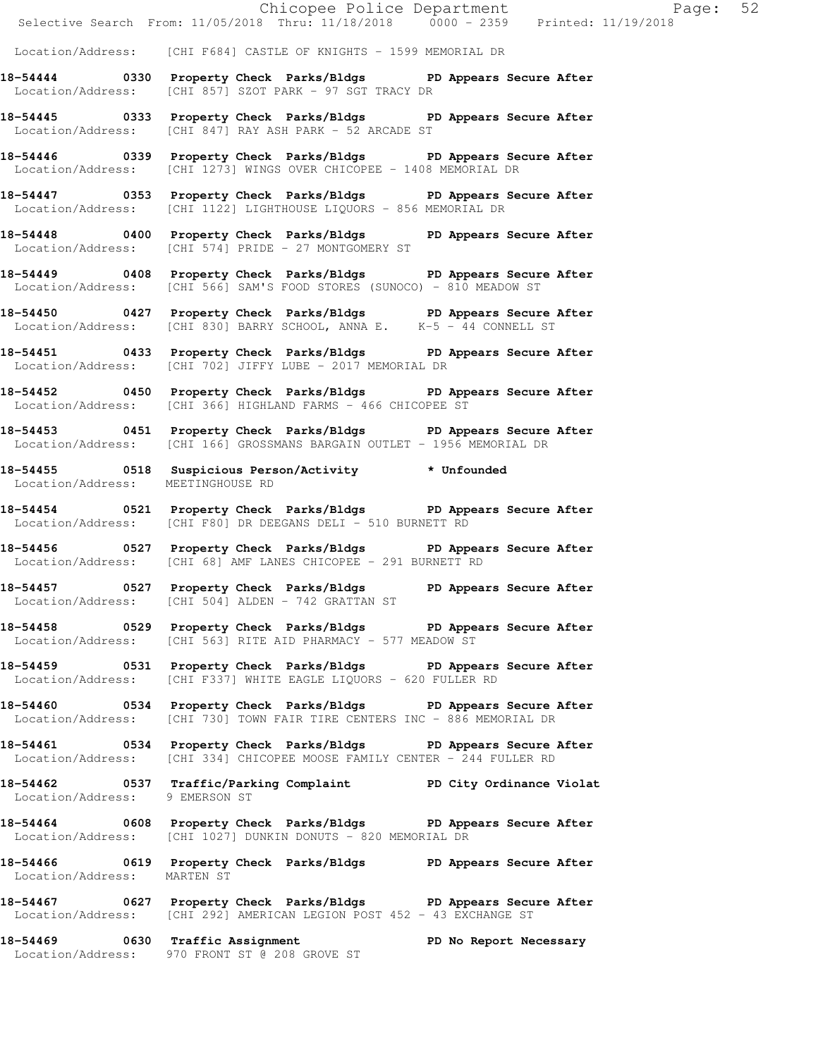Location/Address: [CHI F684] CASTLE OF KNIGHTS - 1599 MEMORIAL DR

**18-54444 0330 Property Check Parks/Bldgs PD Appears Secure After**
Location/Address: [CHI 857] SZOT PARK - 97 SGT TRACY DR

**18-54445 0333 Property Check Parks/Bldgs PD Appears Secure After**
Location/Address: [CHI 847] RAY ASH PARK - 52 ARCADE ST

**18-54446 0339 Property Check Parks/Bldgs PD Appears Secure After**
Location/Address: [CHI 1273] WINGS OVER CHICOPEE - 1408 MEMORIAL DR

**18-54447 0353 Property Check Parks/Bldgs PD Appears Secure After**
Location/Address: [CHI 1122] LIGHTHOUSE LIQUORS - 856 MEMORIAL DR

**18-54448 0400 Property Check Parks/Bldgs PD Appears Secure After**
Location/Address: [CHI 574] PRIDE - 27 MONTGOMERY ST

**18-54449 0408 Property Check Parks/Bldgs PD Appears Secure After**
Location/Address: [CHI 566] SAM'S FOOD STORES (SUNOCO) - 810 MEADOW ST

**18-54450 0427 Property Check Parks/Bldgs PD Appears Secure After**
Location/Address: [CHI 830] BARRY SCHOOL, ANNA E. K-5 - 44 CONNELL ST

**18-54451 0433 Property Check Parks/Bldgs PD Appears Secure After**
Location/Address: [CHI 702] JIFFY LUBE - 2017 MEMORIAL DR

**18-54452 0450 Property Check Parks/Bldgs PD Appears Secure After**
Location/Address: [CHI 366] HIGHLAND FARMS - 466 CHICOPEE ST

**18-54453 0451 Property Check Parks/Bldgs PD Appears Secure After**
Location/Address: [CHI 166] GROSSMANS BARGAIN OUTLET - 1956 MEMORIAL DR

**18-54455 0518 Suspicious Person/Activity * Unfounded**
Location/Address: MEETINGHOUSE RD

**18-54454 0521 Property Check Parks/Bldgs PD Appears Secure After**
Location/Address: [CHI F80] DR DEEGANS DELI - 510 BURNETT RD

**18-54456 0527 Property Check Parks/Bldgs PD Appears Secure After**
Location/Address: [CHI 68] AMF LANES CHICOPEE - 291 BURNETT RD

**18-54457 0527 Property Check Parks/Bldgs PD Appears Secure After**
Location/Address: [CHI 504] ALDEN - 742 GRATTAN ST

**18-54458 0529 Property Check Parks/Bldgs PD Appears Secure After**
Location/Address: [CHI 563] RITE AID PHARMACY - 577 MEADOW ST

**18-54459 0531 Property Check Parks/Bldgs PD Appears Secure After**
Location/Address: [CHI F337] WHITE EAGLE LIQUORS - 620 FULLER RD

**18-54460 0534 Property Check Parks/Bldgs PD Appears Secure After**
Location/Address: [CHI 730] TOWN FAIR TIRE CENTERS INC - 886 MEMORIAL DR

**18-54461 0534 Property Check Parks/Bldgs PD Appears Secure After**
Location/Address: [CHI 334] CHICOPEE MOOSE FAMILY CENTER - 244 FULLER RD

**18-54462 0537 Traffic/Parking Complaint PD City Ordinance Violat**
Location/Address: 9 EMERSON ST

**18-54464 0608 Property Check Parks/Bldgs PD Appears Secure After**
Location/Address: [CHI 1027] DUNKIN DONUTS - 820 MEMORIAL DR

**18-54466 0619 Property Check Parks/Bldgs PD Appears Secure After**
Location/Address: MARTEN ST

**18-54467 0627 Property Check Parks/Bldgs PD Appears Secure After**
Location/Address: [CHI 292] AMERICAN LEGION POST 452 - 43 EXCHANGE ST

**18-54469 0630 Traffic Assignment PD No Report Necessary**
Location/Address: 970 FRONT ST @ 208 GROVE ST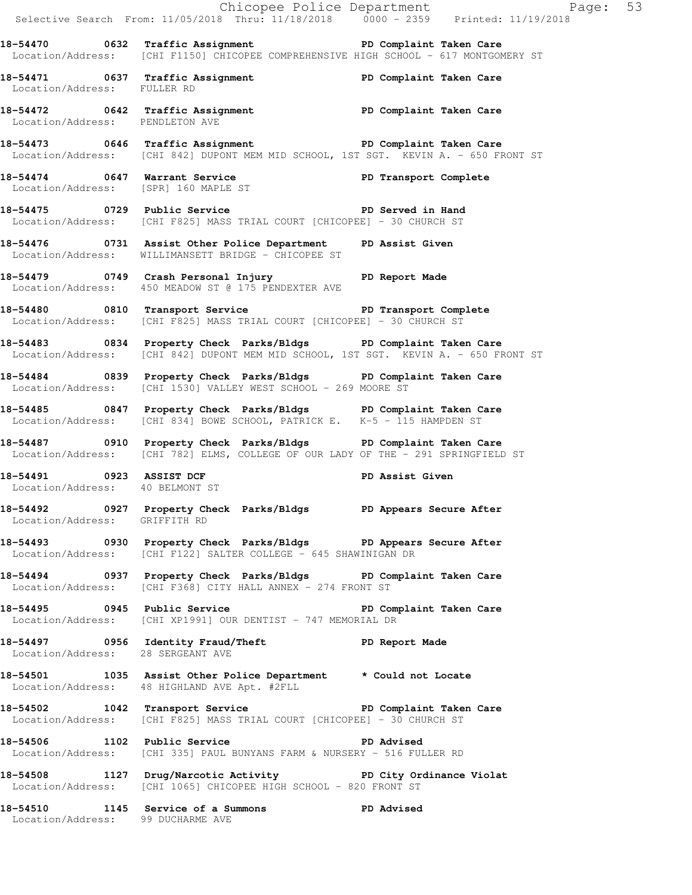**18-54470 0632 Traffic Assignment PD Complaint Taken Care**
Location/Address: [CHI F1150] CHICOPEE COMPREHENSIVE HIGH SCHOOL - 617 MONTGOMERY ST

**18-54471 0637 Traffic Assignment PD Complaint Taken Care**
Location/Address: FULLER RD

**18-54472 0642 Traffic Assignment PD Complaint Taken Care**
Location/Address: PENDLETON AVE

**18-54473 0646 Traffic Assignment PD Complaint Taken Care**
Location/Address: [CHI 842] DUPONT MEM MID SCHOOL, 1ST SGT. KEVIN A. - 650 FRONT ST

**18-54474 0647 Warrant Service PD Transport Complete**
Location/Address: [SPR] 160 MAPLE ST

**18-54475 0729 Public Service PD Served in Hand**
Location/Address: [CHI F825] MASS TRIAL COURT [CHICOPEE] - 30 CHURCH ST

**18-54476 0731 Assist Other Police Department PD Assist Given**
Location/Address: WILLIMANSETT BRIDGE - CHICOPEE ST

**18-54479 0749 Crash Personal Injury PD Report Made**
Location/Address: 450 MEADOW ST @ 175 PENDEXTER AVE

**18-54480 0810 Transport Service PD Transport Complete**
Location/Address: [CHI F825] MASS TRIAL COURT [CHICOPEE] - 30 CHURCH ST

**18-54483 0834 Property Check Parks/Bldgs PD Complaint Taken Care**
Location/Address: [CHI 842] DUPONT MEM MID SCHOOL, 1ST SGT. KEVIN A. - 650 FRONT ST

**18-54484 0839 Property Check Parks/Bldgs PD Complaint Taken Care**
Location/Address: [CHI 1530] VALLEY WEST SCHOOL - 269 MOORE ST

**18-54485 0847 Property Check Parks/Bldgs PD Complaint Taken Care**
Location/Address: [CHI 834] BOWE SCHOOL, PATRICK E. K-5 - 115 HAMPDEN ST

**18-54487 0910 Property Check Parks/Bldgs PD Complaint Taken Care**
Location/Address: [CHI 782] ELMS, COLLEGE OF OUR LADY OF THE - 291 SPRINGFIELD ST

**18-54491 0923 ASSIST DCF PD Assist Given**
Location/Address: 40 BELMONT ST

**18-54492 0927 Property Check Parks/Bldgs PD Appears Secure After**
Location/Address: GRIFFITH RD

**18-54493 0930 Property Check Parks/Bldgs PD Appears Secure After**
Location/Address: [CHI F122] SALTER COLLEGE - 645 SHAWINIGAN DR

**18-54494 0937 Property Check Parks/Bldgs PD Complaint Taken Care**
Location/Address: [CHI F368] CITY HALL ANNEX - 274 FRONT ST

**18-54495 0945 Public Service PD Complaint Taken Care**
Location/Address: [CHI XP1991] OUR DENTIST - 747 MEMORIAL DR

**18-54497 0956 Identity Fraud/Theft PD Report Made**
Location/Address: 28 SERGEANT AVE

**18-54501 1035 Assist Other Police Department * Could not Locate**
Location/Address: 48 HIGHLAND AVE Apt. #2FLL

**18-54502 1042 Transport Service PD Complaint Taken Care**
Location/Address: [CHI F825] MASS TRIAL COURT [CHICOPEE] - 30 CHURCH ST

**18-54506 1102 Public Service PD Advised**
Location/Address: [CHI 335] PAUL BUNYANS FARM & NURSERY - 516 FULLER RD

**18-54508 1127 Drug/Narcotic Activity PD City Ordinance Violat**
Location/Address: [CHI 1065] CHICOPEE HIGH SCHOOL - 820 FRONT ST

**18-54510 1145 Service of a Summons PD Advised**
Location/Address: 99 DUCHARME AVE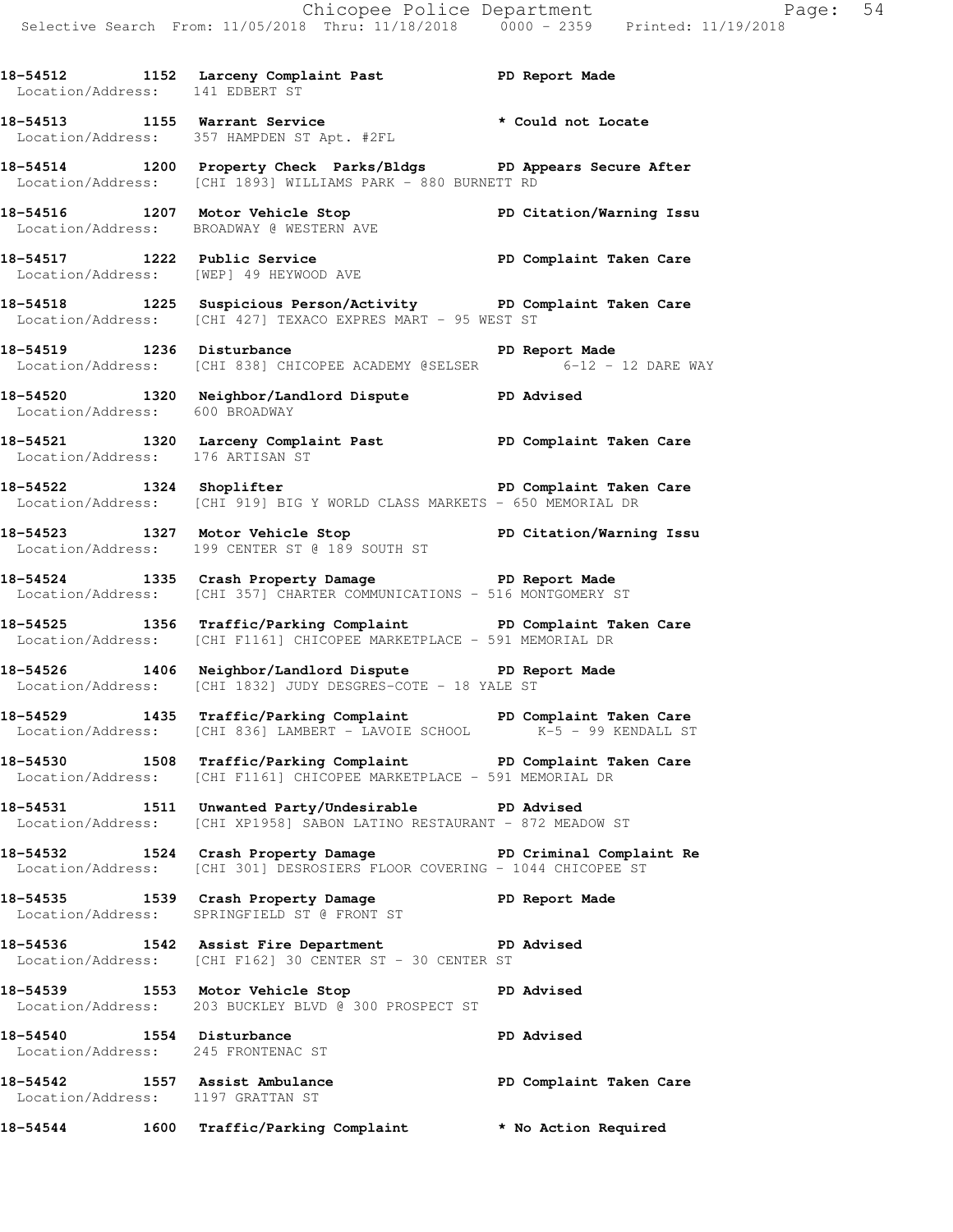18-54512 1152 Larceny Complaint Past PD Report Made
Location/Address: 141 EDBERT ST

18-54513 1155 Warrant Service * Could not Locate
Location/Address: 357 HAMPDEN ST Apt. #2FL

18-54514 1200 Property Check Parks/Bldgs PD Appears Secure After
Location/Address: [CHI 1893] WILLIAMS PARK - 880 BURNETT RD

18-54516 1207 Motor Vehicle Stop PD Citation/Warning Issu
Location/Address: BROADWAY @ WESTERN AVE

18-54517 1222 Public Service PD Complaint Taken Care
Location/Address: [WEP] 49 HEYWOOD AVE

18-54518 1225 Suspicious Person/Activity PD Complaint Taken Care
Location/Address: [CHI 427] TEXACO EXPRES MART - 95 WEST ST

18-54519 1236 Disturbance PD Report Made
Location/Address: [CHI 838] CHICOPEE ACADEMY @SELSER 6-12 - 12 DARE WAY

18-54520 1320 Neighbor/Landlord Dispute PD Advised
Location/Address: 600 BROADWAY

18-54521 1320 Larceny Complaint Past PD Complaint Taken Care
Location/Address: 176 ARTISAN ST

18-54522 1324 Shoplifter PD Complaint Taken Care
Location/Address: [CHI 919] BIG Y WORLD CLASS MARKETS - 650 MEMORIAL DR

18-54523 1327 Motor Vehicle Stop PD Citation/Warning Issu
Location/Address: 199 CENTER ST @ 189 SOUTH ST

18-54524 1335 Crash Property Damage PD Report Made
Location/Address: [CHI 357] CHARTER COMMUNICATIONS - 516 MONTGOMERY ST

18-54525 1356 Traffic/Parking Complaint PD Complaint Taken Care
Location/Address: [CHI F1161] CHICOPEE MARKETPLACE - 591 MEMORIAL DR

18-54526 1406 Neighbor/Landlord Dispute PD Report Made
Location/Address: [CHI 1832] JUDY DESGRES-COTE - 18 YALE ST

18-54529 1435 Traffic/Parking Complaint PD Complaint Taken Care
Location/Address: [CHI 836] LAMBERT - LAVOIE SCHOOL K-5 - 99 KENDALL ST

18-54530 1508 Traffic/Parking Complaint PD Complaint Taken Care
Location/Address: [CHI F1161] CHICOPEE MARKETPLACE - 591 MEMORIAL DR

18-54531 1511 Unwanted Party/Undesirable PD Advised
Location/Address: [CHI XP1958] SABON LATINO RESTAURANT - 872 MEADOW ST

18-54532 1524 Crash Property Damage PD Criminal Complaint Re
Location/Address: [CHI 301] DESROSIERS FLOOR COVERING - 1044 CHICOPEE ST

18-54535 1539 Crash Property Damage PD Report Made
Location/Address: SPRINGFIELD ST @ FRONT ST

18-54536 1542 Assist Fire Department PD Advised
Location/Address: [CHI F162] 30 CENTER ST - 30 CENTER ST

18-54539 1553 Motor Vehicle Stop PD Advised
Location/Address: 203 BUCKLEY BLVD @ 300 PROSPECT ST

18-54540 1554 Disturbance PD Advised
Location/Address: 245 FRONTENAC ST

18-54542 1557 Assist Ambulance PD Complaint Taken Care
Location/Address: 1197 GRATTAN ST

18-54544 1600 Traffic/Parking Complaint * No Action Required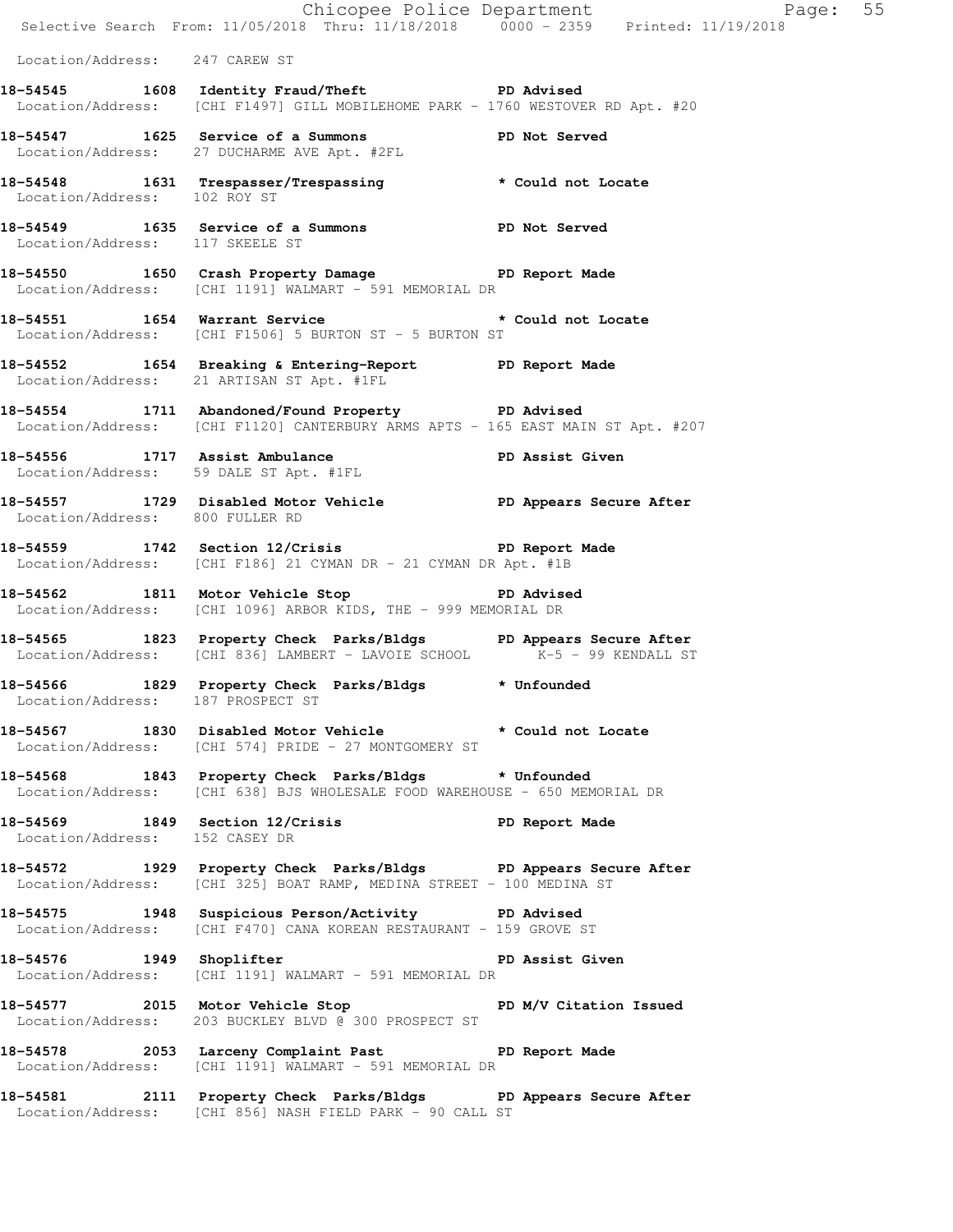Location/Address: 247 CAREW ST

**18-54545 1608 Identity Fraud/Theft PD Advised**
Location/Address: [CHI F1497] GILL MOBILEHOME PARK - 1760 WESTOVER RD Apt. #20

**18-54547 1625 Service of a Summons PD Not Served**
Location/Address: 27 DUCHARME AVE Apt. #2FL

**18-54548 1631 Trespasser/Trespassing * Could not Locate**
Location/Address: 102 ROY ST

**18-54549 1635 Service of a Summons PD Not Served**
Location/Address: 117 SKEELE ST

**18-54550 1650 Crash Property Damage PD Report Made**
Location/Address: [CHI 1191] WALMART - 591 MEMORIAL DR

**18-54551 1654 Warrant Service * Could not Locate**
Location/Address: [CHI F1506] 5 BURTON ST - 5 BURTON ST

**18-54552 1654 Breaking & Entering-Report PD Report Made**
Location/Address: 21 ARTISAN ST Apt. #1FL

**18-54554 1711 Abandoned/Found Property PD Advised**
Location/Address: [CHI F1120] CANTERBURY ARMS APTS - 165 EAST MAIN ST Apt. #207

**18-54556 1717 Assist Ambulance PD Assist Given**
Location/Address: 59 DALE ST Apt. #1FL

**18-54557 1729 Disabled Motor Vehicle PD Appears Secure After**
Location/Address: 800 FULLER RD

**18-54559 1742 Section 12/Crisis PD Report Made**
Location/Address: [CHI F186] 21 CYMAN DR - 21 CYMAN DR Apt. #1B

**18-54562 1811 Motor Vehicle Stop PD Advised**
Location/Address: [CHI 1096] ARBOR KIDS, THE - 999 MEMORIAL DR

**18-54565 1823 Property Check Parks/Bldgs PD Appears Secure After**
Location/Address: [CHI 836] LAMBERT - LAVOIE SCHOOL K-5 - 99 KENDALL ST

**18-54566 1829 Property Check Parks/Bldgs * Unfounded**
Location/Address: 187 PROSPECT ST

**18-54567 1830 Disabled Motor Vehicle * Could not Locate**
Location/Address: [CHI 574] PRIDE - 27 MONTGOMERY ST

**18-54568 1843 Property Check Parks/Bldgs * Unfounded**
Location/Address: [CHI 638] BJS WHOLESALE FOOD WAREHOUSE - 650 MEMORIAL DR

**18-54569 1849 Section 12/Crisis PD Report Made**
Location/Address: 152 CASEY DR

**18-54572 1929 Property Check Parks/Bldgs PD Appears Secure After**
Location/Address: [CHI 325] BOAT RAMP, MEDINA STREET - 100 MEDINA ST

**18-54575 1948 Suspicious Person/Activity PD Advised**
Location/Address: [CHI F470] CANA KOREAN RESTAURANT - 159 GROVE ST

**18-54576 1949 Shoplifter PD Assist Given**
Location/Address: [CHI 1191] WALMART - 591 MEMORIAL DR

**18-54577 2015 Motor Vehicle Stop PD M/V Citation Issued**
Location/Address: 203 BUCKLEY BLVD @ 300 PROSPECT ST

**18-54578 2053 Larceny Complaint Past PD Report Made**
Location/Address: [CHI 1191] WALMART - 591 MEMORIAL DR

**18-54581 2111 Property Check Parks/Bldgs PD Appears Secure After**
Location/Address: [CHI 856] NASH FIELD PARK - 90 CALL ST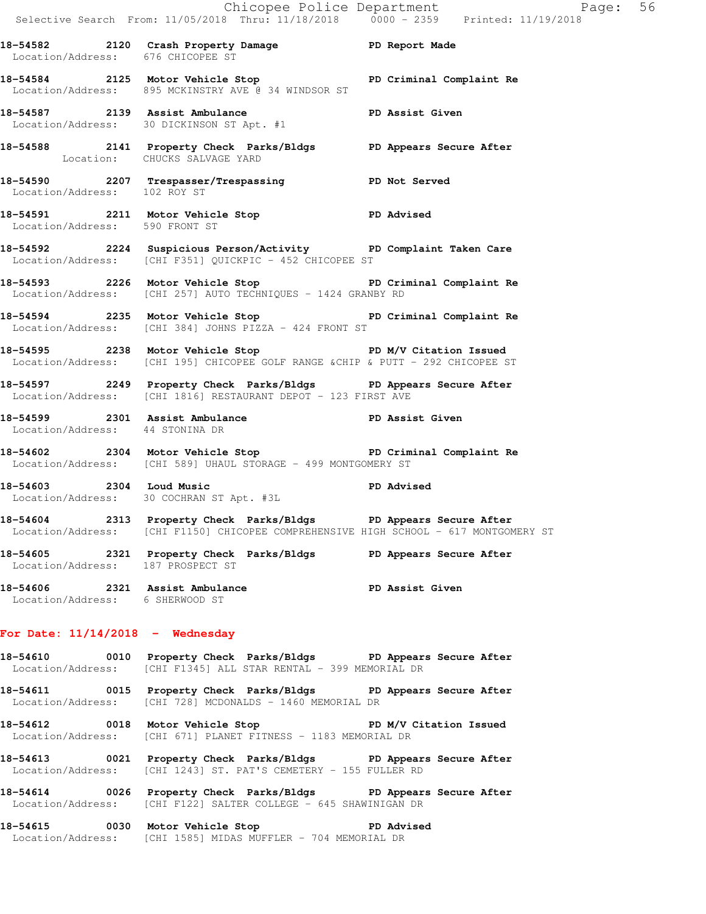18-54582 2120 Crash Property Damage PD Report Made
Location/Address: 676 CHICOPEE ST

18-54584 2125 Motor Vehicle Stop PD Criminal Complaint Re
Location/Address: 895 MCKINSTRY AVE @ 34 WINDSOR ST

18-54587 2139 Assist Ambulance PD Assist Given
Location/Address: 30 DICKINSON ST Apt. #1

18-54588 2141 Property Check Parks/Bldgs PD Appears Secure After
Location: CHUCKS SALVAGE YARD

18-54590 2207 Trespasser/Trespassing PD Not Served
Location/Address: 102 ROY ST

18-54591 2211 Motor Vehicle Stop PD Advised
Location/Address: 590 FRONT ST

18-54592 2224 Suspicious Person/Activity PD Complaint Taken Care
Location/Address: [CHI F351] QUICKPIC - 452 CHICOPEE ST

18-54593 2226 Motor Vehicle Stop PD Criminal Complaint Re
Location/Address: [CHI 257] AUTO TECHNIQUES - 1424 GRANBY RD

18-54594 2235 Motor Vehicle Stop PD Criminal Complaint Re
Location/Address: [CHI 384] JOHNS PIZZA - 424 FRONT ST

18-54595 2238 Motor Vehicle Stop PD M/V Citation Issued
Location/Address: [CHI 195] CHICOPEE GOLF RANGE &CHIP & PUTT - 292 CHICOPEE ST

18-54597 2249 Property Check Parks/Bldgs PD Appears Secure After
Location/Address: [CHI 1816] RESTAURANT DEPOT - 123 FIRST AVE

18-54599 2301 Assist Ambulance PD Assist Given
Location/Address: 44 STONINA DR

18-54602 2304 Motor Vehicle Stop PD Criminal Complaint Re
Location/Address: [CHI 589] UHAUL STORAGE - 499 MONTGOMERY ST

18-54603 2304 Loud Music PD Advised
Location/Address: 30 COCHRAN ST Apt. #3L

18-54604 2313 Property Check Parks/Bldgs PD Appears Secure After
Location/Address: [CHI F1150] CHICOPEE COMPREHENSIVE HIGH SCHOOL - 617 MONTGOMERY ST

18-54605 2321 Property Check Parks/Bldgs PD Appears Secure After
Location/Address: 187 PROSPECT ST

18-54606 2321 Assist Ambulance PD Assist Given
Location/Address: 6 SHERWOOD ST

## For Date: 11/14/2018 - Wednesday

18-54610 0010 Property Check Parks/Bldgs PD Appears Secure After
Location/Address: [CHI F1345] ALL STAR RENTAL - 399 MEMORIAL DR

18-54611 0015 Property Check Parks/Bldgs PD Appears Secure After
Location/Address: [CHI 728] MCDONALDS - 1460 MEMORIAL DR

18-54612 0018 Motor Vehicle Stop PD M/V Citation Issued
Location/Address: [CHI 671] PLANET FITNESS - 1183 MEMORIAL DR

18-54613 0021 Property Check Parks/Bldgs PD Appears Secure After
Location/Address: [CHI 1243] ST. PAT'S CEMETERY - 155 FULLER RD

18-54614 0026 Property Check Parks/Bldgs PD Appears Secure After
Location/Address: [CHI F122] SALTER COLLEGE - 645 SHAWINIGAN DR

18-54615 0030 Motor Vehicle Stop PD Advised
Location/Address: [CHI 1585] MIDAS MUFFLER - 704 MEMORIAL DR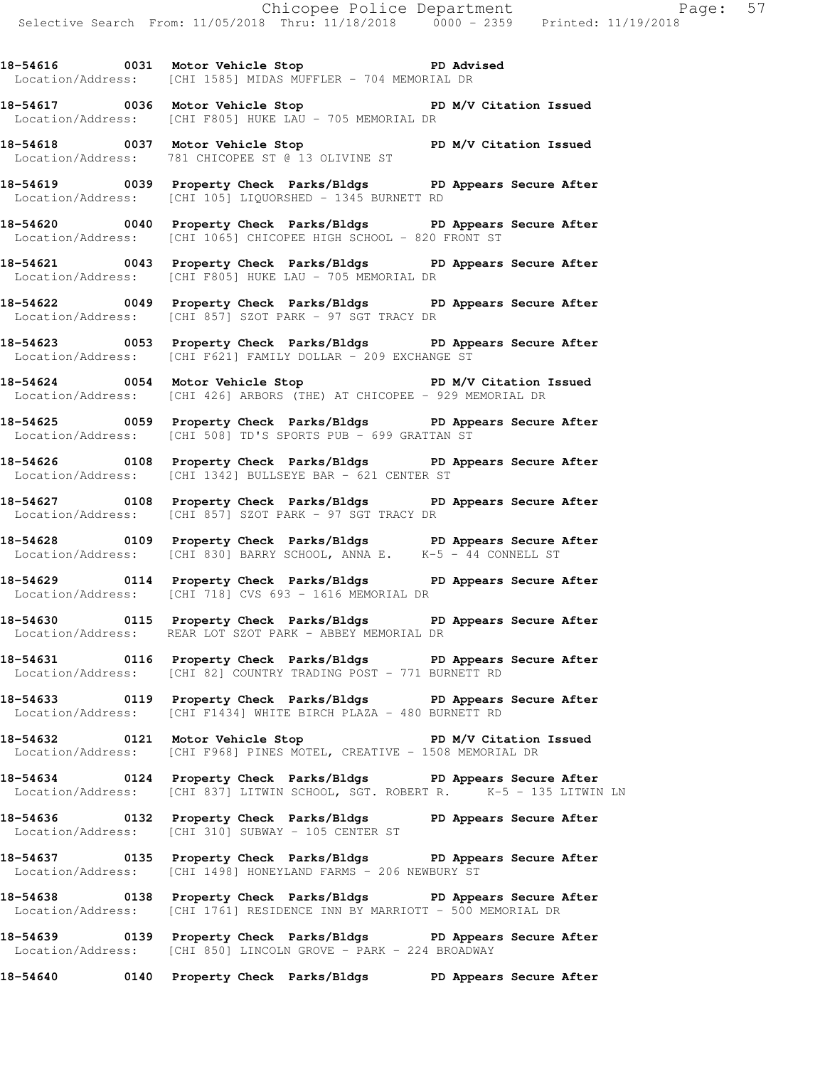**18-54616 0031 Motor Vehicle Stop PD Advised**
Location/Address: [CHI 1585] MIDAS MUFFLER - 704 MEMORIAL DR

**18-54617 0036 Motor Vehicle Stop PD M/V Citation Issued**
Location/Address: [CHI F805] HUKE LAU - 705 MEMORIAL DR

**18-54618 0037 Motor Vehicle Stop PD M/V Citation Issued**
Location/Address: 781 CHICOPEE ST @ 13 OLIVINE ST

**18-54619 0039 Property Check Parks/Bldgs PD Appears Secure After**
Location/Address: [CHI 105] LIQUORSHED - 1345 BURNETT RD

**18-54620 0040 Property Check Parks/Bldgs PD Appears Secure After**
Location/Address: [CHI 1065] CHICOPEE HIGH SCHOOL - 820 FRONT ST

**18-54621 0043 Property Check Parks/Bldgs PD Appears Secure After**
Location/Address: [CHI F805] HUKE LAU - 705 MEMORIAL DR

**18-54622 0049 Property Check Parks/Bldgs PD Appears Secure After**
Location/Address: [CHI 857] SZOT PARK - 97 SGT TRACY DR

**18-54623 0053 Property Check Parks/Bldgs PD Appears Secure After**
Location/Address: [CHI F621] FAMILY DOLLAR - 209 EXCHANGE ST

**18-54624 0054 Motor Vehicle Stop PD M/V Citation Issued**
Location/Address: [CHI 426] ARBORS (THE) AT CHICOPEE - 929 MEMORIAL DR

**18-54625 0059 Property Check Parks/Bldgs PD Appears Secure After**
Location/Address: [CHI 508] TD'S SPORTS PUB - 699 GRATTAN ST

**18-54626 0108 Property Check Parks/Bldgs PD Appears Secure After**
Location/Address: [CHI 1342] BULLSEYE BAR - 621 CENTER ST

**18-54627 0108 Property Check Parks/Bldgs PD Appears Secure After**
Location/Address: [CHI 857] SZOT PARK - 97 SGT TRACY DR

**18-54628 0109 Property Check Parks/Bldgs PD Appears Secure After**
Location/Address: [CHI 830] BARRY SCHOOL, ANNA E. K-5 - 44 CONNELL ST

**18-54629 0114 Property Check Parks/Bldgs PD Appears Secure After**
Location/Address: [CHI 718] CVS 693 - 1616 MEMORIAL DR

**18-54630 0115 Property Check Parks/Bldgs PD Appears Secure After**
Location/Address: REAR LOT SZOT PARK - ABBEY MEMORIAL DR

**18-54631 0116 Property Check Parks/Bldgs PD Appears Secure After**
Location/Address: [CHI 82] COUNTRY TRADING POST - 771 BURNETT RD

**18-54633 0119 Property Check Parks/Bldgs PD Appears Secure After**
Location/Address: [CHI F1434] WHITE BIRCH PLAZA - 480 BURNETT RD

**18-54632 0121 Motor Vehicle Stop PD M/V Citation Issued**
Location/Address: [CHI F968] PINES MOTEL, CREATIVE - 1508 MEMORIAL DR

**18-54634 0124 Property Check Parks/Bldgs PD Appears Secure After**
Location/Address: [CHI 837] LITWIN SCHOOL, SGT. ROBERT R. K-5 - 135 LITWIN LN

**18-54636 0132 Property Check Parks/Bldgs PD Appears Secure After**
Location/Address: [CHI 310] SUBWAY - 105 CENTER ST

**18-54637 0135 Property Check Parks/Bldgs PD Appears Secure After**
Location/Address: [CHI 1498] HONEYLAND FARMS - 206 NEWBURY ST

**18-54638 0138 Property Check Parks/Bldgs PD Appears Secure After**
Location/Address: [CHI 1761] RESIDENCE INN BY MARRIOTT - 500 MEMORIAL DR

**18-54639 0139 Property Check Parks/Bldgs PD Appears Secure After**
Location/Address: [CHI 850] LINCOLN GROVE - PARK - 224 BROADWAY

**18-54640 0140 Property Check Parks/Bldgs PD Appears Secure After**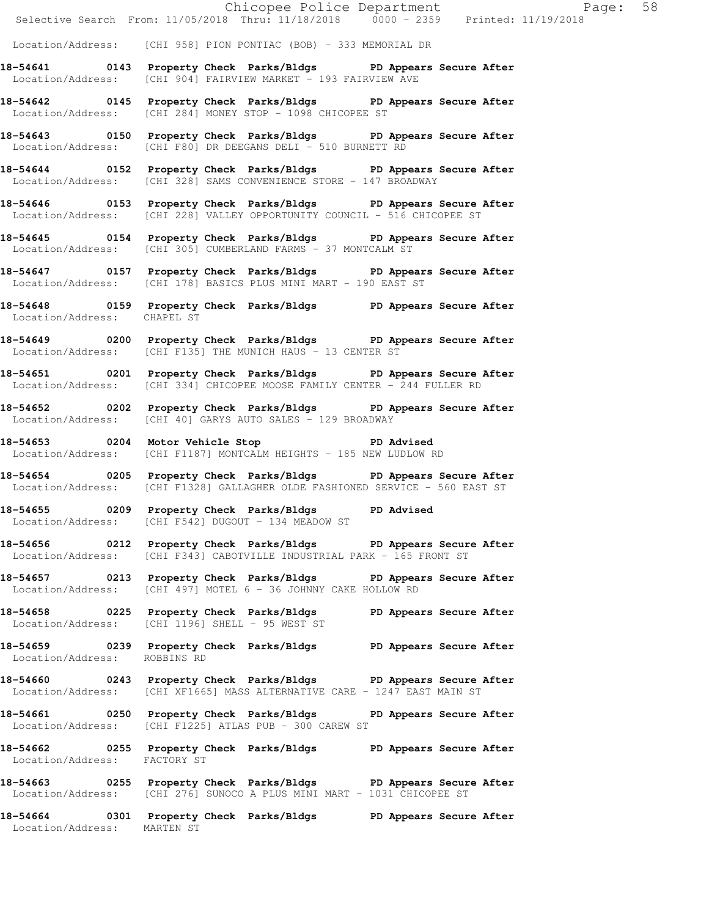Location/Address: [CHI 958] PION PONTIAC (BOB) - 333 MEMORIAL DR

**18-54641 0143 Property Check Parks/Bldgs PD Appears Secure After**
Location/Address: [CHI 904] FAIRVIEW MARKET - 193 FAIRVIEW AVE

**18-54642 0145 Property Check Parks/Bldgs PD Appears Secure After**
Location/Address: [CHI 284] MONEY STOP - 1098 CHICOPEE ST

**18-54643 0150 Property Check Parks/Bldgs PD Appears Secure After**
Location/Address: [CHI F80] DR DEEGANS DELI - 510 BURNETT RD

**18-54644 0152 Property Check Parks/Bldgs PD Appears Secure After**
Location/Address: [CHI 328] SAMS CONVENIENCE STORE - 147 BROADWAY

**18-54646 0153 Property Check Parks/Bldgs PD Appears Secure After**
Location/Address: [CHI 228] VALLEY OPPORTUNITY COUNCIL - 516 CHICOPEE ST

**18-54645 0154 Property Check Parks/Bldgs PD Appears Secure After**
Location/Address: [CHI 305] CUMBERLAND FARMS - 37 MONTCALM ST

**18-54647 0157 Property Check Parks/Bldgs PD Appears Secure After**
Location/Address: [CHI 178] BASICS PLUS MINI MART - 190 EAST ST

**18-54648 0159 Property Check Parks/Bldgs PD Appears Secure After**
Location/Address: CHAPEL ST

**18-54649 0200 Property Check Parks/Bldgs PD Appears Secure After**
Location/Address: [CHI F135] THE MUNICH HAUS - 13 CENTER ST

**18-54651 0201 Property Check Parks/Bldgs PD Appears Secure After**
Location/Address: [CHI 334] CHICOPEE MOOSE FAMILY CENTER - 244 FULLER RD

**18-54652 0202 Property Check Parks/Bldgs PD Appears Secure After**
Location/Address: [CHI 40] GARYS AUTO SALES - 129 BROADWAY

**18-54653 0204 Motor Vehicle Stop PD Advised**
Location/Address: [CHI F1187] MONTCALM HEIGHTS - 185 NEW LUDLOW RD

**18-54654 0205 Property Check Parks/Bldgs PD Appears Secure After**
Location/Address: [CHI F1328] GALLAGHER OLDE FASHIONED SERVICE - 560 EAST ST

**18-54655 0209 Property Check Parks/Bldgs PD Advised**
Location/Address: [CHI F542] DUGOUT - 134 MEADOW ST

**18-54656 0212 Property Check Parks/Bldgs PD Appears Secure After**
Location/Address: [CHI F343] CABOTVILLE INDUSTRIAL PARK - 165 FRONT ST

**18-54657 0213 Property Check Parks/Bldgs PD Appears Secure After**
Location/Address: [CHI 497] MOTEL 6 - 36 JOHNNY CAKE HOLLOW RD

**18-54658 0225 Property Check Parks/Bldgs PD Appears Secure After**
Location/Address: [CHI 1196] SHELL - 95 WEST ST

**18-54659 0239 Property Check Parks/Bldgs PD Appears Secure After**
Location/Address: ROBBINS RD

**18-54660 0243 Property Check Parks/Bldgs PD Appears Secure After**
Location/Address: [CHI XF1665] MASS ALTERNATIVE CARE - 1247 EAST MAIN ST

**18-54661 0250 Property Check Parks/Bldgs PD Appears Secure After**
Location/Address: [CHI F1225] ATLAS PUB - 300 CAREW ST

**18-54662 0255 Property Check Parks/Bldgs PD Appears Secure After**
Location/Address: FACTORY ST

**18-54663 0255 Property Check Parks/Bldgs PD Appears Secure After**
Location/Address: [CHI 276] SUNOCO A PLUS MINI MART - 1031 CHICOPEE ST

**18-54664 0301 Property Check Parks/Bldgs PD Appears Secure After**
Location/Address: MARTEN ST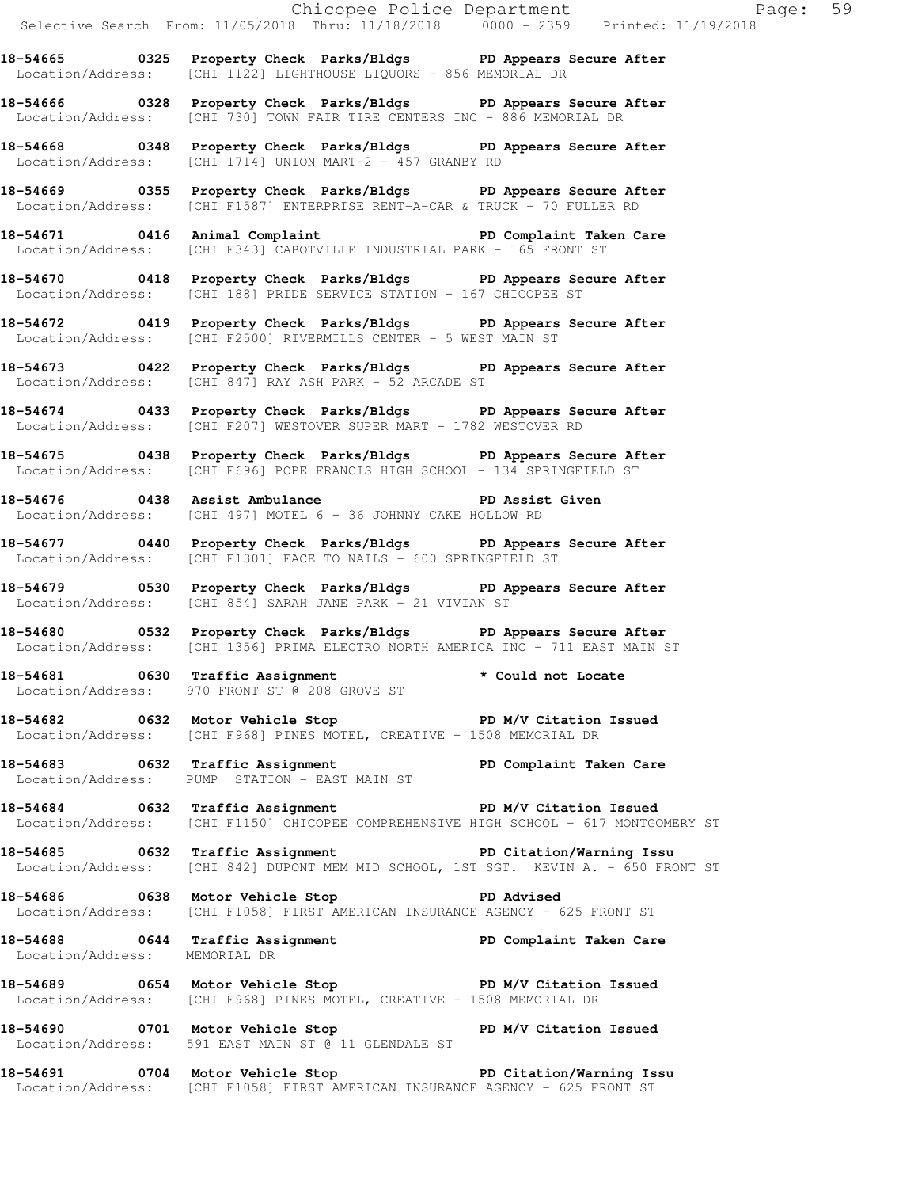**18-54665 0325 Property Check Parks/Bldgs PD Appears Secure After**
Location/Address: [CHI 1122] LIGHTHOUSE LIQUORS - 856 MEMORIAL DR

**18-54666 0328 Property Check Parks/Bldgs PD Appears Secure After**
Location/Address: [CHI 730] TOWN FAIR TIRE CENTERS INC - 886 MEMORIAL DR

**18-54668 0348 Property Check Parks/Bldgs PD Appears Secure After**
Location/Address: [CHI 1714] UNION MART-2 - 457 GRANBY RD

**18-54669 0355 Property Check Parks/Bldgs PD Appears Secure After**
Location/Address: [CHI F1587] ENTERPRISE RENT-A-CAR & TRUCK - 70 FULLER RD

**18-54671 0416 Animal Complaint PD Complaint Taken Care**
Location/Address: [CHI F343] CABOTVILLE INDUSTRIAL PARK - 165 FRONT ST

**18-54670 0418 Property Check Parks/Bldgs PD Appears Secure After**
Location/Address: [CHI 188] PRIDE SERVICE STATION - 167 CHICOPEE ST

**18-54672 0419 Property Check Parks/Bldgs PD Appears Secure After**
Location/Address: [CHI F2500] RIVERMILLS CENTER - 5 WEST MAIN ST

**18-54673 0422 Property Check Parks/Bldgs PD Appears Secure After**
Location/Address: [CHI 847] RAY ASH PARK - 52 ARCADE ST

**18-54674 0433 Property Check Parks/Bldgs PD Appears Secure After**
Location/Address: [CHI F207] WESTOVER SUPER MART - 1782 WESTOVER RD

**18-54675 0438 Property Check Parks/Bldgs PD Appears Secure After**
Location/Address: [CHI F696] POPE FRANCIS HIGH SCHOOL - 134 SPRINGFIELD ST

**18-54676 0438 Assist Ambulance PD Assist Given**
Location/Address: [CHI 497] MOTEL 6 - 36 JOHNNY CAKE HOLLOW RD

**18-54677 0440 Property Check Parks/Bldgs PD Appears Secure After**
Location/Address: [CHI F1301] FACE TO NAILS - 600 SPRINGFIELD ST

**18-54679 0530 Property Check Parks/Bldgs PD Appears Secure After**
Location/Address: [CHI 854] SARAH JANE PARK - 21 VIVIAN ST

**18-54680 0532 Property Check Parks/Bldgs PD Appears Secure After**
Location/Address: [CHI 1356] PRIMA ELECTRO NORTH AMERICA INC - 711 EAST MAIN ST

**18-54681 0630 Traffic Assignment * Could not Locate**
Location/Address: 970 FRONT ST @ 208 GROVE ST

**18-54682 0632 Motor Vehicle Stop PD M/V Citation Issued**
Location/Address: [CHI F968] PINES MOTEL, CREATIVE - 1508 MEMORIAL DR

**18-54683 0632 Traffic Assignment PD Complaint Taken Care**
Location/Address: PUMP STATION - EAST MAIN ST

**18-54684 0632 Traffic Assignment PD M/V Citation Issued**
Location/Address: [CHI F1150] CHICOPEE COMPREHENSIVE HIGH SCHOOL - 617 MONTGOMERY ST

**18-54685 0632 Traffic Assignment PD Citation/Warning Issu**
Location/Address: [CHI 842] DUPONT MEM MID SCHOOL, 1ST SGT. KEVIN A. - 650 FRONT ST

**18-54686 0638 Motor Vehicle Stop PD Advised**
Location/Address: [CHI F1058] FIRST AMERICAN INSURANCE AGENCY - 625 FRONT ST

**18-54688 0644 Traffic Assignment PD Complaint Taken Care**
Location/Address: MEMORIAL DR

**18-54689 0654 Motor Vehicle Stop PD M/V Citation Issued**
Location/Address: [CHI F968] PINES MOTEL, CREATIVE - 1508 MEMORIAL DR

**18-54690 0701 Motor Vehicle Stop PD M/V Citation Issued**
Location/Address: 591 EAST MAIN ST @ 11 GLENDALE ST

**18-54691 0704 Motor Vehicle Stop PD Citation/Warning Issu**
Location/Address: [CHI F1058] FIRST AMERICAN INSURANCE AGENCY - 625 FRONT ST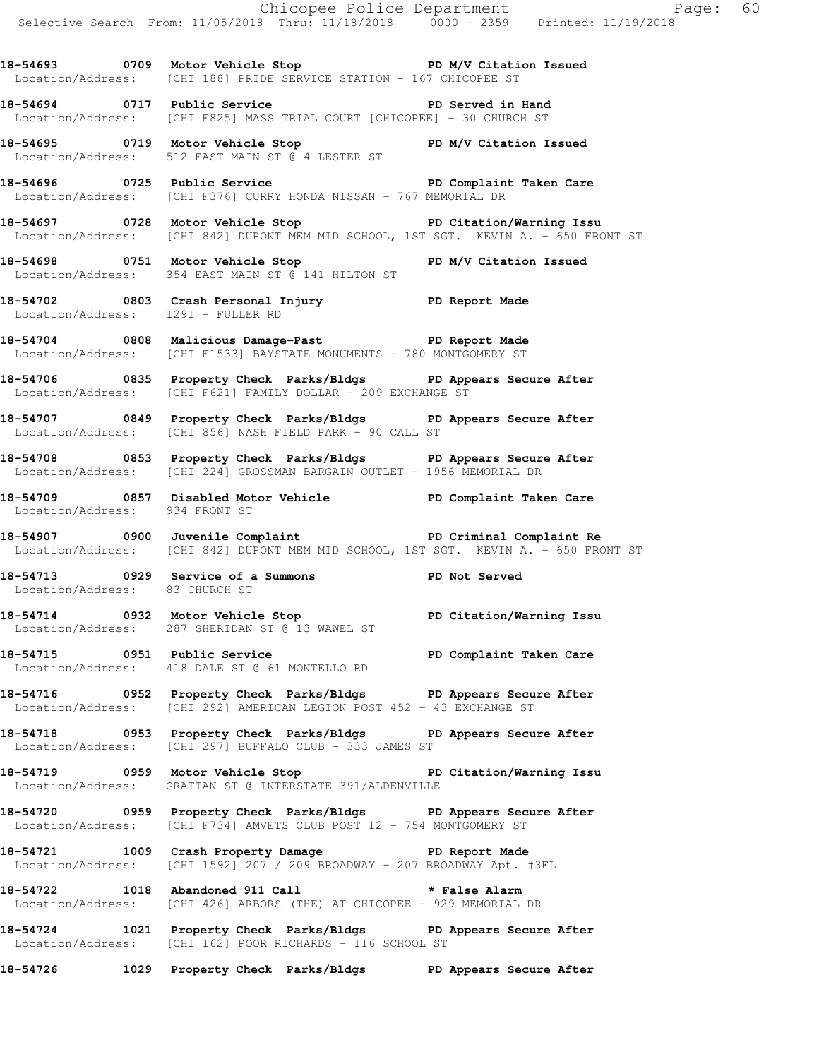18-54693 0709 Motor Vehicle Stop PD M/V Citation Issued
Location/Address: [CHI 188] PRIDE SERVICE STATION - 167 CHICOPEE ST

18-54694 0717 Public Service PD Served in Hand
Location/Address: [CHI F825] MASS TRIAL COURT [CHICOPEE] - 30 CHURCH ST

18-54695 0719 Motor Vehicle Stop PD M/V Citation Issued
Location/Address: 512 EAST MAIN ST @ 4 LESTER ST

18-54696 0725 Public Service PD Complaint Taken Care
Location/Address: [CHI F376] CURRY HONDA NISSAN - 767 MEMORIAL DR

18-54697 0728 Motor Vehicle Stop PD Citation/Warning Issu
Location/Address: [CHI 842] DUPONT MEM MID SCHOOL, 1ST SGT. KEVIN A. - 650 FRONT ST

18-54698 0751 Motor Vehicle Stop PD M/V Citation Issued
Location/Address: 354 EAST MAIN ST @ 141 HILTON ST

18-54702 0803 Crash Personal Injury PD Report Made
Location/Address: I291 - FULLER RD

18-54704 0808 Malicious Damage-Past PD Report Made
Location/Address: [CHI F1533] BAYSTATE MONUMENTS - 780 MONTGOMERY ST

18-54706 0835 Property Check Parks/Bldgs PD Appears Secure After
Location/Address: [CHI F621] FAMILY DOLLAR - 209 EXCHANGE ST

18-54707 0849 Property Check Parks/Bldgs PD Appears Secure After
Location/Address: [CHI 856] NASH FIELD PARK - 90 CALL ST

18-54708 0853 Property Check Parks/Bldgs PD Appears Secure After
Location/Address: [CHI 224] GROSSMAN BARGAIN OUTLET - 1956 MEMORIAL DR

18-54709 0857 Disabled Motor Vehicle PD Complaint Taken Care
Location/Address: 934 FRONT ST

18-54907 0900 Juvenile Complaint PD Criminal Complaint Re
Location/Address: [CHI 842] DUPONT MEM MID SCHOOL, 1ST SGT. KEVIN A. - 650 FRONT ST

18-54713 0929 Service of a Summons PD Not Served
Location/Address: 83 CHURCH ST

18-54714 0932 Motor Vehicle Stop PD Citation/Warning Issu
Location/Address: 287 SHERIDAN ST @ 13 WAWEL ST

18-54715 0951 Public Service PD Complaint Taken Care
Location/Address: 418 DALE ST @ 61 MONTELLO RD

18-54716 0952 Property Check Parks/Bldgs PD Appears Secure After
Location/Address: [CHI 292] AMERICAN LEGION POST 452 - 43 EXCHANGE ST

18-54718 0953 Property Check Parks/Bldgs PD Appears Secure After
Location/Address: [CHI 297] BUFFALO CLUB - 333 JAMES ST

18-54719 0959 Motor Vehicle Stop PD Citation/Warning Issu
Location/Address: GRATTAN ST @ INTERSTATE 391/ALDENVILLE

18-54720 0959 Property Check Parks/Bldgs PD Appears Secure After
Location/Address: [CHI F734] AMVETS CLUB POST 12 - 754 MONTGOMERY ST

18-54721 1009 Crash Property Damage PD Report Made
Location/Address: [CHI 1592] 207 / 209 BROADWAY - 207 BROADWAY Apt. #3FL

18-54722 1018 Abandoned 911 Call * False Alarm
Location/Address: [CHI 426] ARBORS (THE) AT CHICOPEE - 929 MEMORIAL DR

18-54724 1021 Property Check Parks/Bldgs PD Appears Secure After
Location/Address: [CHI 162] POOR RICHARDS - 116 SCHOOL ST

18-54726 1029 Property Check Parks/Bldgs PD Appears Secure After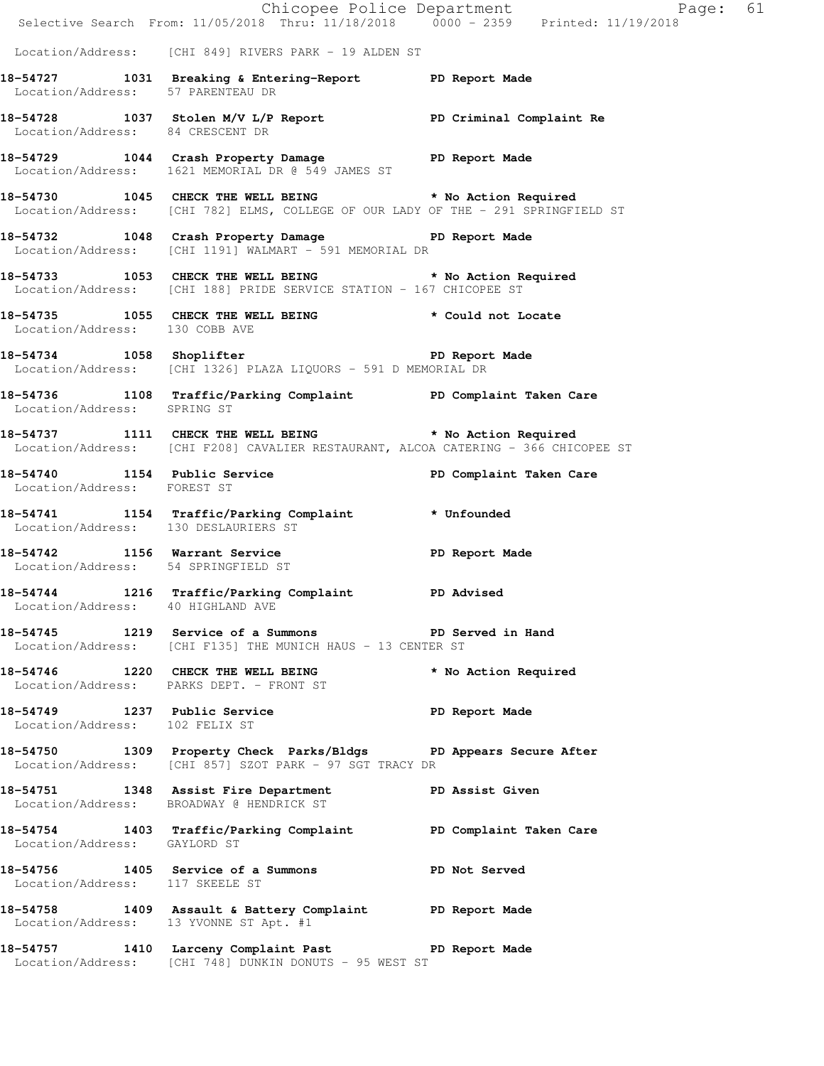Location/Address: [CHI 849] RIVERS PARK - 19 ALDEN ST

**18-54727 1031 Breaking & Entering-Report PD Report Made**
Location/Address: 57 PARENTEAU DR

**18-54728 1037 Stolen M/V L/P Report PD Criminal Complaint Re**
Location/Address: 84 CRESCENT DR

**18-54729 1044 Crash Property Damage PD Report Made**
Location/Address: 1621 MEMORIAL DR @ 549 JAMES ST

**18-54730 1045 CHECK THE WELL BEING * No Action Required**
Location/Address: [CHI 782] ELMS, COLLEGE OF OUR LADY OF THE - 291 SPRINGFIELD ST

**18-54732 1048 Crash Property Damage PD Report Made**
Location/Address: [CHI 1191] WALMART - 591 MEMORIAL DR

**18-54733 1053 CHECK THE WELL BEING * No Action Required**
Location/Address: [CHI 188] PRIDE SERVICE STATION - 167 CHICOPEE ST

**18-54735 1055 CHECK THE WELL BEING * Could not Locate**
Location/Address: 130 COBB AVE

**18-54734 1058 Shoplifter PD Report Made**
Location/Address: [CHI 1326] PLAZA LIQUORS - 591 D MEMORIAL DR

**18-54736 1108 Traffic/Parking Complaint PD Complaint Taken Care**
Location/Address: SPRING ST

**18-54737 1111 CHECK THE WELL BEING * No Action Required**
Location/Address: [CHI F208] CAVALIER RESTAURANT, ALCOA CATERING - 366 CHICOPEE ST

**18-54740 1154 Public Service PD Complaint Taken Care**
Location/Address: FOREST ST

**18-54741 1154 Traffic/Parking Complaint * Unfounded**
Location/Address: 130 DESLAURIERS ST

**18-54742 1156 Warrant Service PD Report Made**
Location/Address: 54 SPRINGFIELD ST

**18-54744 1216 Traffic/Parking Complaint PD Advised**
Location/Address: 40 HIGHLAND AVE

**18-54745 1219 Service of a Summons PD Served in Hand**
Location/Address: [CHI F135] THE MUNICH HAUS - 13 CENTER ST

**18-54746 1220 CHECK THE WELL BEING * No Action Required**
Location/Address: PARKS DEPT. - FRONT ST

**18-54749 1237 Public Service PD Report Made**
Location/Address: 102 FELIX ST

**18-54750 1309 Property Check Parks/Bldgs PD Appears Secure After**
Location/Address: [CHI 857] SZOT PARK - 97 SGT TRACY DR

**18-54751 1348 Assist Fire Department PD Assist Given**
Location/Address: BROADWAY @ HENDRICK ST

**18-54754 1403 Traffic/Parking Complaint PD Complaint Taken Care**
Location/Address: GAYLORD ST

**18-54756 1405 Service of a Summons PD Not Served**
Location/Address: 117 SKEELE ST

**18-54758 1409 Assault & Battery Complaint PD Report Made**
Location/Address: 13 YVONNE ST Apt. #1

**18-54757 1410 Larceny Complaint Past PD Report Made**
Location/Address: [CHI 748] DUNKIN DONUTS - 95 WEST ST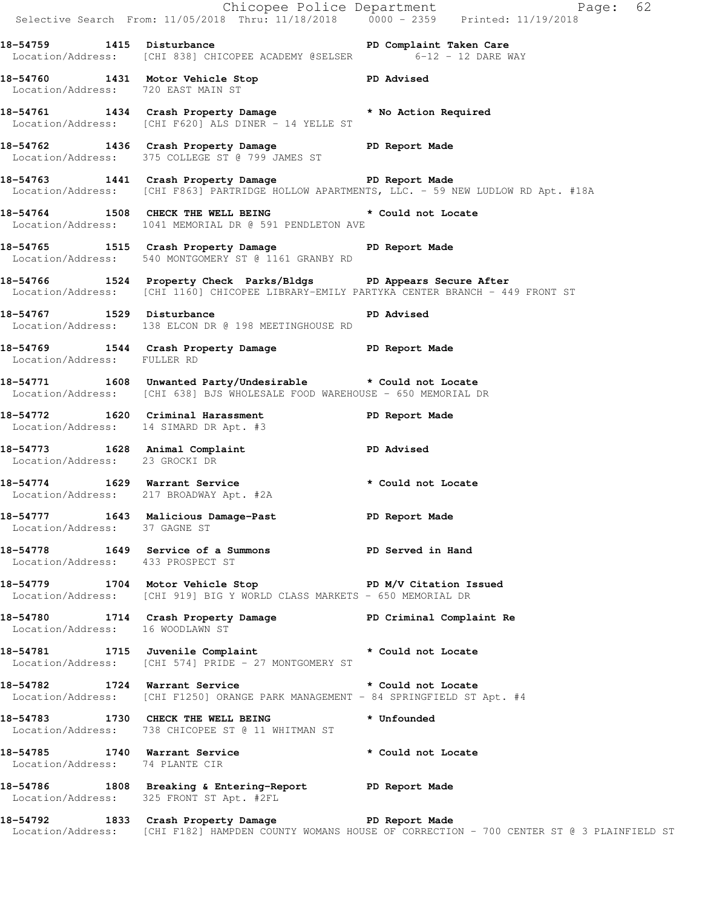18-54759 1415 Disturbance PD Complaint Taken Care
Location/Address: [CHI 838] CHICOPEE ACADEMY @SELSER 6-12 - 12 DARE WAY

18-54760 1431 Motor Vehicle Stop PD Advised
Location/Address: 720 EAST MAIN ST

18-54761 1434 Crash Property Damage * No Action Required
Location/Address: [CHI F620] ALS DINER - 14 YELLE ST

18-54762 1436 Crash Property Damage PD Report Made
Location/Address: 375 COLLEGE ST @ 799 JAMES ST

18-54763 1441 Crash Property Damage PD Report Made
Location/Address: [CHI F863] PARTRIDGE HOLLOW APARTMENTS, LLC. - 59 NEW LUDLOW RD Apt. #18A

18-54764 1508 CHECK THE WELL BEING * Could not Locate
Location/Address: 1041 MEMORIAL DR @ 591 PENDLETON AVE

18-54765 1515 Crash Property Damage PD Report Made
Location/Address: 540 MONTGOMERY ST @ 1161 GRANBY RD

18-54766 1524 Property Check Parks/Bldgs PD Appears Secure After
Location/Address: [CHI 1160] CHICOPEE LIBRARY-EMILY PARTYKA CENTER BRANCH - 449 FRONT ST

18-54767 1529 Disturbance PD Advised
Location/Address: 138 ELCON DR @ 198 MEETINGHOUSE RD

18-54769 1544 Crash Property Damage PD Report Made
Location/Address: FULLER RD

18-54771 1608 Unwanted Party/Undesirable * Could not Locate
Location/Address: [CHI 638] BJS WHOLESALE FOOD WAREHOUSE - 650 MEMORIAL DR

18-54772 1620 Criminal Harassment PD Report Made
Location/Address: 14 SIMARD DR Apt. #3

18-54773 1628 Animal Complaint PD Advised
Location/Address: 23 GROCKI DR

18-54774 1629 Warrant Service * Could not Locate
Location/Address: 217 BROADWAY Apt. #2A

18-54777 1643 Malicious Damage-Past PD Report Made
Location/Address: 37 GAGNE ST

18-54778 1649 Service of a Summons PD Served in Hand
Location/Address: 433 PROSPECT ST

18-54779 1704 Motor Vehicle Stop PD M/V Citation Issued
Location/Address: [CHI 919] BIG Y WORLD CLASS MARKETS - 650 MEMORIAL DR

18-54780 1714 Crash Property Damage PD Criminal Complaint Re
Location/Address: 16 WOODLAWN ST

18-54781 1715 Juvenile Complaint * Could not Locate
Location/Address: [CHI 574] PRIDE - 27 MONTGOMERY ST

18-54782 1724 Warrant Service * Could not Locate
Location/Address: [CHI F1250] ORANGE PARK MANAGEMENT - 84 SPRINGFIELD ST Apt. #4

18-54783 1730 CHECK THE WELL BEING * Unfounded
Location/Address: 738 CHICOPEE ST @ 11 WHITMAN ST

18-54785 1740 Warrant Service * Could not Locate
Location/Address: 74 PLANTE CIR

18-54786 1808 Breaking & Entering-Report PD Report Made
Location/Address: 325 FRONT ST Apt. #2FL

18-54792 1833 Crash Property Damage PD Report Made
Location/Address: [CHI F182] HAMPDEN COUNTY WOMANS HOUSE OF CORRECTION - 700 CENTER ST @ 3 PLAINFIELD ST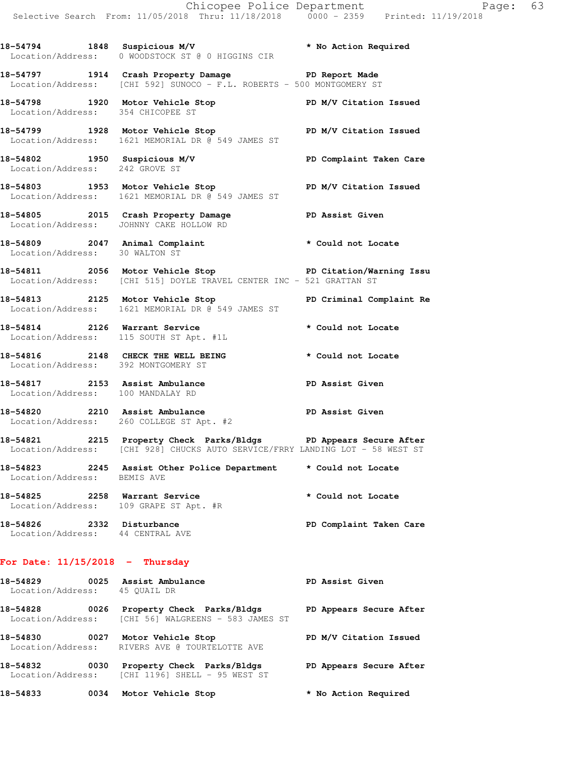18-54794 1848 Suspicious M/V * No Action Required
Location/Address: 0 WOODSTOCK ST @ 0 HIGGINS CIR

18-54797 1914 Crash Property Damage PD Report Made
Location/Address: [CHI 592] SUNOCO - F.L. ROBERTS - 500 MONTGOMERY ST

18-54798 1920 Motor Vehicle Stop PD M/V Citation Issued
Location/Address: 354 CHICOPEE ST

18-54799 1928 Motor Vehicle Stop PD M/V Citation Issued
Location/Address: 1621 MEMORIAL DR @ 549 JAMES ST

18-54802 1950 Suspicious M/V PD Complaint Taken Care
Location/Address: 242 GROVE ST

18-54803 1953 Motor Vehicle Stop PD M/V Citation Issued
Location/Address: 1621 MEMORIAL DR @ 549 JAMES ST

18-54805 2015 Crash Property Damage PD Assist Given
Location/Address: JOHNNY CAKE HOLLOW RD

18-54809 2047 Animal Complaint * Could not Locate
Location/Address: 30 WALTON ST

18-54811 2056 Motor Vehicle Stop PD Citation/Warning Issu
Location/Address: [CHI 515] DOYLE TRAVEL CENTER INC - 521 GRATTAN ST

18-54813 2125 Motor Vehicle Stop PD Criminal Complaint Re
Location/Address: 1621 MEMORIAL DR @ 549 JAMES ST

18-54814 2126 Warrant Service * Could not Locate
Location/Address: 115 SOUTH ST Apt. #1L

18-54816 2148 CHECK THE WELL BEING * Could not Locate
Location/Address: 392 MONTGOMERY ST

18-54817 2153 Assist Ambulance PD Assist Given
Location/Address: 100 MANDALAY RD

18-54820 2210 Assist Ambulance PD Assist Given
Location/Address: 260 COLLEGE ST Apt. #2

18-54821 2215 Property Check Parks/Bldgs PD Appears Secure After
Location/Address: [CHI 928] CHUCKS AUTO SERVICE/FRRY LANDING LOT - 58 WEST ST

18-54823 2245 Assist Other Police Department * Could not Locate
Location/Address: BEMIS AVE

18-54825 2258 Warrant Service * Could not Locate
Location/Address: 109 GRAPE ST Apt. #R

18-54826 2332 Disturbance PD Complaint Taken Care
Location/Address: 44 CENTRAL AVE

## For Date: 11/15/2018 - Thursday

18-54829 0025 Assist Ambulance PD Assist Given
Location/Address: 45 QUAIL DR

18-54828 0026 Property Check Parks/Bldgs PD Appears Secure After
Location/Address: [CHI 56] WALGREENS - 583 JAMES ST

18-54830 0027 Motor Vehicle Stop PD M/V Citation Issued
Location/Address: RIVERS AVE @ TOURTELOTTE AVE

18-54832 0030 Property Check Parks/Bldgs PD Appears Secure After
Location/Address: [CHI 1196] SHELL - 95 WEST ST

18-54833 0034 Motor Vehicle Stop * No Action Required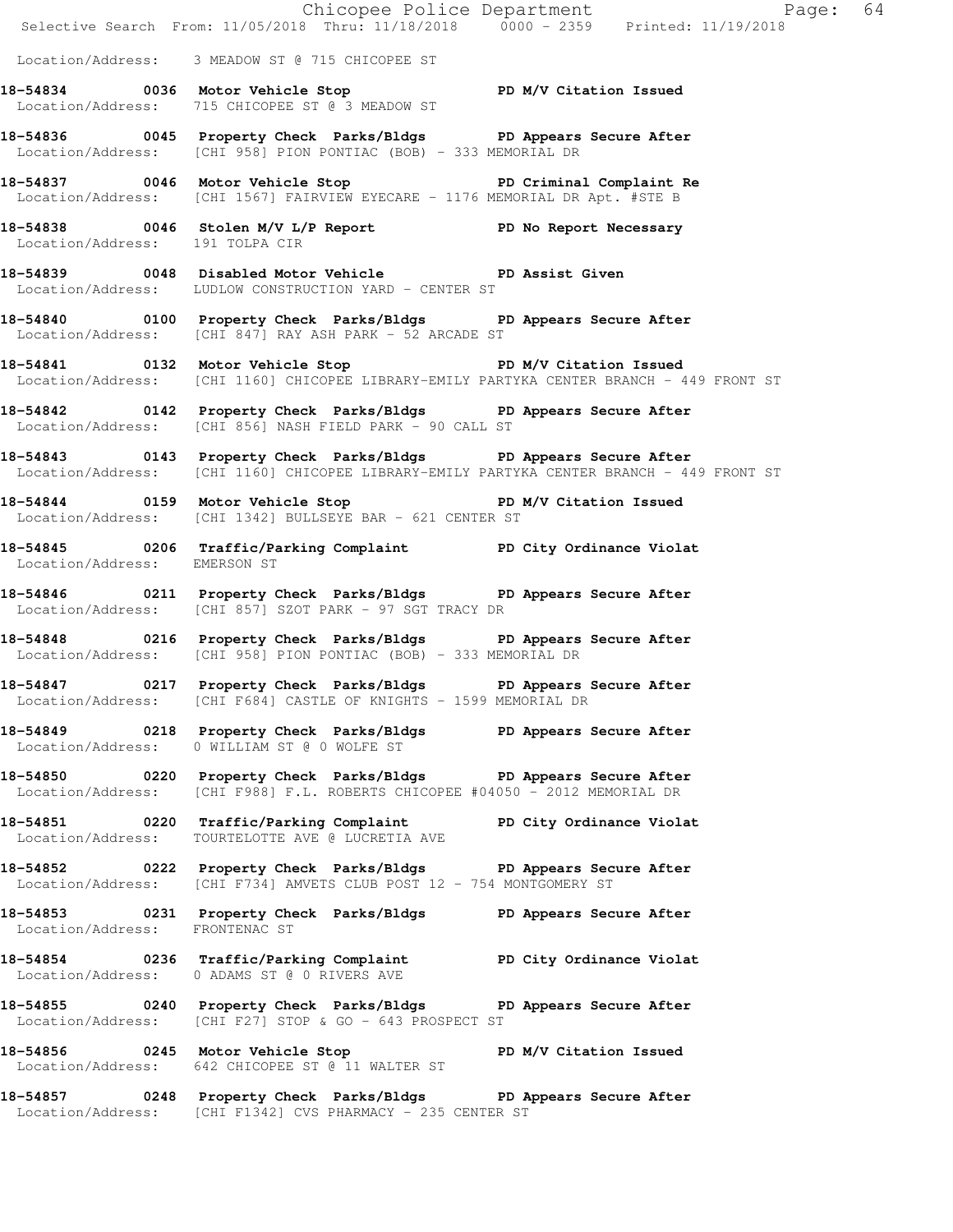Location/Address: 3 MEADOW ST @ 715 CHICOPEE ST

**18-54834 0036 Motor Vehicle Stop PD M/V Citation Issued**
Location/Address: 715 CHICOPEE ST @ 3 MEADOW ST

**18-54836 0045 Property Check Parks/Bldgs PD Appears Secure After**
Location/Address: [CHI 958] PION PONTIAC (BOB) - 333 MEMORIAL DR

**18-54837 0046 Motor Vehicle Stop PD Criminal Complaint Re**
Location/Address: [CHI 1567] FAIRVIEW EYECARE - 1176 MEMORIAL DR Apt. #STE B

**18-54838 0046 Stolen M/V L/P Report PD No Report Necessary**
Location/Address: 191 TOLPA CIR

**18-54839 0048 Disabled Motor Vehicle PD Assist Given**
Location/Address: LUDLOW CONSTRUCTION YARD - CENTER ST

**18-54840 0100 Property Check Parks/Bldgs PD Appears Secure After**
Location/Address: [CHI 847] RAY ASH PARK - 52 ARCADE ST

**18-54841 0132 Motor Vehicle Stop PD M/V Citation Issued**
Location/Address: [CHI 1160] CHICOPEE LIBRARY-EMILY PARTYKA CENTER BRANCH - 449 FRONT ST

**18-54842 0142 Property Check Parks/Bldgs PD Appears Secure After**
Location/Address: [CHI 856] NASH FIELD PARK - 90 CALL ST

**18-54843 0143 Property Check Parks/Bldgs PD Appears Secure After**
Location/Address: [CHI 1160] CHICOPEE LIBRARY-EMILY PARTYKA CENTER BRANCH - 449 FRONT ST

**18-54844 0159 Motor Vehicle Stop PD M/V Citation Issued**
Location/Address: [CHI 1342] BULLSEYE BAR - 621 CENTER ST

**18-54845 0206 Traffic/Parking Complaint PD City Ordinance Violat**
Location/Address: EMERSON ST

**18-54846 0211 Property Check Parks/Bldgs PD Appears Secure After**
Location/Address: [CHI 857] SZOT PARK - 97 SGT TRACY DR

**18-54848 0216 Property Check Parks/Bldgs PD Appears Secure After**
Location/Address: [CHI 958] PION PONTIAC (BOB) - 333 MEMORIAL DR

**18-54847 0217 Property Check Parks/Bldgs PD Appears Secure After**
Location/Address: [CHI F684] CASTLE OF KNIGHTS - 1599 MEMORIAL DR

**18-54849 0218 Property Check Parks/Bldgs PD Appears Secure After**
Location/Address: 0 WILLIAM ST @ 0 WOLFE ST

**18-54850 0220 Property Check Parks/Bldgs PD Appears Secure After**
Location/Address: [CHI F988] F.L. ROBERTS CHICOPEE #04050 - 2012 MEMORIAL DR

**18-54851 0220 Traffic/Parking Complaint PD City Ordinance Violat**
Location/Address: TOURTELOTTE AVE @ LUCRETIA AVE

**18-54852 0222 Property Check Parks/Bldgs PD Appears Secure After**
Location/Address: [CHI F734] AMVETS CLUB POST 12 - 754 MONTGOMERY ST

**18-54853 0231 Property Check Parks/Bldgs PD Appears Secure After**
Location/Address: FRONTENAC ST

**18-54854 0236 Traffic/Parking Complaint PD City Ordinance Violat**
Location/Address: 0 ADAMS ST @ 0 RIVERS AVE

**18-54855 0240 Property Check Parks/Bldgs PD Appears Secure After**
Location/Address: [CHI F27] STOP & GO - 643 PROSPECT ST

**18-54856 0245 Motor Vehicle Stop PD M/V Citation Issued**
Location/Address: 642 CHICOPEE ST @ 11 WALTER ST

**18-54857 0248 Property Check Parks/Bldgs PD Appears Secure After**
Location/Address: [CHI F1342] CVS PHARMACY - 235 CENTER ST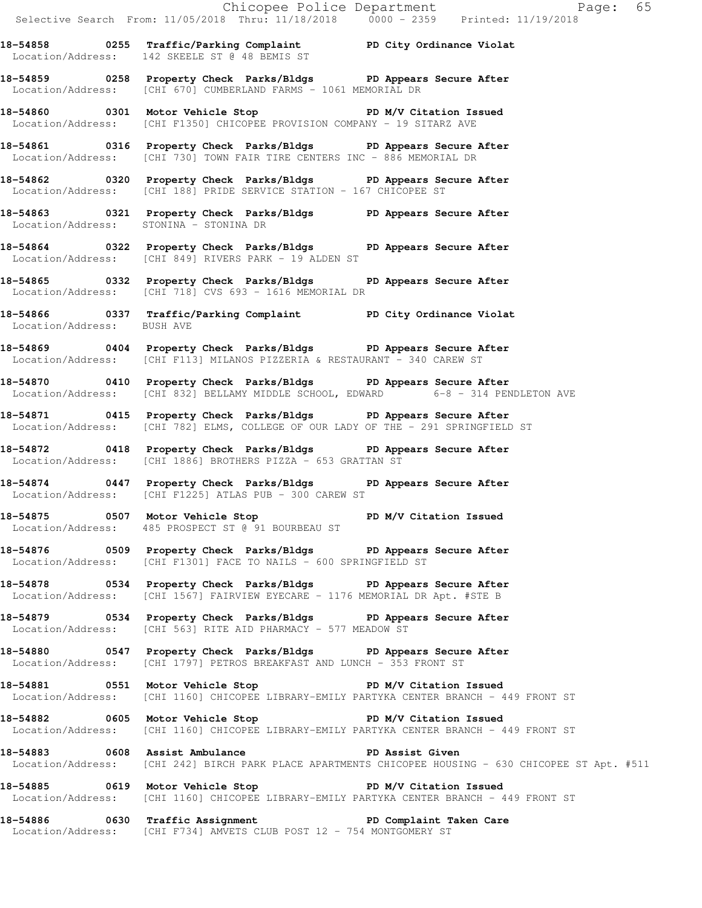**18-54858 0255 Traffic/Parking Complaint PD City Ordinance Violat**
Location/Address: 142 SKEELE ST @ 48 BEMIS ST

**18-54859 0258 Property Check Parks/Bldgs PD Appears Secure After**
Location/Address: [CHI 670] CUMBERLAND FARMS - 1061 MEMORIAL DR

**18-54860 0301 Motor Vehicle Stop PD M/V Citation Issued**
Location/Address: [CHI F1350] CHICOPEE PROVISION COMPANY - 19 SITARZ AVE

**18-54861 0316 Property Check Parks/Bldgs PD Appears Secure After**
Location/Address: [CHI 730] TOWN FAIR TIRE CENTERS INC - 886 MEMORIAL DR

**18-54862 0320 Property Check Parks/Bldgs PD Appears Secure After**
Location/Address: [CHI 188] PRIDE SERVICE STATION - 167 CHICOPEE ST

**18-54863 0321 Property Check Parks/Bldgs PD Appears Secure After**
Location/Address: STONINA - STONINA DR

**18-54864 0322 Property Check Parks/Bldgs PD Appears Secure After**
Location/Address: [CHI 849] RIVERS PARK - 19 ALDEN ST

**18-54865 0332 Property Check Parks/Bldgs PD Appears Secure After**
Location/Address: [CHI 718] CVS 693 - 1616 MEMORIAL DR

**18-54866 0337 Traffic/Parking Complaint PD City Ordinance Violat**
Location/Address: BUSH AVE

**18-54869 0404 Property Check Parks/Bldgs PD Appears Secure After**
Location/Address: [CHI F113] MILANOS PIZZERIA & RESTAURANT - 340 CAREW ST

**18-54870 0410 Property Check Parks/Bldgs PD Appears Secure After**
Location/Address: [CHI 832] BELLAMY MIDDLE SCHOOL, EDWARD 6-8 - 314 PENDLETON AVE

**18-54871 0415 Property Check Parks/Bldgs PD Appears Secure After**
Location/Address: [CHI 782] ELMS, COLLEGE OF OUR LADY OF THE - 291 SPRINGFIELD ST

**18-54872 0418 Property Check Parks/Bldgs PD Appears Secure After**
Location/Address: [CHI 1886] BROTHERS PIZZA - 653 GRATTAN ST

**18-54874 0447 Property Check Parks/Bldgs PD Appears Secure After**
Location/Address: [CHI F1225] ATLAS PUB - 300 CAREW ST

**18-54875 0507 Motor Vehicle Stop PD M/V Citation Issued**
Location/Address: 485 PROSPECT ST @ 91 BOURBEAU ST

**18-54876 0509 Property Check Parks/Bldgs PD Appears Secure After**
Location/Address: [CHI F1301] FACE TO NAILS - 600 SPRINGFIELD ST

**18-54878 0534 Property Check Parks/Bldgs PD Appears Secure After**
Location/Address: [CHI 1567] FAIRVIEW EYECARE - 1176 MEMORIAL DR Apt. #STE B

**18-54879 0534 Property Check Parks/Bldgs PD Appears Secure After**
Location/Address: [CHI 563] RITE AID PHARMACY - 577 MEADOW ST

**18-54880 0547 Property Check Parks/Bldgs PD Appears Secure After**
Location/Address: [CHI 1797] PETROS BREAKFAST AND LUNCH - 353 FRONT ST

**18-54881 0551 Motor Vehicle Stop PD M/V Citation Issued**
Location/Address: [CHI 1160] CHICOPEE LIBRARY-EMILY PARTYKA CENTER BRANCH - 449 FRONT ST

**18-54882 0605 Motor Vehicle Stop PD M/V Citation Issued**
Location/Address: [CHI 1160] CHICOPEE LIBRARY-EMILY PARTYKA CENTER BRANCH - 449 FRONT ST

**18-54883 0608 Assist Ambulance PD Assist Given**
Location/Address: [CHI 242] BIRCH PARK PLACE APARTMENTS CHICOPEE HOUSING - 630 CHICOPEE ST Apt. #511

**18-54885 0619 Motor Vehicle Stop PD M/V Citation Issued**
Location/Address: [CHI 1160] CHICOPEE LIBRARY-EMILY PARTYKA CENTER BRANCH - 449 FRONT ST

**18-54886 0630 Traffic Assignment PD Complaint Taken Care**
Location/Address: [CHI F734] AMVETS CLUB POST 12 - 754 MONTGOMERY ST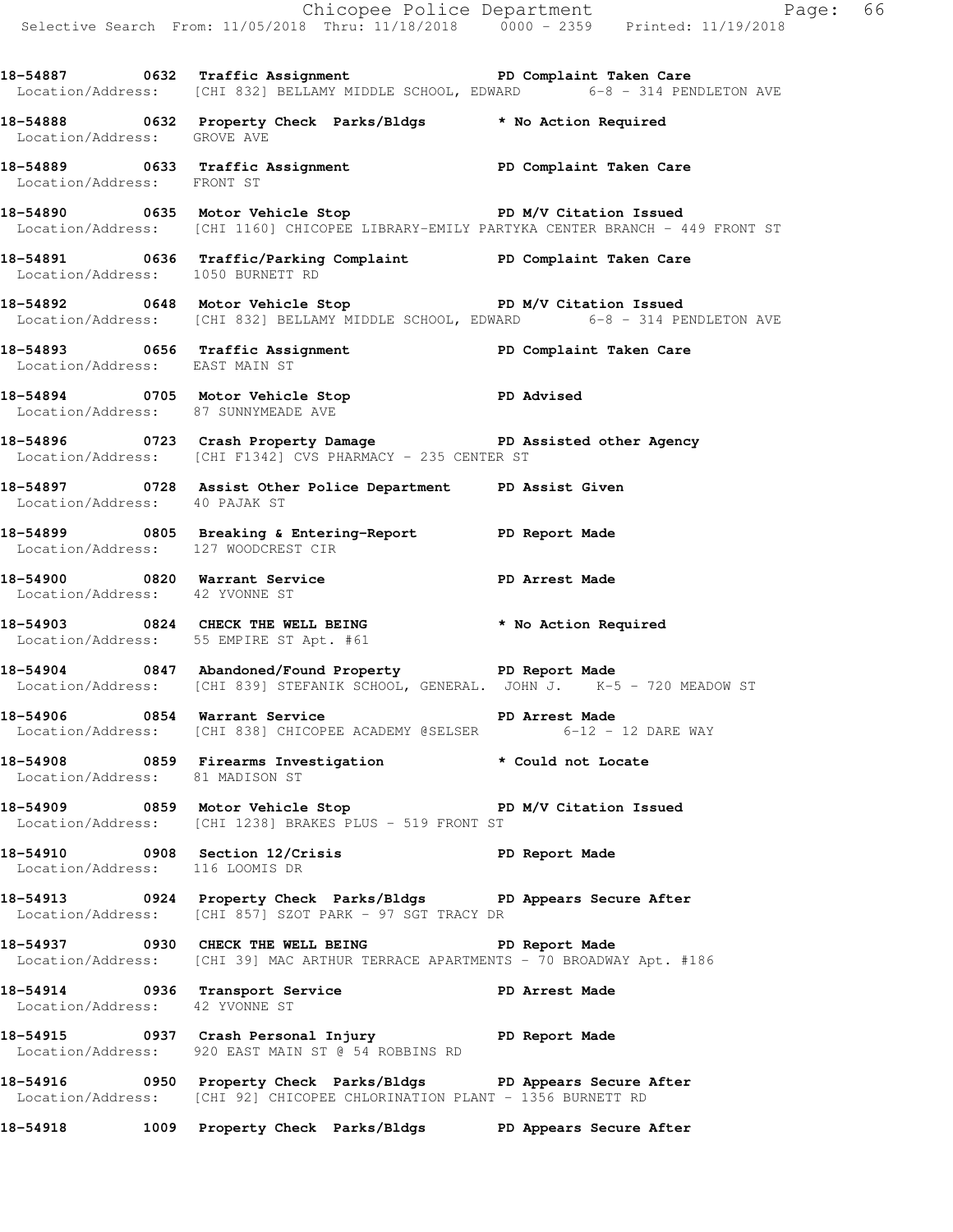**18-54887 0632 Traffic Assignment PD Complaint Taken Care**
Location/Address: [CHI 832] BELLAMY MIDDLE SCHOOL, EDWARD 6-8 - 314 PENDLETON AVE

**18-54888 0632 Property Check Parks/Bldgs * No Action Required**
Location/Address: GROVE AVE

**18-54889 0633 Traffic Assignment PD Complaint Taken Care**
Location/Address: FRONT ST

**18-54890 0635 Motor Vehicle Stop PD M/V Citation Issued**
Location/Address: [CHI 1160] CHICOPEE LIBRARY-EMILY PARTYKA CENTER BRANCH - 449 FRONT ST

**18-54891 0636 Traffic/Parking Complaint PD Complaint Taken Care**
Location/Address: 1050 BURNETT RD

**18-54892 0648 Motor Vehicle Stop PD M/V Citation Issued**
Location/Address: [CHI 832] BELLAMY MIDDLE SCHOOL, EDWARD 6-8 - 314 PENDLETON AVE

**18-54893 0656 Traffic Assignment PD Complaint Taken Care**
Location/Address: EAST MAIN ST

**18-54894 0705 Motor Vehicle Stop PD Advised**
Location/Address: 87 SUNNYMEADE AVE

**18-54896 0723 Crash Property Damage PD Assisted other Agency**
Location/Address: [CHI F1342] CVS PHARMACY - 235 CENTER ST

**18-54897 0728 Assist Other Police Department PD Assist Given**
Location/Address: 40 PAJAK ST

**18-54899 0805 Breaking & Entering-Report PD Report Made**
Location/Address: 127 WOODCREST CIR

**18-54900 0820 Warrant Service PD Arrest Made**
Location/Address: 42 YVONNE ST

**18-54903 0824 CHECK THE WELL BEING * No Action Required**
Location/Address: 55 EMPIRE ST Apt. #61

**18-54904 0847 Abandoned/Found Property PD Report Made**
Location/Address: [CHI 839] STEFANIK SCHOOL, GENERAL. JOHN J. K-5 - 720 MEADOW ST

**18-54906 0854 Warrant Service PD Arrest Made**
Location/Address: [CHI 838] CHICOPEE ACADEMY @SELSER 6-12 - 12 DARE WAY

**18-54908 0859 Firearms Investigation * Could not Locate**
Location/Address: 81 MADISON ST

**18-54909 0859 Motor Vehicle Stop PD M/V Citation Issued**
Location/Address: [CHI 1238] BRAKES PLUS - 519 FRONT ST

**18-54910 0908 Section 12/Crisis PD Report Made**
Location/Address: 116 LOOMIS DR

**18-54913 0924 Property Check Parks/Bldgs PD Appears Secure After**
Location/Address: [CHI 857] SZOT PARK - 97 SGT TRACY DR

**18-54937 0930 CHECK THE WELL BEING PD Report Made**
Location/Address: [CHI 39] MAC ARTHUR TERRACE APARTMENTS - 70 BROADWAY Apt. #186

**18-54914 0936 Transport Service PD Arrest Made**
Location/Address: 42 YVONNE ST

**18-54915 0937 Crash Personal Injury PD Report Made**
Location/Address: 920 EAST MAIN ST @ 54 ROBBINS RD

**18-54916 0950 Property Check Parks/Bldgs PD Appears Secure After**
Location/Address: [CHI 92] CHICOPEE CHLORINATION PLANT - 1356 BURNETT RD

**18-54918 1009 Property Check Parks/Bldgs PD Appears Secure After**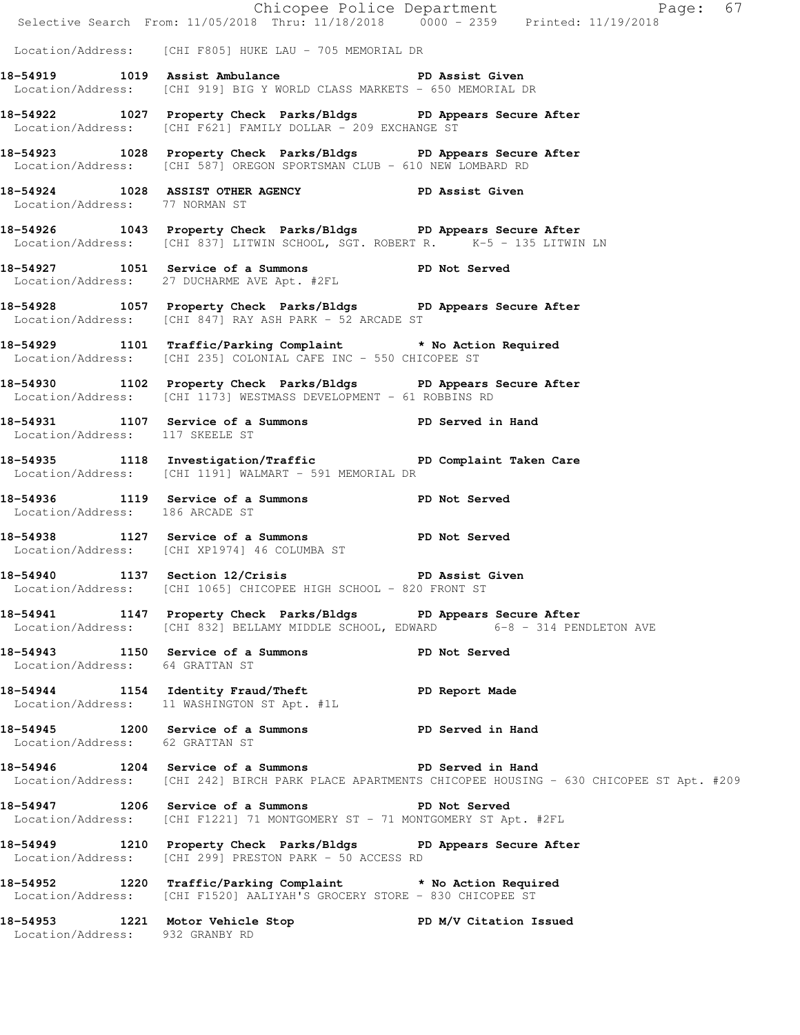Location/Address: [CHI F805] HUKE LAU - 705 MEMORIAL DR

**18-54919 1019 Assist Ambulance PD Assist Given**
Location/Address: [CHI 919] BIG Y WORLD CLASS MARKETS - 650 MEMORIAL DR

**18-54922 1027 Property Check Parks/Bldgs PD Appears Secure After**
Location/Address: [CHI F621] FAMILY DOLLAR - 209 EXCHANGE ST

**18-54923 1028 Property Check Parks/Bldgs PD Appears Secure After**
Location/Address: [CHI 587] OREGON SPORTSMAN CLUB - 610 NEW LOMBARD RD

**18-54924 1028 ASSIST OTHER AGENCY PD Assist Given**
Location/Address: 77 NORMAN ST

**18-54926 1043 Property Check Parks/Bldgs PD Appears Secure After**
Location/Address: [CHI 837] LITWIN SCHOOL, SGT. ROBERT R. K-5 - 135 LITWIN LN

**18-54927 1051 Service of a Summons PD Not Served**
Location/Address: 27 DUCHARME AVE Apt. #2FL

**18-54928 1057 Property Check Parks/Bldgs PD Appears Secure After**
Location/Address: [CHI 847] RAY ASH PARK - 52 ARCADE ST

**18-54929 1101 Traffic/Parking Complaint * No Action Required**
Location/Address: [CHI 235] COLONIAL CAFE INC - 550 CHICOPEE ST

**18-54930 1102 Property Check Parks/Bldgs PD Appears Secure After**
Location/Address: [CHI 1173] WESTMASS DEVELOPMENT - 61 ROBBINS RD

**18-54931 1107 Service of a Summons PD Served in Hand**
Location/Address: 117 SKEELE ST

**18-54935 1118 Investigation/Traffic PD Complaint Taken Care**
Location/Address: [CHI 1191] WALMART - 591 MEMORIAL DR

**18-54936 1119 Service of a Summons PD Not Served**
Location/Address: 186 ARCADE ST

**18-54938 1127 Service of a Summons PD Not Served**
Location/Address: [CHI XP1974] 46 COLUMBA ST

**18-54940 1137 Section 12/Crisis PD Assist Given**
Location/Address: [CHI 1065] CHICOPEE HIGH SCHOOL - 820 FRONT ST

**18-54941 1147 Property Check Parks/Bldgs PD Appears Secure After**
Location/Address: [CHI 832] BELLAMY MIDDLE SCHOOL, EDWARD 6-8 - 314 PENDLETON AVE

**18-54943 1150 Service of a Summons PD Not Served**
Location/Address: 64 GRATTAN ST

**18-54944 1154 Identity Fraud/Theft PD Report Made**
Location/Address: 11 WASHINGTON ST Apt. #1L

**18-54945 1200 Service of a Summons PD Served in Hand**
Location/Address: 62 GRATTAN ST

**18-54946 1204 Service of a Summons PD Served in Hand**
Location/Address: [CHI 242] BIRCH PARK PLACE APARTMENTS CHICOPEE HOUSING - 630 CHICOPEE ST Apt. #209

**18-54947 1206 Service of a Summons PD Not Served**
Location/Address: [CHI F1221] 71 MONTGOMERY ST - 71 MONTGOMERY ST Apt. #2FL

**18-54949 1210 Property Check Parks/Bldgs PD Appears Secure After**
Location/Address: [CHI 299] PRESTON PARK - 50 ACCESS RD

**18-54952 1220 Traffic/Parking Complaint * No Action Required**
Location/Address: [CHI F1520] AALIYAH'S GROCERY STORE - 830 CHICOPEE ST

**18-54953 1221 Motor Vehicle Stop PD M/V Citation Issued**
Location/Address: 932 GRANBY RD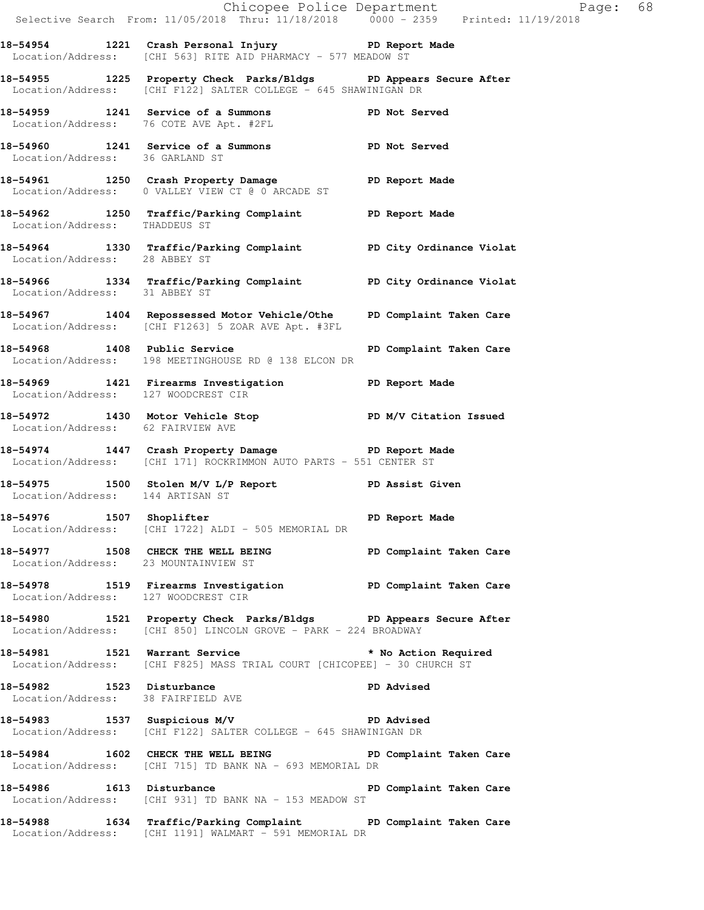18-54954 1221 Crash Personal Injury PD Report Made
Location/Address: [CHI 563] RITE AID PHARMACY - 577 MEADOW ST

18-54955 1225 Property Check Parks/Bldgs PD Appears Secure After
Location/Address: [CHI F122] SALTER COLLEGE - 645 SHAWINIGAN DR

18-54959 1241 Service of a Summons PD Not Served
Location/Address: 76 COTE AVE Apt. #2FL

18-54960 1241 Service of a Summons PD Not Served
Location/Address: 36 GARLAND ST

18-54961 1250 Crash Property Damage PD Report Made
Location/Address: 0 VALLEY VIEW CT @ 0 ARCADE ST

18-54962 1250 Traffic/Parking Complaint PD Report Made
Location/Address: THADDEUS ST

18-54964 1330 Traffic/Parking Complaint PD City Ordinance Violat
Location/Address: 28 ABBEY ST

18-54966 1334 Traffic/Parking Complaint PD City Ordinance Violat
Location/Address: 31 ABBEY ST

18-54967 1404 Repossessed Motor Vehicle/Othe PD Complaint Taken Care
Location/Address: [CHI F1263] 5 ZOAR AVE Apt. #3FL

18-54968 1408 Public Service PD Complaint Taken Care
Location/Address: 198 MEETINGHOUSE RD @ 138 ELCON DR

18-54969 1421 Firearms Investigation PD Report Made
Location/Address: 127 WOODCREST CIR

18-54972 1430 Motor Vehicle Stop PD M/V Citation Issued
Location/Address: 62 FAIRVIEW AVE

18-54974 1447 Crash Property Damage PD Report Made
Location/Address: [CHI 171] ROCKRIMMON AUTO PARTS - 551 CENTER ST

18-54975 1500 Stolen M/V L/P Report PD Assist Given
Location/Address: 144 ARTISAN ST

18-54976 1507 Shoplifter PD Report Made
Location/Address: [CHI 1722] ALDI - 505 MEMORIAL DR

18-54977 1508 CHECK THE WELL BEING PD Complaint Taken Care
Location/Address: 23 MOUNTAINVIEW ST

18-54978 1519 Firearms Investigation PD Complaint Taken Care
Location/Address: 127 WOODCREST CIR

18-54980 1521 Property Check Parks/Bldgs PD Appears Secure After
Location/Address: [CHI 850] LINCOLN GROVE - PARK - 224 BROADWAY

18-54981 1521 Warrant Service * No Action Required
Location/Address: [CHI F825] MASS TRIAL COURT [CHICOPEE] - 30 CHURCH ST

18-54982 1523 Disturbance PD Advised
Location/Address: 38 FAIRFIELD AVE

18-54983 1537 Suspicious M/V PD Advised
Location/Address: [CHI F122] SALTER COLLEGE - 645 SHAWINIGAN DR

18-54984 1602 CHECK THE WELL BEING PD Complaint Taken Care
Location/Address: [CHI 715] TD BANK NA - 693 MEMORIAL DR

18-54986 1613 Disturbance PD Complaint Taken Care
Location/Address: [CHI 931] TD BANK NA - 153 MEADOW ST

18-54988 1634 Traffic/Parking Complaint PD Complaint Taken Care
Location/Address: [CHI 1191] WALMART - 591 MEMORIAL DR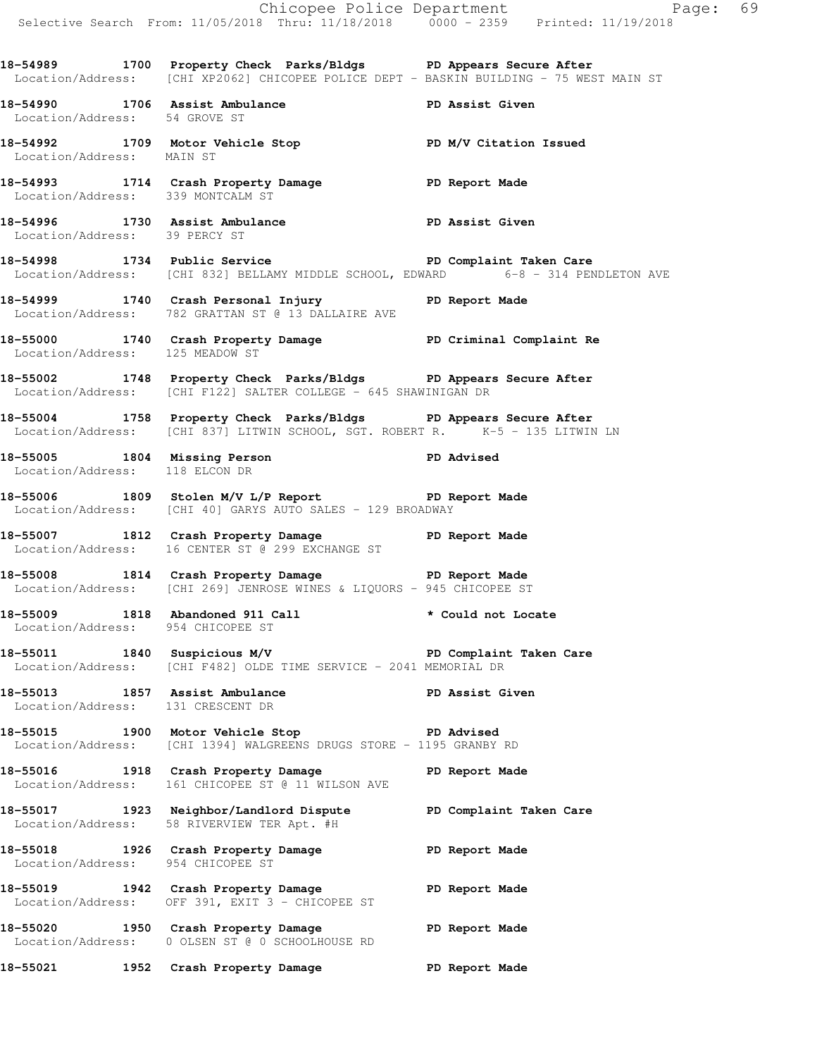18-54989 1700 Property Check Parks/Bldgs PD Appears Secure After
Location/Address: [CHI XP2062] CHICOPEE POLICE DEPT - BASKIN BUILDING - 75 WEST MAIN ST

18-54990 1706 Assist Ambulance PD Assist Given
Location/Address: 54 GROVE ST

18-54992 1709 Motor Vehicle Stop PD M/V Citation Issued
Location/Address: MAIN ST

18-54993 1714 Crash Property Damage PD Report Made
Location/Address: 339 MONTCALM ST

18-54996 1730 Assist Ambulance PD Assist Given
Location/Address: 39 PERCY ST

18-54998 1734 Public Service PD Complaint Taken Care
Location/Address: [CHI 832] BELLAMY MIDDLE SCHOOL, EDWARD 6-8 - 314 PENDLETON AVE

18-54999 1740 Crash Personal Injury PD Report Made
Location/Address: 782 GRATTAN ST @ 13 DALLAIRE AVE

18-55000 1740 Crash Property Damage PD Criminal Complaint Re
Location/Address: 125 MEADOW ST

18-55002 1748 Property Check Parks/Bldgs PD Appears Secure After
Location/Address: [CHI F122] SALTER COLLEGE - 645 SHAWINIGAN DR

18-55004 1758 Property Check Parks/Bldgs PD Appears Secure After
Location/Address: [CHI 837] LITWIN SCHOOL, SGT. ROBERT R. K-5 - 135 LITWIN LN

18-55005 1804 Missing Person PD Advised
Location/Address: 118 ELCON DR

18-55006 1809 Stolen M/V L/P Report PD Report Made
Location/Address: [CHI 40] GARYS AUTO SALES - 129 BROADWAY

18-55007 1812 Crash Property Damage PD Report Made
Location/Address: 16 CENTER ST @ 299 EXCHANGE ST

18-55008 1814 Crash Property Damage PD Report Made
Location/Address: [CHI 269] JENROSE WINES & LIQUORS - 945 CHICOPEE ST

18-55009 1818 Abandoned 911 Call * Could not Locate
Location/Address: 954 CHICOPEE ST

18-55011 1840 Suspicious M/V PD Complaint Taken Care
Location/Address: [CHI F482] OLDE TIME SERVICE - 2041 MEMORIAL DR

18-55013 1857 Assist Ambulance PD Assist Given
Location/Address: 131 CRESCENT DR

18-55015 1900 Motor Vehicle Stop PD Advised
Location/Address: [CHI 1394] WALGREENS DRUGS STORE - 1195 GRANBY RD

18-55016 1918 Crash Property Damage PD Report Made
Location/Address: 161 CHICOPEE ST @ 11 WILSON AVE

18-55017 1923 Neighbor/Landlord Dispute PD Complaint Taken Care
Location/Address: 58 RIVERVIEW TER Apt. #H

18-55018 1926 Crash Property Damage PD Report Made
Location/Address: 954 CHICOPEE ST

18-55019 1942 Crash Property Damage PD Report Made
Location/Address: OFF 391, EXIT 3 - CHICOPEE ST

18-55020 1950 Crash Property Damage PD Report Made
Location/Address: 0 OLSEN ST @ 0 SCHOOLHOUSE RD

18-55021 1952 Crash Property Damage PD Report Made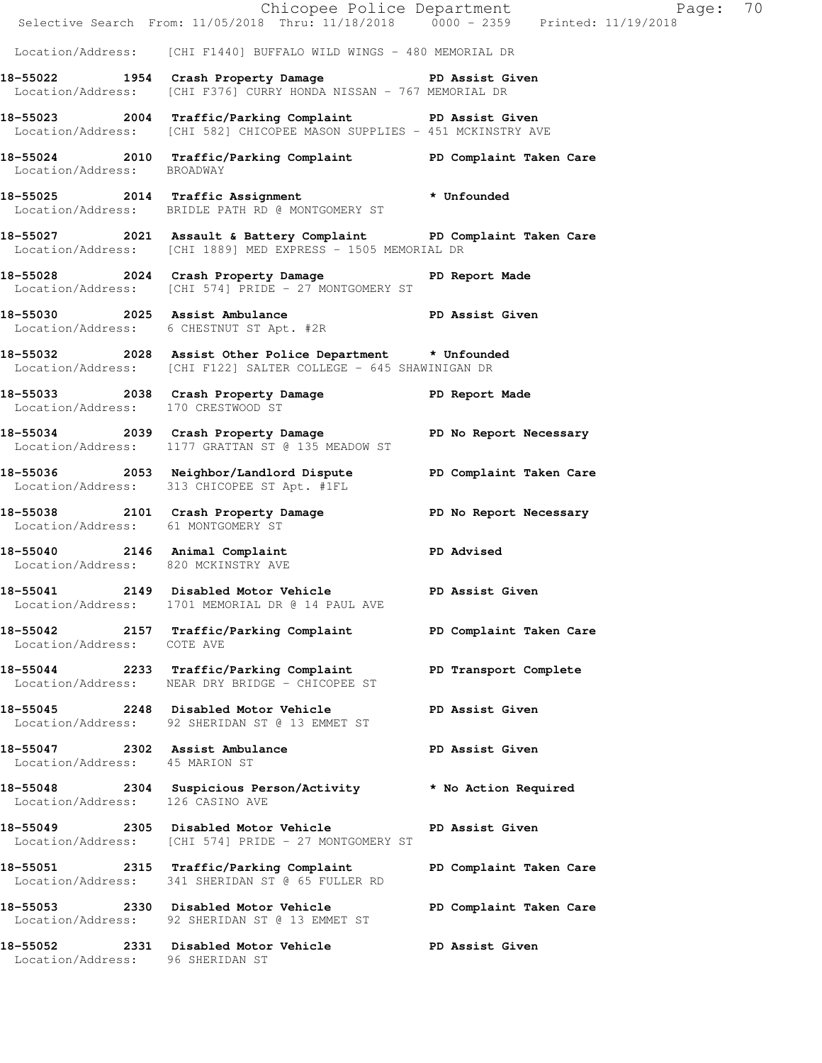Location/Address: [CHI F1440] BUFFALO WILD WINGS - 480 MEMORIAL DR

**18-55022 1954 Crash Property Damage PD Assist Given**
Location/Address: [CHI F376] CURRY HONDA NISSAN - 767 MEMORIAL DR

**18-55023 2004 Traffic/Parking Complaint PD Assist Given**
Location/Address: [CHI 582] CHICOPEE MASON SUPPLIES - 451 MCKINSTRY AVE

**18-55024 2010 Traffic/Parking Complaint PD Complaint Taken Care**
Location/Address: BROADWAY

**18-55025 2014 Traffic Assignment * Unfounded**
Location/Address: BRIDLE PATH RD @ MONTGOMERY ST

**18-55027 2021 Assault & Battery Complaint PD Complaint Taken Care**
Location/Address: [CHI 1889] MED EXPRESS - 1505 MEMORIAL DR

**18-55028 2024 Crash Property Damage PD Report Made**
Location/Address: [CHI 574] PRIDE - 27 MONTGOMERY ST

**18-55030 2025 Assist Ambulance PD Assist Given**
Location/Address: 6 CHESTNUT ST Apt. #2R

**18-55032 2028 Assist Other Police Department * Unfounded**
Location/Address: [CHI F122] SALTER COLLEGE - 645 SHAWINIGAN DR

**18-55033 2038 Crash Property Damage PD Report Made**
Location/Address: 170 CRESTWOOD ST

**18-55034 2039 Crash Property Damage PD No Report Necessary**
Location/Address: 1177 GRATTAN ST @ 135 MEADOW ST

**18-55036 2053 Neighbor/Landlord Dispute PD Complaint Taken Care**
Location/Address: 313 CHICOPEE ST Apt. #1FL

**18-55038 2101 Crash Property Damage PD No Report Necessary**
Location/Address: 61 MONTGOMERY ST

**18-55040 2146 Animal Complaint PD Advised**
Location/Address: 820 MCKINSTRY AVE

**18-55041 2149 Disabled Motor Vehicle PD Assist Given**
Location/Address: 1701 MEMORIAL DR @ 14 PAUL AVE

**18-55042 2157 Traffic/Parking Complaint PD Complaint Taken Care**
Location/Address: COTE AVE

**18-55044 2233 Traffic/Parking Complaint PD Transport Complete**
Location/Address: NEAR DRY BRIDGE - CHICOPEE ST

**18-55045 2248 Disabled Motor Vehicle PD Assist Given**
Location/Address: 92 SHERIDAN ST @ 13 EMMET ST

**18-55047 2302 Assist Ambulance PD Assist Given**
Location/Address: 45 MARION ST

**18-55048 2304 Suspicious Person/Activity * No Action Required**
Location/Address: 126 CASINO AVE

**18-55049 2305 Disabled Motor Vehicle PD Assist Given**
Location/Address: [CHI 574] PRIDE - 27 MONTGOMERY ST

**18-55051 2315 Traffic/Parking Complaint PD Complaint Taken Care**
Location/Address: 341 SHERIDAN ST @ 65 FULLER RD

**18-55053 2330 Disabled Motor Vehicle PD Complaint Taken Care**
Location/Address: 92 SHERIDAN ST @ 13 EMMET ST

**18-55052 2331 Disabled Motor Vehicle PD Assist Given**
Location/Address: 96 SHERIDAN ST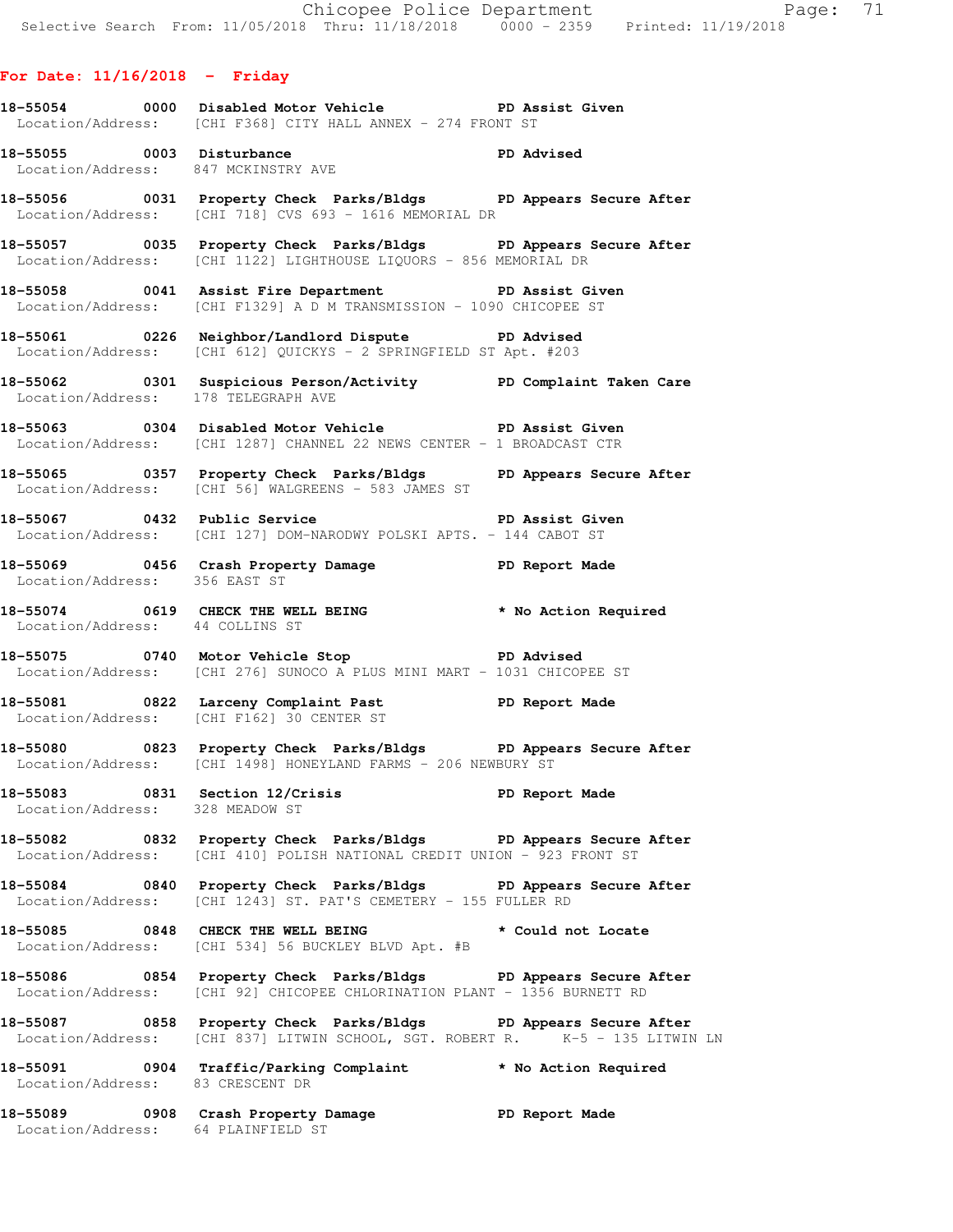## For Date: 11/16/2018 - Friday

**18-55054 0000 Disabled Motor Vehicle PD Assist Given**
Location/Address: [CHI F368] CITY HALL ANNEX - 274 FRONT ST

**18-55055 0003 Disturbance PD Advised**
Location/Address: 847 MCKINSTRY AVE

**18-55056 0031 Property Check Parks/Bldgs PD Appears Secure After**
Location/Address: [CHI 718] CVS 693 - 1616 MEMORIAL DR

**18-55057 0035 Property Check Parks/Bldgs PD Appears Secure After**
Location/Address: [CHI 1122] LIGHTHOUSE LIQUORS - 856 MEMORIAL DR

**18-55058 0041 Assist Fire Department PD Assist Given**
Location/Address: [CHI F1329] A D M TRANSMISSION - 1090 CHICOPEE ST

**18-55061 0226 Neighbor/Landlord Dispute PD Advised**
Location/Address: [CHI 612] QUICKYS - 2 SPRINGFIELD ST Apt. #203

**18-55062 0301 Suspicious Person/Activity PD Complaint Taken Care**
Location/Address: 178 TELEGRAPH AVE

**18-55063 0304 Disabled Motor Vehicle PD Assist Given**
Location/Address: [CHI 1287] CHANNEL 22 NEWS CENTER - 1 BROADCAST CTR

**18-55065 0357 Property Check Parks/Bldgs PD Appears Secure After**
Location/Address: [CHI 56] WALGREENS - 583 JAMES ST

**18-55067 0432 Public Service PD Assist Given**
Location/Address: [CHI 127] DOM-NARODWY POLSKI APTS. - 144 CABOT ST

**18-55069 0456 Crash Property Damage PD Report Made**
Location/Address: 356 EAST ST

**18-55074 0619 CHECK THE WELL BEING * No Action Required**
Location/Address: 44 COLLINS ST

**18-55075 0740 Motor Vehicle Stop PD Advised**
Location/Address: [CHI 276] SUNOCO A PLUS MINI MART - 1031 CHICOPEE ST

**18-55081 0822 Larceny Complaint Past PD Report Made**
Location/Address: [CHI F162] 30 CENTER ST

**18-55080 0823 Property Check Parks/Bldgs PD Appears Secure After**
Location/Address: [CHI 1498] HONEYLAND FARMS - 206 NEWBURY ST

**18-55083 0831 Section 12/Crisis PD Report Made**
Location/Address: 328 MEADOW ST

**18-55082 0832 Property Check Parks/Bldgs PD Appears Secure After**
Location/Address: [CHI 410] POLISH NATIONAL CREDIT UNION - 923 FRONT ST

**18-55084 0840 Property Check Parks/Bldgs PD Appears Secure After**
Location/Address: [CHI 1243] ST. PAT'S CEMETERY - 155 FULLER RD

**18-55085 0848 CHECK THE WELL BEING * Could not Locate**
Location/Address: [CHI 534] 56 BUCKLEY BLVD Apt. #B

**18-55086 0854 Property Check Parks/Bldgs PD Appears Secure After**
Location/Address: [CHI 92] CHICOPEE CHLORINATION PLANT - 1356 BURNETT RD

**18-55087 0858 Property Check Parks/Bldgs PD Appears Secure After**
Location/Address: [CHI 837] LITWIN SCHOOL, SGT. ROBERT R. K-5 - 135 LITWIN LN

**18-55091 0904 Traffic/Parking Complaint * No Action Required**
Location/Address: 83 CRESCENT DR

**18-55089 0908 Crash Property Damage PD Report Made**
Location/Address: 64 PLAINFIELD ST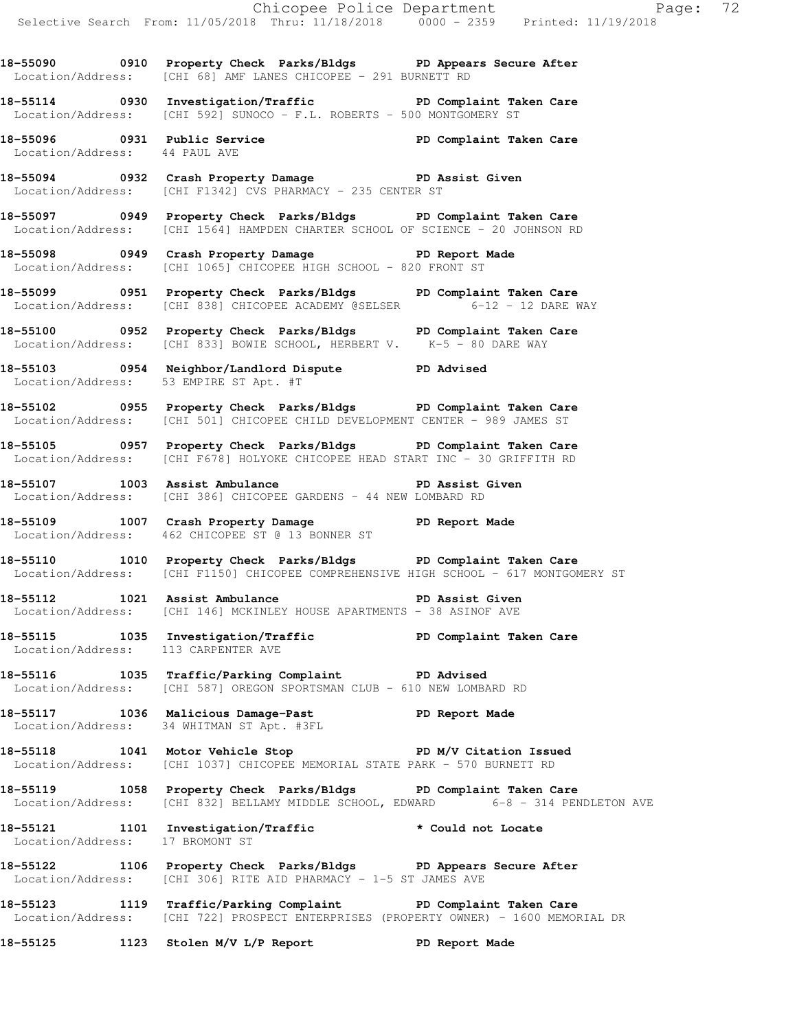18-55090 0910 Property Check Parks/Bldgs PD Appears Secure After
Location/Address: [CHI 68] AMF LANES CHICOPEE - 291 BURNETT RD

18-55114 0930 Investigation/Traffic PD Complaint Taken Care
Location/Address: [CHI 592] SUNOCO - F.L. ROBERTS - 500 MONTGOMERY ST

18-55096 0931 Public Service PD Complaint Taken Care
Location/Address: 44 PAUL AVE

18-55094 0932 Crash Property Damage PD Assist Given
Location/Address: [CHI F1342] CVS PHARMACY - 235 CENTER ST

18-55097 0949 Property Check Parks/Bldgs PD Complaint Taken Care
Location/Address: [CHI 1564] HAMPDEN CHARTER SCHOOL OF SCIENCE - 20 JOHNSON RD

18-55098 0949 Crash Property Damage PD Report Made
Location/Address: [CHI 1065] CHICOPEE HIGH SCHOOL - 820 FRONT ST

18-55099 0951 Property Check Parks/Bldgs PD Complaint Taken Care
Location/Address: [CHI 838] CHICOPEE ACADEMY @SELSER 6-12 - 12 DARE WAY

18-55100 0952 Property Check Parks/Bldgs PD Complaint Taken Care
Location/Address: [CHI 833] BOWIE SCHOOL, HERBERT V. K-5 - 80 DARE WAY

18-55103 0954 Neighbor/Landlord Dispute PD Advised
Location/Address: 53 EMPIRE ST Apt. #T

18-55102 0955 Property Check Parks/Bldgs PD Complaint Taken Care
Location/Address: [CHI 501] CHICOPEE CHILD DEVELOPMENT CENTER - 989 JAMES ST

18-55105 0957 Property Check Parks/Bldgs PD Complaint Taken Care
Location/Address: [CHI F678] HOLYOKE CHICOPEE HEAD START INC - 30 GRIFFITH RD

18-55107 1003 Assist Ambulance PD Assist Given
Location/Address: [CHI 386] CHICOPEE GARDENS - 44 NEW LOMBARD RD

18-55109 1007 Crash Property Damage PD Report Made
Location/Address: 462 CHICOPEE ST @ 13 BONNER ST

18-55110 1010 Property Check Parks/Bldgs PD Complaint Taken Care
Location/Address: [CHI F1150] CHICOPEE COMPREHENSIVE HIGH SCHOOL - 617 MONTGOMERY ST

18-55112 1021 Assist Ambulance PD Assist Given
Location/Address: [CHI 146] MCKINLEY HOUSE APARTMENTS - 38 ASINOF AVE

18-55115 1035 Investigation/Traffic PD Complaint Taken Care
Location/Address: 113 CARPENTER AVE

18-55116 1035 Traffic/Parking Complaint PD Advised
Location/Address: [CHI 587] OREGON SPORTSMAN CLUB - 610 NEW LOMBARD RD

18-55117 1036 Malicious Damage-Past PD Report Made
Location/Address: 34 WHITMAN ST Apt. #3FL

18-55118 1041 Motor Vehicle Stop PD M/V Citation Issued
Location/Address: [CHI 1037] CHICOPEE MEMORIAL STATE PARK - 570 BURNETT RD

18-55119 1058 Property Check Parks/Bldgs PD Complaint Taken Care
Location/Address: [CHI 832] BELLAMY MIDDLE SCHOOL, EDWARD 6-8 - 314 PENDLETON AVE

18-55121 1101 Investigation/Traffic * Could not Locate
Location/Address: 17 BROMONT ST

18-55122 1106 Property Check Parks/Bldgs PD Appears Secure After
Location/Address: [CHI 306] RITE AID PHARMACY - 1-5 ST JAMES AVE

18-55123 1119 Traffic/Parking Complaint PD Complaint Taken Care
Location/Address: [CHI 722] PROSPECT ENTERPRISES (PROPERTY OWNER) - 1600 MEMORIAL DR

18-55125 1123 Stolen M/V L/P Report PD Report Made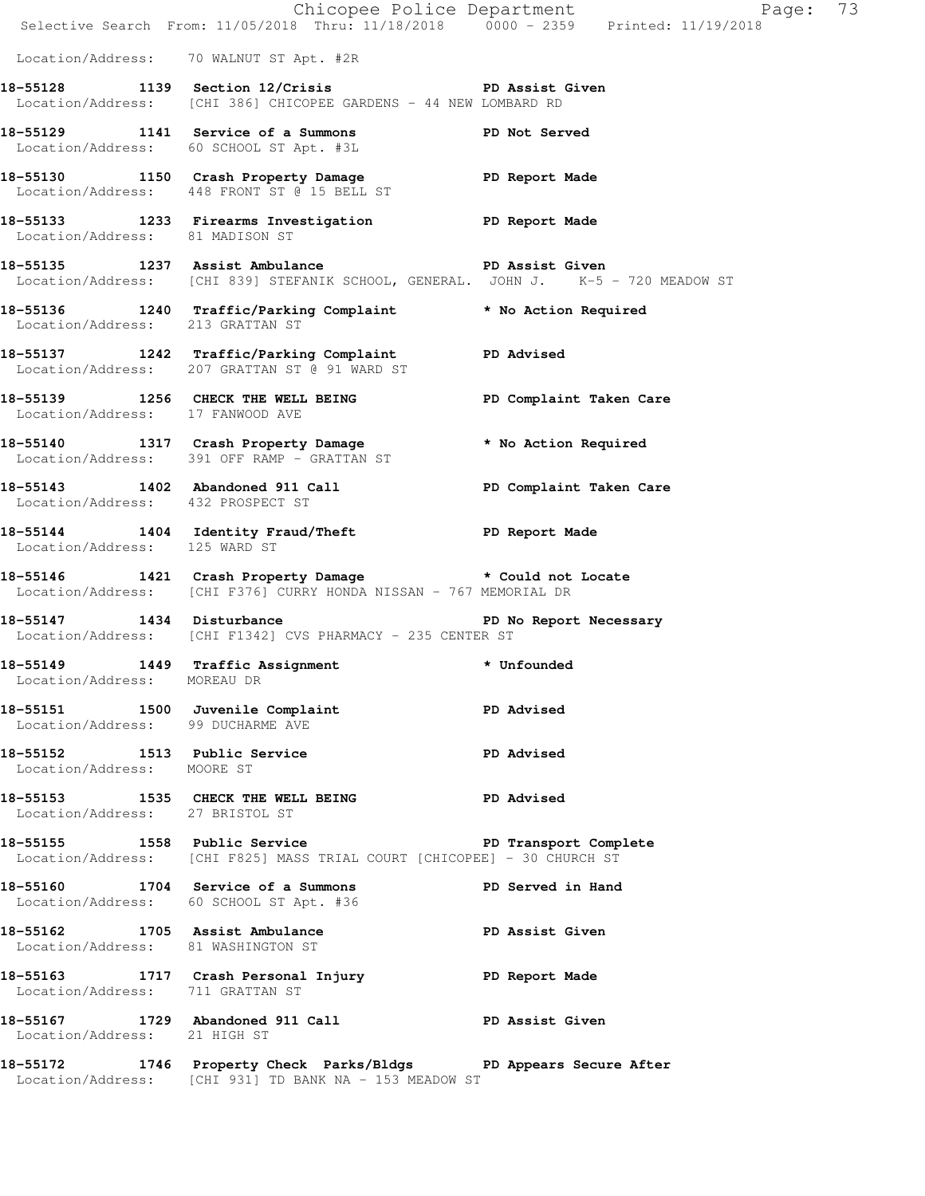Location/Address: 70 WALNUT ST Apt. #2R

**18-55128 1139 Section 12/Crisis** **PD Assist Given**
Location/Address: [CHI 386] CHICOPEE GARDENS - 44 NEW LOMBARD RD

**18-55129 1141 Service of a Summons** **PD Not Served**
Location/Address: 60 SCHOOL ST Apt. #3L

**18-55130 1150 Crash Property Damage** **PD Report Made**
Location/Address: 448 FRONT ST @ 15 BELL ST

**18-55133 1233 Firearms Investigation** **PD Report Made**
Location/Address: 81 MADISON ST

**18-55135 1237 Assist Ambulance** **PD Assist Given**
Location/Address: [CHI 839] STEFANIK SCHOOL, GENERAL. JOHN J. K-5 - 720 MEADOW ST

**18-55136 1240 Traffic/Parking Complaint** *** No Action Required**
Location/Address: 213 GRATTAN ST

**18-55137 1242 Traffic/Parking Complaint** **PD Advised**
Location/Address: 207 GRATTAN ST @ 91 WARD ST

**18-55139 1256 CHECK THE WELL BEING** **PD Complaint Taken Care**
Location/Address: 17 FANWOOD AVE

**18-55140 1317 Crash Property Damage** *** No Action Required**
Location/Address: 391 OFF RAMP - GRATTAN ST

**18-55143 1402 Abandoned 911 Call** **PD Complaint Taken Care**
Location/Address: 432 PROSPECT ST

**18-55144 1404 Identity Fraud/Theft** **PD Report Made**
Location/Address: 125 WARD ST

**18-55146 1421 Crash Property Damage** *** Could not Locate**
Location/Address: [CHI F376] CURRY HONDA NISSAN - 767 MEMORIAL DR

**18-55147 1434 Disturbance** **PD No Report Necessary**
Location/Address: [CHI F1342] CVS PHARMACY - 235 CENTER ST

**18-55149 1449 Traffic Assignment** *** Unfounded**
Location/Address: MOREAU DR

**18-55151 1500 Juvenile Complaint** **PD Advised**
Location/Address: 99 DUCHARME AVE

**18-55152 1513 Public Service** **PD Advised**
Location/Address: MOORE ST

**18-55153 1535 CHECK THE WELL BEING** **PD Advised**
Location/Address: 27 BRISTOL ST

**18-55155 1558 Public Service** **PD Transport Complete**
Location/Address: [CHI F825] MASS TRIAL COURT [CHICOPEE] - 30 CHURCH ST

**18-55160 1704 Service of a Summons** **PD Served in Hand**
Location/Address: 60 SCHOOL ST Apt. #36

**18-55162 1705 Assist Ambulance** **PD Assist Given**
Location/Address: 81 WASHINGTON ST

**18-55163 1717 Crash Personal Injury** **PD Report Made**
Location/Address: 711 GRATTAN ST

**18-55167 1729 Abandoned 911 Call** **PD Assist Given**
Location/Address: 21 HIGH ST

**18-55172 1746 Property Check Parks/Bldgs** **PD Appears Secure After**
Location/Address: [CHI 931] TD BANK NA - 153 MEADOW ST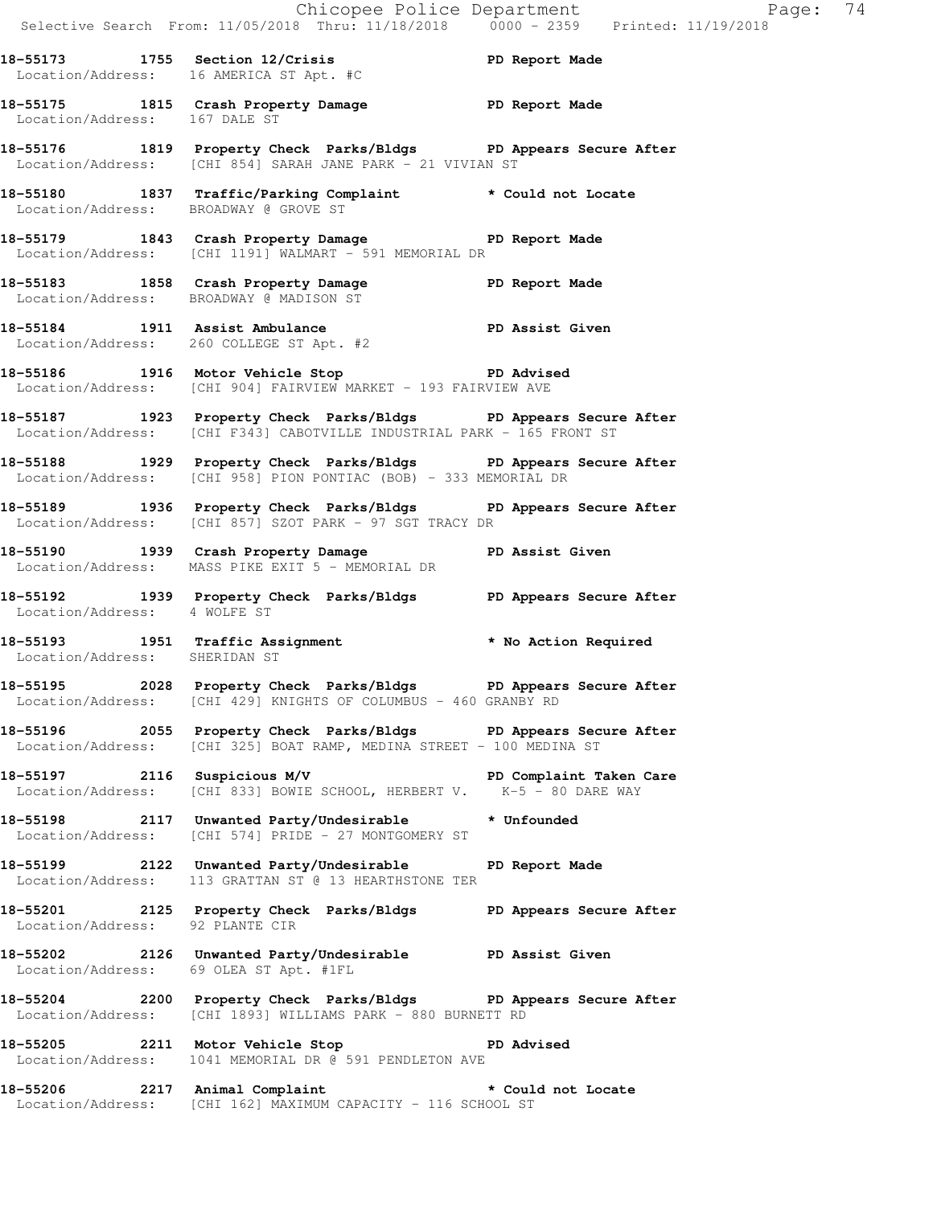**18-55173 1755 Section 12/Crisis PD Report Made**
Location/Address: 16 AMERICA ST Apt. #C

**18-55175 1815 Crash Property Damage PD Report Made**
Location/Address: 167 DALE ST

**18-55176 1819 Property Check Parks/Bldgs PD Appears Secure After**
Location/Address: [CHI 854] SARAH JANE PARK - 21 VIVIAN ST

**18-55180 1837 Traffic/Parking Complaint * Could not Locate**
Location/Address: BROADWAY @ GROVE ST

**18-55179 1843 Crash Property Damage PD Report Made**
Location/Address: [CHI 1191] WALMART - 591 MEMORIAL DR

**18-55183 1858 Crash Property Damage PD Report Made**
Location/Address: BROADWAY @ MADISON ST

**18-55184 1911 Assist Ambulance PD Assist Given**
Location/Address: 260 COLLEGE ST Apt. #2

**18-55186 1916 Motor Vehicle Stop PD Advised**
Location/Address: [CHI 904] FAIRVIEW MARKET - 193 FAIRVIEW AVE

**18-55187 1923 Property Check Parks/Bldgs PD Appears Secure After**
Location/Address: [CHI F343] CABOTVILLE INDUSTRIAL PARK - 165 FRONT ST

**18-55188 1929 Property Check Parks/Bldgs PD Appears Secure After**
Location/Address: [CHI 958] PION PONTIAC (BOB) - 333 MEMORIAL DR

**18-55189 1936 Property Check Parks/Bldgs PD Appears Secure After**
Location/Address: [CHI 857] SZOT PARK - 97 SGT TRACY DR

**18-55190 1939 Crash Property Damage PD Assist Given**
Location/Address: MASS PIKE EXIT 5 - MEMORIAL DR

**18-55192 1939 Property Check Parks/Bldgs PD Appears Secure After**
Location/Address: 4 WOLFE ST

**18-55193 1951 Traffic Assignment * No Action Required**
Location/Address: SHERIDAN ST

**18-55195 2028 Property Check Parks/Bldgs PD Appears Secure After**
Location/Address: [CHI 429] KNIGHTS OF COLUMBUS - 460 GRANBY RD

**18-55196 2055 Property Check Parks/Bldgs PD Appears Secure After**
Location/Address: [CHI 325] BOAT RAMP, MEDINA STREET - 100 MEDINA ST

**18-55197 2116 Suspicious M/V PD Complaint Taken Care**
Location/Address: [CHI 833] BOWIE SCHOOL, HERBERT V. K-5 - 80 DARE WAY

**18-55198 2117 Unwanted Party/Undesirable * Unfounded**
Location/Address: [CHI 574] PRIDE - 27 MONTGOMERY ST

**18-55199 2122 Unwanted Party/Undesirable PD Report Made**
Location/Address: 113 GRATTAN ST @ 13 HEARTHSTONE TER

**18-55201 2125 Property Check Parks/Bldgs PD Appears Secure After**
Location/Address: 92 PLANTE CIR

**18-55202 2126 Unwanted Party/Undesirable PD Assist Given**
Location/Address: 69 OLEA ST Apt. #1FL

**18-55204 2200 Property Check Parks/Bldgs PD Appears Secure After**
Location/Address: [CHI 1893] WILLIAMS PARK - 880 BURNETT RD

**18-55205 2211 Motor Vehicle Stop PD Advised**
Location/Address: 1041 MEMORIAL DR @ 591 PENDLETON AVE

**18-55206 2217 Animal Complaint * Could not Locate**
Location/Address: [CHI 162] MAXIMUM CAPACITY - 116 SCHOOL ST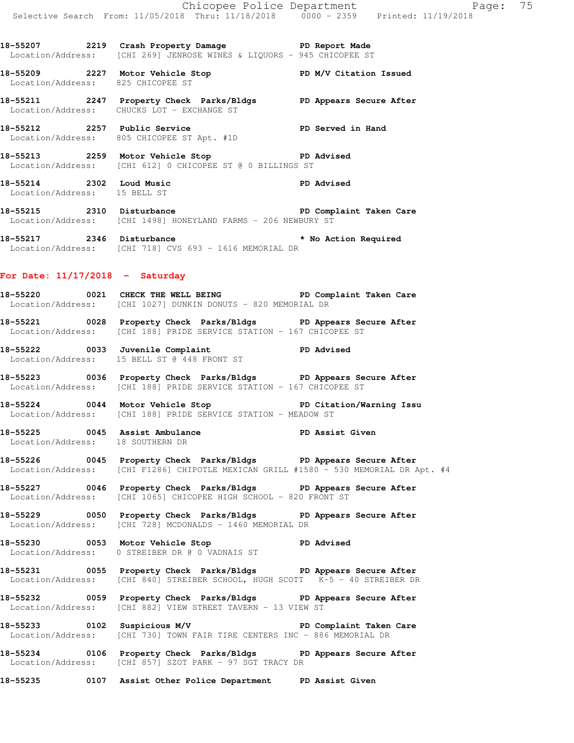18-55207 2219 Crash Property Damage PD Report Made
Location/Address: [CHI 269] JENROSE WINES & LIQUORS - 945 CHICOPEE ST

18-55209 2227 Motor Vehicle Stop PD M/V Citation Issued
Location/Address: 825 CHICOPEE ST

18-55211 2247 Property Check Parks/Bldgs PD Appears Secure After
Location/Address: CHUCKS LOT - EXCHANGE ST

18-55212 2257 Public Service PD Served in Hand
Location/Address: 805 CHICOPEE ST Apt. #1D

18-55213 2259 Motor Vehicle Stop PD Advised
Location/Address: [CHI 612] 0 CHICOPEE ST @ 0 BILLINGS ST

18-55214 2302 Loud Music PD Advised
Location/Address: 15 BELL ST

18-55215 2310 Disturbance PD Complaint Taken Care
Location/Address: [CHI 1498] HONEYLAND FARMS - 206 NEWBURY ST

18-55217 2346 Disturbance * No Action Required
Location/Address: [CHI 718] CVS 693 - 1616 MEMORIAL DR

## For Date: 11/17/2018 - Saturday

18-55220 0021 CHECK THE WELL BEING PD Complaint Taken Care
Location/Address: [CHI 1027] DUNKIN DONUTS - 820 MEMORIAL DR

18-55221 0028 Property Check Parks/Bldgs PD Appears Secure After
Location/Address: [CHI 188] PRIDE SERVICE STATION - 167 CHICOPEE ST

18-55222 0033 Juvenile Complaint PD Advised
Location/Address: 15 BELL ST @ 448 FRONT ST

18-55223 0036 Property Check Parks/Bldgs PD Appears Secure After
Location/Address: [CHI 188] PRIDE SERVICE STATION - 167 CHICOPEE ST

18-55224 0044 Motor Vehicle Stop PD Citation/Warning Issu
Location/Address: [CHI 188] PRIDE SERVICE STATION - MEADOW ST

18-55225 0045 Assist Ambulance PD Assist Given
Location/Address: 18 SOUTHERN DR

18-55226 0045 Property Check Parks/Bldgs PD Appears Secure After
Location/Address: [CHI F1286] CHIPOTLE MEXICAN GRILL #1580 - 530 MEMORIAL DR Apt. #4

18-55227 0046 Property Check Parks/Bldgs PD Appears Secure After
Location/Address: [CHI 1065] CHICOPEE HIGH SCHOOL - 820 FRONT ST

18-55229 0050 Property Check Parks/Bldgs PD Appears Secure After
Location/Address: [CHI 728] MCDONALDS - 1460 MEMORIAL DR

18-55230 0053 Motor Vehicle Stop PD Advised
Location/Address: 0 STREIBER DR @ 0 VADNAIS ST

18-55231 0055 Property Check Parks/Bldgs PD Appears Secure After
Location/Address: [CHI 840] STREIBER SCHOOL, HUGH SCOTT K-5 - 40 STREIBER DR

18-55232 0059 Property Check Parks/Bldgs PD Appears Secure After
Location/Address: [CHI 882] VIEW STREET TAVERN - 13 VIEW ST

18-55233 0102 Suspicious M/V PD Complaint Taken Care
Location/Address: [CHI 730] TOWN FAIR TIRE CENTERS INC - 886 MEMORIAL DR

18-55234 0106 Property Check Parks/Bldgs PD Appears Secure After
Location/Address: [CHI 857] SZOT PARK - 97 SGT TRACY DR

18-55235 0107 Assist Other Police Department PD Assist Given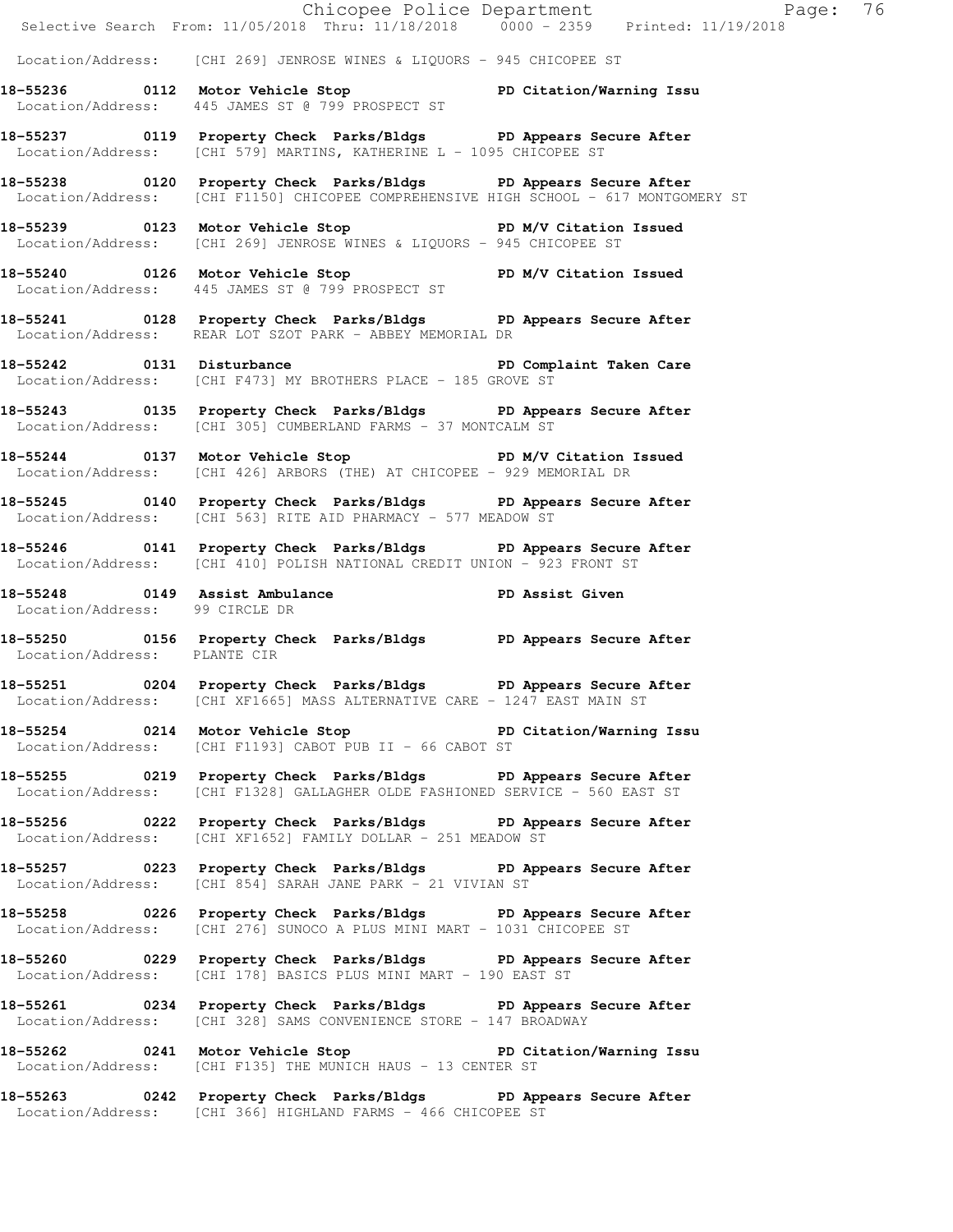Location/Address: [CHI 269] JENROSE WINES & LIQUORS - 945 CHICOPEE ST

**18-55236 0112 Motor Vehicle Stop PD Citation/Warning Issu**
Location/Address: 445 JAMES ST @ 799 PROSPECT ST

**18-55237 0119 Property Check Parks/Bldgs PD Appears Secure After**
Location/Address: [CHI 579] MARTINS, KATHERINE L - 1095 CHICOPEE ST

**18-55238 0120 Property Check Parks/Bldgs PD Appears Secure After**
Location/Address: [CHI F1150] CHICOPEE COMPREHENSIVE HIGH SCHOOL - 617 MONTGOMERY ST

**18-55239 0123 Motor Vehicle Stop PD M/V Citation Issued**
Location/Address: [CHI 269] JENROSE WINES & LIQUORS - 945 CHICOPEE ST

**18-55240 0126 Motor Vehicle Stop PD M/V Citation Issued**
Location/Address: 445 JAMES ST @ 799 PROSPECT ST

**18-55241 0128 Property Check Parks/Bldgs PD Appears Secure After**
Location/Address: REAR LOT SZOT PARK - ABBEY MEMORIAL DR

**18-55242 0131 Disturbance PD Complaint Taken Care**
Location/Address: [CHI F473] MY BROTHERS PLACE - 185 GROVE ST

**18-55243 0135 Property Check Parks/Bldgs PD Appears Secure After**
Location/Address: [CHI 305] CUMBERLAND FARMS - 37 MONTCALM ST

**18-55244 0137 Motor Vehicle Stop PD M/V Citation Issued**
Location/Address: [CHI 426] ARBORS (THE) AT CHICOPEE - 929 MEMORIAL DR

**18-55245 0140 Property Check Parks/Bldgs PD Appears Secure After**
Location/Address: [CHI 563] RITE AID PHARMACY - 577 MEADOW ST

**18-55246 0141 Property Check Parks/Bldgs PD Appears Secure After**
Location/Address: [CHI 410] POLISH NATIONAL CREDIT UNION - 923 FRONT ST

**18-55248 0149 Assist Ambulance PD Assist Given**
Location/Address: 99 CIRCLE DR

**18-55250 0156 Property Check Parks/Bldgs PD Appears Secure After**
Location/Address: PLANTE CIR

**18-55251 0204 Property Check Parks/Bldgs PD Appears Secure After**
Location/Address: [CHI XF1665] MASS ALTERNATIVE CARE - 1247 EAST MAIN ST

**18-55254 0214 Motor Vehicle Stop PD Citation/Warning Issu**
Location/Address: [CHI F1193] CABOT PUB II - 66 CABOT ST

**18-55255 0219 Property Check Parks/Bldgs PD Appears Secure After**
Location/Address: [CHI F1328] GALLAGHER OLDE FASHIONED SERVICE - 560 EAST ST

**18-55256 0222 Property Check Parks/Bldgs PD Appears Secure After**
Location/Address: [CHI XF1652] FAMILY DOLLAR - 251 MEADOW ST

**18-55257 0223 Property Check Parks/Bldgs PD Appears Secure After**
Location/Address: [CHI 854] SARAH JANE PARK - 21 VIVIAN ST

**18-55258 0226 Property Check Parks/Bldgs PD Appears Secure After**
Location/Address: [CHI 276] SUNOCO A PLUS MINI MART - 1031 CHICOPEE ST

**18-55260 0229 Property Check Parks/Bldgs PD Appears Secure After**
Location/Address: [CHI 178] BASICS PLUS MINI MART - 190 EAST ST

**18-55261 0234 Property Check Parks/Bldgs PD Appears Secure After**
Location/Address: [CHI 328] SAMS CONVENIENCE STORE - 147 BROADWAY

**18-55262 0241 Motor Vehicle Stop PD Citation/Warning Issu**
Location/Address: [CHI F135] THE MUNICH HAUS - 13 CENTER ST

**18-55263 0242 Property Check Parks/Bldgs PD Appears Secure After**
Location/Address: [CHI 366] HIGHLAND FARMS - 466 CHICOPEE ST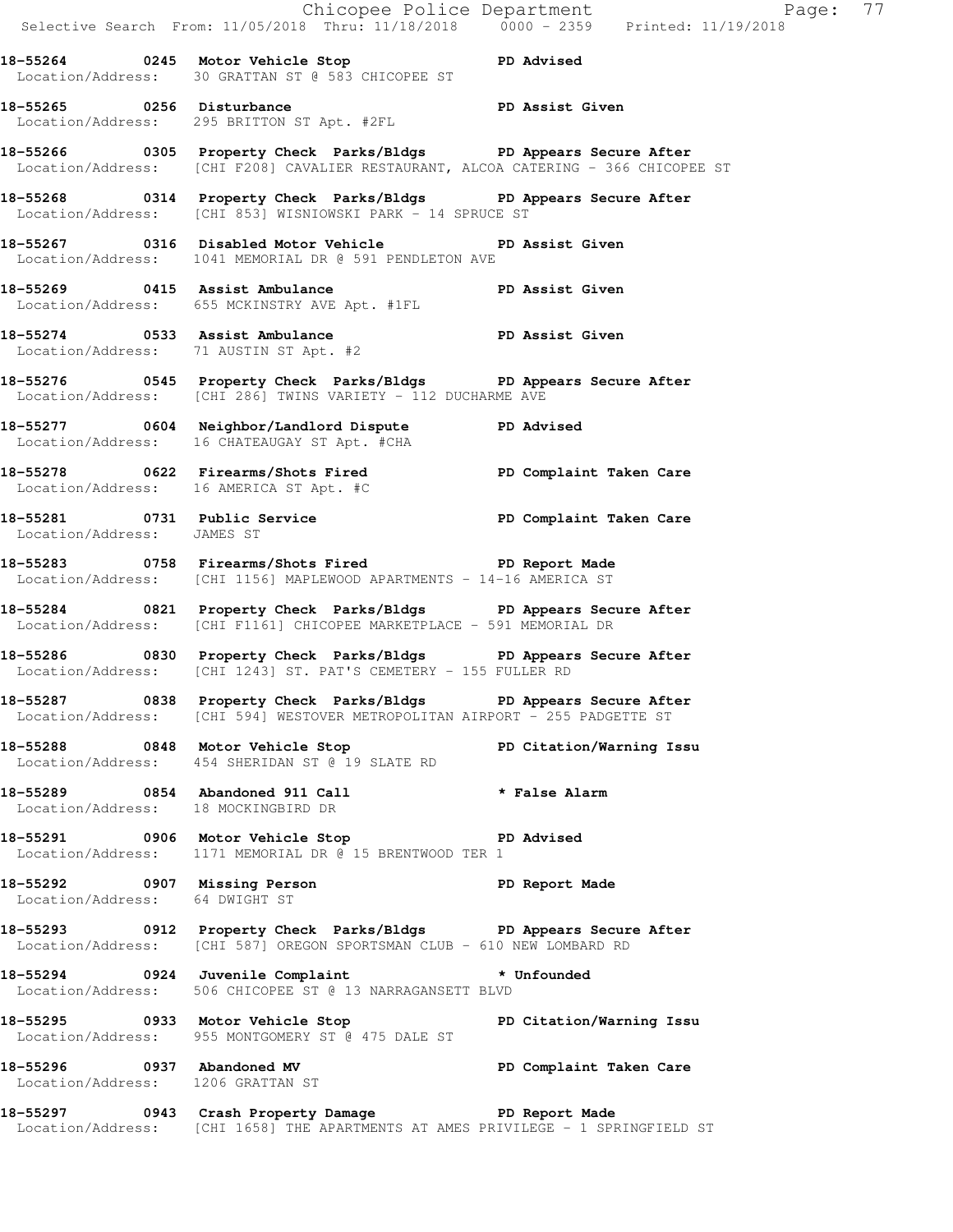**18-55264 0245 Motor Vehicle Stop PD Advised**
Location/Address: 30 GRATTAN ST @ 583 CHICOPEE ST

**18-55265 0256 Disturbance PD Assist Given**
Location/Address: 295 BRITTON ST Apt. #2FL

**18-55266 0305 Property Check Parks/Bldgs PD Appears Secure After**
Location/Address: [CHI F208] CAVALIER RESTAURANT, ALCOA CATERING - 366 CHICOPEE ST

**18-55268 0314 Property Check Parks/Bldgs PD Appears Secure After**
Location/Address: [CHI 853] WISNIOWSKI PARK - 14 SPRUCE ST

**18-55267 0316 Disabled Motor Vehicle PD Assist Given**
Location/Address: 1041 MEMORIAL DR @ 591 PENDLETON AVE

**18-55269 0415 Assist Ambulance PD Assist Given**
Location/Address: 655 MCKINSTRY AVE Apt. #1FL

**18-55274 0533 Assist Ambulance PD Assist Given**
Location/Address: 71 AUSTIN ST Apt. #2

**18-55276 0545 Property Check Parks/Bldgs PD Appears Secure After**
Location/Address: [CHI 286] TWINS VARIETY - 112 DUCHARME AVE

**18-55277 0604 Neighbor/Landlord Dispute PD Advised**
Location/Address: 16 CHATEAUGAY ST Apt. #CHA

**18-55278 0622 Firearms/Shots Fired PD Complaint Taken Care**
Location/Address: 16 AMERICA ST Apt. #C

**18-55281 0731 Public Service PD Complaint Taken Care**
Location/Address: JAMES ST

**18-55283 0758 Firearms/Shots Fired PD Report Made**
Location/Address: [CHI 1156] MAPLEWOOD APARTMENTS - 14-16 AMERICA ST

**18-55284 0821 Property Check Parks/Bldgs PD Appears Secure After**
Location/Address: [CHI F1161] CHICOPEE MARKETPLACE - 591 MEMORIAL DR

**18-55286 0830 Property Check Parks/Bldgs PD Appears Secure After**
Location/Address: [CHI 1243] ST. PAT'S CEMETERY - 155 FULLER RD

**18-55287 0838 Property Check Parks/Bldgs PD Appears Secure After**
Location/Address: [CHI 594] WESTOVER METROPOLITAN AIRPORT - 255 PADGETTE ST

**18-55288 0848 Motor Vehicle Stop PD Citation/Warning Issu**
Location/Address: 454 SHERIDAN ST @ 19 SLATE RD

**18-55289 0854 Abandoned 911 Call * False Alarm**
Location/Address: 18 MOCKINGBIRD DR

**18-55291 0906 Motor Vehicle Stop PD Advised**
Location/Address: 1171 MEMORIAL DR @ 15 BRENTWOOD TER 1

**18-55292 0907 Missing Person PD Report Made**
Location/Address: 64 DWIGHT ST

**18-55293 0912 Property Check Parks/Bldgs PD Appears Secure After**
Location/Address: [CHI 587] OREGON SPORTSMAN CLUB - 610 NEW LOMBARD RD

**18-55294 0924 Juvenile Complaint * Unfounded**
Location/Address: 506 CHICOPEE ST @ 13 NARRAGANSETT BLVD

**18-55295 0933 Motor Vehicle Stop PD Citation/Warning Issu**
Location/Address: 955 MONTGOMERY ST @ 475 DALE ST

**18-55296 0937 Abandoned MV PD Complaint Taken Care**
Location/Address: 1206 GRATTAN ST

**18-55297 0943 Crash Property Damage PD Report Made**
Location/Address: [CHI 1658] THE APARTMENTS AT AMES PRIVILEGE - 1 SPRINGFIELD ST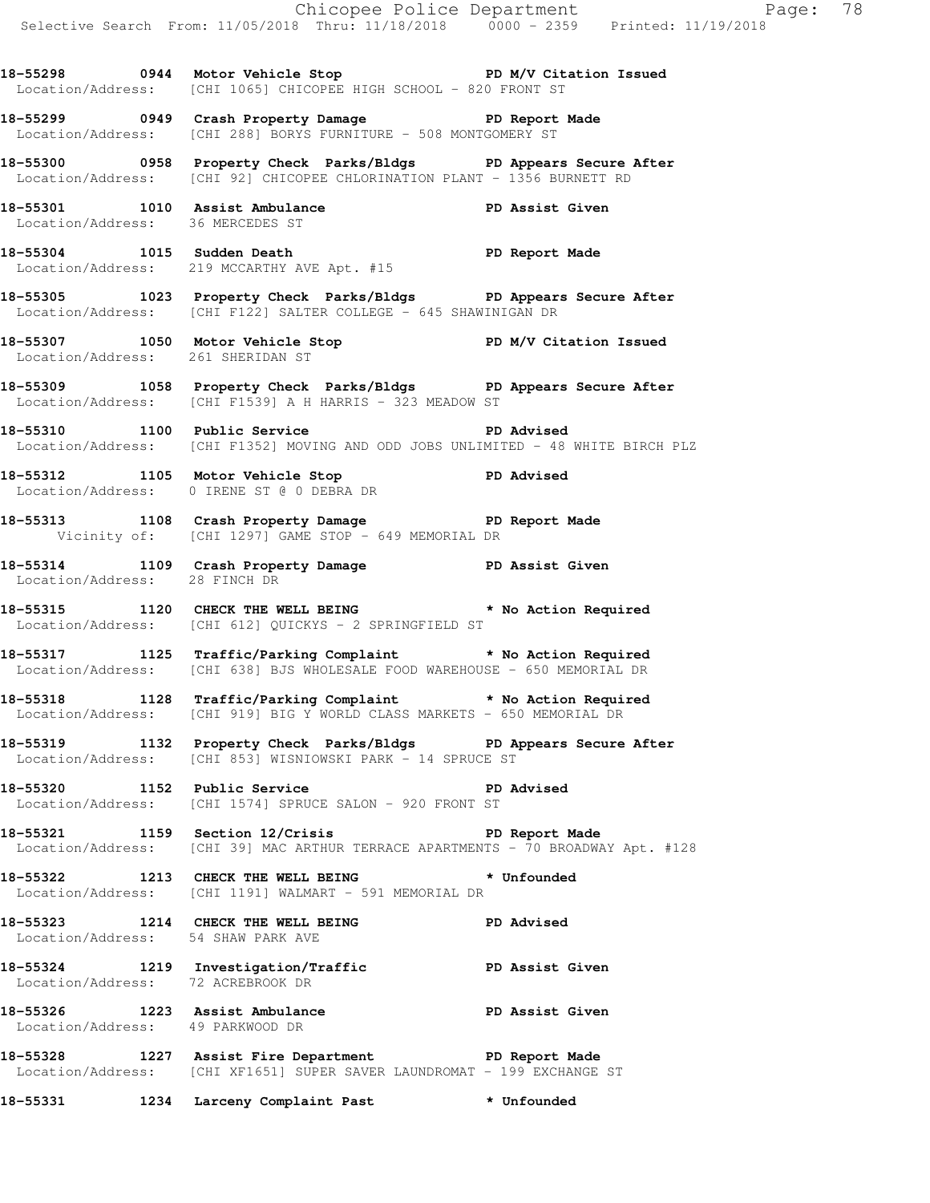**18-55298 0944 Motor Vehicle Stop PD M/V Citation Issued**
Location/Address: [CHI 1065] CHICOPEE HIGH SCHOOL - 820 FRONT ST

**18-55299 0949 Crash Property Damage PD Report Made**
Location/Address: [CHI 288] BORYS FURNITURE - 508 MONTGOMERY ST

**18-55300 0958 Property Check Parks/Bldgs PD Appears Secure After**
Location/Address: [CHI 92] CHICOPEE CHLORINATION PLANT - 1356 BURNETT RD

**18-55301 1010 Assist Ambulance PD Assist Given**
Location/Address: 36 MERCEDES ST

**18-55304 1015 Sudden Death PD Report Made**
Location/Address: 219 MCCARTHY AVE Apt. #15

**18-55305 1023 Property Check Parks/Bldgs PD Appears Secure After**
Location/Address: [CHI F122] SALTER COLLEGE - 645 SHAWINIGAN DR

**18-55307 1050 Motor Vehicle Stop PD M/V Citation Issued**
Location/Address: 261 SHERIDAN ST

**18-55309 1058 Property Check Parks/Bldgs PD Appears Secure After**
Location/Address: [CHI F1539] A H HARRIS - 323 MEADOW ST

**18-55310 1100 Public Service PD Advised**
Location/Address: [CHI F1352] MOVING AND ODD JOBS UNLIMITED - 48 WHITE BIRCH PLZ

**18-55312 1105 Motor Vehicle Stop PD Advised**
Location/Address: 0 IRENE ST @ 0 DEBRA DR

**18-55313 1108 Crash Property Damage PD Report Made**
Vicinity of: [CHI 1297] GAME STOP - 649 MEMORIAL DR

**18-55314 1109 Crash Property Damage PD Assist Given**
Location/Address: 28 FINCH DR

**18-55315 1120 CHECK THE WELL BEING * No Action Required**
Location/Address: [CHI 612] QUICKYS - 2 SPRINGFIELD ST

**18-55317 1125 Traffic/Parking Complaint * No Action Required**
Location/Address: [CHI 638] BJS WHOLESALE FOOD WAREHOUSE - 650 MEMORIAL DR

**18-55318 1128 Traffic/Parking Complaint * No Action Required**
Location/Address: [CHI 919] BIG Y WORLD CLASS MARKETS - 650 MEMORIAL DR

**18-55319 1132 Property Check Parks/Bldgs PD Appears Secure After**
Location/Address: [CHI 853] WISNIOWSKI PARK - 14 SPRUCE ST

**18-55320 1152 Public Service PD Advised**
Location/Address: [CHI 1574] SPRUCE SALON - 920 FRONT ST

**18-55321 1159 Section 12/Crisis PD Report Made**
Location/Address: [CHI 39] MAC ARTHUR TERRACE APARTMENTS - 70 BROADWAY Apt. #128

**18-55322 1213 CHECK THE WELL BEING * Unfounded**
Location/Address: [CHI 1191] WALMART - 591 MEMORIAL DR

**18-55323 1214 CHECK THE WELL BEING PD Advised**
Location/Address: 54 SHAW PARK AVE

**18-55324 1219 Investigation/Traffic PD Assist Given**
Location/Address: 72 ACREBROOK DR

**18-55326 1223 Assist Ambulance PD Assist Given**
Location/Address: 49 PARKWOOD DR

**18-55328 1227 Assist Fire Department PD Report Made**
Location/Address: [CHI XF1651] SUPER SAVER LAUNDROMAT - 199 EXCHANGE ST

**18-55331 1234 Larceny Complaint Past * Unfounded**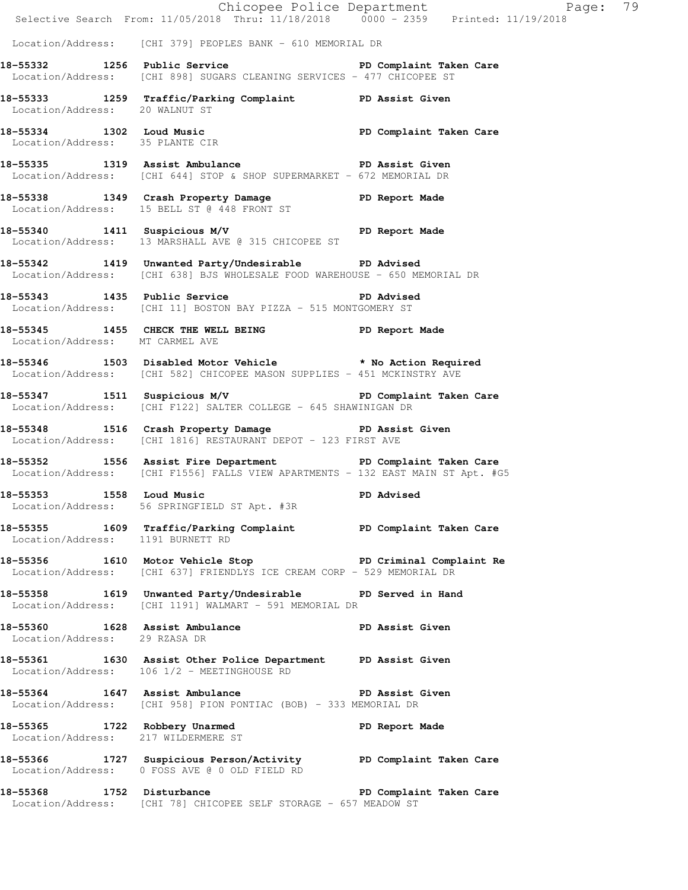Location/Address: [CHI 379] PEOPLES BANK - 610 MEMORIAL DR

**18-55332 1256 Public Service PD Complaint Taken Care**
Location/Address: [CHI 898] SUGARS CLEANING SERVICES - 477 CHICOPEE ST

**18-55333 1259 Traffic/Parking Complaint PD Assist Given**
Location/Address: 20 WALNUT ST

**18-55334 1302 Loud Music PD Complaint Taken Care**
Location/Address: 35 PLANTE CIR

**18-55335 1319 Assist Ambulance PD Assist Given**
Location/Address: [CHI 644] STOP & SHOP SUPERMARKET - 672 MEMORIAL DR

**18-55338 1349 Crash Property Damage PD Report Made**
Location/Address: 15 BELL ST @ 448 FRONT ST

**18-55340 1411 Suspicious M/V PD Report Made**
Location/Address: 13 MARSHALL AVE @ 315 CHICOPEE ST

**18-55342 1419 Unwanted Party/Undesirable PD Advised**
Location/Address: [CHI 638] BJS WHOLESALE FOOD WAREHOUSE - 650 MEMORIAL DR

**18-55343 1435 Public Service PD Advised**
Location/Address: [CHI 11] BOSTON BAY PIZZA - 515 MONTGOMERY ST

**18-55345 1455 CHECK THE WELL BEING PD Report Made**
Location/Address: MT CARMEL AVE

**18-55346 1503 Disabled Motor Vehicle * No Action Required**
Location/Address: [CHI 582] CHICOPEE MASON SUPPLIES - 451 MCKINSTRY AVE

**18-55347 1511 Suspicious M/V PD Complaint Taken Care**
Location/Address: [CHI F122] SALTER COLLEGE - 645 SHAWINIGAN DR

**18-55348 1516 Crash Property Damage PD Assist Given**
Location/Address: [CHI 1816] RESTAURANT DEPOT - 123 FIRST AVE

**18-55352 1556 Assist Fire Department PD Complaint Taken Care**
Location/Address: [CHI F1556] FALLS VIEW APARTMENTS - 132 EAST MAIN ST Apt. #G5

**18-55353 1558 Loud Music PD Advised**
Location/Address: 56 SPRINGFIELD ST Apt. #3R

**18-55355 1609 Traffic/Parking Complaint PD Complaint Taken Care**
Location/Address: 1191 BURNETT RD

**18-55356 1610 Motor Vehicle Stop PD Criminal Complaint Re**
Location/Address: [CHI 637] FRIENDLYS ICE CREAM CORP - 529 MEMORIAL DR

**18-55358 1619 Unwanted Party/Undesirable PD Served in Hand**
Location/Address: [CHI 1191] WALMART - 591 MEMORIAL DR

**18-55360 1628 Assist Ambulance PD Assist Given**
Location/Address: 29 RZASA DR

**18-55361 1630 Assist Other Police Department PD Assist Given**
Location/Address: 106 1/2 - MEETINGHOUSE RD

**18-55364 1647 Assist Ambulance PD Assist Given**
Location/Address: [CHI 958] PION PONTIAC (BOB) - 333 MEMORIAL DR

**18-55365 1722 Robbery Unarmed PD Report Made**
Location/Address: 217 WILDERMERE ST

**18-55366 1727 Suspicious Person/Activity PD Complaint Taken Care**
Location/Address: 0 FOSS AVE @ 0 OLD FIELD RD

**18-55368 1752 Disturbance PD Complaint Taken Care**
Location/Address: [CHI 78] CHICOPEE SELF STORAGE - 657 MEADOW ST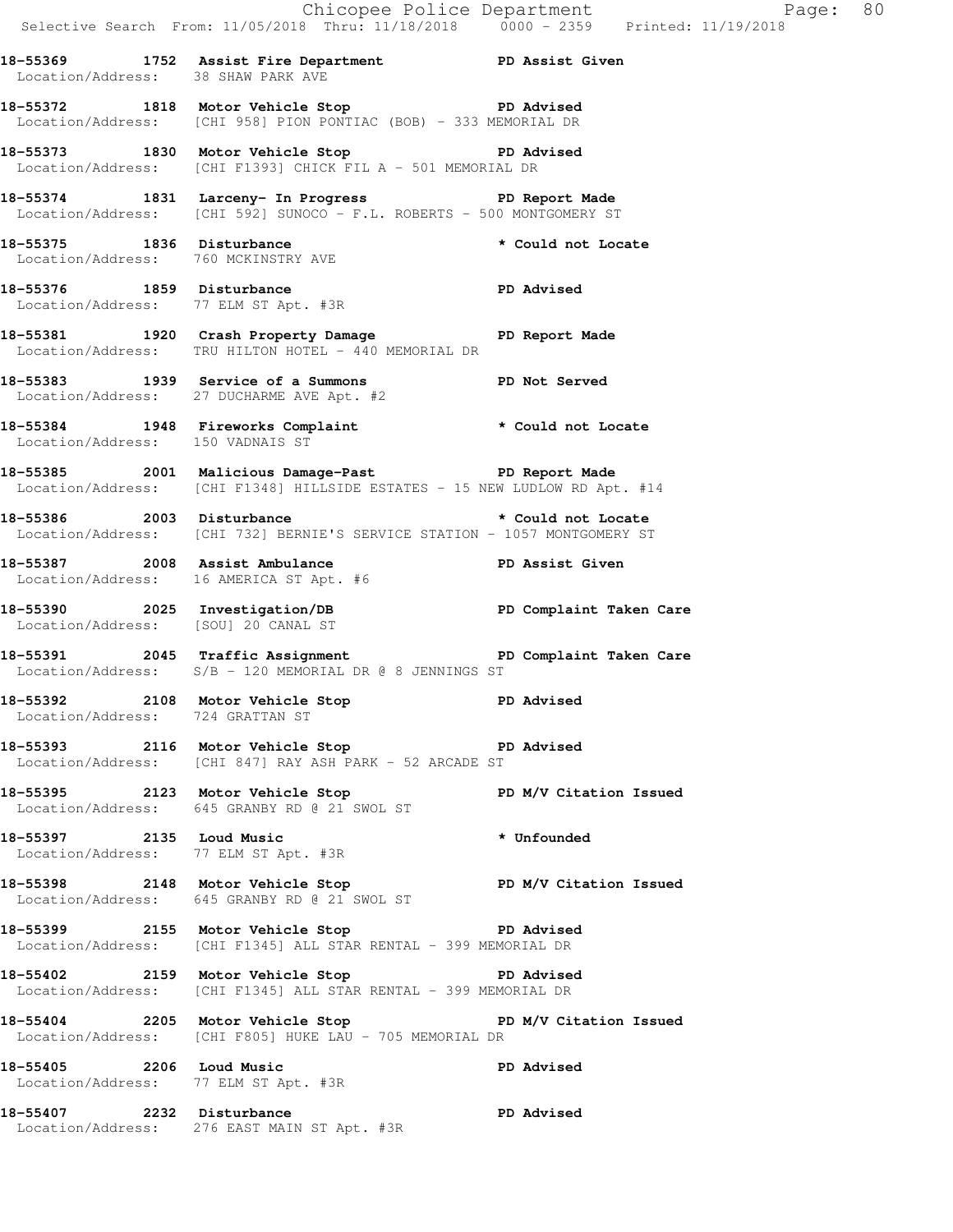18-55369 1752 Assist Fire Department PD Assist Given
Location/Address: 38 SHAW PARK AVE

18-55372 1818 Motor Vehicle Stop PD Advised
Location/Address: [CHI 958] PION PONTIAC (BOB) - 333 MEMORIAL DR

18-55373 1830 Motor Vehicle Stop PD Advised
Location/Address: [CHI F1393] CHICK FIL A - 501 MEMORIAL DR

18-55374 1831 Larceny- In Progress PD Report Made
Location/Address: [CHI 592] SUNOCO - F.L. ROBERTS - 500 MONTGOMERY ST

18-55375 1836 Disturbance * Could not Locate
Location/Address: 760 MCKINSTRY AVE

18-55376 1859 Disturbance PD Advised
Location/Address: 77 ELM ST Apt. #3R

18-55381 1920 Crash Property Damage PD Report Made
Location/Address: TRU HILTON HOTEL - 440 MEMORIAL DR

18-55383 1939 Service of a Summons PD Not Served
Location/Address: 27 DUCHARME AVE Apt. #2

18-55384 1948 Fireworks Complaint * Could not Locate
Location/Address: 150 VADNAIS ST

18-55385 2001 Malicious Damage-Past PD Report Made
Location/Address: [CHI F1348] HILLSIDE ESTATES - 15 NEW LUDLOW RD Apt. #14

18-55386 2003 Disturbance * Could not Locate
Location/Address: [CHI 732] BERNIE'S SERVICE STATION - 1057 MONTGOMERY ST

18-55387 2008 Assist Ambulance PD Assist Given
Location/Address: 16 AMERICA ST Apt. #6

18-55390 2025 Investigation/DB PD Complaint Taken Care
Location/Address: [SOU] 20 CANAL ST

18-55391 2045 Traffic Assignment PD Complaint Taken Care
Location/Address: S/B - 120 MEMORIAL DR @ 8 JENNINGS ST

18-55392 2108 Motor Vehicle Stop PD Advised
Location/Address: 724 GRATTAN ST

18-55393 2116 Motor Vehicle Stop PD Advised
Location/Address: [CHI 847] RAY ASH PARK - 52 ARCADE ST

18-55395 2123 Motor Vehicle Stop PD M/V Citation Issued
Location/Address: 645 GRANBY RD @ 21 SWOL ST

18-55397 2135 Loud Music * Unfounded
Location/Address: 77 ELM ST Apt. #3R

18-55398 2148 Motor Vehicle Stop PD M/V Citation Issued
Location/Address: 645 GRANBY RD @ 21 SWOL ST

18-55399 2155 Motor Vehicle Stop PD Advised
Location/Address: [CHI F1345] ALL STAR RENTAL - 399 MEMORIAL DR

18-55402 2159 Motor Vehicle Stop PD Advised
Location/Address: [CHI F1345] ALL STAR RENTAL - 399 MEMORIAL DR

18-55404 2205 Motor Vehicle Stop PD M/V Citation Issued
Location/Address: [CHI F805] HUKE LAU - 705 MEMORIAL DR

18-55405 2206 Loud Music PD Advised
Location/Address: 77 ELM ST Apt. #3R

18-55407 2232 Disturbance PD Advised
Location/Address: 276 EAST MAIN ST Apt. #3R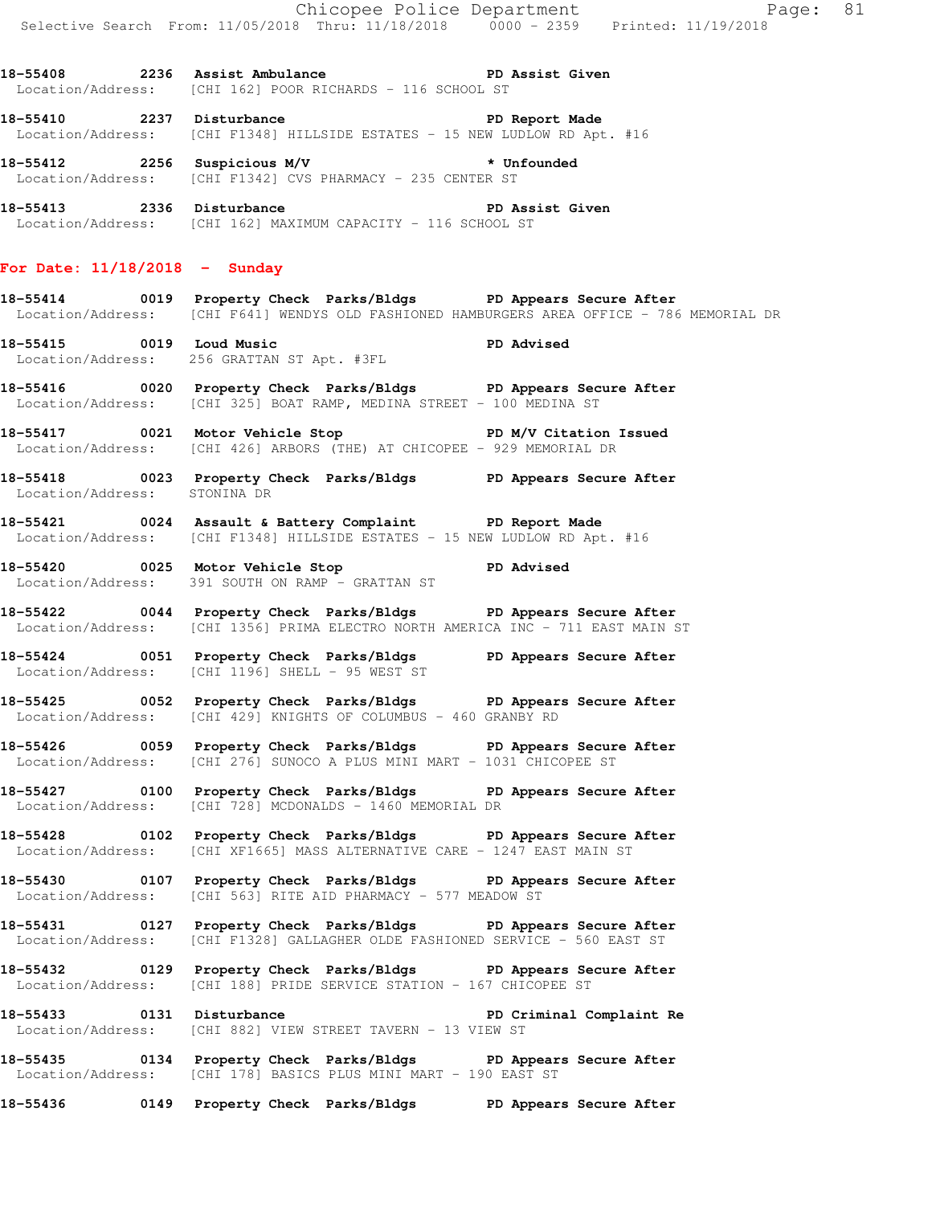18-55408 2236 **Assist Ambulance** **PD Assist Given**
Location/Address: [CHI 162] POOR RICHARDS - 116 SCHOOL ST

18-55410 2237 **Disturbance** **PD Report Made**
Location/Address: [CHI F1348] HILLSIDE ESTATES - 15 NEW LUDLOW RD Apt. #16

18-55412 2256 **Suspicious M/V** **\* Unfounded**
Location/Address: [CHI F1342] CVS PHARMACY - 235 CENTER ST

18-55413 2336 **Disturbance** **PD Assist Given**
Location/Address: [CHI 162] MAXIMUM CAPACITY - 116 SCHOOL ST

## For Date: 11/18/2018 - Sunday

18-55414 0019 **Property Check Parks/Bldgs** **PD Appears Secure After**
Location/Address: [CHI F641] WENDYS OLD FASHIONED HAMBURGERS AREA OFFICE - 786 MEMORIAL DR

18-55415 0019 **Loud Music** **PD Advised**
Location/Address: 256 GRATTAN ST Apt. #3FL

18-55416 0020 **Property Check Parks/Bldgs** **PD Appears Secure After**
Location/Address: [CHI 325] BOAT RAMP, MEDINA STREET - 100 MEDINA ST

18-55417 0021 **Motor Vehicle Stop** **PD M/V Citation Issued**
Location/Address: [CHI 426] ARBORS (THE) AT CHICOPEE - 929 MEMORIAL DR

18-55418 0023 **Property Check Parks/Bldgs** **PD Appears Secure After**
Location/Address: STONINA DR

18-55421 0024 **Assault & Battery Complaint** **PD Report Made**
Location/Address: [CHI F1348] HILLSIDE ESTATES - 15 NEW LUDLOW RD Apt. #16

18-55420 0025 **Motor Vehicle Stop** **PD Advised**
Location/Address: 391 SOUTH ON RAMP - GRATTAN ST

18-55422 0044 **Property Check Parks/Bldgs** **PD Appears Secure After**
Location/Address: [CHI 1356] PRIMA ELECTRO NORTH AMERICA INC - 711 EAST MAIN ST

18-55424 0051 **Property Check Parks/Bldgs** **PD Appears Secure After**
Location/Address: [CHI 1196] SHELL - 95 WEST ST

18-55425 0052 **Property Check Parks/Bldgs** **PD Appears Secure After**
Location/Address: [CHI 429] KNIGHTS OF COLUMBUS - 460 GRANBY RD

18-55426 0059 **Property Check Parks/Bldgs** **PD Appears Secure After**
Location/Address: [CHI 276] SUNOCO A PLUS MINI MART - 1031 CHICOPEE ST

18-55427 0100 **Property Check Parks/Bldgs** **PD Appears Secure After**
Location/Address: [CHI 728] MCDONALDS - 1460 MEMORIAL DR

18-55428 0102 **Property Check Parks/Bldgs** **PD Appears Secure After**
Location/Address: [CHI XF1665] MASS ALTERNATIVE CARE - 1247 EAST MAIN ST

18-55430 0107 **Property Check Parks/Bldgs** **PD Appears Secure After**
Location/Address: [CHI 563] RITE AID PHARMACY - 577 MEADOW ST

18-55431 0127 **Property Check Parks/Bldgs** **PD Appears Secure After**
Location/Address: [CHI F1328] GALLAGHER OLDE FASHIONED SERVICE - 560 EAST ST

18-55432 0129 **Property Check Parks/Bldgs** **PD Appears Secure After**
Location/Address: [CHI 188] PRIDE SERVICE STATION - 167 CHICOPEE ST

18-55433 0131 **Disturbance** **PD Criminal Complaint Re**
Location/Address: [CHI 882] VIEW STREET TAVERN - 13 VIEW ST

18-55435 0134 **Property Check Parks/Bldgs** **PD Appears Secure After**
Location/Address: [CHI 178] BASICS PLUS MINI MART - 190 EAST ST

18-55436 0149 **Property Check Parks/Bldgs** **PD Appears Secure After**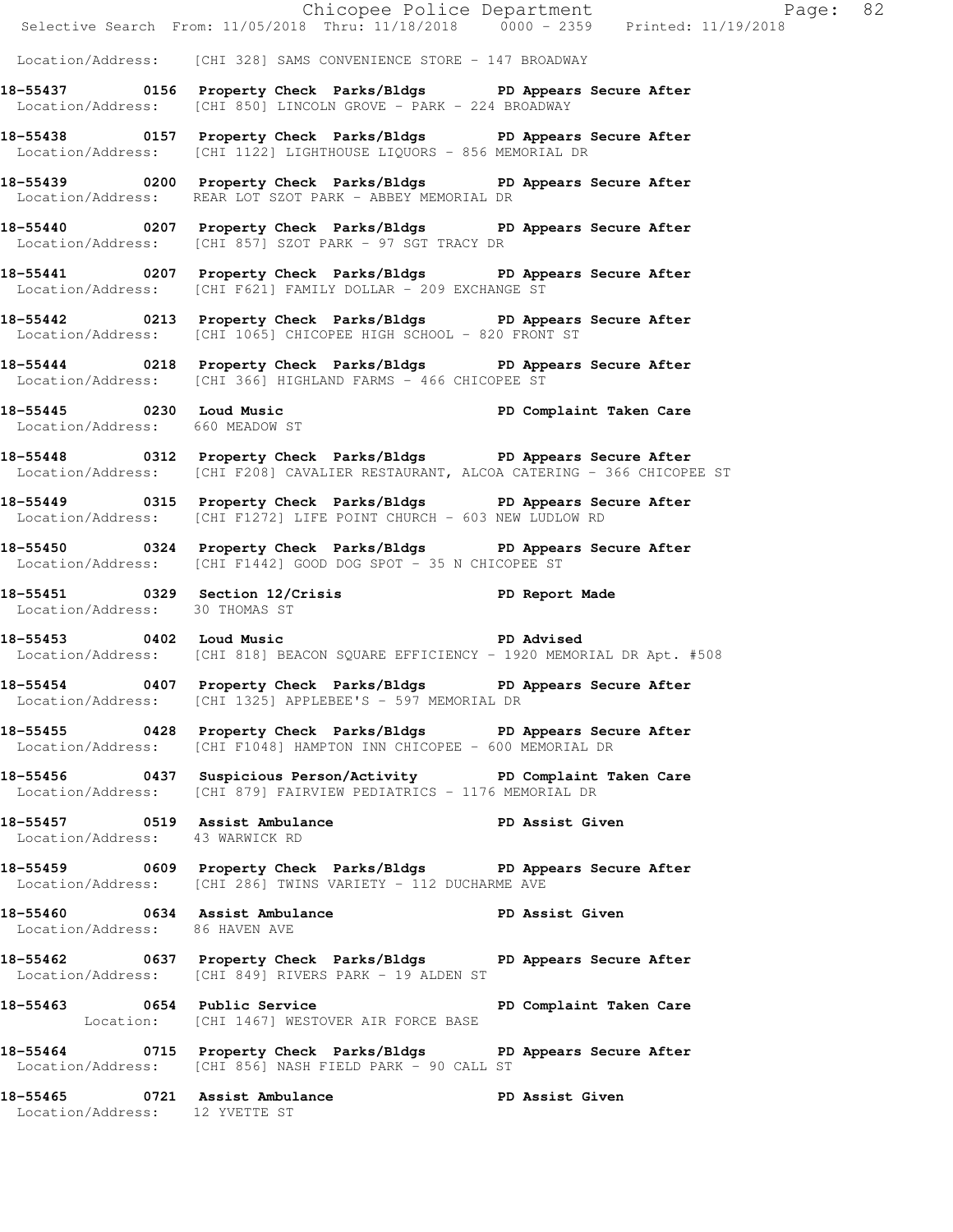Location/Address: [CHI 328] SAMS CONVENIENCE STORE - 147 BROADWAY

**18-55437 0156 Property Check Parks/Bldgs PD Appears Secure After**
Location/Address: [CHI 850] LINCOLN GROVE - PARK - 224 BROADWAY

**18-55438 0157 Property Check Parks/Bldgs PD Appears Secure After**
Location/Address: [CHI 1122] LIGHTHOUSE LIQUORS - 856 MEMORIAL DR

**18-55439 0200 Property Check Parks/Bldgs PD Appears Secure After**
Location/Address: REAR LOT SZOT PARK - ABBEY MEMORIAL DR

**18-55440 0207 Property Check Parks/Bldgs PD Appears Secure After**
Location/Address: [CHI 857] SZOT PARK - 97 SGT TRACY DR

**18-55441 0207 Property Check Parks/Bldgs PD Appears Secure After**
Location/Address: [CHI F621] FAMILY DOLLAR - 209 EXCHANGE ST

**18-55442 0213 Property Check Parks/Bldgs PD Appears Secure After**
Location/Address: [CHI 1065] CHICOPEE HIGH SCHOOL - 820 FRONT ST

**18-55444 0218 Property Check Parks/Bldgs PD Appears Secure After**
Location/Address: [CHI 366] HIGHLAND FARMS - 466 CHICOPEE ST

**18-55445 0230 Loud Music PD Complaint Taken Care**
Location/Address: 660 MEADOW ST

**18-55448 0312 Property Check Parks/Bldgs PD Appears Secure After**
Location/Address: [CHI F208] CAVALIER RESTAURANT, ALCOA CATERING - 366 CHICOPEE ST

**18-55449 0315 Property Check Parks/Bldgs PD Appears Secure After**
Location/Address: [CHI F1272] LIFE POINT CHURCH - 603 NEW LUDLOW RD

**18-55450 0324 Property Check Parks/Bldgs PD Appears Secure After**
Location/Address: [CHI F1442] GOOD DOG SPOT - 35 N CHICOPEE ST

**18-55451 0329 Section 12/Crisis PD Report Made**
Location/Address: 30 THOMAS ST

**18-55453 0402 Loud Music PD Advised**
Location/Address: [CHI 818] BEACON SQUARE EFFICIENCY - 1920 MEMORIAL DR Apt. #508

**18-55454 0407 Property Check Parks/Bldgs PD Appears Secure After**
Location/Address: [CHI 1325] APPLEBEE'S - 597 MEMORIAL DR

**18-55455 0428 Property Check Parks/Bldgs PD Appears Secure After**
Location/Address: [CHI F1048] HAMPTON INN CHICOPEE - 600 MEMORIAL DR

**18-55456 0437 Suspicious Person/Activity PD Complaint Taken Care**
Location/Address: [CHI 879] FAIRVIEW PEDIATRICS - 1176 MEMORIAL DR

**18-55457 0519 Assist Ambulance PD Assist Given**
Location/Address: 43 WARWICK RD

**18-55459 0609 Property Check Parks/Bldgs PD Appears Secure After**
Location/Address: [CHI 286] TWINS VARIETY - 112 DUCHARME AVE

**18-55460 0634 Assist Ambulance PD Assist Given**
Location/Address: 86 HAVEN AVE

**18-55462 0637 Property Check Parks/Bldgs PD Appears Secure After**
Location/Address: [CHI 849] RIVERS PARK - 19 ALDEN ST

**18-55463 0654 Public Service PD Complaint Taken Care**
Location: [CHI 1467] WESTOVER AIR FORCE BASE

**18-55464 0715 Property Check Parks/Bldgs PD Appears Secure After**
Location/Address: [CHI 856] NASH FIELD PARK - 90 CALL ST

**18-55465 0721 Assist Ambulance PD Assist Given**
Location/Address: 12 YVETTE ST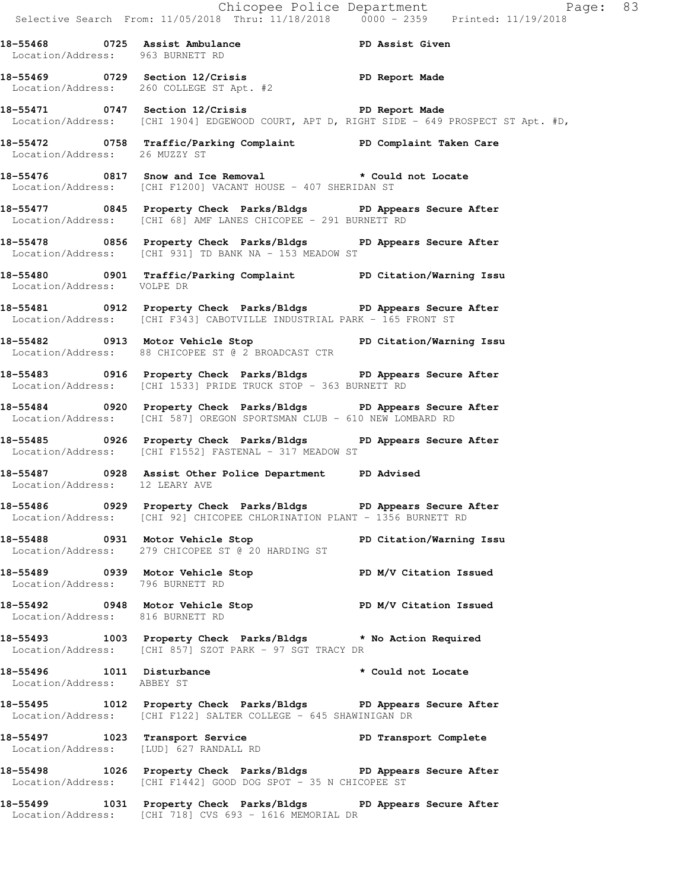18-55468 0725 Assist Ambulance PD Assist Given
Location/Address: 963 BURNETT RD

18-55469 0729 Section 12/Crisis PD Report Made
Location/Address: 260 COLLEGE ST Apt. #2

18-55471 0747 Section 12/Crisis PD Report Made
Location/Address: [CHI 1904] EDGEWOOD COURT, APT D, RIGHT SIDE - 649 PROSPECT ST Apt. #D,

18-55472 0758 Traffic/Parking Complaint PD Complaint Taken Care
Location/Address: 26 MUZZY ST

18-55476 0817 Snow and Ice Removal * Could not Locate
Location/Address: [CHI F1200] VACANT HOUSE - 407 SHERIDAN ST

18-55477 0845 Property Check Parks/Bldgs PD Appears Secure After
Location/Address: [CHI 68] AMF LANES CHICOPEE - 291 BURNETT RD

18-55478 0856 Property Check Parks/Bldgs PD Appears Secure After
Location/Address: [CHI 931] TD BANK NA - 153 MEADOW ST

18-55480 0901 Traffic/Parking Complaint PD Citation/Warning Issu
Location/Address: VOLPE DR

18-55481 0912 Property Check Parks/Bldgs PD Appears Secure After
Location/Address: [CHI F343] CABOTVILLE INDUSTRIAL PARK - 165 FRONT ST

18-55482 0913 Motor Vehicle Stop PD Citation/Warning Issu
Location/Address: 88 CHICOPEE ST @ 2 BROADCAST CTR

18-55483 0916 Property Check Parks/Bldgs PD Appears Secure After
Location/Address: [CHI 1533] PRIDE TRUCK STOP - 363 BURNETT RD

18-55484 0920 Property Check Parks/Bldgs PD Appears Secure After
Location/Address: [CHI 587] OREGON SPORTSMAN CLUB - 610 NEW LOMBARD RD

18-55485 0926 Property Check Parks/Bldgs PD Appears Secure After
Location/Address: [CHI F1552] FASTENAL - 317 MEADOW ST

18-55487 0928 Assist Other Police Department PD Advised
Location/Address: 12 LEARY AVE

18-55486 0929 Property Check Parks/Bldgs PD Appears Secure After
Location/Address: [CHI 92] CHICOPEE CHLORINATION PLANT - 1356 BURNETT RD

18-55488 0931 Motor Vehicle Stop PD Citation/Warning Issu
Location/Address: 279 CHICOPEE ST @ 20 HARDING ST

18-55489 0939 Motor Vehicle Stop PD M/V Citation Issued
Location/Address: 796 BURNETT RD

18-55492 0948 Motor Vehicle Stop PD M/V Citation Issued
Location/Address: 816 BURNETT RD

18-55493 1003 Property Check Parks/Bldgs * No Action Required
Location/Address: [CHI 857] SZOT PARK - 97 SGT TRACY DR

18-55496 1011 Disturbance * Could not Locate
Location/Address: ABBEY ST

18-55495 1012 Property Check Parks/Bldgs PD Appears Secure After
Location/Address: [CHI F122] SALTER COLLEGE - 645 SHAWINIGAN DR

18-55497 1023 Transport Service PD Transport Complete
Location/Address: [LUD] 627 RANDALL RD

18-55498 1026 Property Check Parks/Bldgs PD Appears Secure After
Location/Address: [CHI F1442] GOOD DOG SPOT - 35 N CHICOPEE ST

18-55499 1031 Property Check Parks/Bldgs PD Appears Secure After
Location/Address: [CHI 718] CVS 693 - 1616 MEMORIAL DR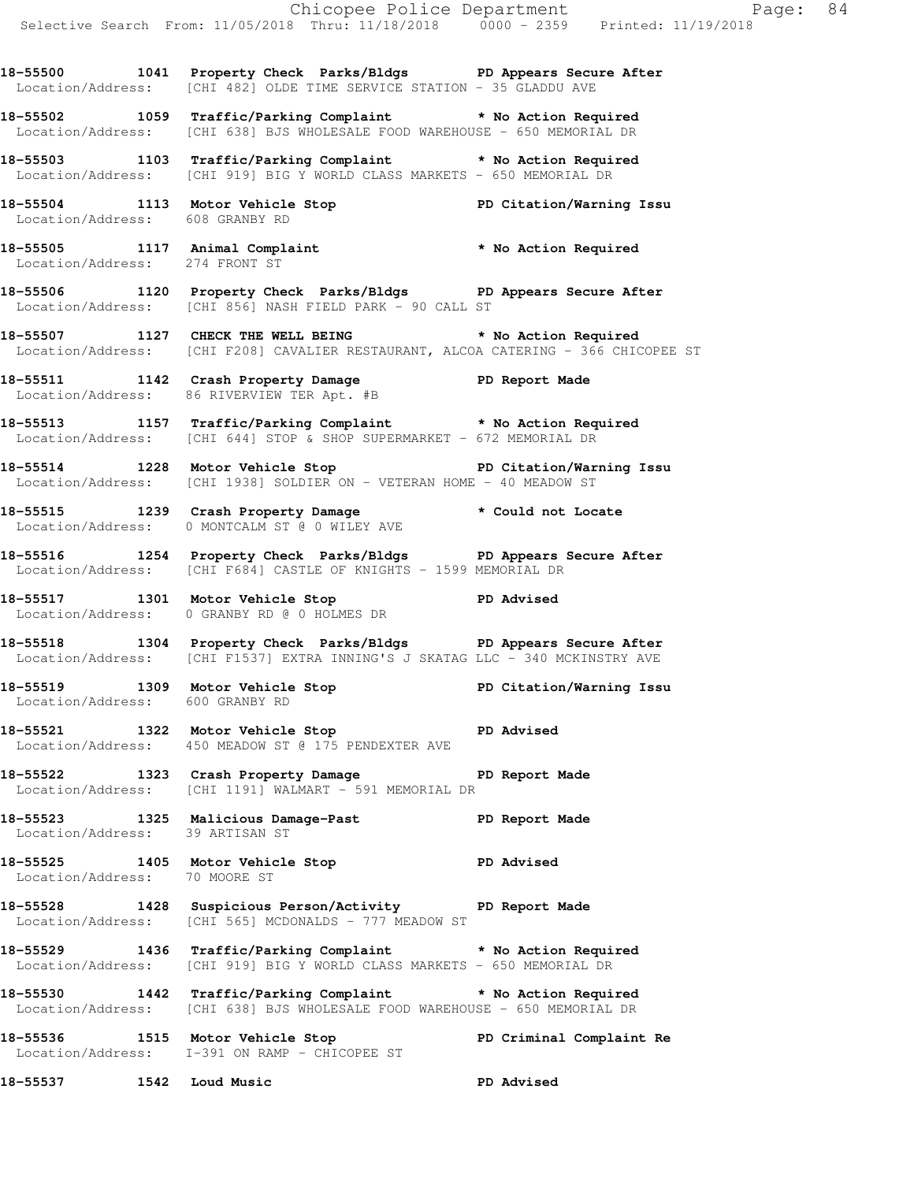18-55500 1041 Property Check Parks/Bldgs PD Appears Secure After
Location/Address: [CHI 482] OLDE TIME SERVICE STATION - 35 GLADDU AVE

18-55502 1059 Traffic/Parking Complaint * No Action Required
Location/Address: [CHI 638] BJS WHOLESALE FOOD WAREHOUSE - 650 MEMORIAL DR

18-55503 1103 Traffic/Parking Complaint * No Action Required
Location/Address: [CHI 919] BIG Y WORLD CLASS MARKETS - 650 MEMORIAL DR

18-55504 1113 Motor Vehicle Stop PD Citation/Warning Issu
Location/Address: 608 GRANBY RD

18-55505 1117 Animal Complaint * No Action Required
Location/Address: 274 FRONT ST

18-55506 1120 Property Check Parks/Bldgs PD Appears Secure After
Location/Address: [CHI 856] NASH FIELD PARK - 90 CALL ST

18-55507 1127 CHECK THE WELL BEING * No Action Required
Location/Address: [CHI F208] CAVALIER RESTAURANT, ALCOA CATERING - 366 CHICOPEE ST

18-55511 1142 Crash Property Damage PD Report Made
Location/Address: 86 RIVERVIEW TER Apt. #B

18-55513 1157 Traffic/Parking Complaint * No Action Required
Location/Address: [CHI 644] STOP & SHOP SUPERMARKET - 672 MEMORIAL DR

18-55514 1228 Motor Vehicle Stop PD Citation/Warning Issu
Location/Address: [CHI 1938] SOLDIER ON - VETERAN HOME - 40 MEADOW ST

18-55515 1239 Crash Property Damage * Could not Locate
Location/Address: 0 MONTCALM ST @ 0 WILEY AVE

18-55516 1254 Property Check Parks/Bldgs PD Appears Secure After
Location/Address: [CHI F684] CASTLE OF KNIGHTS - 1599 MEMORIAL DR

18-55517 1301 Motor Vehicle Stop PD Advised
Location/Address: 0 GRANBY RD @ 0 HOLMES DR

18-55518 1304 Property Check Parks/Bldgs PD Appears Secure After
Location/Address: [CHI F1537] EXTRA INNING'S J SKATAG LLC - 340 MCKINSTRY AVE

18-55519 1309 Motor Vehicle Stop PD Citation/Warning Issu
Location/Address: 600 GRANBY RD

18-55521 1322 Motor Vehicle Stop PD Advised
Location/Address: 450 MEADOW ST @ 175 PENDEXTER AVE

18-55522 1323 Crash Property Damage PD Report Made
Location/Address: [CHI 1191] WALMART - 591 MEMORIAL DR

18-55523 1325 Malicious Damage-Past PD Report Made
Location/Address: 39 ARTISAN ST

18-55525 1405 Motor Vehicle Stop PD Advised
Location/Address: 70 MOORE ST

18-55528 1428 Suspicious Person/Activity PD Report Made
Location/Address: [CHI 565] MCDONALDS - 777 MEADOW ST

18-55529 1436 Traffic/Parking Complaint * No Action Required
Location/Address: [CHI 919] BIG Y WORLD CLASS MARKETS - 650 MEMORIAL DR

18-55530 1442 Traffic/Parking Complaint * No Action Required
Location/Address: [CHI 638] BJS WHOLESALE FOOD WAREHOUSE - 650 MEMORIAL DR

18-55536 1515 Motor Vehicle Stop PD Criminal Complaint Re
Location/Address: I-391 ON RAMP - CHICOPEE ST

18-55537 1542 Loud Music PD Advised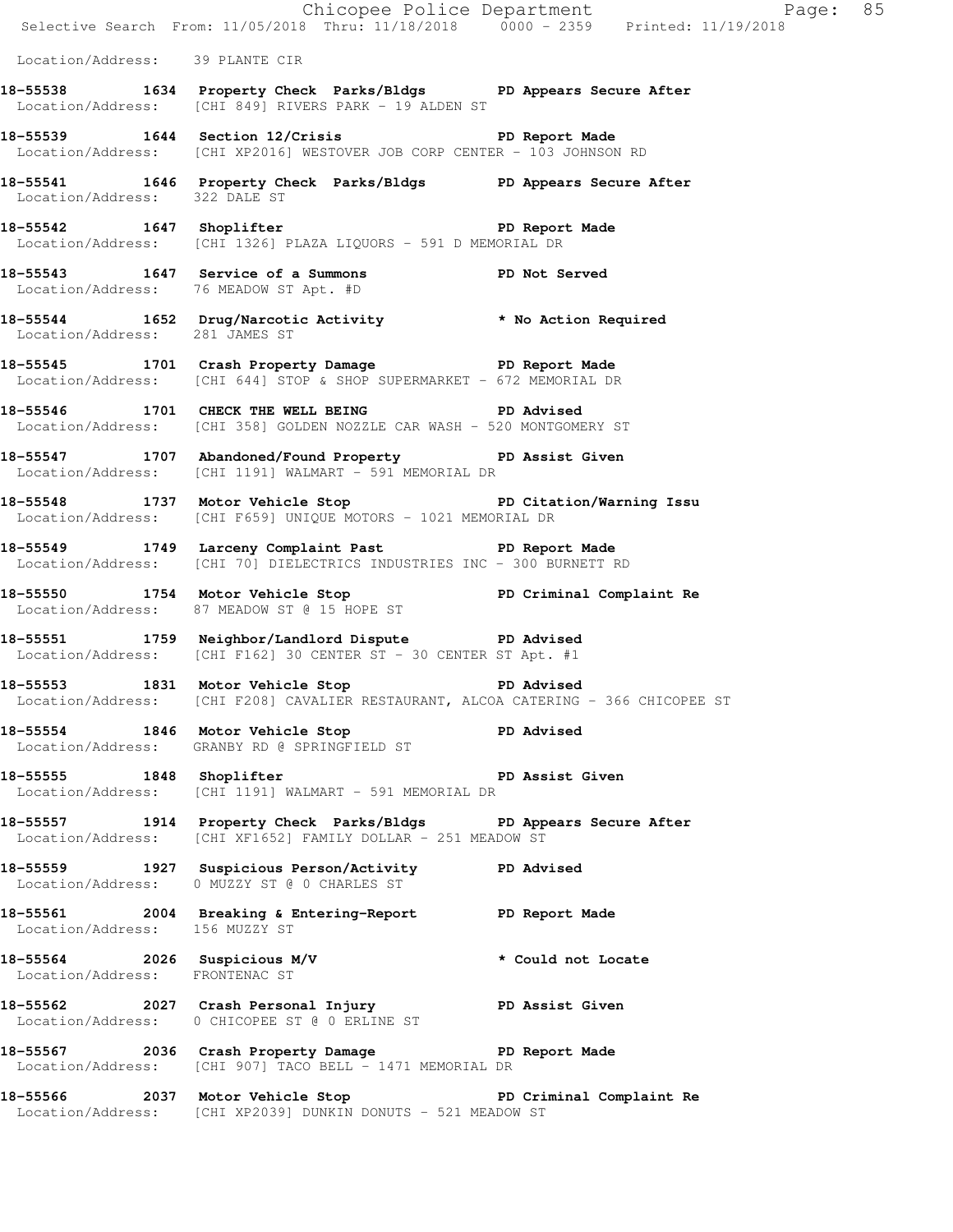Location/Address: 39 PLANTE CIR

**18-55538 1634 Property Check Parks/Bldgs PD Appears Secure After**
Location/Address: [CHI 849] RIVERS PARK - 19 ALDEN ST

**18-55539 1644 Section 12/Crisis PD Report Made**
Location/Address: [CHI XP2016] WESTOVER JOB CORP CENTER - 103 JOHNSON RD

**18-55541 1646 Property Check Parks/Bldgs PD Appears Secure After**
Location/Address: 322 DALE ST

**18-55542 1647 Shoplifter PD Report Made**
Location/Address: [CHI 1326] PLAZA LIQUORS - 591 D MEMORIAL DR

**18-55543 1647 Service of a Summons PD Not Served**
Location/Address: 76 MEADOW ST Apt. #D

**18-55544 1652 Drug/Narcotic Activity * No Action Required**
Location/Address: 281 JAMES ST

**18-55545 1701 Crash Property Damage PD Report Made**
Location/Address: [CHI 644] STOP & SHOP SUPERMARKET - 672 MEMORIAL DR

**18-55546 1701 CHECK THE WELL BEING PD Advised**
Location/Address: [CHI 358] GOLDEN NOZZLE CAR WASH - 520 MONTGOMERY ST

**18-55547 1707 Abandoned/Found Property PD Assist Given**
Location/Address: [CHI 1191] WALMART - 591 MEMORIAL DR

**18-55548 1737 Motor Vehicle Stop PD Citation/Warning Issu**
Location/Address: [CHI F659] UNIQUE MOTORS - 1021 MEMORIAL DR

**18-55549 1749 Larceny Complaint Past PD Report Made**
Location/Address: [CHI 70] DIELECTRICS INDUSTRIES INC - 300 BURNETT RD

**18-55550 1754 Motor Vehicle Stop PD Criminal Complaint Re**
Location/Address: 87 MEADOW ST @ 15 HOPE ST

**18-55551 1759 Neighbor/Landlord Dispute PD Advised**
Location/Address: [CHI F162] 30 CENTER ST - 30 CENTER ST Apt. #1

**18-55553 1831 Motor Vehicle Stop PD Advised**
Location/Address: [CHI F208] CAVALIER RESTAURANT, ALCOA CATERING - 366 CHICOPEE ST

**18-55554 1846 Motor Vehicle Stop PD Advised**
Location/Address: GRANBY RD @ SPRINGFIELD ST

**18-55555 1848 Shoplifter PD Assist Given**
Location/Address: [CHI 1191] WALMART - 591 MEMORIAL DR

**18-55557 1914 Property Check Parks/Bldgs PD Appears Secure After**
Location/Address: [CHI XF1652] FAMILY DOLLAR - 251 MEADOW ST

**18-55559 1927 Suspicious Person/Activity PD Advised**
Location/Address: 0 MUZZY ST @ 0 CHARLES ST

**18-55561 2004 Breaking & Entering-Report PD Report Made**
Location/Address: 156 MUZZY ST

**18-55564 2026 Suspicious M/V * Could not Locate**
Location/Address: FRONTENAC ST

**18-55562 2027 Crash Personal Injury PD Assist Given**
Location/Address: 0 CHICOPEE ST @ 0 ERLINE ST

**18-55567 2036 Crash Property Damage PD Report Made**
Location/Address: [CHI 907] TACO BELL - 1471 MEMORIAL DR

**18-55566 2037 Motor Vehicle Stop PD Criminal Complaint Re**
Location/Address: [CHI XP2039] DUNKIN DONUTS - 521 MEADOW ST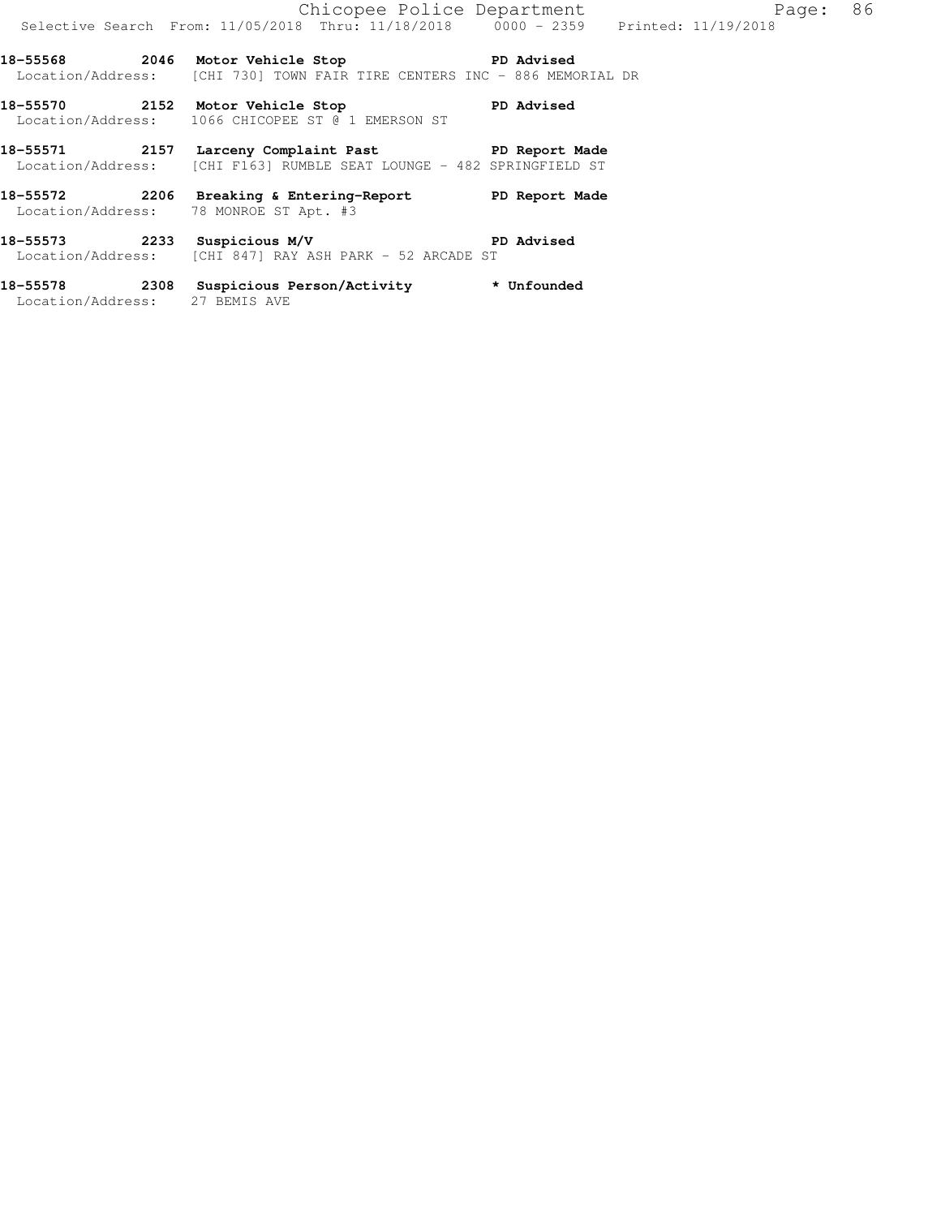**18-55568 2046 Motor Vehicle Stop PD Advised**
Location/Address: [CHI 730] TOWN FAIR TIRE CENTERS INC - 886 MEMORIAL DR

**18-55570 2152 Motor Vehicle Stop PD Advised**
Location/Address: 1066 CHICOPEE ST @ 1 EMERSON ST

**18-55571 2157 Larceny Complaint Past PD Report Made**
Location/Address: [CHI F163] RUMBLE SEAT LOUNGE - 482 SPRINGFIELD ST

**18-55572 2206 Breaking & Entering-Report PD Report Made**
Location/Address: 78 MONROE ST Apt. #3

**18-55573 2233 Suspicious M/V PD Advised**
Location/Address: [CHI 847] RAY ASH PARK - 52 ARCADE ST

**18-55578 2308 Suspicious Person/Activity * Unfounded**
Location/Address: 27 BEMIS AVE